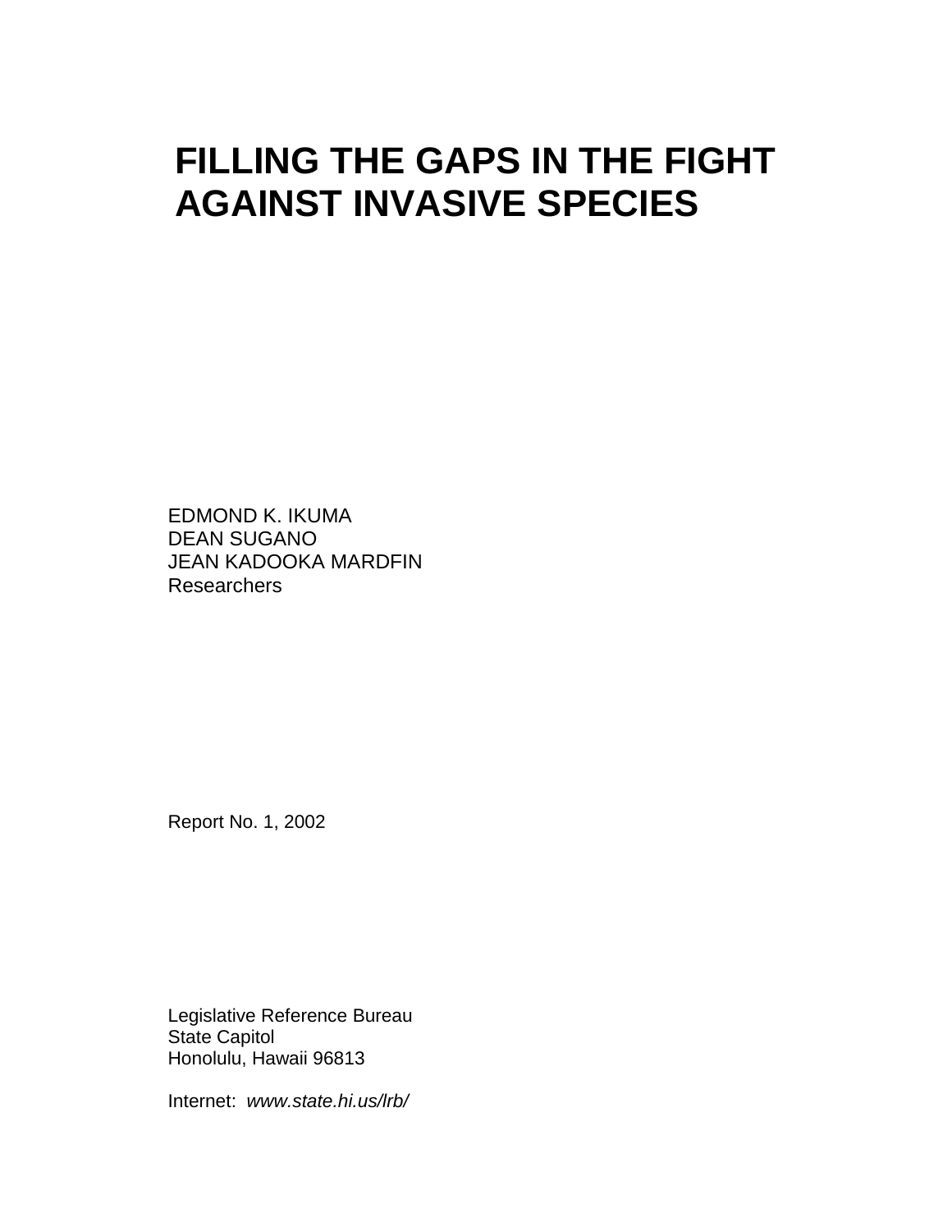# FILLING THE GAPS IN THE FIGHT AGAINST INVASIVE SPECIES

EDMOND K. IKUMA
DEAN SUGANO
JEAN KADOOKA MARDFIN
Researchers

Report No. 1, 2002

Legislative Reference Bureau
State Capitol
Honolulu, Hawaii 96813

Internet: *www.state.hi.us/lrb/*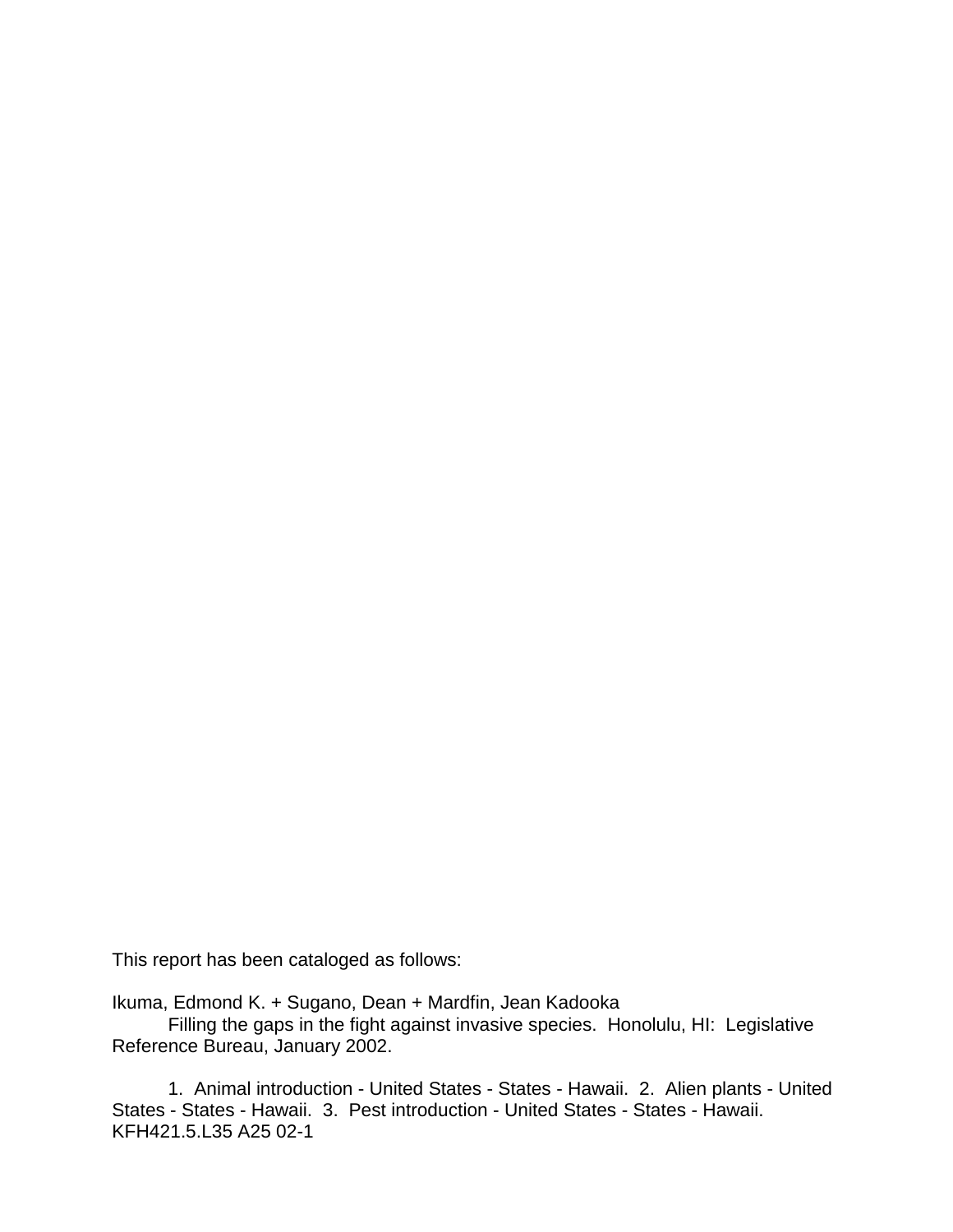This report has been cataloged as follows:

Ikuma, Edmond K. + Sugano, Dean + Mardfin, Jean Kadooka
Filling the gaps in the fight against invasive species. Honolulu, HI: Legislative Reference Bureau, January 2002.

1. Animal introduction - United States - States - Hawaii. 2. Alien plants - United States - States - Hawaii. 3. Pest introduction - United States - States - Hawaii.
KFH421.5.L35 A25 02-1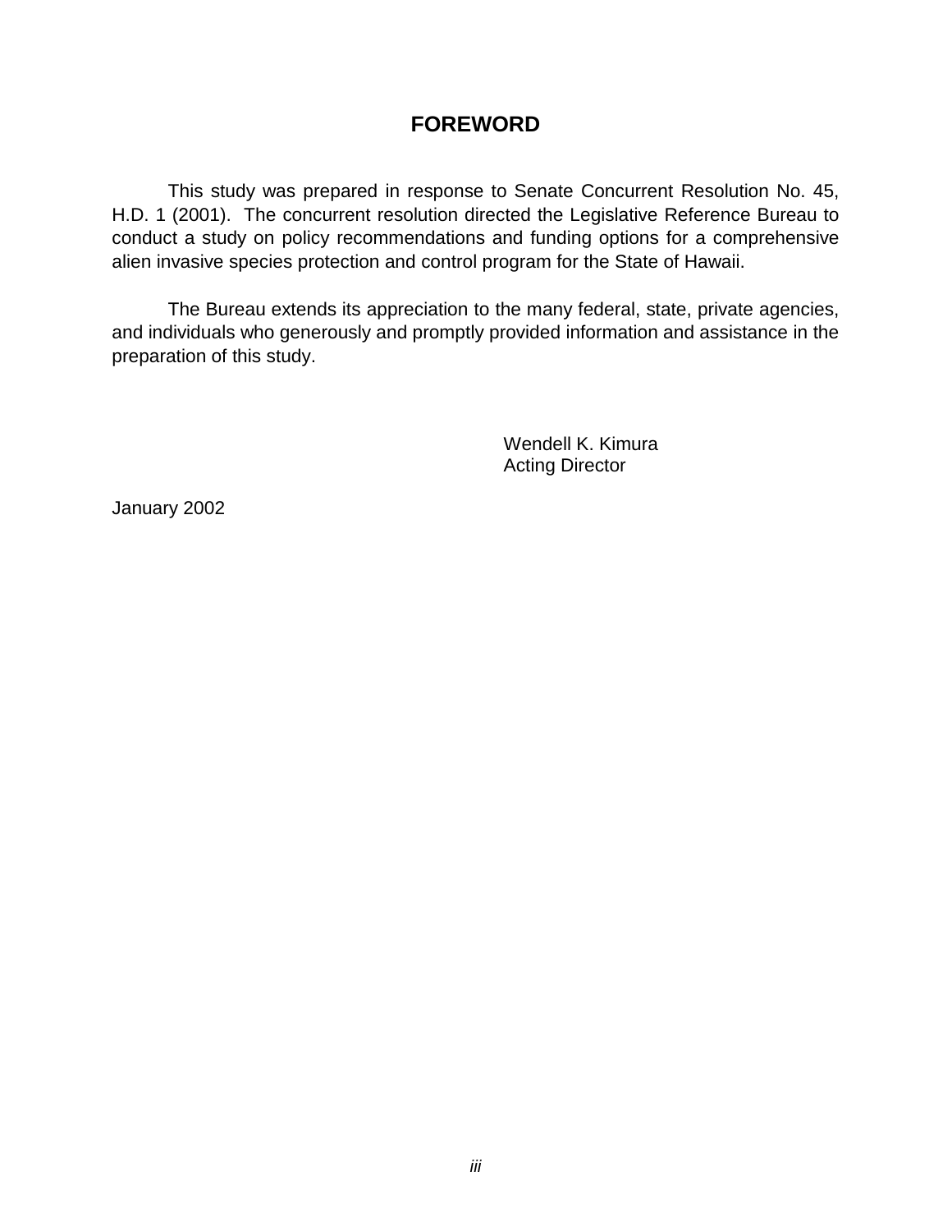# FOREWORD

This study was prepared in response to Senate Concurrent Resolution No. 45, H.D. 1 (2001). The concurrent resolution directed the Legislative Reference Bureau to conduct a study on policy recommendations and funding options for a comprehensive alien invasive species protection and control program for the State of Hawaii.

The Bureau extends its appreciation to the many federal, state, private agencies, and individuals who generously and promptly provided information and assistance in the preparation of this study.

Wendell K. Kimura
Acting Director

January 2002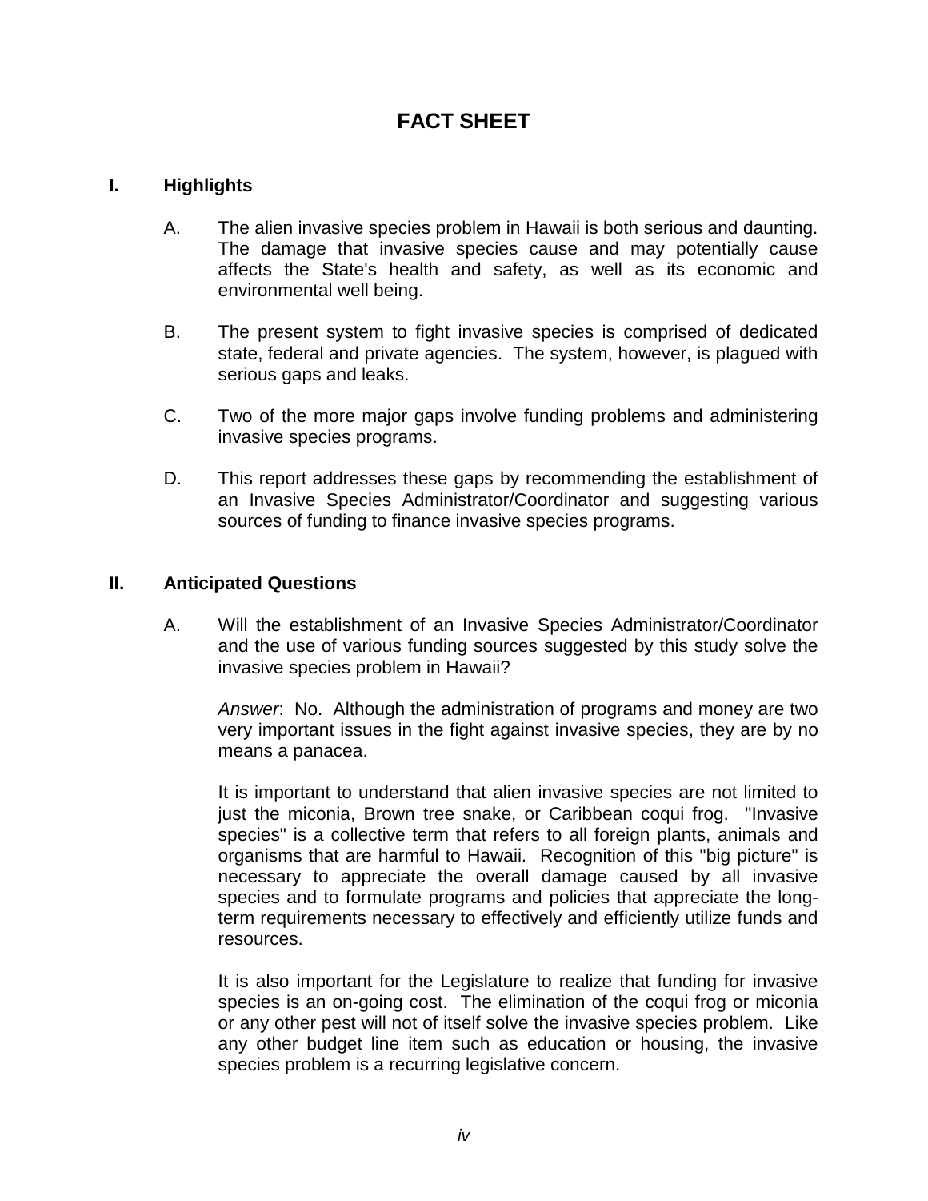# FACT SHEET

## I. Highlights

A. The alien invasive species problem in Hawaii is both serious and daunting. The damage that invasive species cause and may potentially cause affects the State's health and safety, as well as its economic and environmental well being.

B. The present system to fight invasive species is comprised of dedicated state, federal and private agencies. The system, however, is plagued with serious gaps and leaks.

C. Two of the more major gaps involve funding problems and administering invasive species programs.

D. This report addresses these gaps by recommending the establishment of an Invasive Species Administrator/Coordinator and suggesting various sources of funding to finance invasive species programs.

## II. Anticipated Questions

A. Will the establishment of an Invasive Species Administrator/Coordinator and the use of various funding sources suggested by this study solve the invasive species problem in Hawaii?

*Answer*: No. Although the administration of programs and money are two very important issues in the fight against invasive species, they are by no means a panacea.

It is important to understand that alien invasive species are not limited to just the miconia, Brown tree snake, or Caribbean coqui frog. "Invasive species" is a collective term that refers to all foreign plants, animals and organisms that are harmful to Hawaii. Recognition of this "big picture" is necessary to appreciate the overall damage caused by all invasive species and to formulate programs and policies that appreciate the long-term requirements necessary to effectively and efficiently utilize funds and resources.

It is also important for the Legislature to realize that funding for invasive species is an on-going cost. The elimination of the coqui frog or miconia or any other pest will not of itself solve the invasive species problem. Like any other budget line item such as education or housing, the invasive species problem is a recurring legislative concern.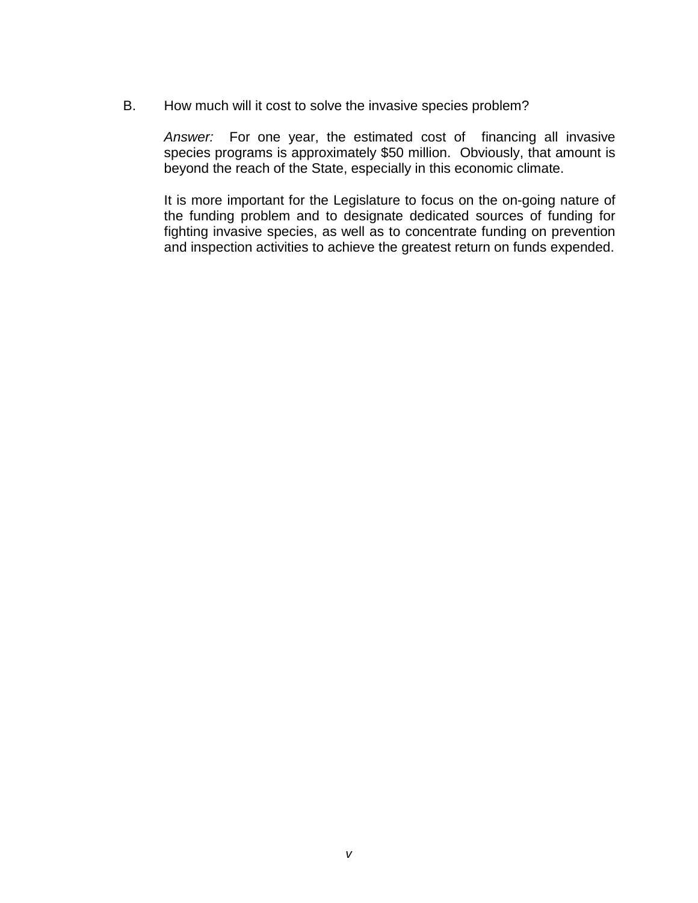B. How much will it cost to solve the invasive species problem?

*Answer:* For one year, the estimated cost of financing all invasive species programs is approximately $50 million. Obviously, that amount is beyond the reach of the State, especially in this economic climate.

It is more important for the Legislature to focus on the on-going nature of the funding problem and to designate dedicated sources of funding for fighting invasive species, as well as to concentrate funding on prevention and inspection activities to achieve the greatest return on funds expended.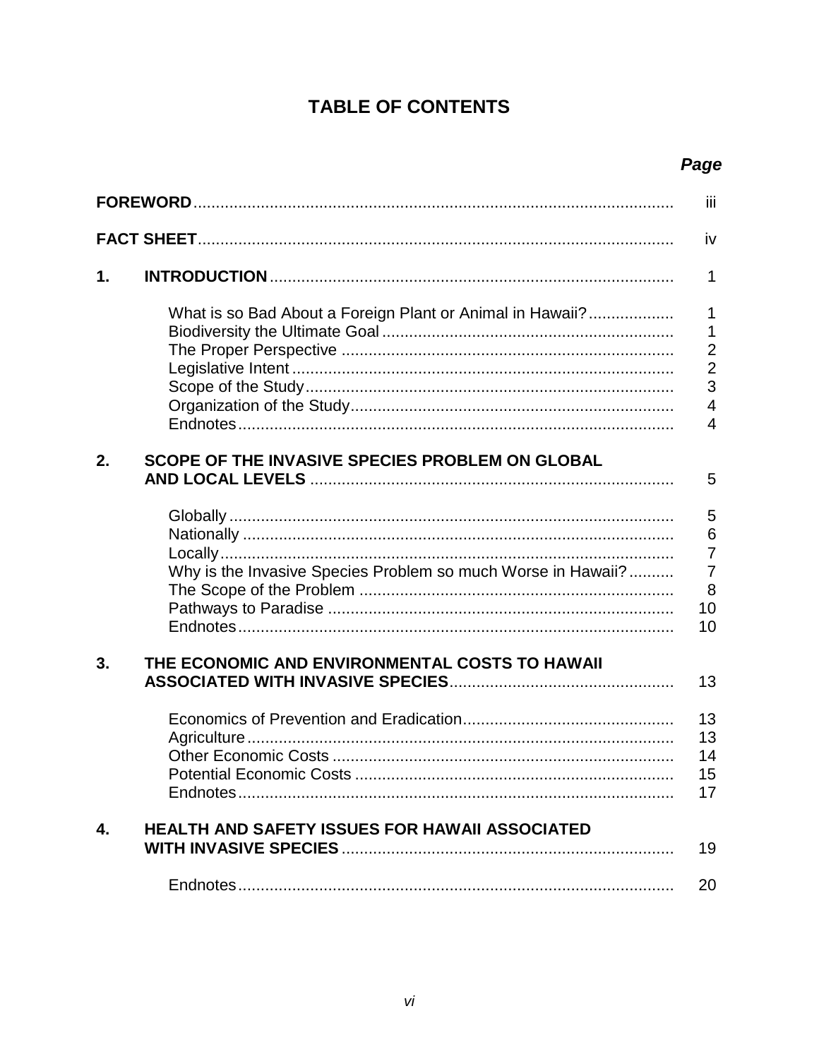# TABLE OF CONTENTS

| | | Page |
|---|---|---|
| **FOREWORD** | | iii |
| **FACT SHEET** | | iv |
| **1.** | **INTRODUCTION** | 1 |
| | What is so Bad About a Foreign Plant or Animal in Hawaii? | 1 |
| | Biodiversity the Ultimate Goal | 1 |
| | The Proper Perspective | 2 |
| | Legislative Intent | 2 |
| | Scope of the Study | 3 |
| | Organization of the Study | 4 |
| | Endnotes | 4 |
| **2.** | **SCOPE OF THE INVASIVE SPECIES PROBLEM ON GLOBAL AND LOCAL LEVELS** | 5 |
| | Globally | 5 |
| | Nationally | 6 |
| | Locally | 7 |
| | Why is the Invasive Species Problem so much Worse in Hawaii? | 7 |
| | The Scope of the Problem | 8 |
| | Pathways to Paradise | 10 |
| | Endnotes | 10 |
| **3.** | **THE ECONOMIC AND ENVIRONMENTAL COSTS TO HAWAII ASSOCIATED WITH INVASIVE SPECIES** | 13 |
| | Economics of Prevention and Eradication | 13 |
| | Agriculture | 13 |
| | Other Economic Costs | 14 |
| | Potential Economic Costs | 15 |
| | Endnotes | 17 |
| **4.** | **HEALTH AND SAFETY ISSUES FOR HAWAII ASSOCIATED WITH INVASIVE SPECIES** | 19 |
| | Endnotes | 20 |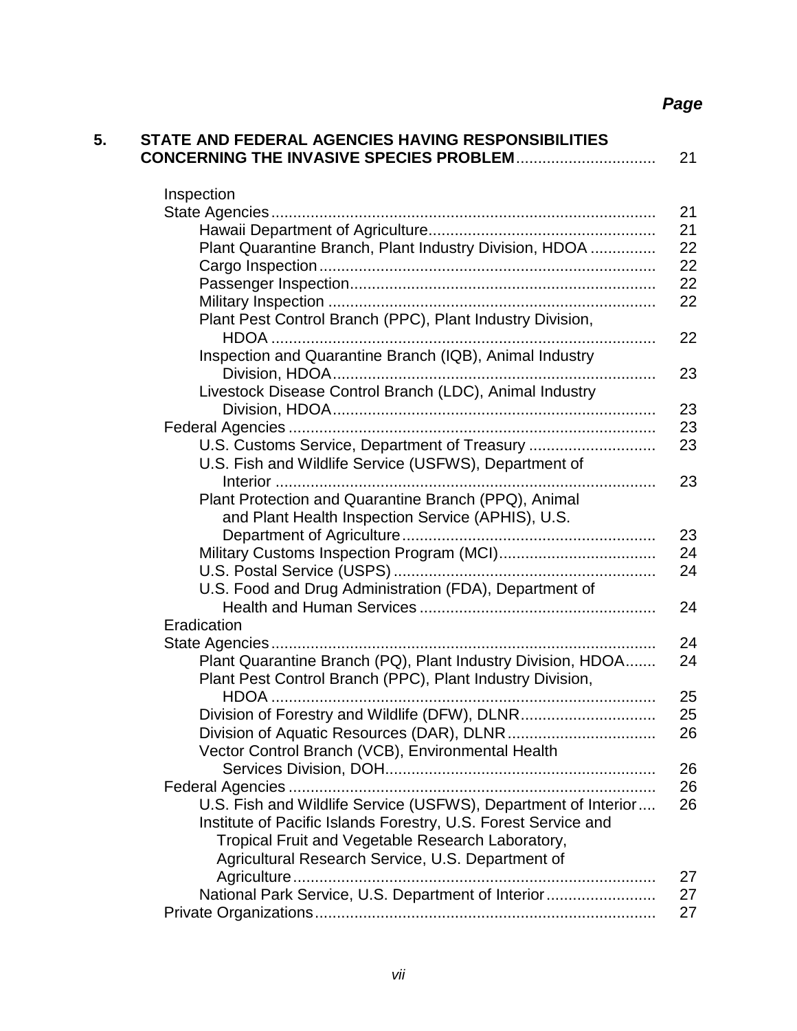| | *Page* |
|---|---|
| **5. STATE AND FEDERAL AGENCIES HAVING RESPONSIBILITIES CONCERNING THE INVASIVE SPECIES PROBLEM** | 21 |
| Inspection | |
| State Agencies | 21 |
| Hawaii Department of Agriculture | 21 |
| Plant Quarantine Branch, Plant Industry Division, HDOA | 22 |
| Cargo Inspection | 22 |
| Passenger Inspection | 22 |
| Military Inspection | 22 |
| Plant Pest Control Branch (PPC), Plant Industry Division, HDOA | 22 |
| Inspection and Quarantine Branch (IQB), Animal Industry Division, HDOA | 23 |
| Livestock Disease Control Branch (LDC), Animal Industry Division, HDOA | 23 |
| Federal Agencies | 23 |
| U.S. Customs Service, Department of Treasury | 23 |
| U.S. Fish and Wildlife Service (USFWS), Department of Interior | 23 |
| Plant Protection and Quarantine Branch (PPQ), Animal and Plant Health Inspection Service (APHIS), U.S. Department of Agriculture | 23 |
| Military Customs Inspection Program (MCI) | 24 |
| U.S. Postal Service (USPS) | 24 |
| U.S. Food and Drug Administration (FDA), Department of Health and Human Services | 24 |
| Eradication | |
| State Agencies | 24 |
| Plant Quarantine Branch (PQ), Plant Industry Division, HDOA | 24 |
| Plant Pest Control Branch (PPC), Plant Industry Division, HDOA | 25 |
| Division of Forestry and Wildlife (DFW), DLNR | 25 |
| Division of Aquatic Resources (DAR), DLNR | 26 |
| Vector Control Branch (VCB), Environmental Health Services Division, DOH | 26 |
| Federal Agencies | 26 |
| U.S. Fish and Wildlife Service (USFWS), Department of Interior | 26 |
| Institute of Pacific Islands Forestry, U.S. Forest Service and Tropical Fruit and Vegetable Research Laboratory, Agricultural Research Service, U.S. Department of Agriculture | 27 |
| National Park Service, U.S. Department of Interior | 27 |
| Private Organizations | 27 |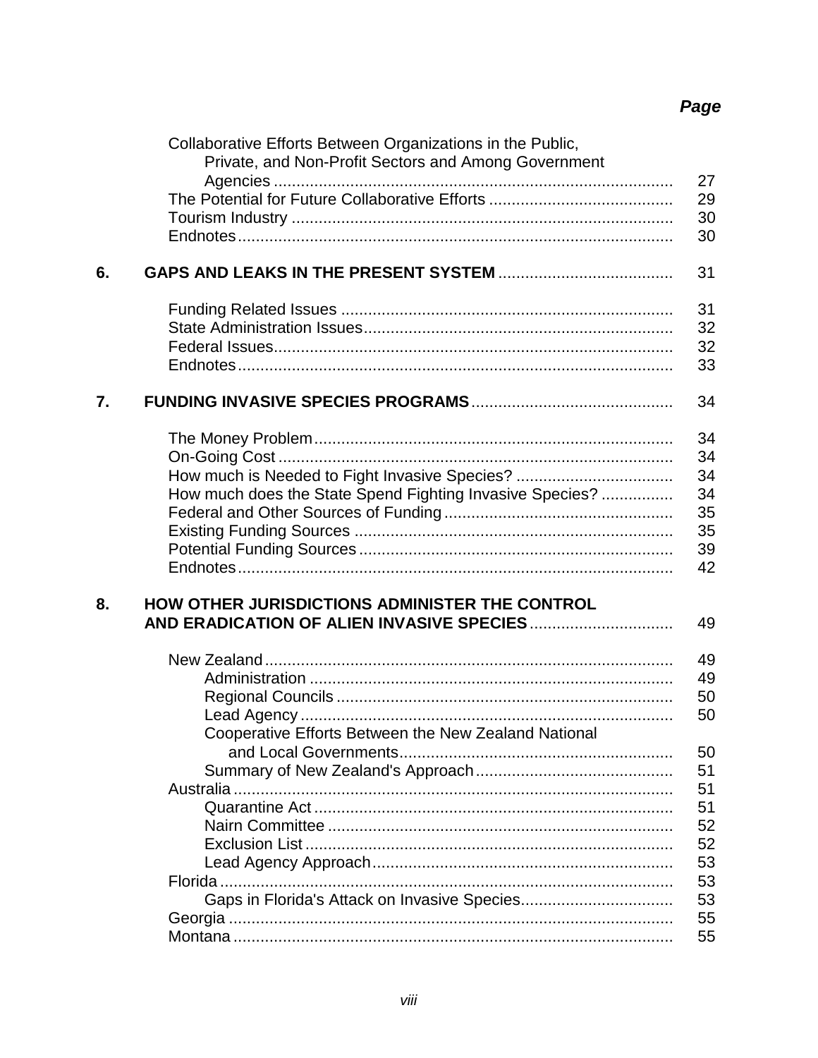| | | Page |
|---|---|---|
| | Collaborative Efforts Between Organizations in the Public, Private, and Non-Profit Sectors and Among Government Agencies | 27 |
| | The Potential for Future Collaborative Efforts | 29 |
| | Tourism Industry | 30 |
| | Endnotes | 30 |
| **6.** | **GAPS AND LEAKS IN THE PRESENT SYSTEM** | 31 |
| | Funding Related Issues | 31 |
| | State Administration Issues | 32 |
| | Federal Issues | 32 |
| | Endnotes | 33 |
| **7.** | **FUNDING INVASIVE SPECIES PROGRAMS** | 34 |
| | The Money Problem | 34 |
| | On-Going Cost | 34 |
| | How much is Needed to Fight Invasive Species? | 34 |
| | How much does the State Spend Fighting Invasive Species? | 34 |
| | Federal and Other Sources of Funding | 35 |
| | Existing Funding Sources | 35 |
| | Potential Funding Sources | 39 |
| | Endnotes | 42 |
| **8.** | **HOW OTHER JURISDICTIONS ADMINISTER THE CONTROL AND ERADICATION OF ALIEN INVASIVE SPECIES** | 49 |
| | New Zealand | 49 |
| | Administration | 49 |
| | Regional Councils | 50 |
| | Lead Agency | 50 |
| | Cooperative Efforts Between the New Zealand National and Local Governments | 50 |
| | Summary of New Zealand's Approach | 51 |
| | Australia | 51 |
| | Quarantine Act | 51 |
| | Nairn Committee | 52 |
| | Exclusion List | 52 |
| | Lead Agency Approach | 53 |
| | Florida | 53 |
| | Gaps in Florida's Attack on Invasive Species | 53 |
| | Georgia | 55 |
| | Montana | 55 |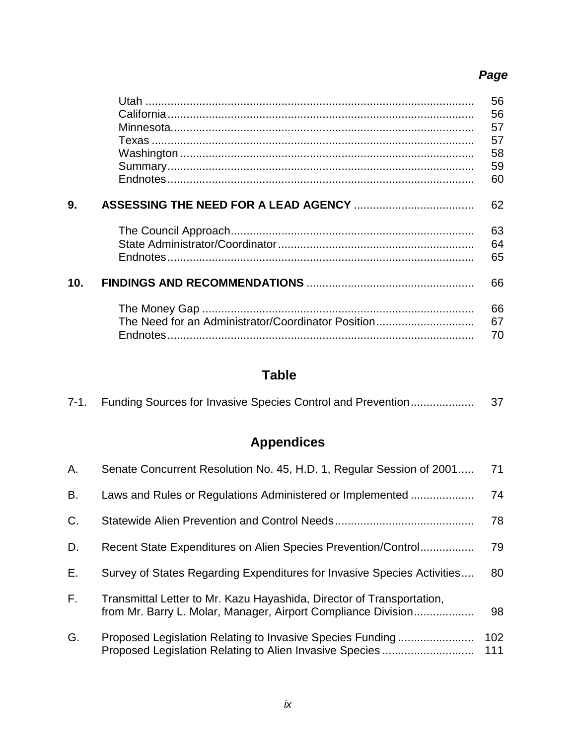*Page*

| | | |
|---|---|---|
| | Utah | 56 |
| | California | 56 |
| | Minnesota | 57 |
| | Texas | 57 |
| | Washington | 58 |
| | Summary | 59 |
| | Endnotes | 60 |
| **9.** | **ASSESSING THE NEED FOR A LEAD AGENCY** | 62 |
| | The Council Approach | 63 |
| | State Administrator/Coordinator | 64 |
| | Endnotes | 65 |
| **10.** | **FINDINGS AND RECOMMENDATIONS** | 66 |
| | The Money Gap | 66 |
| | The Need for an Administrator/Coordinator Position | 67 |
| | Endnotes | 70 |

## Table

| | | |
|---|---|---|
| 7-1. | Funding Sources for Invasive Species Control and Prevention | 37 |

## Appendices

| | | |
|---|---|---|
| A. | Senate Concurrent Resolution No. 45, H.D. 1, Regular Session of 2001 | 71 |
| B. | Laws and Rules or Regulations Administered or Implemented | 74 |
| C. | Statewide Alien Prevention and Control Needs | 78 |
| D. | Recent State Expenditures on Alien Species Prevention/Control | 79 |
| E. | Survey of States Regarding Expenditures for Invasive Species Activities | 80 |
| F. | Transmittal Letter to Mr. Kazu Hayashida, Director of Transportation, from Mr. Barry L. Molar, Manager, Airport Compliance Division | 98 |
| G. | Proposed Legislation Relating to Invasive Species Funding | 102 |
| | Proposed Legislation Relating to Alien Invasive Species | 111 |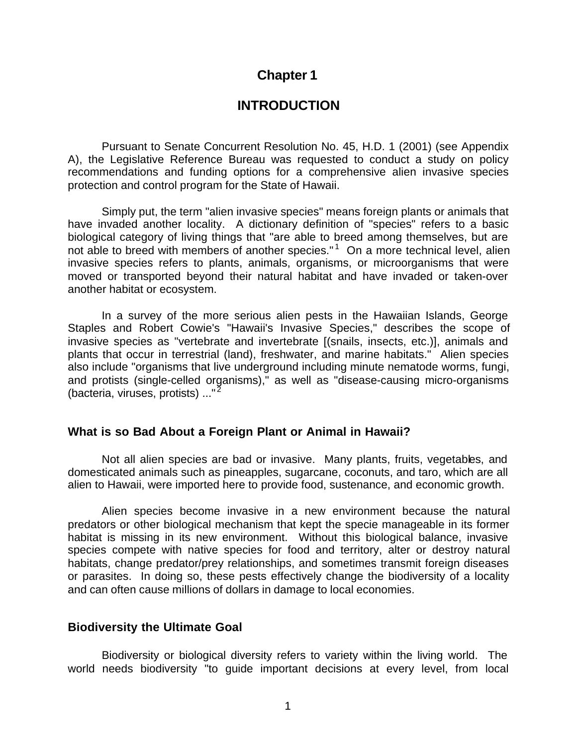# Chapter 1

# INTRODUCTION

Pursuant to Senate Concurrent Resolution No. 45, H.D. 1 (2001) (see Appendix A), the Legislative Reference Bureau was requested to conduct a study on policy recommendations and funding options for a comprehensive alien invasive species protection and control program for the State of Hawaii.

Simply put, the term "alien invasive species" means foreign plants or animals that have invaded another locality. A dictionary definition of "species" refers to a basic biological category of living things that "are able to breed among themselves, but are not able to breed with members of another species."[1] On a more technical level, alien invasive species refers to plants, animals, organisms, or microorganisms that were moved or transported beyond their natural habitat and have invaded or taken-over another habitat or ecosystem.

In a survey of the more serious alien pests in the Hawaiian Islands, George Staples and Robert Cowie's "Hawaii's Invasive Species," describes the scope of invasive species as "vertebrate and invertebrate [(snails, insects, etc.)], animals and plants that occur in terrestrial (land), freshwater, and marine habitats." Alien species also include "organisms that live underground including minute nematode worms, fungi, and protists (single-celled organisms)," as well as "disease-causing micro-organisms (bacteria, viruses, protists) ..."[2]

## What is so Bad About a Foreign Plant or Animal in Hawaii?

Not all alien species are bad or invasive. Many plants, fruits, vegetables, and domesticated animals such as pineapples, sugarcane, coconuts, and taro, which are all alien to Hawaii, were imported here to provide food, sustenance, and economic growth.

Alien species become invasive in a new environment because the natural predators or other biological mechanism that kept the specie manageable in its former habitat is missing in its new environment. Without this biological balance, invasive species compete with native species for food and territory, alter or destroy natural habitats, change predator/prey relationships, and sometimes transmit foreign diseases or parasites. In doing so, these pests effectively change the biodiversity of a locality and can often cause millions of dollars in damage to local economies.

## Biodiversity the Ultimate Goal

Biodiversity or biological diversity refers to variety within the living world. The world needs biodiversity "to guide important decisions at every level, from local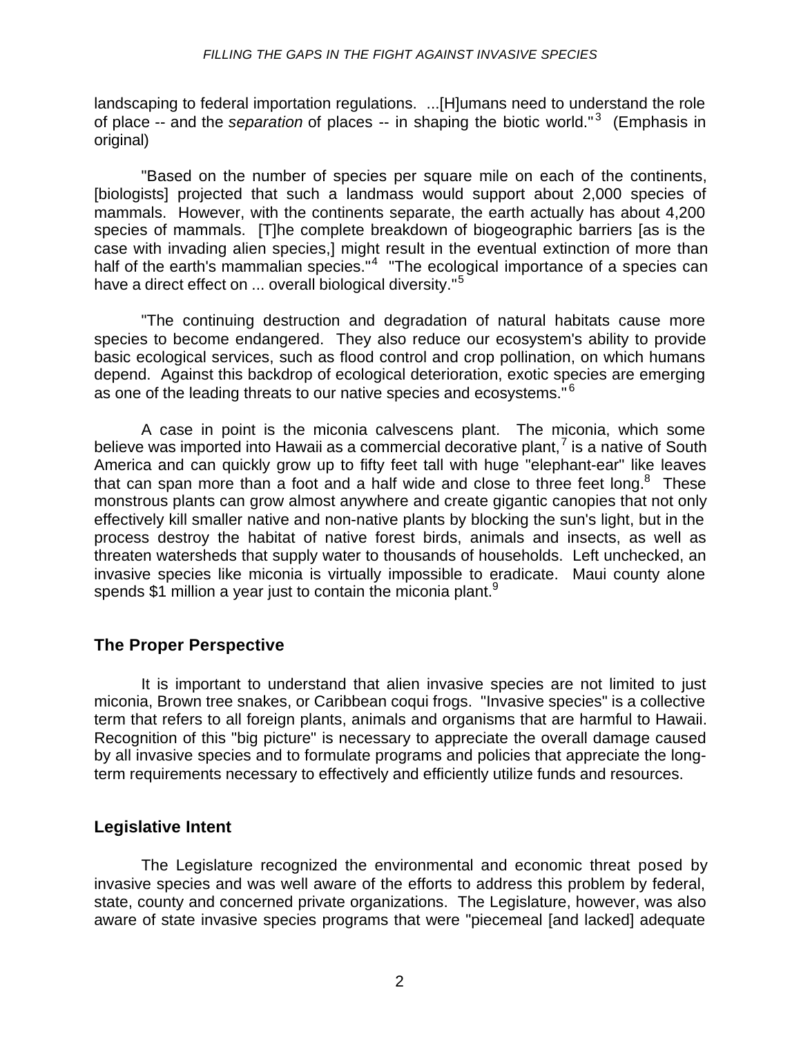landscaping to federal importation regulations. ...[H]umans need to understand the role of place -- and the *separation* of places -- in shaping the biotic world."[3] (Emphasis in original)

"Based on the number of species per square mile on each of the continents, [biologists] projected that such a landmass would support about 2,000 species of mammals. However, with the continents separate, the earth actually has about 4,200 species of mammals. [T]he complete breakdown of biogeographic barriers [as is the case with invading alien species,] might result in the eventual extinction of more than half of the earth's mammalian species."[4] "The ecological importance of a species can have a direct effect on ... overall biological diversity."[5]

"The continuing destruction and degradation of natural habitats cause more species to become endangered. They also reduce our ecosystem's ability to provide basic ecological services, such as flood control and crop pollination, on which humans depend. Against this backdrop of ecological deterioration, exotic species are emerging as one of the leading threats to our native species and ecosystems."[6]

A case in point is the miconia calvescens plant. The miconia, which some believe was imported into Hawaii as a commercial decorative plant,[7] is a native of South America and can quickly grow up to fifty feet tall with huge "elephant-ear" like leaves that can span more than a foot and a half wide and close to three feet long.[8] These monstrous plants can grow almost anywhere and create gigantic canopies that not only effectively kill smaller native and non-native plants by blocking the sun's light, but in the process destroy the habitat of native forest birds, animals and insects, as well as threaten watersheds that supply water to thousands of households. Left unchecked, an invasive species like miconia is virtually impossible to eradicate. Maui county alone spends $1 million a year just to contain the miconia plant.[9]

## The Proper Perspective

It is important to understand that alien invasive species are not limited to just miconia, Brown tree snakes, or Caribbean coqui frogs. "Invasive species" is a collective term that refers to all foreign plants, animals and organisms that are harmful to Hawaii. Recognition of this "big picture" is necessary to appreciate the overall damage caused by all invasive species and to formulate programs and policies that appreciate the long-term requirements necessary to effectively and efficiently utilize funds and resources.

## Legislative Intent

The Legislature recognized the environmental and economic threat posed by invasive species and was well aware of the efforts to address this problem by federal, state, county and concerned private organizations. The Legislature, however, was also aware of state invasive species programs that were "piecemeal [and lacked] adequate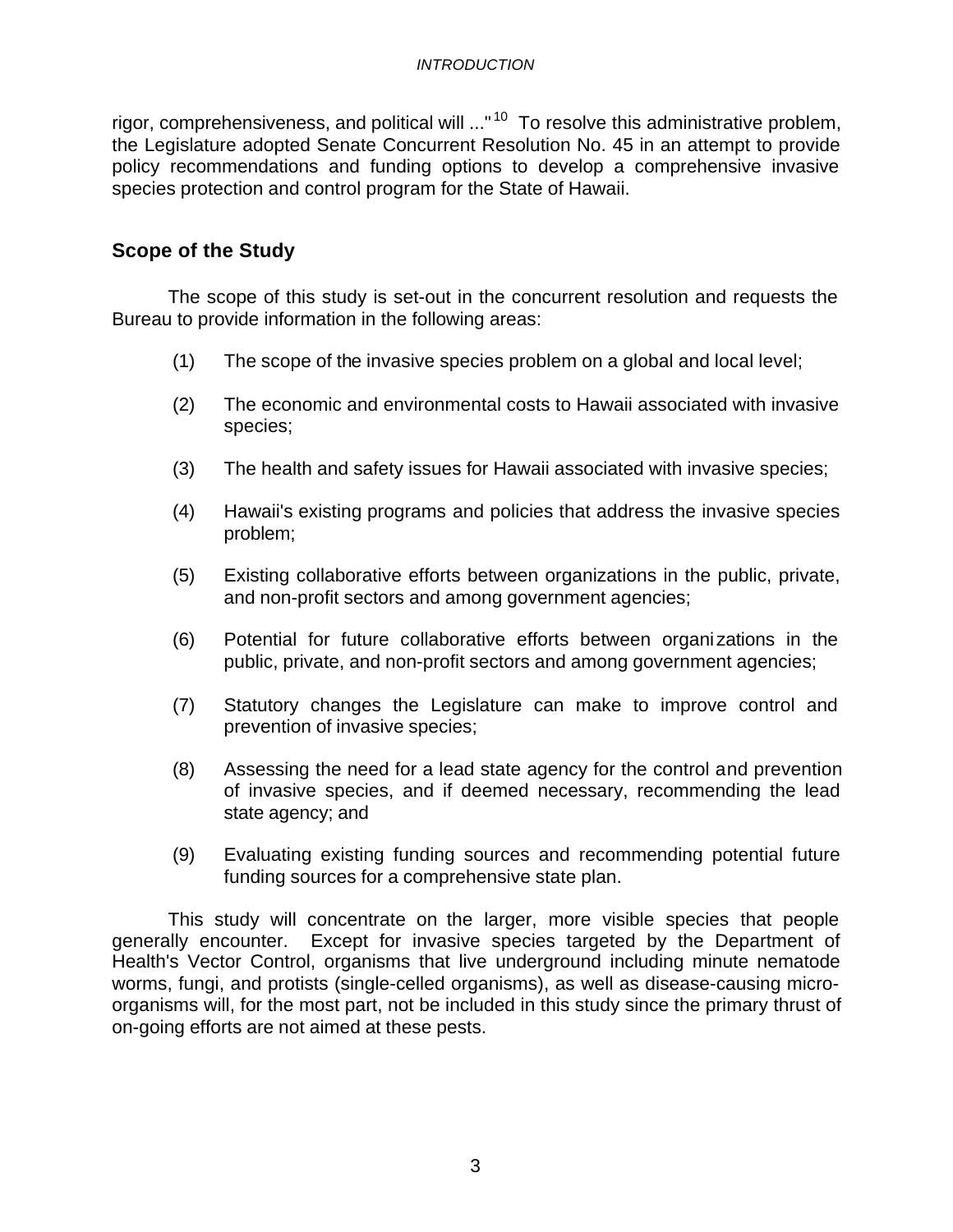rigor, comprehensiveness, and political will ..."[10] To resolve this administrative problem, the Legislature adopted Senate Concurrent Resolution No. 45 in an attempt to provide policy recommendations and funding options to develop a comprehensive invasive species protection and control program for the State of Hawaii.

## Scope of the Study

The scope of this study is set-out in the concurrent resolution and requests the Bureau to provide information in the following areas:

(1) The scope of the invasive species problem on a global and local level;

(2) The economic and environmental costs to Hawaii associated with invasive species;

(3) The health and safety issues for Hawaii associated with invasive species;

(4) Hawaii's existing programs and policies that address the invasive species problem;

(5) Existing collaborative efforts between organizations in the public, private, and non-profit sectors and among government agencies;

(6) Potential for future collaborative efforts between organizations in the public, private, and non-profit sectors and among government agencies;

(7) Statutory changes the Legislature can make to improve control and prevention of invasive species;

(8) Assessing the need for a lead state agency for the control and prevention of invasive species, and if deemed necessary, recommending the lead state agency; and

(9) Evaluating existing funding sources and recommending potential future funding sources for a comprehensive state plan.

This study will concentrate on the larger, more visible species that people generally encounter. Except for invasive species targeted by the Department of Health's Vector Control, organisms that live underground including minute nematode worms, fungi, and protists (single-celled organisms), as well as disease-causing micro-organisms will, for the most part, not be included in this study since the primary thrust of on-going efforts are not aimed at these pests.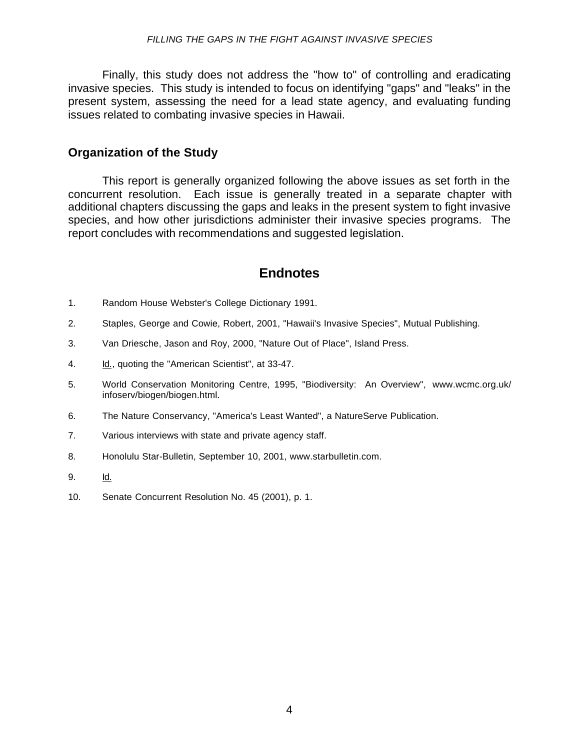Finally, this study does not address the "how to" of controlling and eradicating invasive species. This study is intended to focus on identifying "gaps" and "leaks" in the present system, assessing the need for a lead state agency, and evaluating funding issues related to combating invasive species in Hawaii.

## Organization of the Study

This report is generally organized following the above issues as set forth in the concurrent resolution. Each issue is generally treated in a separate chapter with additional chapters discussing the gaps and leaks in the present system to fight invasive species, and how other jurisdictions administer their invasive species programs. The report concludes with recommendations and suggested legislation.

# Endnotes

1. Random House Webster's College Dictionary 1991.
2. Staples, George and Cowie, Robert, 2001, "Hawaii's Invasive Species", Mutual Publishing.
3. Van Driesche, Jason and Roy, 2000, "Nature Out of Place", Island Press.
4. Id., quoting the "American Scientist", at 33-47.
5. World Conservation Monitoring Centre, 1995, "Biodiversity: An Overview", www.wcmc.org.uk/infoserv/biogen/biogen.html.
6. The Nature Conservancy, "America's Least Wanted", a NatureServe Publication.
7. Various interviews with state and private agency staff.
8. Honolulu Star-Bulletin, September 10, 2001, www.starbulletin.com.
9. Id.
10. Senate Concurrent Resolution No. 45 (2001), p. 1.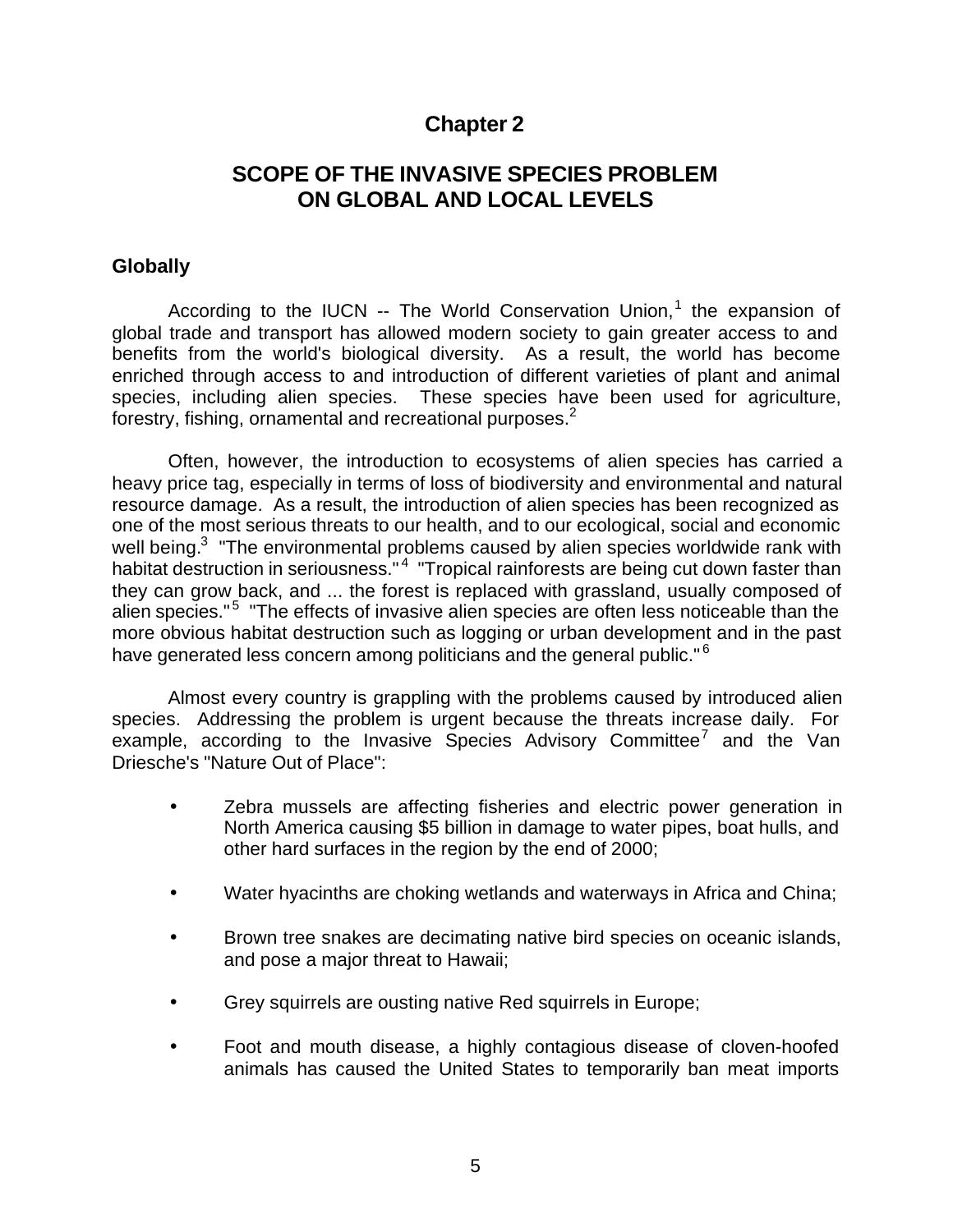# Chapter 2

## SCOPE OF THE INVASIVE SPECIES PROBLEM ON GLOBAL AND LOCAL LEVELS

### Globally

According to the IUCN -- The World Conservation Union,[1] the expansion of global trade and transport has allowed modern society to gain greater access to and benefits from the world's biological diversity. As a result, the world has become enriched through access to and introduction of different varieties of plant and animal species, including alien species. These species have been used for agriculture, forestry, fishing, ornamental and recreational purposes.[2]

Often, however, the introduction to ecosystems of alien species has carried a heavy price tag, especially in terms of loss of biodiversity and environmental and natural resource damage. As a result, the introduction of alien species has been recognized as one of the most serious threats to our health, and to our ecological, social and economic well being.[3] "The environmental problems caused by alien species worldwide rank with habitat destruction in seriousness."[4] "Tropical rainforests are being cut down faster than they can grow back, and ... the forest is replaced with grassland, usually composed of alien species."[5] "The effects of invasive alien species are often less noticeable than the more obvious habitat destruction such as logging or urban development and in the past have generated less concern among politicians and the general public."[6]

Almost every country is grappling with the problems caused by introduced alien species. Addressing the problem is urgent because the threats increase daily. For example, according to the Invasive Species Advisory Committee[7] and the Van Driesche's "Nature Out of Place":

- Zebra mussels are affecting fisheries and electric power generation in North America causing $5 billion in damage to water pipes, boat hulls, and other hard surfaces in the region by the end of 2000;
- Water hyacinths are choking wetlands and waterways in Africa and China;
- Brown tree snakes are decimating native bird species on oceanic islands, and pose a major threat to Hawaii;
- Grey squirrels are ousting native Red squirrels in Europe;
- Foot and mouth disease, a highly contagious disease of cloven-hoofed animals has caused the United States to temporarily ban meat imports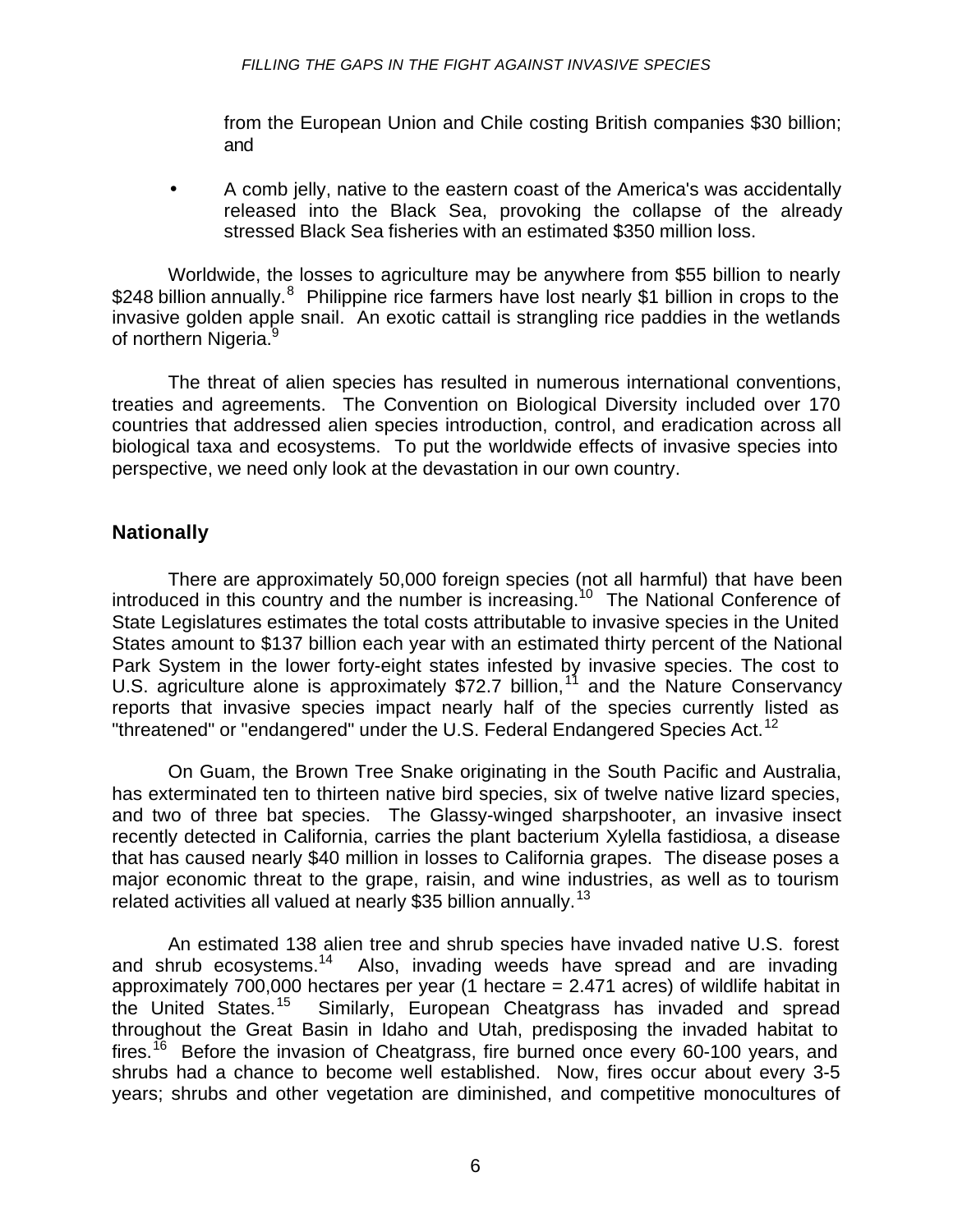from the European Union and Chile costing British companies $30 billion; and

- A comb jelly, native to the eastern coast of the America's was accidentally released into the Black Sea, provoking the collapse of the already stressed Black Sea fisheries with an estimated $350 million loss.

Worldwide, the losses to agriculture may be anywhere from $55 billion to nearly $248 billion annually.[8] Philippine rice farmers have lost nearly $1 billion in crops to the invasive golden apple snail. An exotic cattail is strangling rice paddies in the wetlands of northern Nigeria.[9]

The threat of alien species has resulted in numerous international conventions, treaties and agreements. The Convention on Biological Diversity included over 170 countries that addressed alien species introduction, control, and eradication across all biological taxa and ecosystems. To put the worldwide effects of invasive species into perspective, we need only look at the devastation in our own country.

## Nationally

There are approximately 50,000 foreign species (not all harmful) that have been introduced in this country and the number is increasing.[10] The National Conference of State Legislatures estimates the total costs attributable to invasive species in the United States amount to $137 billion each year with an estimated thirty percent of the National Park System in the lower forty-eight states infested by invasive species. The cost to U.S. agriculture alone is approximately $72.7 billion,[11] and the Nature Conservancy reports that invasive species impact nearly half of the species currently listed as "threatened" or "endangered" under the U.S. Federal Endangered Species Act.[12]

On Guam, the Brown Tree Snake originating in the South Pacific and Australia, has exterminated ten to thirteen native bird species, six of twelve native lizard species, and two of three bat species. The Glassy-winged sharpshooter, an invasive insect recently detected in California, carries the plant bacterium Xylella fastidiosa, a disease that has caused nearly $40 million in losses to California grapes. The disease poses a major economic threat to the grape, raisin, and wine industries, as well as to tourism related activities all valued at nearly $35 billion annually.[13]

An estimated 138 alien tree and shrub species have invaded native U.S. forest and shrub ecosystems.[14] Also, invading weeds have spread and are invading approximately 700,000 hectares per year (1 hectare = 2.471 acres) of wildlife habitat in the United States.[15] Similarly, European Cheatgrass has invaded and spread throughout the Great Basin in Idaho and Utah, predisposing the invaded habitat to fires.[16] Before the invasion of Cheatgrass, fire burned once every 60-100 years, and shrubs had a chance to become well established. Now, fires occur about every 3-5 years; shrubs and other vegetation are diminished, and competitive monocultures of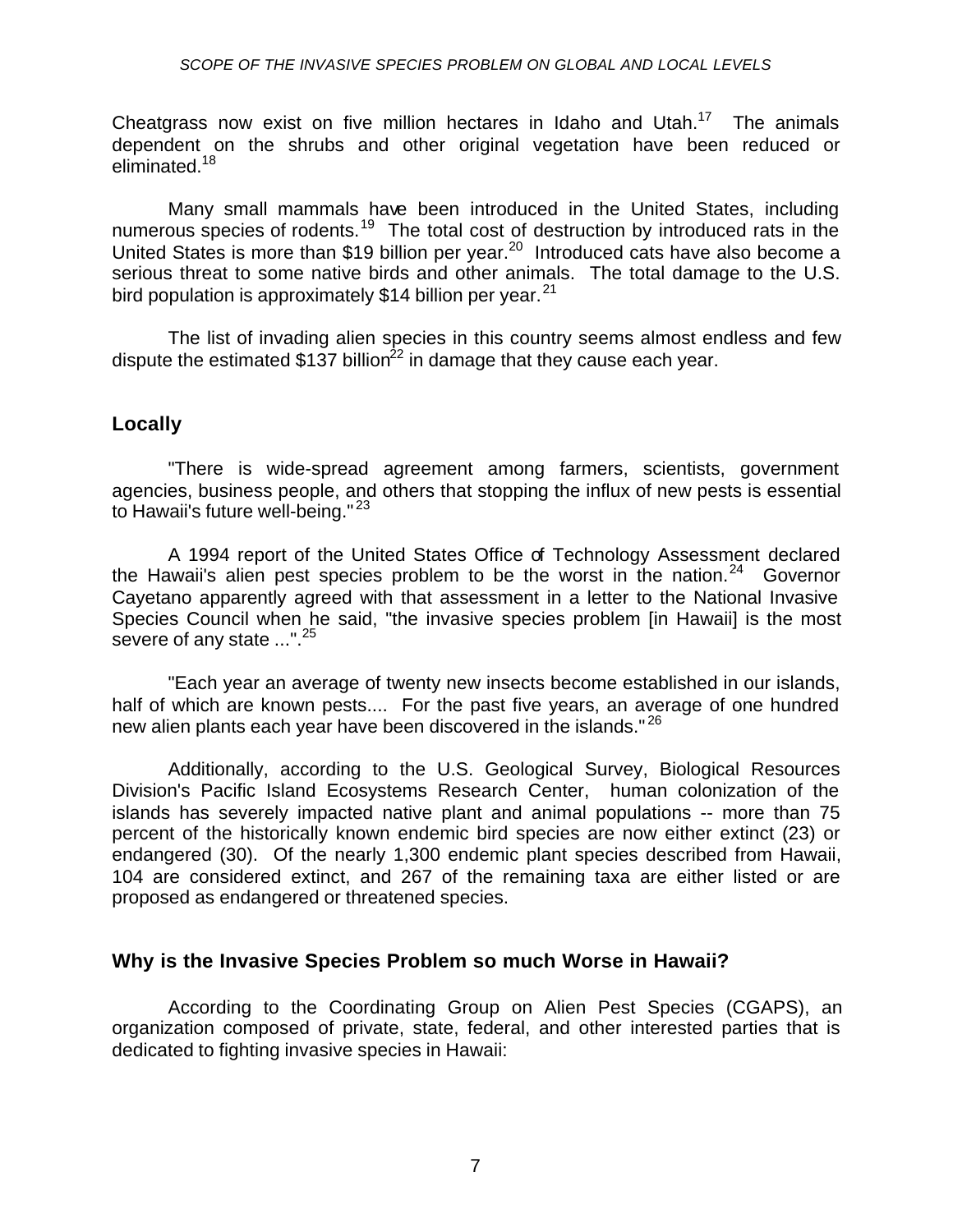Cheatgrass now exist on five million hectares in Idaho and Utah.[17] The animals dependent on the shrubs and other original vegetation have been reduced or eliminated.[18]

Many small mammals have been introduced in the United States, including numerous species of rodents.[19] The total cost of destruction by introduced rats in the United States is more than $19 billion per year.[20] Introduced cats have also become a serious threat to some native birds and other animals. The total damage to the U.S. bird population is approximately $14 billion per year.[21]

The list of invading alien species in this country seems almost endless and few dispute the estimated $137 billion[22] in damage that they cause each year.

## Locally

"There is wide-spread agreement among farmers, scientists, government agencies, business people, and others that stopping the influx of new pests is essential to Hawaii's future well-being."[23]

A 1994 report of the United States Office of Technology Assessment declared the Hawaii's alien pest species problem to be the worst in the nation.[24] Governor Cayetano apparently agreed with that assessment in a letter to the National Invasive Species Council when he said, "the invasive species problem [in Hawaii] is the most severe of any state ...".[25]

"Each year an average of twenty new insects become established in our islands, half of which are known pests.... For the past five years, an average of one hundred new alien plants each year have been discovered in the islands."[26]

Additionally, according to the U.S. Geological Survey, Biological Resources Division's Pacific Island Ecosystems Research Center, human colonization of the islands has severely impacted native plant and animal populations -- more than 75 percent of the historically known endemic bird species are now either extinct (23) or endangered (30). Of the nearly 1,300 endemic plant species described from Hawaii, 104 are considered extinct, and 267 of the remaining taxa are either listed or are proposed as endangered or threatened species.

## Why is the Invasive Species Problem so much Worse in Hawaii?

According to the Coordinating Group on Alien Pest Species (CGAPS), an organization composed of private, state, federal, and other interested parties that is dedicated to fighting invasive species in Hawaii: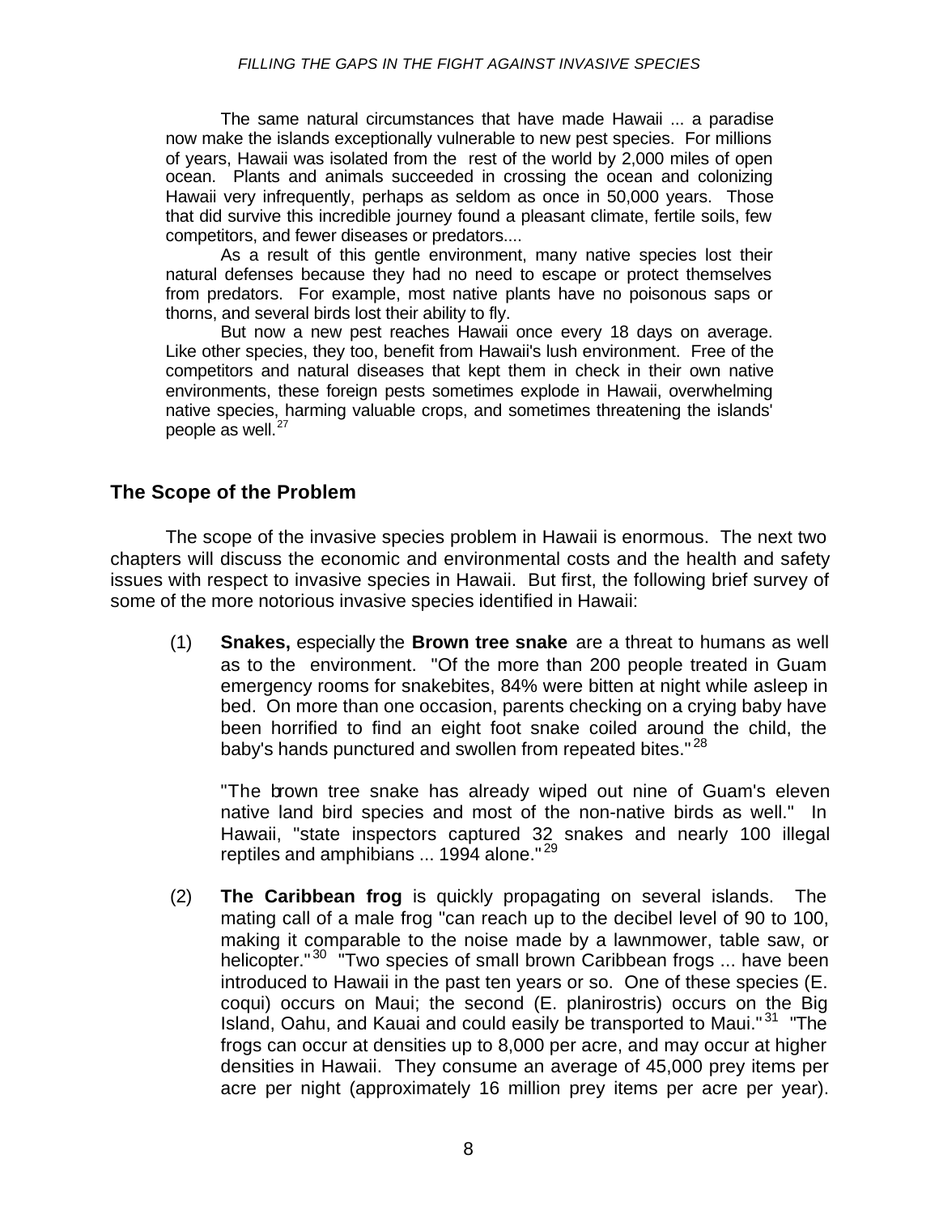The same natural circumstances that have made Hawaii ... a paradise now make the islands exceptionally vulnerable to new pest species. For millions of years, Hawaii was isolated from the rest of the world by 2,000 miles of open ocean. Plants and animals succeeded in crossing the ocean and colonizing Hawaii very infrequently, perhaps as seldom as once in 50,000 years. Those that did survive this incredible journey found a pleasant climate, fertile soils, few competitors, and fewer diseases or predators....

> As a result of this gentle environment, many native species lost their natural defenses because they had no need to escape or protect themselves from predators. For example, most native plants have no poisonous saps or thorns, and several birds lost their ability to fly.
>
> But now a new pest reaches Hawaii once every 18 days on average. Like other species, they too, benefit from Hawaii's lush environment. Free of the competitors and natural diseases that kept them in check in their own native environments, these foreign pests sometimes explode in Hawaii, overwhelming native species, harming valuable crops, and sometimes threatening the islands' people as well.[27]

## The Scope of the Problem

The scope of the invasive species problem in Hawaii is enormous. The next two chapters will discuss the economic and environmental costs and the health and safety issues with respect to invasive species in Hawaii. But first, the following brief survey of some of the more notorious invasive species identified in Hawaii:

(1) **Snakes,** especially the **Brown tree snake** are a threat to humans as well as to the environment. "Of the more than 200 people treated in Guam emergency rooms for snakebites, 84% were bitten at night while asleep in bed. On more than one occasion, parents checking on a crying baby have been horrified to find an eight foot snake coiled around the child, the baby's hands punctured and swollen from repeated bites."[28]

"The brown tree snake has already wiped out nine of Guam's eleven native land bird species and most of the non-native birds as well." In Hawaii, "state inspectors captured 32 snakes and nearly 100 illegal reptiles and amphibians ... 1994 alone."[29]

(2) **The Caribbean frog** is quickly propagating on several islands. The mating call of a male frog "can reach up to the decibel level of 90 to 100, making it comparable to the noise made by a lawnmower, table saw, or helicopter."[30] "Two species of small brown Caribbean frogs ... have been introduced to Hawaii in the past ten years or so. One of these species (E. coqui) occurs on Maui; the second (E. planirostris) occurs on the Big Island, Oahu, and Kauai and could easily be transported to Maui."[31] "The frogs can occur at densities up to 8,000 per acre, and may occur at higher densities in Hawaii. They consume an average of 45,000 prey items per acre per night (approximately 16 million prey items per acre per year).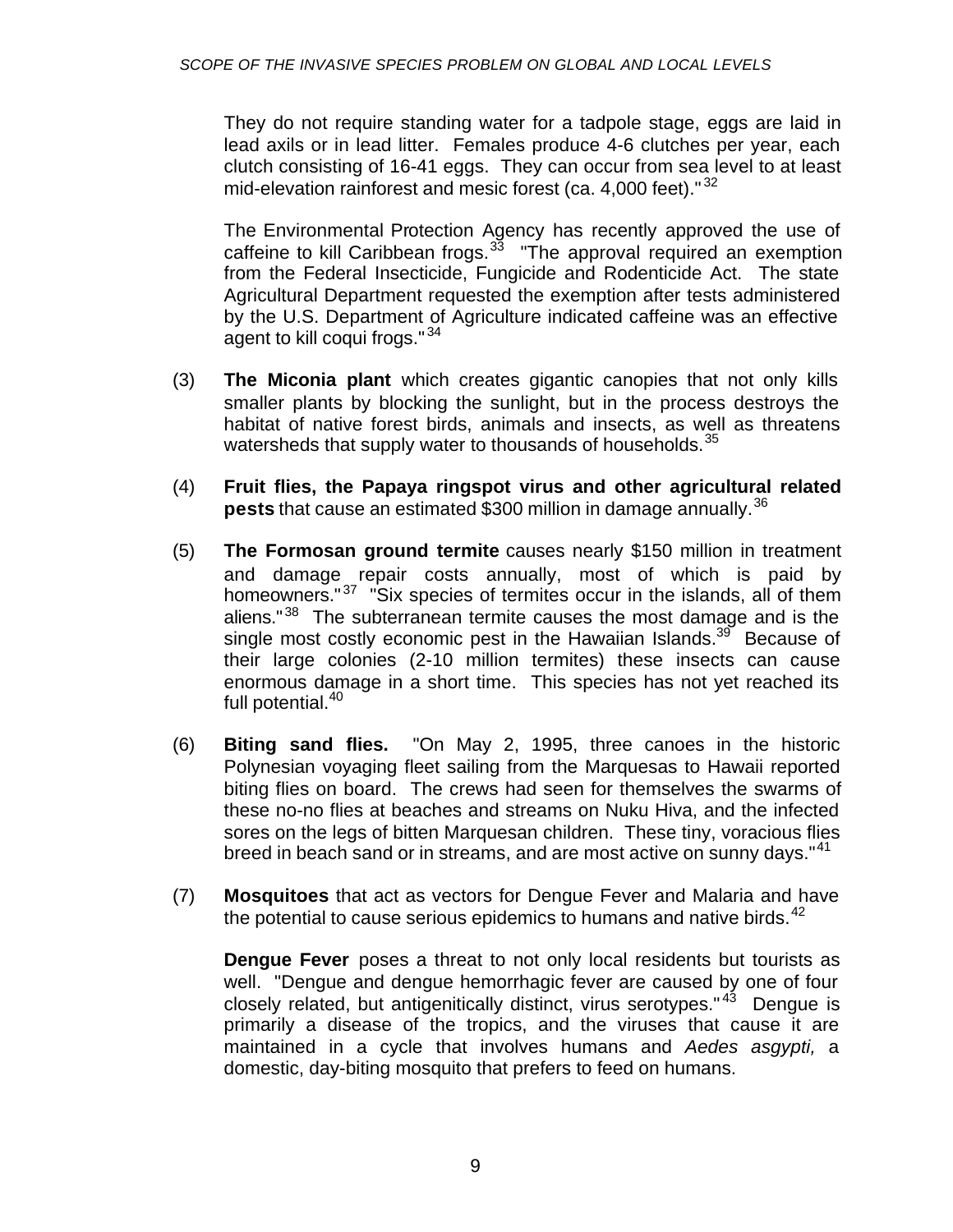They do not require standing water for a tadpole stage, eggs are laid in lead axils or in lead litter. Females produce 4-6 clutches per year, each clutch consisting of 16-41 eggs. They can occur from sea level to at least mid-elevation rainforest and mesic forest (ca. 4,000 feet)."[32]

The Environmental Protection Agency has recently approved the use of caffeine to kill Caribbean frogs.[33] "The approval required an exemption from the Federal Insecticide, Fungicide and Rodenticide Act. The state Agricultural Department requested the exemption after tests administered by the U.S. Department of Agriculture indicated caffeine was an effective agent to kill coqui frogs."[34]

(3) **The Miconia plant** which creates gigantic canopies that not only kills smaller plants by blocking the sunlight, but in the process destroys the habitat of native forest birds, animals and insects, as well as threatens watersheds that supply water to thousands of households.[35]

(4) **Fruit flies, the Papaya ringspot virus and other agricultural related pests** that cause an estimated $300 million in damage annually.[36]

(5) **The Formosan ground termite** causes nearly $150 million in treatment and damage repair costs annually, most of which is paid by homeowners."[37] "Six species of termites occur in the islands, all of them aliens."[38] The subterranean termite causes the most damage and is the single most costly economic pest in the Hawaiian Islands.[39] Because of their large colonies (2-10 million termites) these insects can cause enormous damage in a short time. This species has not yet reached its full potential.[40]

(6) **Biting sand flies.** "On May 2, 1995, three canoes in the historic Polynesian voyaging fleet sailing from the Marquesas to Hawaii reported biting flies on board. The crews had seen for themselves the swarms of these no-no flies at beaches and streams on Nuku Hiva, and the infected sores on the legs of bitten Marquesan children. These tiny, voracious flies breed in beach sand or in streams, and are most active on sunny days."[41]

(7) **Mosquitoes** that act as vectors for Dengue Fever and Malaria and have the potential to cause serious epidemics to humans and native birds.[42]

**Dengue Fever** poses a threat to not only local residents but tourists as well. "Dengue and dengue hemorrhagic fever are caused by one of four closely related, but antigenically distinct, virus serotypes."[43] Dengue is primarily a disease of the tropics, and the viruses that cause it are maintained in a cycle that involves humans and *Aedes asgypti,* a domestic, day-biting mosquito that prefers to feed on humans.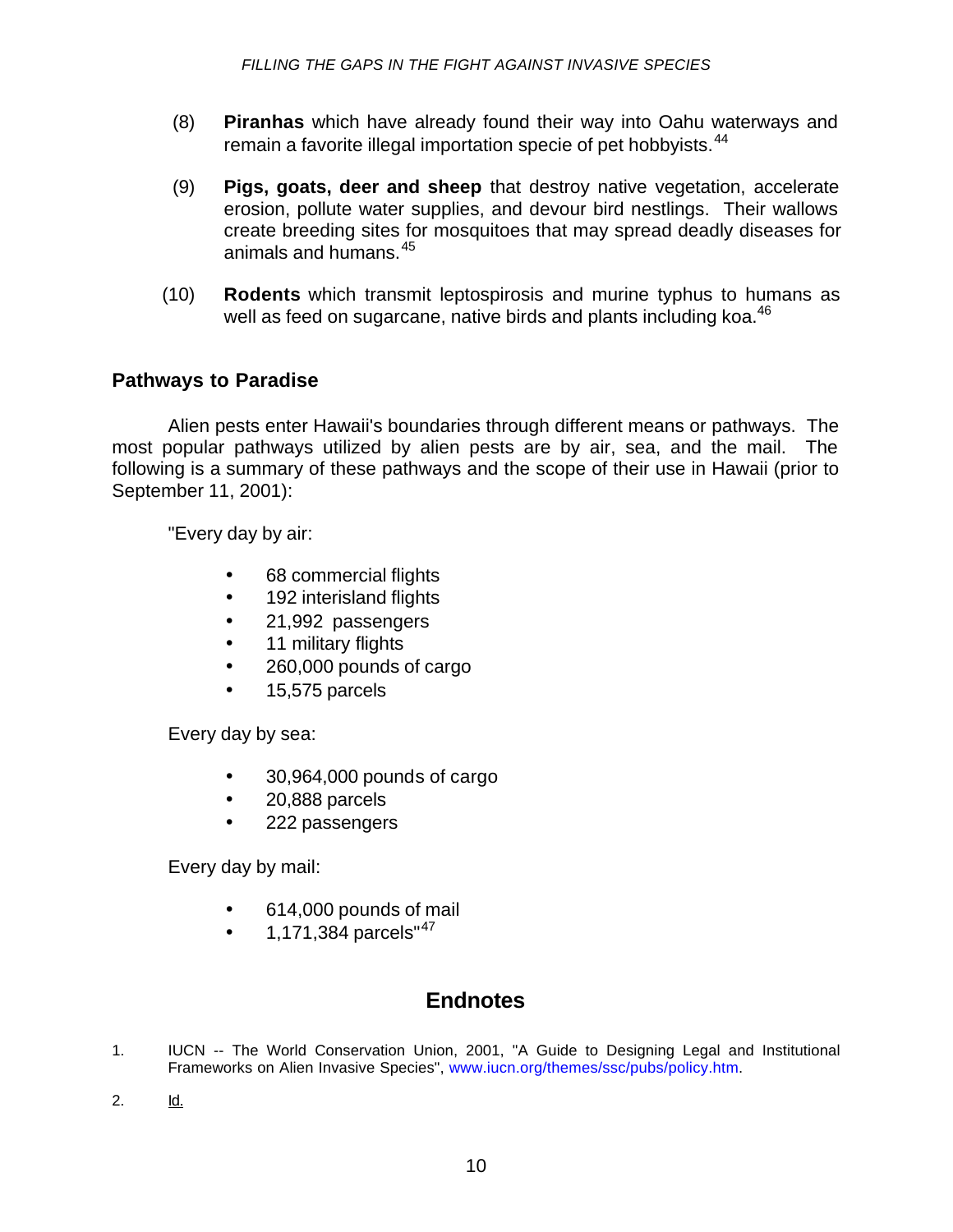(8) **Piranhas** which have already found their way into Oahu waterways and remain a favorite illegal importation specie of pet hobbyists.[44]

(9) **Pigs, goats, deer and sheep** that destroy native vegetation, accelerate erosion, pollute water supplies, and devour bird nestlings. Their wallows create breeding sites for mosquitoes that may spread deadly diseases for animals and humans.[45]

(10) **Rodents** which transmit leptospirosis and murine typhus to humans as well as feed on sugarcane, native birds and plants including koa.[46]

## Pathways to Paradise

Alien pests enter Hawaii's boundaries through different means or pathways. The most popular pathways utilized by alien pests are by air, sea, and the mail. The following is a summary of these pathways and the scope of their use in Hawaii (prior to September 11, 2001):

"Every day by air:

- 68 commercial flights
- 192 interisland flights
- 21,992 passengers
- 11 military flights
- 260,000 pounds of cargo
- 15,575 parcels

Every day by sea:

- 30,964,000 pounds of cargo
- 20,888 parcels
- 222 passengers

Every day by mail:

- 614,000 pounds of mail
- 1,171,384 parcels"[47]

## Endnotes

1. IUCN -- The World Conservation Union, 2001, "A Guide to Designing Legal and Institutional Frameworks on Alien Invasive Species", www.iucn.org/themes/ssc/pubs/policy.htm.

2. Id.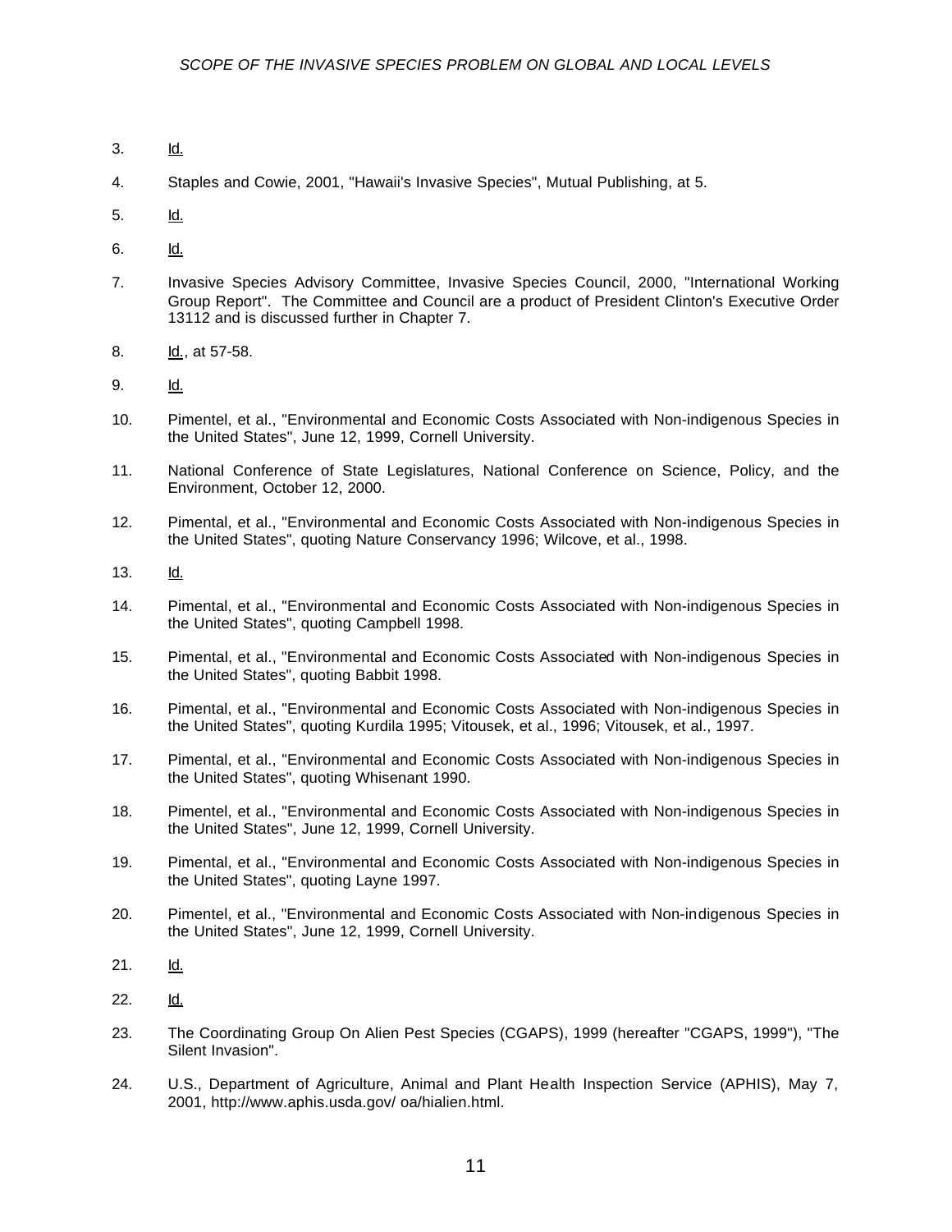3. Id.

4. Staples and Cowie, 2001, "Hawaii's Invasive Species", Mutual Publishing, at 5.

5. Id.

6. Id.

7. Invasive Species Advisory Committee, Invasive Species Council, 2000, "International Working Group Report". The Committee and Council are a product of President Clinton's Executive Order 13112 and is discussed further in Chapter 7.

8. Id., at 57-58.

9. Id.

10. Pimentel, et al., "Environmental and Economic Costs Associated with Non-indigenous Species in the United States", June 12, 1999, Cornell University.

11. National Conference of State Legislatures, National Conference on Science, Policy, and the Environment, October 12, 2000.

12. Pimental, et al., "Environmental and Economic Costs Associated with Non-indigenous Species in the United States", quoting Nature Conservancy 1996; Wilcove, et al., 1998.

13. Id.

14. Pimental, et al., "Environmental and Economic Costs Associated with Non-indigenous Species in the United States", quoting Campbell 1998.

15. Pimental, et al., "Environmental and Economic Costs Associated with Non-indigenous Species in the United States", quoting Babbit 1998.

16. Pimental, et al., "Environmental and Economic Costs Associated with Non-indigenous Species in the United States", quoting Kurdila 1995; Vitousek, et al., 1996; Vitousek, et al., 1997.

17. Pimental, et al., "Environmental and Economic Costs Associated with Non-indigenous Species in the United States", quoting Whisenant 1990.

18. Pimental, et al., "Environmental and Economic Costs Associated with Non-indigenous Species in the United States", June 12, 1999, Cornell University.

19. Pimental, et al., "Environmental and Economic Costs Associated with Non-indigenous Species in the United States", quoting Layne 1997.

20. Pimentel, et al., "Environmental and Economic Costs Associated with Non-indigenous Species in the United States", June 12, 1999, Cornell University.

21. Id.

22. Id.

23. The Coordinating Group On Alien Pest Species (CGAPS), 1999 (hereafter "CGAPS, 1999"), "The Silent Invasion".

24. U.S., Department of Agriculture, Animal and Plant Health Inspection Service (APHIS), May 7, 2001, http://www.aphis.usda.gov/ oa/hialien.html.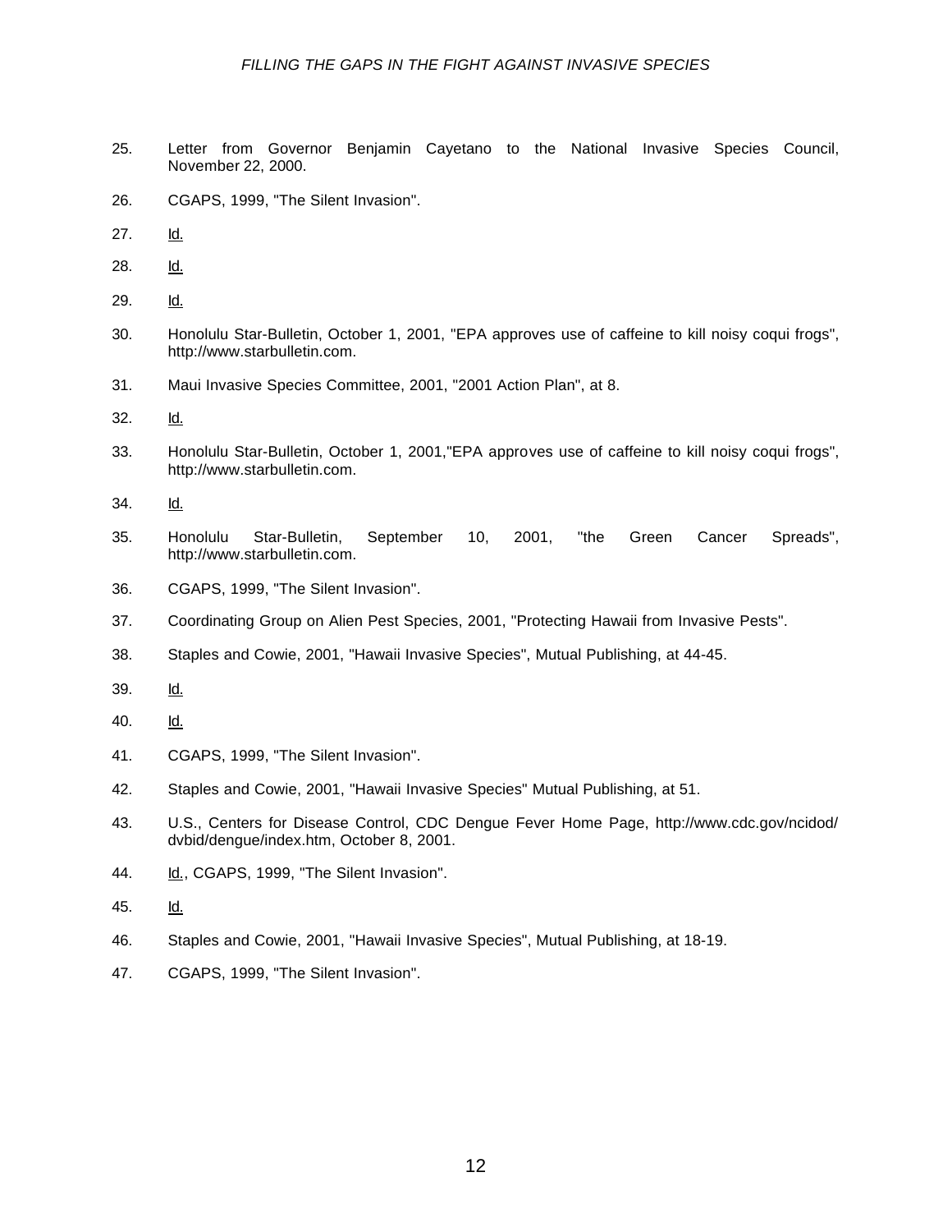25. Letter from Governor Benjamin Cayetano to the National Invasive Species Council, November 22, 2000.

26. CGAPS, 1999, "The Silent Invasion".

27. Id.

28. Id.

29. Id.

30. Honolulu Star-Bulletin, October 1, 2001, "EPA approves use of caffeine to kill noisy coqui frogs", http://www.starbulletin.com.

31. Maui Invasive Species Committee, 2001, "2001 Action Plan", at 8.

32. Id.

33. Honolulu Star-Bulletin, October 1, 2001,"EPA approves use of caffeine to kill noisy coqui frogs", http://www.starbulletin.com.

34. Id.

35. Honolulu Star-Bulletin, September 10, 2001, "the Green Cancer Spreads", http://www.starbulletin.com.

36. CGAPS, 1999, "The Silent Invasion".

37. Coordinating Group on Alien Pest Species, 2001, "Protecting Hawaii from Invasive Pests".

38. Staples and Cowie, 2001, "Hawaii Invasive Species", Mutual Publishing, at 44-45.

39. Id.

40. Id.

41. CGAPS, 1999, "The Silent Invasion".

42. Staples and Cowie, 2001, "Hawaii Invasive Species" Mutual Publishing, at 51.

43. U.S., Centers for Disease Control, CDC Dengue Fever Home Page, http://www.cdc.gov/ncidod/dvbid/dengue/index.htm, October 8, 2001.

44. Id., CGAPS, 1999, "The Silent Invasion".

45. Id.

46. Staples and Cowie, 2001, "Hawaii Invasive Species", Mutual Publishing, at 18-19.

47. CGAPS, 1999, "The Silent Invasion".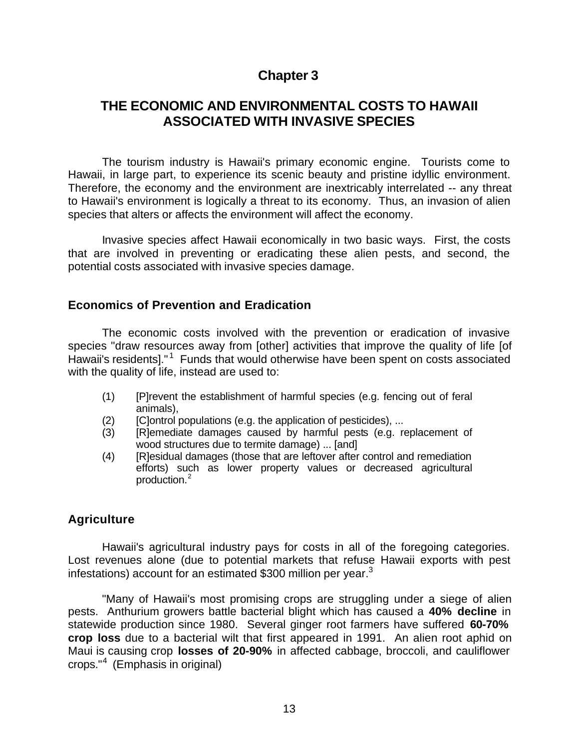# Chapter 3

# THE ECONOMIC AND ENVIRONMENTAL COSTS TO HAWAII ASSOCIATED WITH INVASIVE SPECIES

The tourism industry is Hawaii's primary economic engine. Tourists come to Hawaii, in large part, to experience its scenic beauty and pristine idyllic environment. Therefore, the economy and the environment are inextricably interrelated -- any threat to Hawaii's environment is logically a threat to its economy. Thus, an invasion of alien species that alters or affects the environment will affect the economy.

Invasive species affect Hawaii economically in two basic ways. First, the costs that are involved in preventing or eradicating these alien pests, and second, the potential costs associated with invasive species damage.

## Economics of Prevention and Eradication

The economic costs involved with the prevention or eradication of invasive species "draw resources away from [other] activities that improve the quality of life [of Hawaii's residents]."[1] Funds that would otherwise have been spent on costs associated with the quality of life, instead are used to:

(1) [P]revent the establishment of harmful species (e.g. fencing out of feral animals),
(2) [C]ontrol populations (e.g. the application of pesticides), ...
(3) [R]emediate damages caused by harmful pests (e.g. replacement of wood structures due to termite damage) ... [and]
(4) [R]esidual damages (those that are leftover after control and remediation efforts) such as lower property values or decreased agricultural production.[2]

## Agriculture

Hawaii's agricultural industry pays for costs in all of the foregoing categories. Lost revenues alone (due to potential markets that refuse Hawaii exports with pest infestations) account for an estimated $300 million per year.[3]

"Many of Hawaii's most promising crops are struggling under a siege of alien pests. Anthurium growers battle bacterial blight which has caused a **40% decline** in statewide production since 1980. Several ginger root farmers have suffered **60-70% crop loss** due to a bacterial wilt that first appeared in 1991. An alien root aphid on Maui is causing crop **losses of 20-90%** in affected cabbage, broccoli, and cauliflower crops."[4] (Emphasis in original)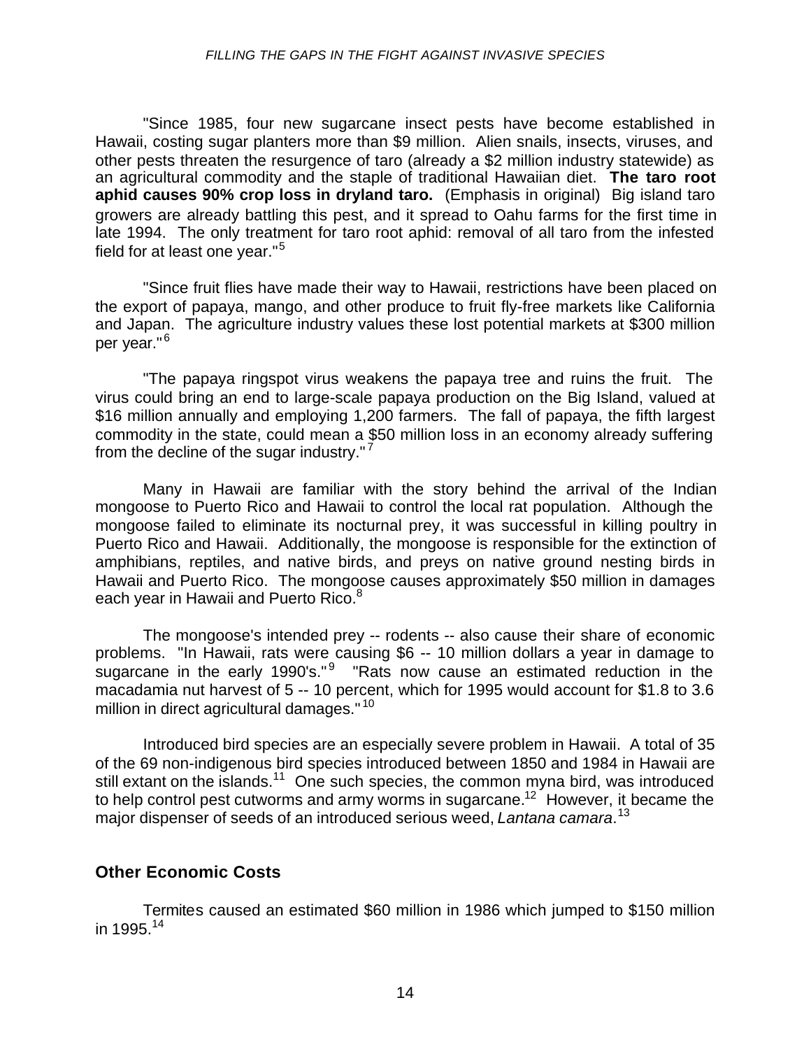"Since 1985, four new sugarcane insect pests have become established in Hawaii, costing sugar planters more than $9 million. Alien snails, insects, viruses, and other pests threaten the resurgence of taro (already a $2 million industry statewide) as an agricultural commodity and the staple of traditional Hawaiian diet. **The taro root aphid causes 90% crop loss in dryland taro.** (Emphasis in original) Big island taro growers are already battling this pest, and it spread to Oahu farms for the first time in late 1994. The only treatment for taro root aphid: removal of all taro from the infested field for at least one year."[5]

"Since fruit flies have made their way to Hawaii, restrictions have been placed on the export of papaya, mango, and other produce to fruit fly-free markets like California and Japan. The agriculture industry values these lost potential markets at $300 million per year."[6]

"The papaya ringspot virus weakens the papaya tree and ruins the fruit. The virus could bring an end to large-scale papaya production on the Big Island, valued at $16 million annually and employing 1,200 farmers. The fall of papaya, the fifth largest commodity in the state, could mean a $50 million loss in an economy already suffering from the decline of the sugar industry."[7]

Many in Hawaii are familiar with the story behind the arrival of the Indian mongoose to Puerto Rico and Hawaii to control the local rat population. Although the mongoose failed to eliminate its nocturnal prey, it was successful in killing poultry in Puerto Rico and Hawaii. Additionally, the mongoose is responsible for the extinction of amphibians, reptiles, and native birds, and preys on native ground nesting birds in Hawaii and Puerto Rico. The mongoose causes approximately $50 million in damages each year in Hawaii and Puerto Rico.[8]

The mongoose's intended prey -- rodents -- also cause their share of economic problems. "In Hawaii, rats were causing $6 -- 10 million dollars a year in damage to sugarcane in the early 1990's."[9] "Rats now cause an estimated reduction in the macadamia nut harvest of 5 -- 10 percent, which for 1995 would account for $1.8 to 3.6 million in direct agricultural damages."[10]

Introduced bird species are an especially severe problem in Hawaii. A total of 35 of the 69 non-indigenous bird species introduced between 1850 and 1984 in Hawaii are still extant on the islands.[11] One such species, the common myna bird, was introduced to help control pest cutworms and army worms in sugarcane.[12] However, it became the major dispenser of seeds of an introduced serious weed, *Lantana camara*.[13]

## Other Economic Costs

Termites caused an estimated $60 million in 1986 which jumped to $150 million in 1995.[14]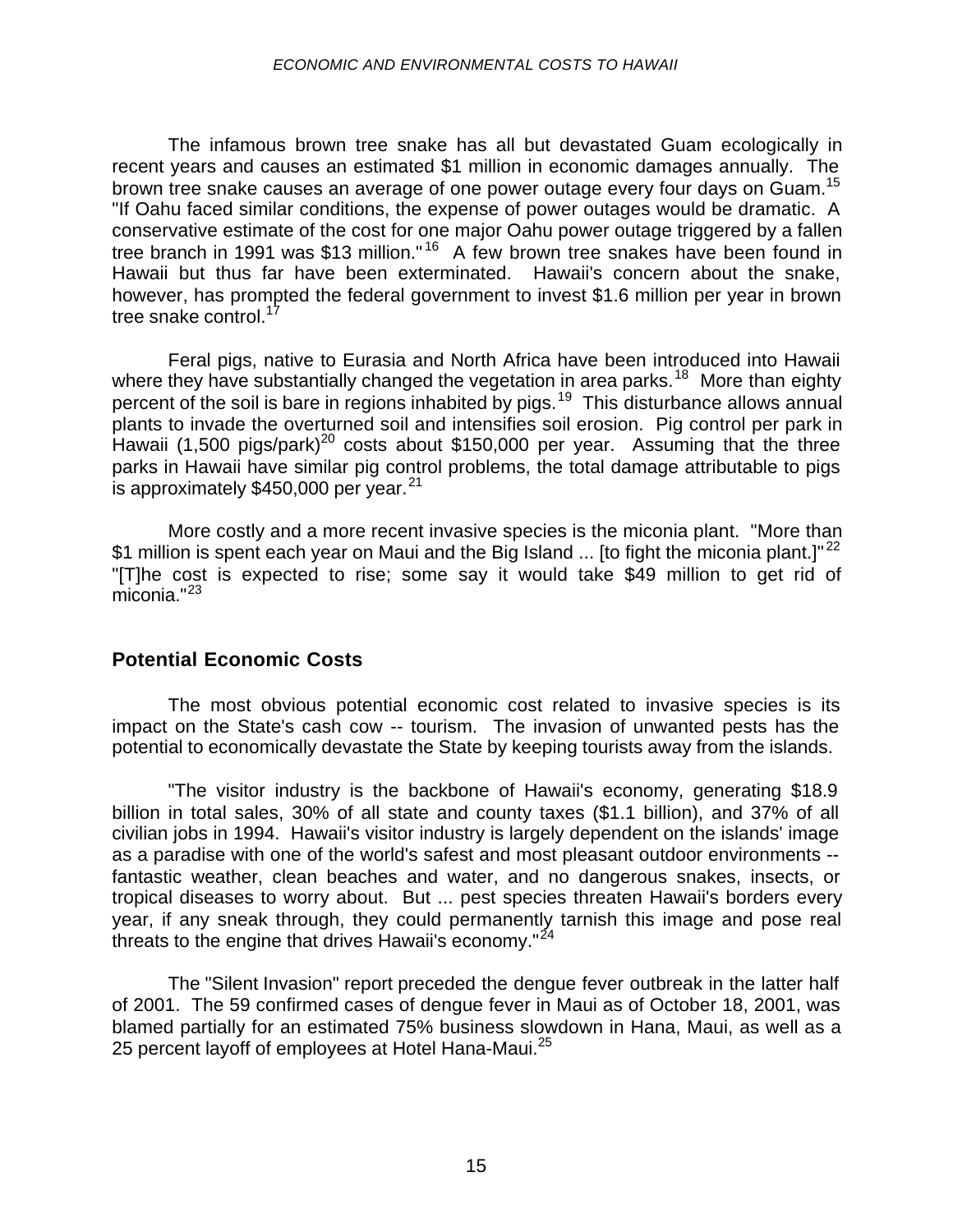The infamous brown tree snake has all but devastated Guam ecologically in recent years and causes an estimated $1 million in economic damages annually. The brown tree snake causes an average of one power outage every four days on Guam.[15] "If Oahu faced similar conditions, the expense of power outages would be dramatic. A conservative estimate of the cost for one major Oahu power outage triggered by a fallen tree branch in 1991 was $13 million."[16] A few brown tree snakes have been found in Hawaii but thus far have been exterminated. Hawaii's concern about the snake, however, has prompted the federal government to invest $1.6 million per year in brown tree snake control.[17]

Feral pigs, native to Eurasia and North Africa have been introduced into Hawaii where they have substantially changed the vegetation in area parks.[18] More than eighty percent of the soil is bare in regions inhabited by pigs.[19] This disturbance allows annual plants to invade the overturned soil and intensifies soil erosion. Pig control per park in Hawaii (1,500 pigs/park)[20] costs about $150,000 per year. Assuming that the three parks in Hawaii have similar pig control problems, the total damage attributable to pigs is approximately $450,000 per year.[21]

More costly and a more recent invasive species is the miconia plant. "More than $1 million is spent each year on Maui and the Big Island ... [to fight the miconia plant.]"[22] "[T]he cost is expected to rise; some say it would take $49 million to get rid of miconia."[23]

## Potential Economic Costs

The most obvious potential economic cost related to invasive species is its impact on the State's cash cow -- tourism. The invasion of unwanted pests has the potential to economically devastate the State by keeping tourists away from the islands.

"The visitor industry is the backbone of Hawaii's economy, generating $18.9 billion in total sales, 30% of all state and county taxes ($1.1 billion), and 37% of all civilian jobs in 1994. Hawaii's visitor industry is largely dependent on the islands' image as a paradise with one of the world's safest and most pleasant outdoor environments -- fantastic weather, clean beaches and water, and no dangerous snakes, insects, or tropical diseases to worry about. But ... pest species threaten Hawaii's borders every year, if any sneak through, they could permanently tarnish this image and pose real threats to the engine that drives Hawaii's economy."[24]

The "Silent Invasion" report preceded the dengue fever outbreak in the latter half of 2001. The 59 confirmed cases of dengue fever in Maui as of October 18, 2001, was blamed partially for an estimated 75% business slowdown in Hana, Maui, as well as a 25 percent layoff of employees at Hotel Hana-Maui.[25]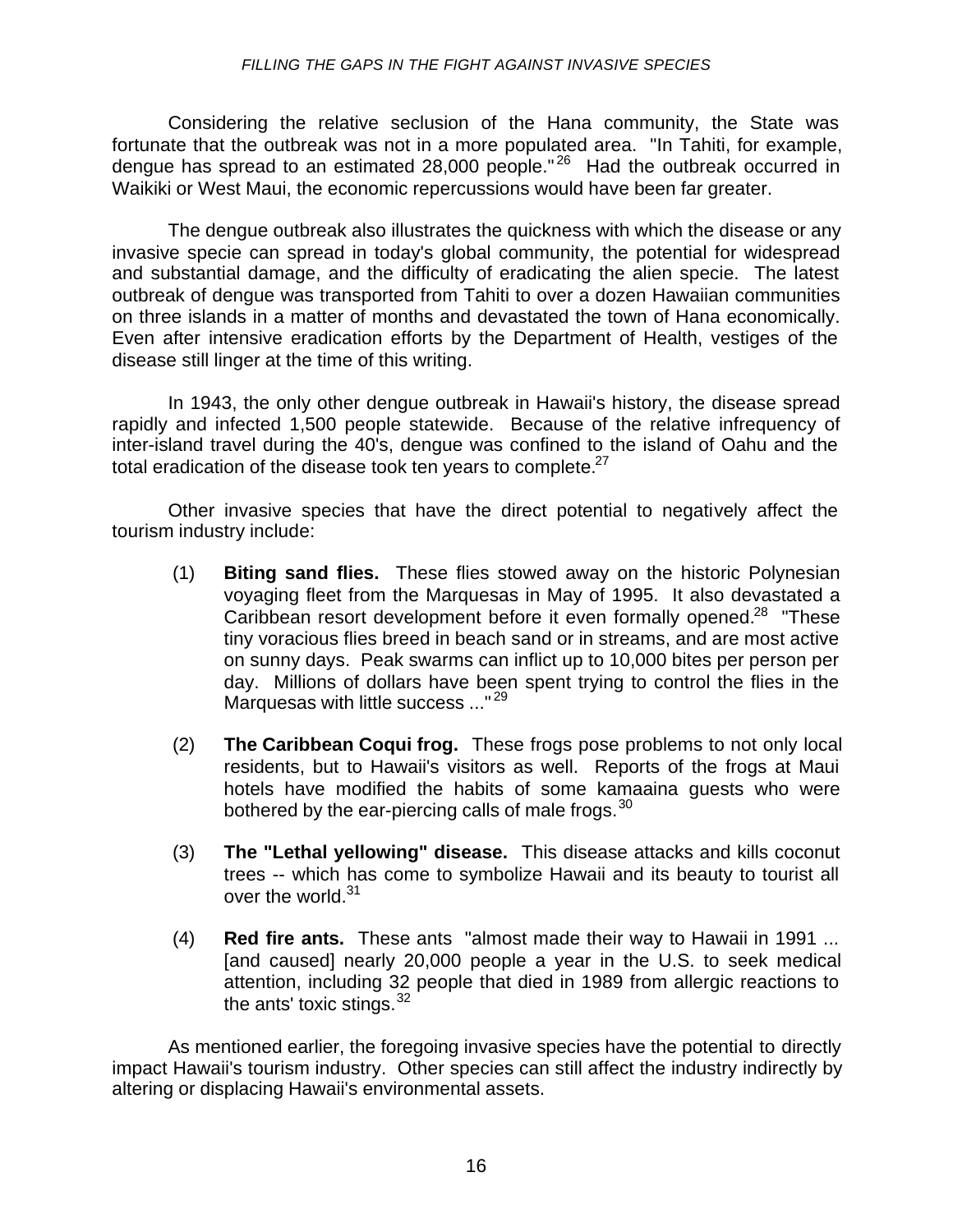Considering the relative seclusion of the Hana community, the State was fortunate that the outbreak was not in a more populated area. "In Tahiti, for example, dengue has spread to an estimated 28,000 people."[26] Had the outbreak occurred in Waikiki or West Maui, the economic repercussions would have been far greater.

The dengue outbreak also illustrates the quickness with which the disease or any invasive specie can spread in today's global community, the potential for widespread and substantial damage, and the difficulty of eradicating the alien specie. The latest outbreak of dengue was transported from Tahiti to over a dozen Hawaiian communities on three islands in a matter of months and devastated the town of Hana economically. Even after intensive eradication efforts by the Department of Health, vestiges of the disease still linger at the time of this writing.

In 1943, the only other dengue outbreak in Hawaii's history, the disease spread rapidly and infected 1,500 people statewide. Because of the relative infrequency of inter-island travel during the 40's, dengue was confined to the island of Oahu and the total eradication of the disease took ten years to complete.[27]

Other invasive species that have the direct potential to negatively affect the tourism industry include:

(1) **Biting sand flies.** These flies stowed away on the historic Polynesian voyaging fleet from the Marquesas in May of 1995. It also devastated a Caribbean resort development before it even formally opened.[28] "These tiny voracious flies breed in beach sand or in streams, and are most active on sunny days. Peak swarms can inflict up to 10,000 bites per person per day. Millions of dollars have been spent trying to control the flies in the Marquesas with little success ..."[29]

(2) **The Caribbean Coqui frog.** These frogs pose problems to not only local residents, but to Hawaii's visitors as well. Reports of the frogs at Maui hotels have modified the habits of some kamaaina guests who were bothered by the ear-piercing calls of male frogs.[30]

(3) **The "Lethal yellowing" disease.** This disease attacks and kills coconut trees -- which has come to symbolize Hawaii and its beauty to tourist all over the world.[31]

(4) **Red fire ants.** These ants "almost made their way to Hawaii in 1991 ... [and caused] nearly 20,000 people a year in the U.S. to seek medical attention, including 32 people that died in 1989 from allergic reactions to the ants' toxic stings.[32]

As mentioned earlier, the foregoing invasive species have the potential to directly impact Hawaii's tourism industry. Other species can still affect the industry indirectly by altering or displacing Hawaii's environmental assets.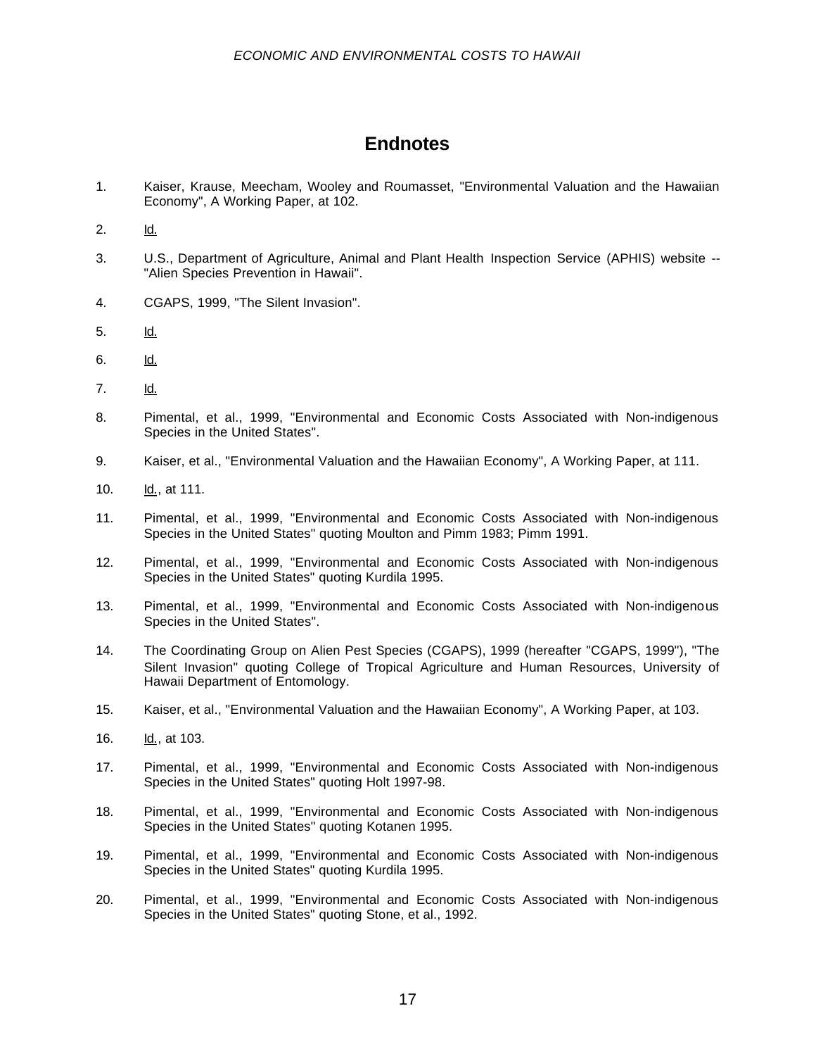# Endnotes

1. Kaiser, Krause, Meecham, Wooley and Roumasset, "Environmental Valuation and the Hawaiian Economy", A Working Paper, at 102.

2. Id.

3. U.S., Department of Agriculture, Animal and Plant Health Inspection Service (APHIS) website -- "Alien Species Prevention in Hawaii".

4. CGAPS, 1999, "The Silent Invasion".

5. Id.

6. Id.

7. Id.

8. Pimental, et al., 1999, "Environmental and Economic Costs Associated with Non-indigenous Species in the United States".

9. Kaiser, et al., "Environmental Valuation and the Hawaiian Economy", A Working Paper, at 111.

10. Id., at 111.

11. Pimental, et al., 1999, "Environmental and Economic Costs Associated with Non-indigenous Species in the United States" quoting Moulton and Pimm 1983; Pimm 1991.

12. Pimental, et al., 1999, "Environmental and Economic Costs Associated with Non-indigenous Species in the United States" quoting Kurdila 1995.

13. Pimental, et al., 1999, "Environmental and Economic Costs Associated with Non-indigenous Species in the United States".

14. The Coordinating Group on Alien Pest Species (CGAPS), 1999 (hereafter "CGAPS, 1999"), "The Silent Invasion" quoting College of Tropical Agriculture and Human Resources, University of Hawaii Department of Entomology.

15. Kaiser, et al., "Environmental Valuation and the Hawaiian Economy", A Working Paper, at 103.

16. Id., at 103.

17. Pimental, et al., 1999, "Environmental and Economic Costs Associated with Non-indigenous Species in the United States" quoting Holt 1997-98.

18. Pimental, et al., 1999, "Environmental and Economic Costs Associated with Non-indigenous Species in the United States" quoting Kotanen 1995.

19. Pimental, et al., 1999, "Environmental and Economic Costs Associated with Non-indigenous Species in the United States" quoting Kurdila 1995.

20. Pimental, et al., 1999, "Environmental and Economic Costs Associated with Non-indigenous Species in the United States" quoting Stone, et al., 1992.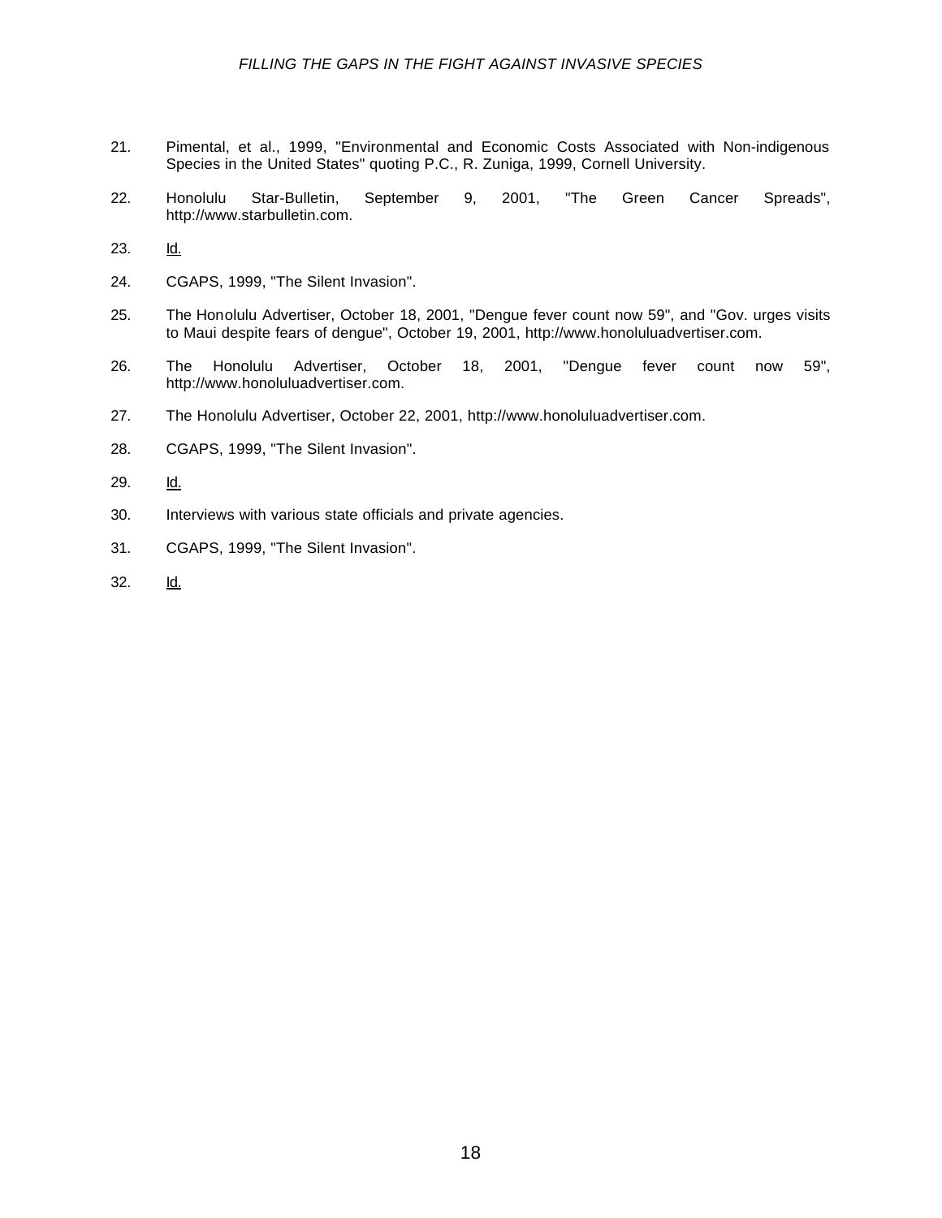21. Pimental, et al., 1999, "Environmental and Economic Costs Associated with Non-indigenous Species in the United States" quoting P.C., R. Zuniga, 1999, Cornell University.

22. Honolulu Star-Bulletin, September 9, 2001, "The Green Cancer Spreads", http://www.starbulletin.com.

23. Id.

24. CGAPS, 1999, "The Silent Invasion".

25. The Honolulu Advertiser, October 18, 2001, "Dengue fever count now 59", and "Gov. urges visits to Maui despite fears of dengue", October 19, 2001, http://www.honoluluadvertiser.com.

26. The Honolulu Advertiser, October 18, 2001, "Dengue fever count now 59", http://www.honoluluadvertiser.com.

27. The Honolulu Advertiser, October 22, 2001, http://www.honoluluadvertiser.com.

28. CGAPS, 1999, "The Silent Invasion".

29. Id.

30. Interviews with various state officials and private agencies.

31. CGAPS, 1999, "The Silent Invasion".

32. Id.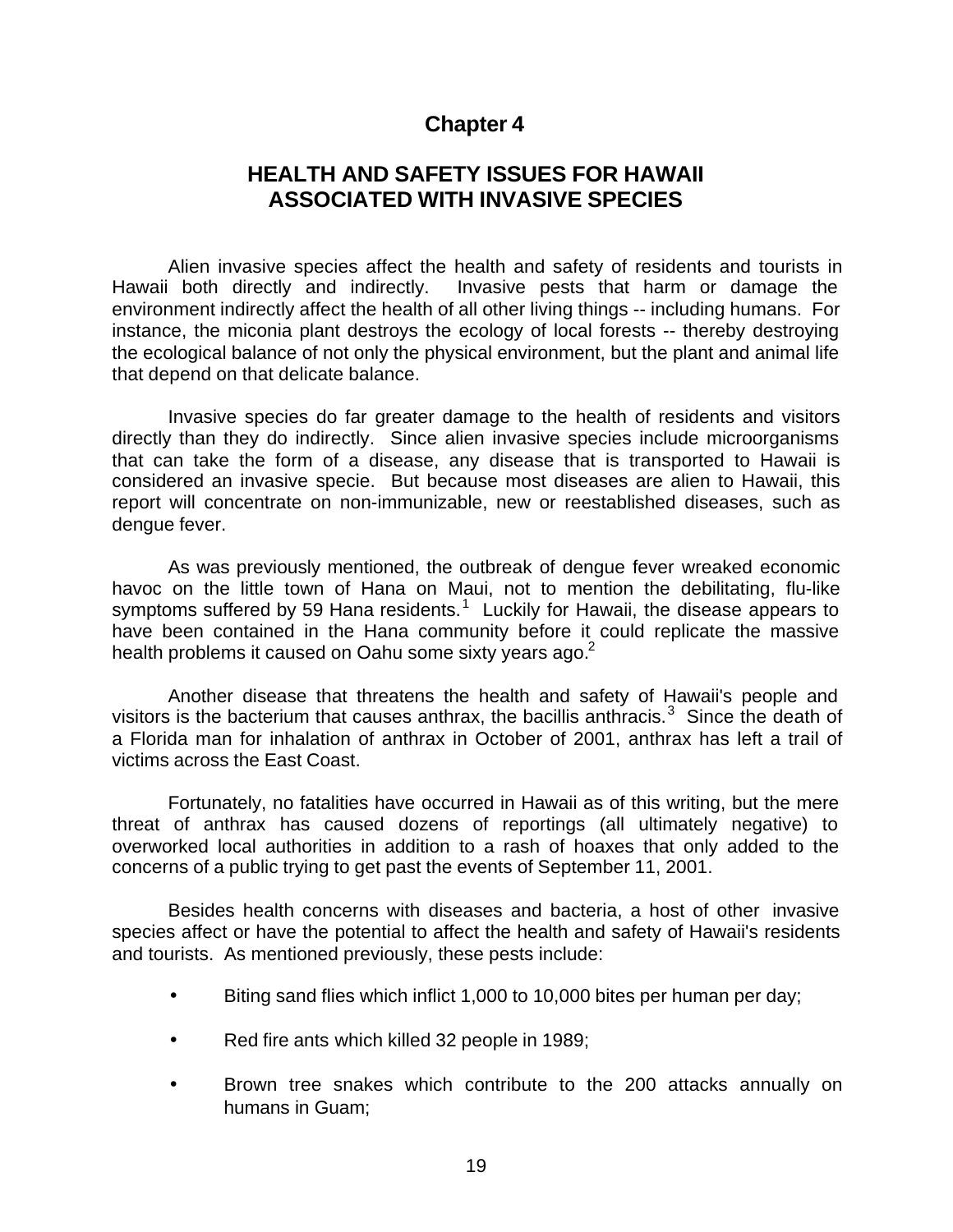# Chapter 4

## HEALTH AND SAFETY ISSUES FOR HAWAII ASSOCIATED WITH INVASIVE SPECIES

Alien invasive species affect the health and safety of residents and tourists in Hawaii both directly and indirectly. Invasive pests that harm or damage the environment indirectly affect the health of all other living things -- including humans. For instance, the miconia plant destroys the ecology of local forests -- thereby destroying the ecological balance of not only the physical environment, but the plant and animal life that depend on that delicate balance.

Invasive species do far greater damage to the health of residents and visitors directly than they do indirectly. Since alien invasive species include microorganisms that can take the form of a disease, any disease that is transported to Hawaii is considered an invasive specie. But because most diseases are alien to Hawaii, this report will concentrate on non-immunizable, new or reestablished diseases, such as dengue fever.

As was previously mentioned, the outbreak of dengue fever wreaked economic havoc on the little town of Hana on Maui, not to mention the debilitating, flu-like symptoms suffered by 59 Hana residents.[1] Luckily for Hawaii, the disease appears to have been contained in the Hana community before it could replicate the massive health problems it caused on Oahu some sixty years ago.[2]

Another disease that threatens the health and safety of Hawaii's people and visitors is the bacterium that causes anthrax, the bacillis anthracis.[3] Since the death of a Florida man for inhalation of anthrax in October of 2001, anthrax has left a trail of victims across the East Coast.

Fortunately, no fatalities have occurred in Hawaii as of this writing, but the mere threat of anthrax has caused dozens of reportings (all ultimately negative) to overworked local authorities in addition to a rash of hoaxes that only added to the concerns of a public trying to get past the events of September 11, 2001.

Besides health concerns with diseases and bacteria, a host of other invasive species affect or have the potential to affect the health and safety of Hawaii's residents and tourists. As mentioned previously, these pests include:

- Biting sand flies which inflict 1,000 to 10,000 bites per human per day;
- Red fire ants which killed 32 people in 1989;
- Brown tree snakes which contribute to the 200 attacks annually on humans in Guam;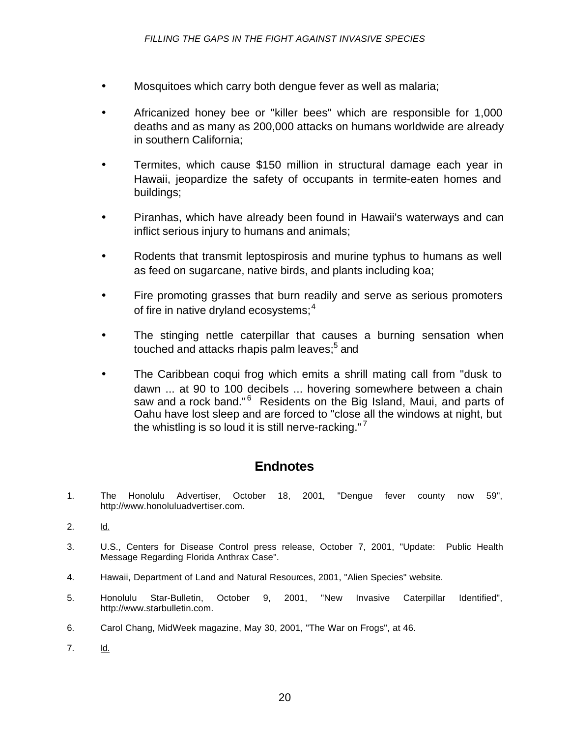- Mosquitoes which carry both dengue fever as well as malaria;

- Africanized honey bee or "killer bees" which are responsible for 1,000 deaths and as many as 200,000 attacks on humans worldwide are already in southern California;

- Termites, which cause $150 million in structural damage each year in Hawaii, jeopardize the safety of occupants in termite-eaten homes and buildings;

- Piranhas, which have already been found in Hawaii's waterways and can inflict serious injury to humans and animals;

- Rodents that transmit leptospirosis and murine typhus to humans as well as feed on sugarcane, native birds, and plants including koa;

- Fire promoting grasses that burn readily and serve as serious promoters of fire in native dryland ecosystems;[4]

- The stinging nettle caterpillar that causes a burning sensation when touched and attacks rhapis palm leaves;[5] and

- The Caribbean coqui frog which emits a shrill mating call from "dusk to dawn ... at 90 to 100 decibels ... hovering somewhere between a chain saw and a rock band."[6] Residents on the Big Island, Maui, and parts of Oahu have lost sleep and are forced to "close all the windows at night, but the whistling is so loud it is still nerve-racking."[7]

## Endnotes

1. The Honolulu Advertiser, October 18, 2001, "Dengue fever county now 59", http://www.honoluluadvertiser.com.

2. Id.

3. U.S., Centers for Disease Control press release, October 7, 2001, "Update: Public Health Message Regarding Florida Anthrax Case".

4. Hawaii, Department of Land and Natural Resources, 2001, "Alien Species" website.

5. Honolulu Star-Bulletin, October 9, 2001, "New Invasive Caterpillar Identified", http://www.starbulletin.com.

6. Carol Chang, MidWeek magazine, May 30, 2001, "The War on Frogs", at 46.

7. Id.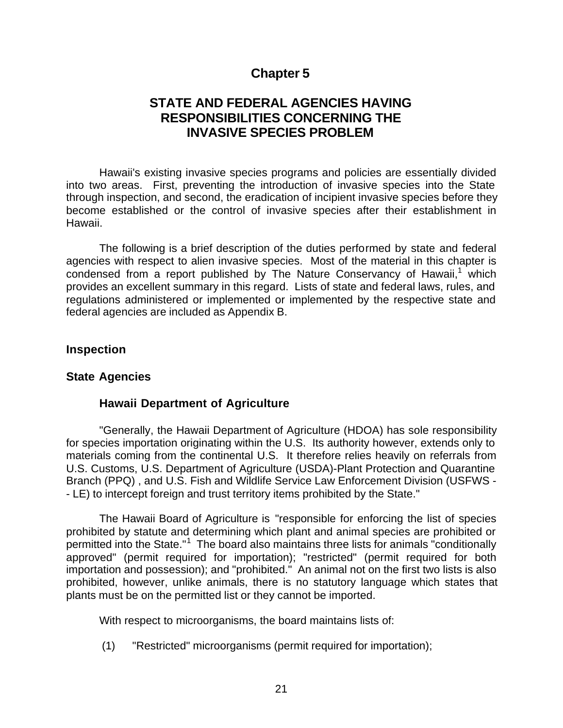# Chapter 5

## STATE AND FEDERAL AGENCIES HAVING RESPONSIBILITIES CONCERNING THE INVASIVE SPECIES PROBLEM

Hawaii's existing invasive species programs and policies are essentially divided into two areas. First, preventing the introduction of invasive species into the State through inspection, and second, the eradication of incipient invasive species before they become established or the control of invasive species after their establishment in Hawaii.

The following is a brief description of the duties performed by state and federal agencies with respect to alien invasive species. Most of the material in this chapter is condensed from a report published by The Nature Conservancy of Hawaii,[1] which provides an excellent summary in this regard. Lists of state and federal laws, rules, and regulations administered or implemented or implemented by the respective state and federal agencies are included as Appendix B.

### Inspection

### State Agencies

#### Hawaii Department of Agriculture

"Generally, the Hawaii Department of Agriculture (HDOA) has sole responsibility for species importation originating within the U.S. Its authority however, extends only to materials coming from the continental U.S. It therefore relies heavily on referrals from U.S. Customs, U.S. Department of Agriculture (USDA)-Plant Protection and Quarantine Branch (PPQ) , and U.S. Fish and Wildlife Service Law Enforcement Division (USFWS -- LE) to intercept foreign and trust territory items prohibited by the State."

The Hawaii Board of Agriculture is "responsible for enforcing the list of species prohibited by statute and determining which plant and animal species are prohibited or permitted into the State."[1] The board also maintains three lists for animals "conditionally approved" (permit required for importation); "restricted" (permit required for both importation and possession); and "prohibited." An animal not on the first two lists is also prohibited, however, unlike animals, there is no statutory language which states that plants must be on the permitted list or they cannot be imported.

With respect to microorganisms, the board maintains lists of:

(1) "Restricted" microorganisms (permit required for importation);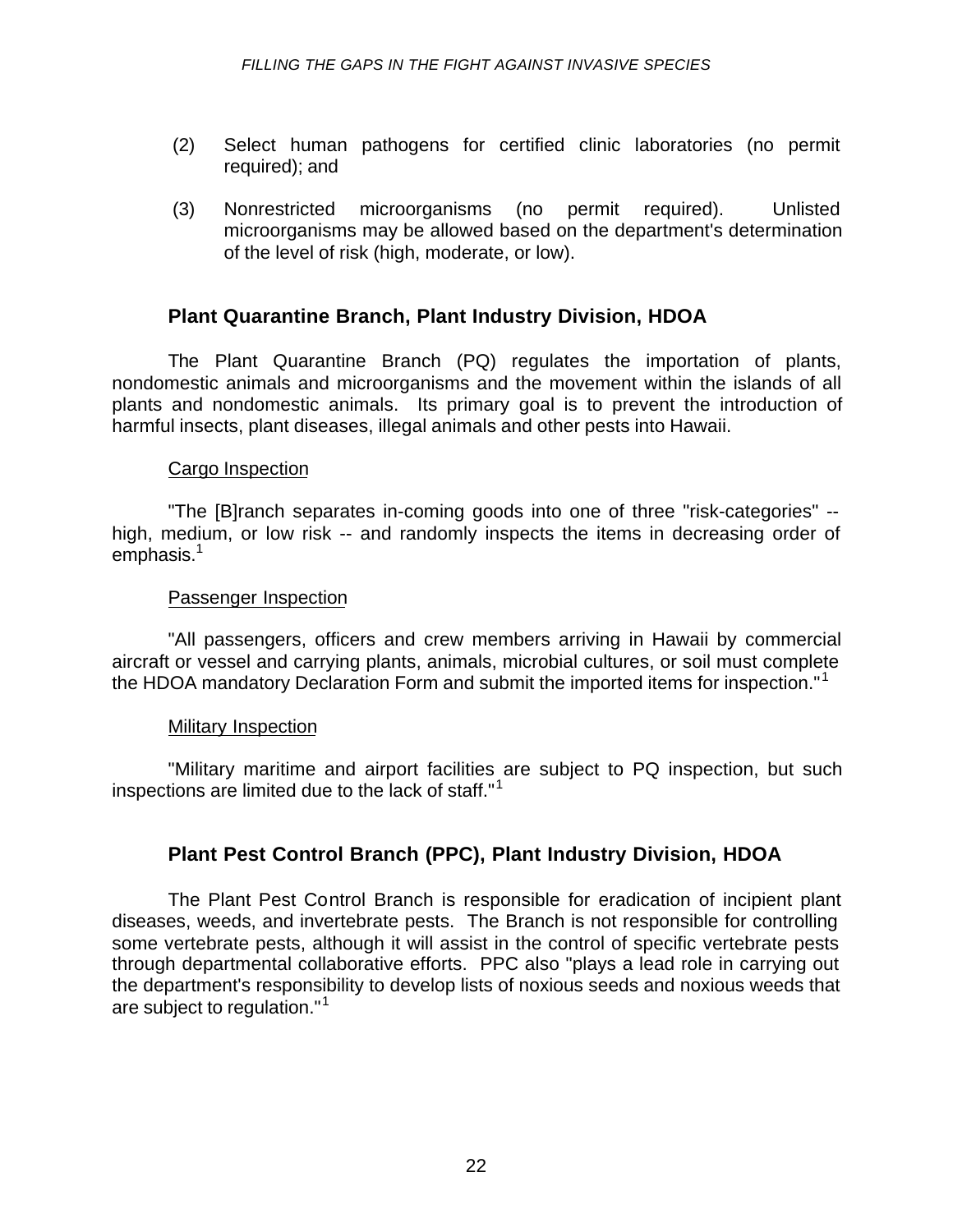(2) Select human pathogens for certified clinic laboratories (no permit required); and

(3) Nonrestricted microorganisms (no permit required). Unlisted microorganisms may be allowed based on the department's determination of the level of risk (high, moderate, or low).

## Plant Quarantine Branch, Plant Industry Division, HDOA

The Plant Quarantine Branch (PQ) regulates the importation of plants, nondomestic animals and microorganisms and the movement within the islands of all plants and nondomestic animals. Its primary goal is to prevent the introduction of harmful insects, plant diseases, illegal animals and other pests into Hawaii.

Cargo Inspection

"The [B]ranch separates in-coming goods into one of three "risk-categories" -- high, medium, or low risk -- and randomly inspects the items in decreasing order of emphasis.[1]

Passenger Inspection

"All passengers, officers and crew members arriving in Hawaii by commercial aircraft or vessel and carrying plants, animals, microbial cultures, or soil must complete the HDOA mandatory Declaration Form and submit the imported items for inspection."[1]

Military Inspection

"Military maritime and airport facilities are subject to PQ inspection, but such inspections are limited due to the lack of staff."[1]

## Plant Pest Control Branch (PPC), Plant Industry Division, HDOA

The Plant Pest Control Branch is responsible for eradication of incipient plant diseases, weeds, and invertebrate pests. The Branch is not responsible for controlling some vertebrate pests, although it will assist in the control of specific vertebrate pests through departmental collaborative efforts. PPC also "plays a lead role in carrying out the department's responsibility to develop lists of noxious seeds and noxious weeds that are subject to regulation."[1]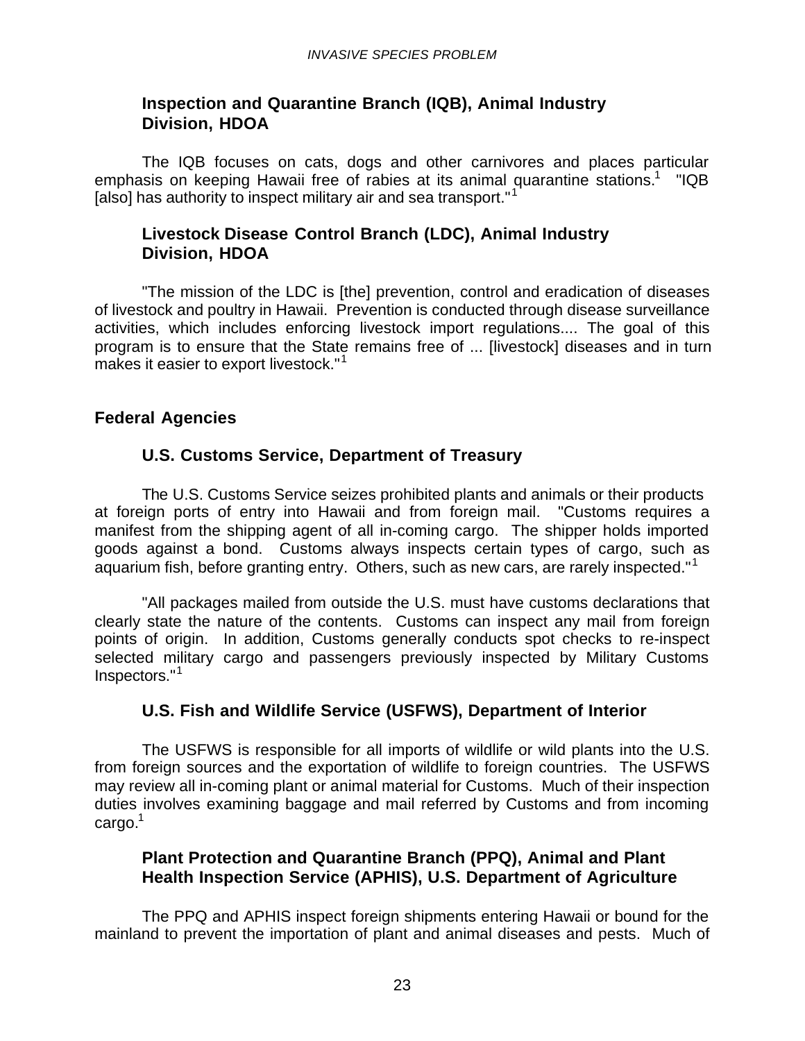### Inspection and Quarantine Branch (IQB), Animal Industry Division, HDOA

The IQB focuses on cats, dogs and other carnivores and places particular emphasis on keeping Hawaii free of rabies at its animal quarantine stations.[1] "IQB [also] has authority to inspect military air and sea transport."[1]

### Livestock Disease Control Branch (LDC), Animal Industry Division, HDOA

"The mission of the LDC is [the] prevention, control and eradication of diseases of livestock and poultry in Hawaii. Prevention is conducted through disease surveillance activities, which includes enforcing livestock import regulations.... The goal of this program is to ensure that the State remains free of ... [livestock] diseases and in turn makes it easier to export livestock."[1]

## Federal Agencies

### U.S. Customs Service, Department of Treasury

The U.S. Customs Service seizes prohibited plants and animals or their products at foreign ports of entry into Hawaii and from foreign mail. "Customs requires a manifest from the shipping agent of all in-coming cargo. The shipper holds imported goods against a bond. Customs always inspects certain types of cargo, such as aquarium fish, before granting entry. Others, such as new cars, are rarely inspected."[1]

"All packages mailed from outside the U.S. must have customs declarations that clearly state the nature of the contents. Customs can inspect any mail from foreign points of origin. In addition, Customs generally conducts spot checks to re-inspect selected military cargo and passengers previously inspected by Military Customs Inspectors."[1]

### U.S. Fish and Wildlife Service (USFWS), Department of Interior

The USFWS is responsible for all imports of wildlife or wild plants into the U.S. from foreign sources and the exportation of wildlife to foreign countries. The USFWS may review all in-coming plant or animal material for Customs. Much of their inspection duties involves examining baggage and mail referred by Customs and from incoming cargo.[1]

### Plant Protection and Quarantine Branch (PPQ), Animal and Plant Health Inspection Service (APHIS), U.S. Department of Agriculture

The PPQ and APHIS inspect foreign shipments entering Hawaii or bound for the mainland to prevent the importation of plant and animal diseases and pests. Much of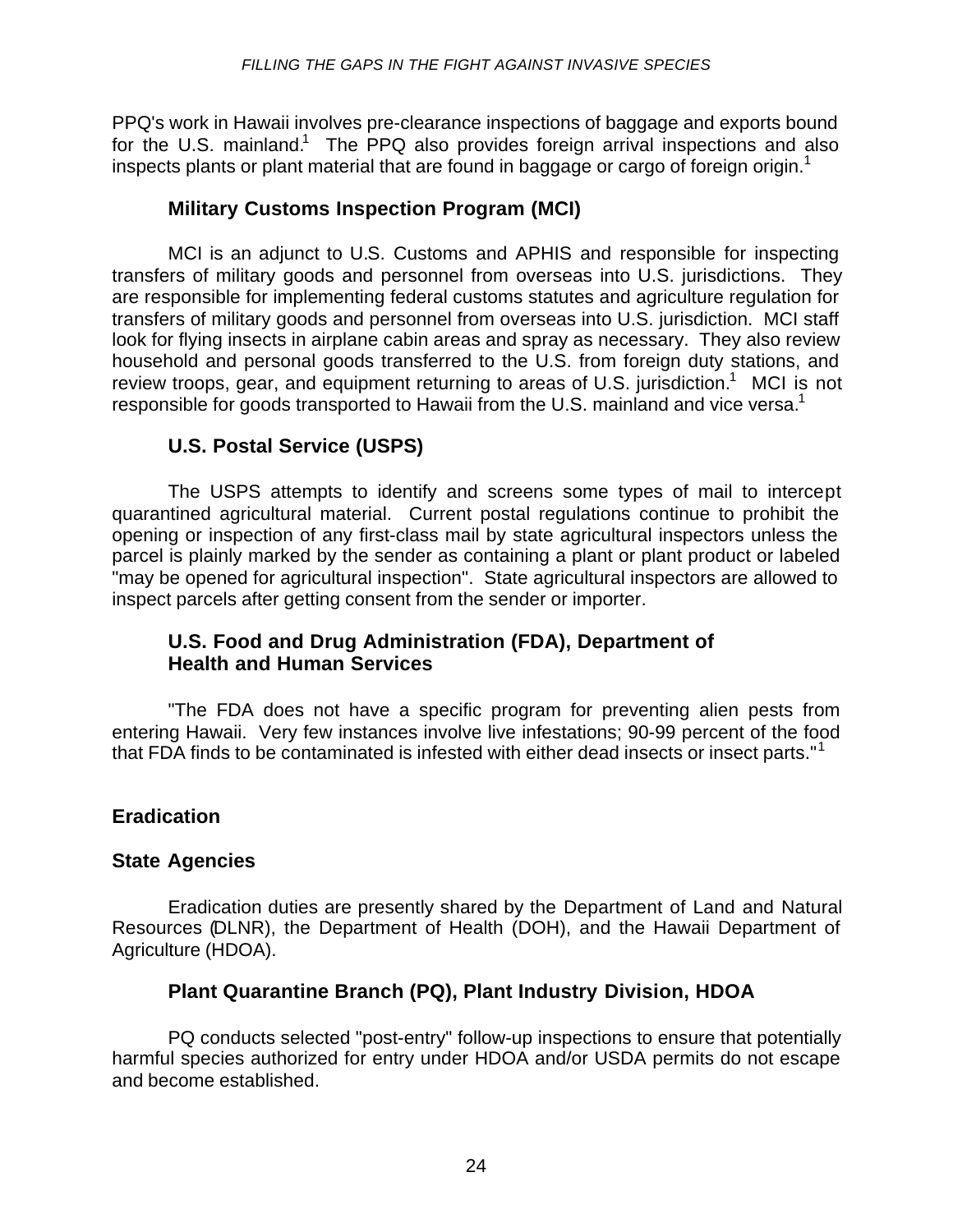PPQ's work in Hawaii involves pre-clearance inspections of baggage and exports bound for the U.S. mainland.[1] The PPQ also provides foreign arrival inspections and also inspects plants or plant material that are found in baggage or cargo of foreign origin.[1]

### Military Customs Inspection Program (MCI)

MCI is an adjunct to U.S. Customs and APHIS and responsible for inspecting transfers of military goods and personnel from overseas into U.S. jurisdictions. They are responsible for implementing federal customs statutes and agriculture regulation for transfers of military goods and personnel from overseas into U.S. jurisdiction. MCI staff look for flying insects in airplane cabin areas and spray as necessary. They also review household and personal goods transferred to the U.S. from foreign duty stations, and review troops, gear, and equipment returning to areas of U.S. jurisdiction.[1] MCI is not responsible for goods transported to Hawaii from the U.S. mainland and vice versa.[1]

### U.S. Postal Service (USPS)

The USPS attempts to identify and screens some types of mail to intercept quarantined agricultural material. Current postal regulations continue to prohibit the opening or inspection of any first-class mail by state agricultural inspectors unless the parcel is plainly marked by the sender as containing a plant or plant product or labeled "may be opened for agricultural inspection". State agricultural inspectors are allowed to inspect parcels after getting consent from the sender or importer.

### U.S. Food and Drug Administration (FDA), Department of Health and Human Services

"The FDA does not have a specific program for preventing alien pests from entering Hawaii. Very few instances involve live infestations; 90-99 percent of the food that FDA finds to be contaminated is infested with either dead insects or insect parts."[1]

## Eradication

## State Agencies

Eradication duties are presently shared by the Department of Land and Natural Resources (DLNR), the Department of Health (DOH), and the Hawaii Department of Agriculture (HDOA).

### Plant Quarantine Branch (PQ), Plant Industry Division, HDOA

PQ conducts selected "post-entry" follow-up inspections to ensure that potentially harmful species authorized for entry under HDOA and/or USDA permits do not escape and become established.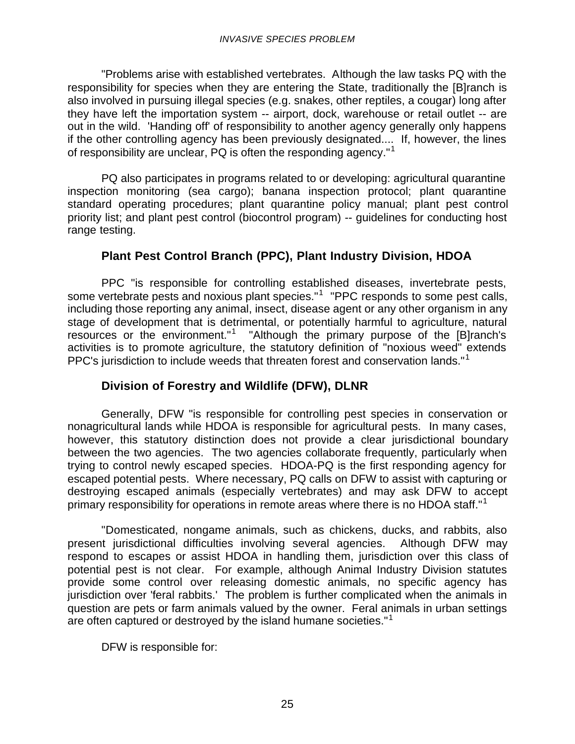"Problems arise with established vertebrates. Although the law tasks PQ with the responsibility for species when they are entering the State, traditionally the [B]ranch is also involved in pursuing illegal species (e.g. snakes, other reptiles, a cougar) long after they have left the importation system -- airport, dock, warehouse or retail outlet -- are out in the wild. 'Handing off' of responsibility to another agency generally only happens if the other controlling agency has been previously designated.... If, however, the lines of responsibility are unclear, PQ is often the responding agency."[1]

PQ also participates in programs related to or developing: agricultural quarantine inspection monitoring (sea cargo); banana inspection protocol; plant quarantine standard operating procedures; plant quarantine policy manual; plant pest control priority list; and plant pest control (biocontrol program) -- guidelines for conducting host range testing.

### Plant Pest Control Branch (PPC), Plant Industry Division, HDOA

PPC "is responsible for controlling established diseases, invertebrate pests, some vertebrate pests and noxious plant species."[1] "PPC responds to some pest calls, including those reporting any animal, insect, disease agent or any other organism in any stage of development that is detrimental, or potentially harmful to agriculture, natural resources or the environment."[1] "Although the primary purpose of the [B]ranch's activities is to promote agriculture, the statutory definition of "noxious weed" extends PPC's jurisdiction to include weeds that threaten forest and conservation lands."[1]

### Division of Forestry and Wildlife (DFW), DLNR

Generally, DFW "is responsible for controlling pest species in conservation or nonagricultural lands while HDOA is responsible for agricultural pests. In many cases, however, this statutory distinction does not provide a clear jurisdictional boundary between the two agencies. The two agencies collaborate frequently, particularly when trying to control newly escaped species. HDOA-PQ is the first responding agency for escaped potential pests. Where necessary, PQ calls on DFW to assist with capturing or destroying escaped animals (especially vertebrates) and may ask DFW to accept primary responsibility for operations in remote areas where there is no HDOA staff."[1]

"Domesticated, nongame animals, such as chickens, ducks, and rabbits, also present jurisdictional difficulties involving several agencies. Although DFW may respond to escapes or assist HDOA in handling them, jurisdiction over this class of potential pest is not clear. For example, although Animal Industry Division statutes provide some control over releasing domestic animals, no specific agency has jurisdiction over 'feral rabbits.' The problem is further complicated when the animals in question are pets or farm animals valued by the owner. Feral animals in urban settings are often captured or destroyed by the island humane societies."[1]

DFW is responsible for: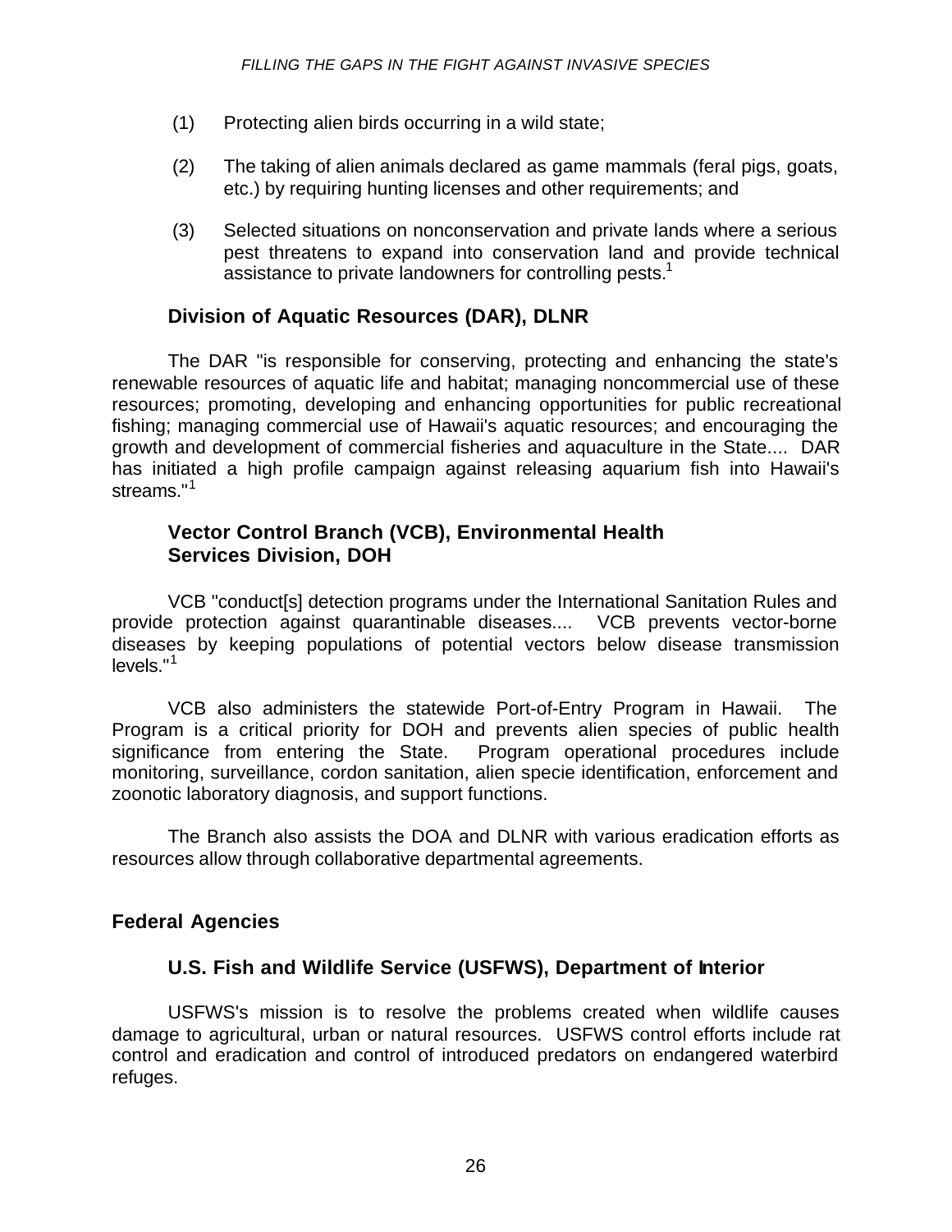(1) Protecting alien birds occurring in a wild state;

(2) The taking of alien animals declared as game mammals (feral pigs, goats, etc.) by requiring hunting licenses and other requirements; and

(3) Selected situations on nonconservation and private lands where a serious pest threatens to expand into conservation land and provide technical assistance to private landowners for controlling pests.[1]

### Division of Aquatic Resources (DAR), DLNR

The DAR "is responsible for conserving, protecting and enhancing the state's renewable resources of aquatic life and habitat; managing noncommercial use of these resources; promoting, developing and enhancing opportunities for public recreational fishing; managing commercial use of Hawaii's aquatic resources; and encouraging the growth and development of commercial fisheries and aquaculture in the State.... DAR has initiated a high profile campaign against releasing aquarium fish into Hawaii's streams."[1]

### Vector Control Branch (VCB), Environmental Health Services Division, DOH

VCB "conduct[s] detection programs under the International Sanitation Rules and provide protection against quarantinable diseases.... VCB prevents vector-borne diseases by keeping populations of potential vectors below disease transmission levels."[1]

VCB also administers the statewide Port-of-Entry Program in Hawaii. The Program is a critical priority for DOH and prevents alien species of public health significance from entering the State. Program operational procedures include monitoring, surveillance, cordon sanitation, alien specie identification, enforcement and zoonotic laboratory diagnosis, and support functions.

The Branch also assists the DOA and DLNR with various eradication efforts as resources allow through collaborative departmental agreements.

## Federal Agencies

### U.S. Fish and Wildlife Service (USFWS), Department of Interior

USFWS's mission is to resolve the problems created when wildlife causes damage to agricultural, urban or natural resources. USFWS control efforts include rat control and eradication and control of introduced predators on endangered waterbird refuges.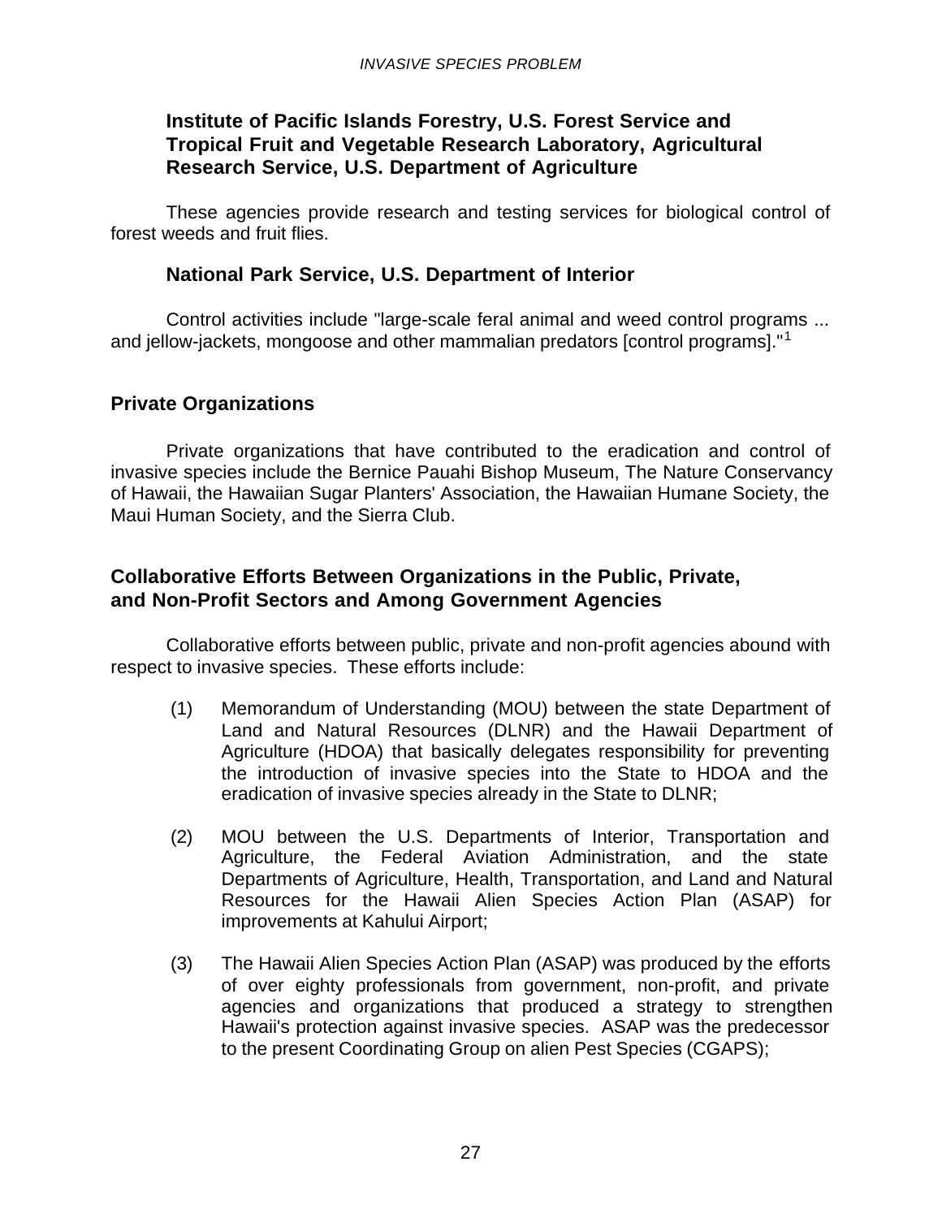### Institute of Pacific Islands Forestry, U.S. Forest Service and Tropical Fruit and Vegetable Research Laboratory, Agricultural Research Service, U.S. Department of Agriculture

These agencies provide research and testing services for biological control of forest weeds and fruit flies.

### National Park Service, U.S. Department of Interior

Control activities include "large-scale feral animal and weed control programs ... and jellow-jackets, mongoose and other mammalian predators [control programs]."[1]

## Private Organizations

Private organizations that have contributed to the eradication and control of invasive species include the Bernice Pauahi Bishop Museum, The Nature Conservancy of Hawaii, the Hawaiian Sugar Planters' Association, the Hawaiian Humane Society, the Maui Human Society, and the Sierra Club.

## Collaborative Efforts Between Organizations in the Public, Private, and Non-Profit Sectors and Among Government Agencies

Collaborative efforts between public, private and non-profit agencies abound with respect to invasive species. These efforts include:

(1) Memorandum of Understanding (MOU) between the state Department of Land and Natural Resources (DLNR) and the Hawaii Department of Agriculture (HDOA) that basically delegates responsibility for preventing the introduction of invasive species into the State to HDOA and the eradication of invasive species already in the State to DLNR;

(2) MOU between the U.S. Departments of Interior, Transportation and Agriculture, the Federal Aviation Administration, and the state Departments of Agriculture, Health, Transportation, and Land and Natural Resources for the Hawaii Alien Species Action Plan (ASAP) for improvements at Kahului Airport;

(3) The Hawaii Alien Species Action Plan (ASAP) was produced by the efforts of over eighty professionals from government, non-profit, and private agencies and organizations that produced a strategy to strengthen Hawaii's protection against invasive species. ASAP was the predecessor to the present Coordinating Group on alien Pest Species (CGAPS);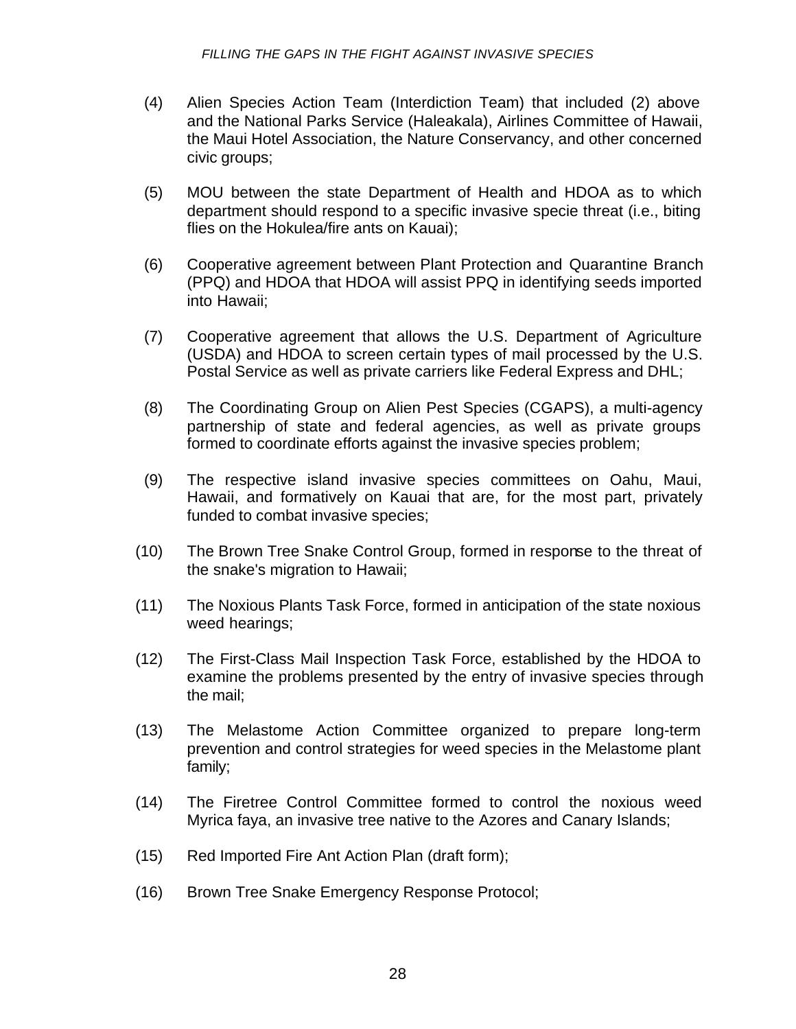(4) Alien Species Action Team (Interdiction Team) that included (2) above and the National Parks Service (Haleakala), Airlines Committee of Hawaii, the Maui Hotel Association, the Nature Conservancy, and other concerned civic groups;

(5) MOU between the state Department of Health and HDOA as to which department should respond to a specific invasive specie threat (i.e., biting flies on the Hokulea/fire ants on Kauai);

(6) Cooperative agreement between Plant Protection and Quarantine Branch (PPQ) and HDOA that HDOA will assist PPQ in identifying seeds imported into Hawaii;

(7) Cooperative agreement that allows the U.S. Department of Agriculture (USDA) and HDOA to screen certain types of mail processed by the U.S. Postal Service as well as private carriers like Federal Express and DHL;

(8) The Coordinating Group on Alien Pest Species (CGAPS), a multi-agency partnership of state and federal agencies, as well as private groups formed to coordinate efforts against the invasive species problem;

(9) The respective island invasive species committees on Oahu, Maui, Hawaii, and formatively on Kauai that are, for the most part, privately funded to combat invasive species;

(10) The Brown Tree Snake Control Group, formed in response to the threat of the snake's migration to Hawaii;

(11) The Noxious Plants Task Force, formed in anticipation of the state noxious weed hearings;

(12) The First-Class Mail Inspection Task Force, established by the HDOA to examine the problems presented by the entry of invasive species through the mail;

(13) The Melastome Action Committee organized to prepare long-term prevention and control strategies for weed species in the Melastome plant family;

(14) The Firetree Control Committee formed to control the noxious weed Myrica faya, an invasive tree native to the Azores and Canary Islands;

(15) Red Imported Fire Ant Action Plan (draft form);

(16) Brown Tree Snake Emergency Response Protocol;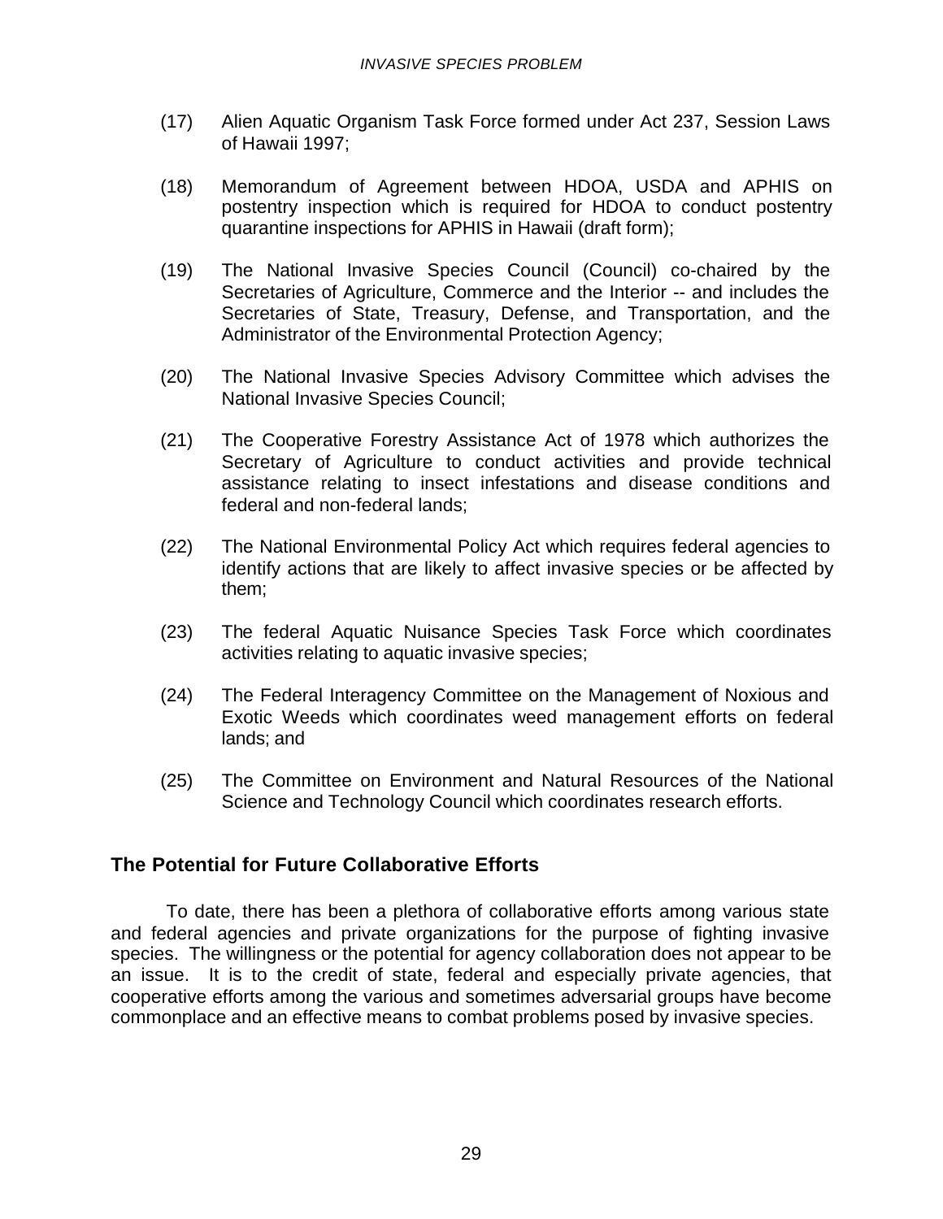(17) Alien Aquatic Organism Task Force formed under Act 237, Session Laws of Hawaii 1997;

(18) Memorandum of Agreement between HDOA, USDA and APHIS on postentry inspection which is required for HDOA to conduct postentry quarantine inspections for APHIS in Hawaii (draft form);

(19) The National Invasive Species Council (Council) co-chaired by the Secretaries of Agriculture, Commerce and the Interior -- and includes the Secretaries of State, Treasury, Defense, and Transportation, and the Administrator of the Environmental Protection Agency;

(20) The National Invasive Species Advisory Committee which advises the National Invasive Species Council;

(21) The Cooperative Forestry Assistance Act of 1978 which authorizes the Secretary of Agriculture to conduct activities and provide technical assistance relating to insect infestations and disease conditions and federal and non-federal lands;

(22) The National Environmental Policy Act which requires federal agencies to identify actions that are likely to affect invasive species or be affected by them;

(23) The federal Aquatic Nuisance Species Task Force which coordinates activities relating to aquatic invasive species;

(24) The Federal Interagency Committee on the Management of Noxious and Exotic Weeds which coordinates weed management efforts on federal lands; and

(25) The Committee on Environment and Natural Resources of the National Science and Technology Council which coordinates research efforts.

## The Potential for Future Collaborative Efforts

To date, there has been a plethora of collaborative efforts among various state and federal agencies and private organizations for the purpose of fighting invasive species. The willingness or the potential for agency collaboration does not appear to be an issue. It is to the credit of state, federal and especially private agencies, that cooperative efforts among the various and sometimes adversarial groups have become commonplace and an effective means to combat problems posed by invasive species.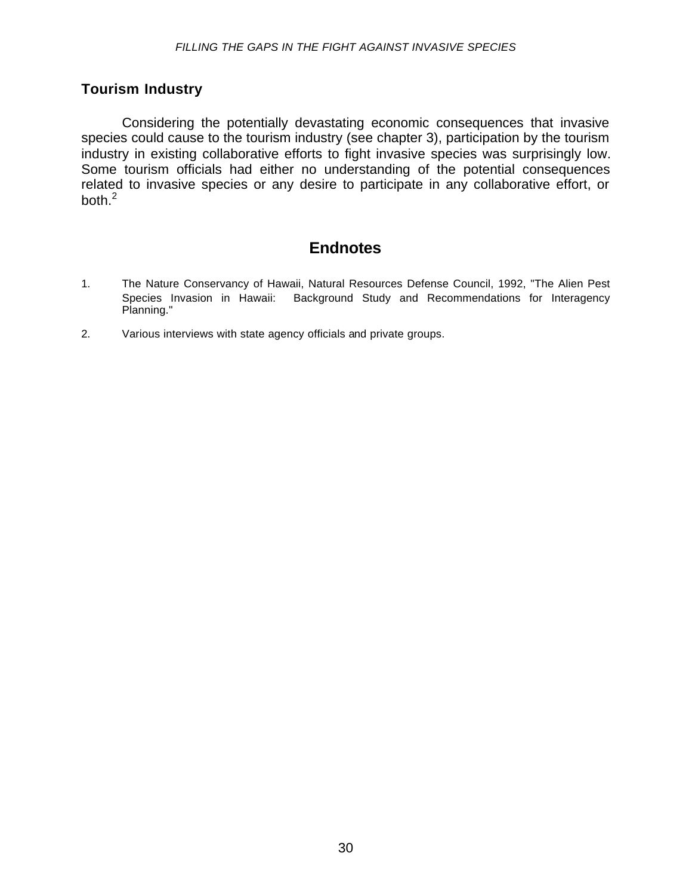### Tourism Industry

Considering the potentially devastating economic consequences that invasive species could cause to the tourism industry (see chapter 3), participation by the tourism industry in existing collaborative efforts to fight invasive species was surprisingly low. Some tourism officials had either no understanding of the potential consequences related to invasive species or any desire to participate in any collaborative effort, or both.[2]

## Endnotes

1. The Nature Conservancy of Hawaii, Natural Resources Defense Council, 1992, "The Alien Pest Species Invasion in Hawaii: Background Study and Recommendations for Interagency Planning."

2. Various interviews with state agency officials and private groups.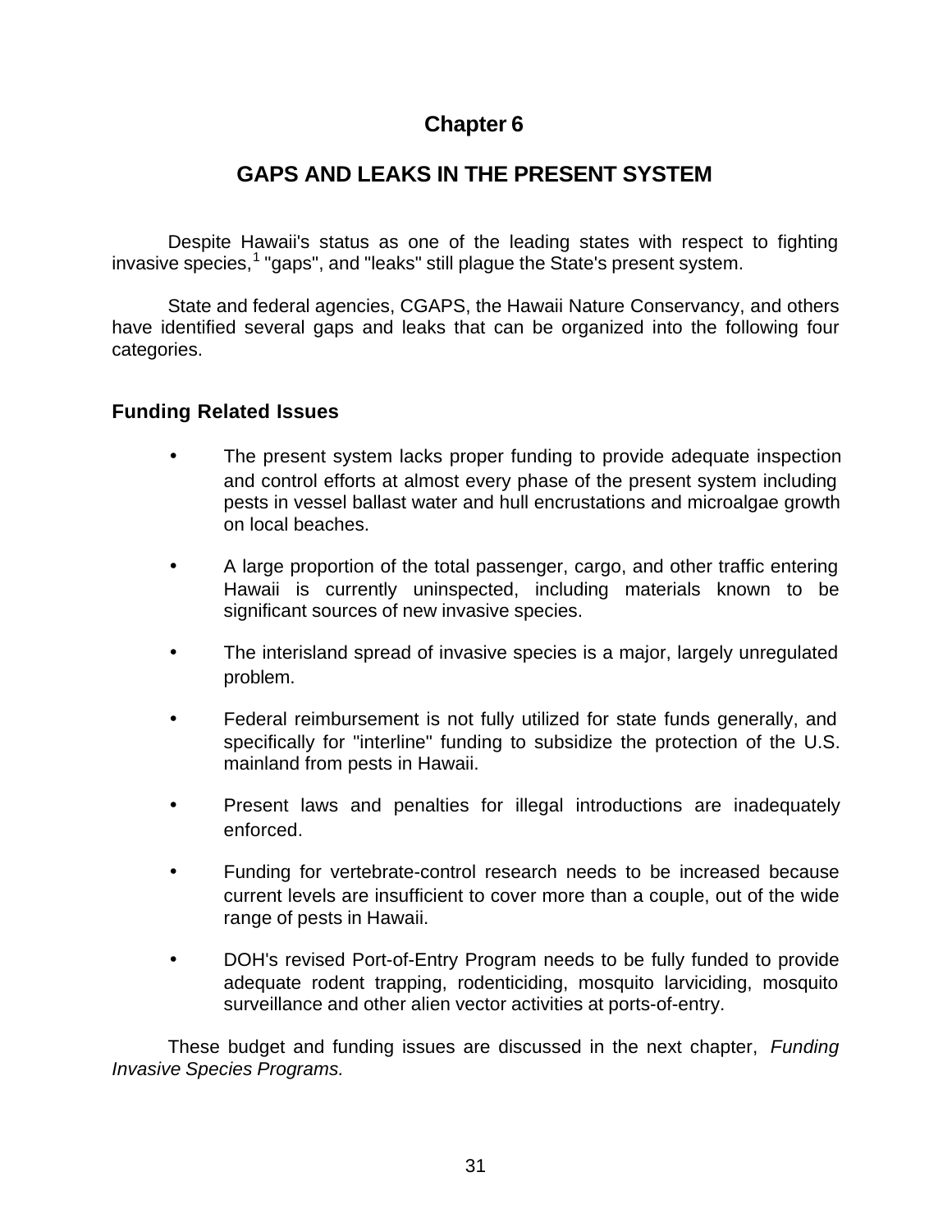# Chapter 6

## GAPS AND LEAKS IN THE PRESENT SYSTEM

Despite Hawaii's status as one of the leading states with respect to fighting invasive species,[1] "gaps", and "leaks" still plague the State's present system.

State and federal agencies, CGAPS, the Hawaii Nature Conservancy, and others have identified several gaps and leaks that can be organized into the following four categories.

### Funding Related Issues

- The present system lacks proper funding to provide adequate inspection and control efforts at almost every phase of the present system including pests in vessel ballast water and hull encrustations and microalgae growth on local beaches.

- A large proportion of the total passenger, cargo, and other traffic entering Hawaii is currently uninspected, including materials known to be significant sources of new invasive species.

- The interisland spread of invasive species is a major, largely unregulated problem.

- Federal reimbursement is not fully utilized for state funds generally, and specifically for "interline" funding to subsidize the protection of the U.S. mainland from pests in Hawaii.

- Present laws and penalties for illegal introductions are inadequately enforced.

- Funding for vertebrate-control research needs to be increased because current levels are insufficient to cover more than a couple, out of the wide range of pests in Hawaii.

- DOH's revised Port-of-Entry Program needs to be fully funded to provide adequate rodent trapping, rodenticiding, mosquito larviciding, mosquito surveillance and other alien vector activities at ports-of-entry.

These budget and funding issues are discussed in the next chapter, *Funding Invasive Species Programs.*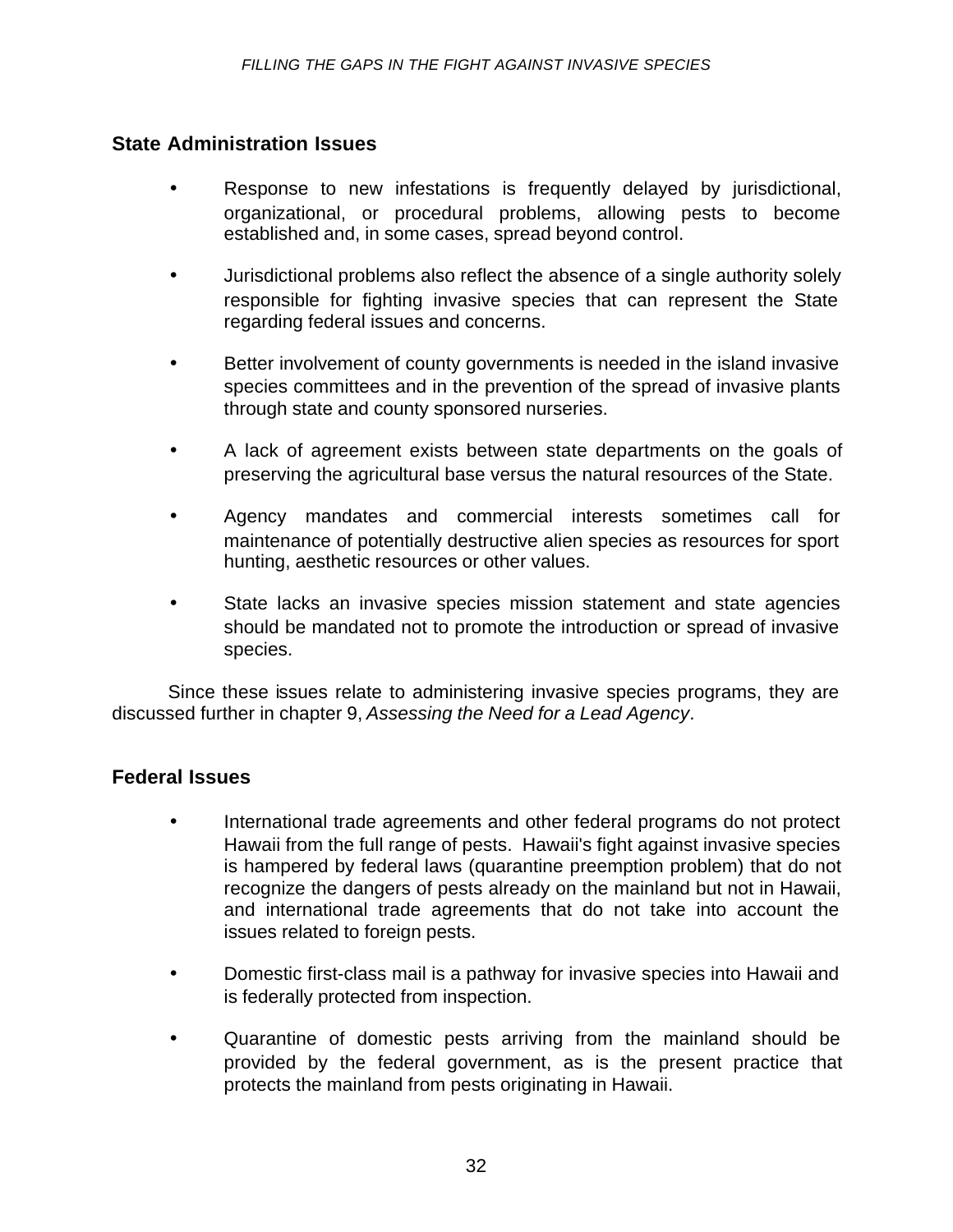## State Administration Issues

- Response to new infestations is frequently delayed by jurisdictional, organizational, or procedural problems, allowing pests to become established and, in some cases, spread beyond control.
- Jurisdictional problems also reflect the absence of a single authority solely responsible for fighting invasive species that can represent the State regarding federal issues and concerns.
- Better involvement of county governments is needed in the island invasive species committees and in the prevention of the spread of invasive plants through state and county sponsored nurseries.
- A lack of agreement exists between state departments on the goals of preserving the agricultural base versus the natural resources of the State.
- Agency mandates and commercial interests sometimes call for maintenance of potentially destructive alien species as resources for sport hunting, aesthetic resources or other values.
- State lacks an invasive species mission statement and state agencies should be mandated not to promote the introduction or spread of invasive species.

Since these issues relate to administering invasive species programs, they are discussed further in chapter 9, *Assessing the Need for a Lead Agency*.

## Federal Issues

- International trade agreements and other federal programs do not protect Hawaii from the full range of pests. Hawaii's fight against invasive species is hampered by federal laws (quarantine preemption problem) that do not recognize the dangers of pests already on the mainland but not in Hawaii, and international trade agreements that do not take into account the issues related to foreign pests.
- Domestic first-class mail is a pathway for invasive species into Hawaii and is federally protected from inspection.
- Quarantine of domestic pests arriving from the mainland should be provided by the federal government, as is the present practice that protects the mainland from pests originating in Hawaii.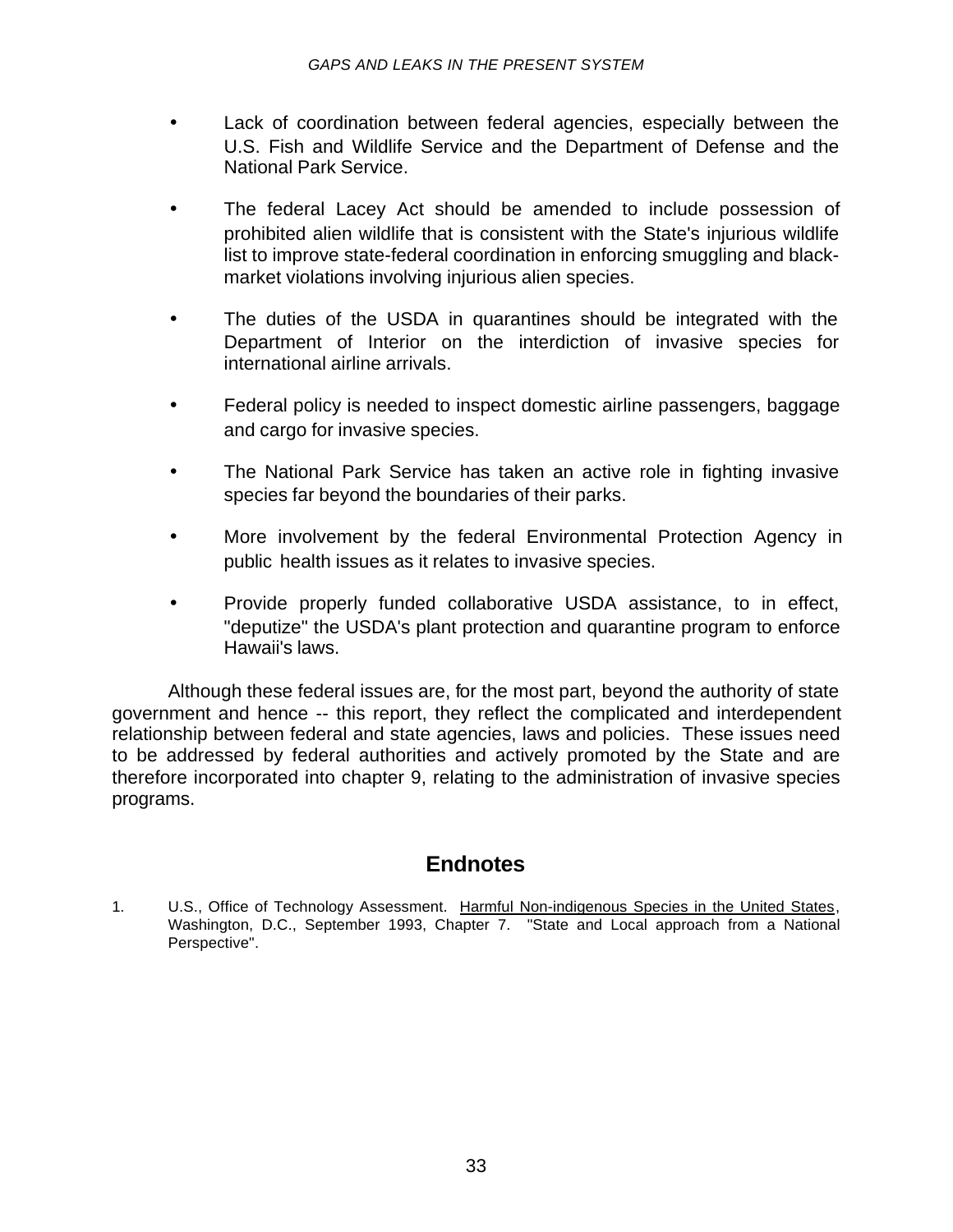- Lack of coordination between federal agencies, especially between the U.S. Fish and Wildlife Service and the Department of Defense and the National Park Service.

- The federal Lacey Act should be amended to include possession of prohibited alien wildlife that is consistent with the State's injurious wildlife list to improve state-federal coordination in enforcing smuggling and black-market violations involving injurious alien species.

- The duties of the USDA in quarantines should be integrated with the Department of Interior on the interdiction of invasive species for international airline arrivals.

- Federal policy is needed to inspect domestic airline passengers, baggage and cargo for invasive species.

- The National Park Service has taken an active role in fighting invasive species far beyond the boundaries of their parks.

- More involvement by the federal Environmental Protection Agency in public health issues as it relates to invasive species.

- Provide properly funded collaborative USDA assistance, to in effect, "deputize" the USDA's plant protection and quarantine program to enforce Hawaii's laws.

Although these federal issues are, for the most part, beyond the authority of state government and hence -- this report, they reflect the complicated and interdependent relationship between federal and state agencies, laws and policies. These issues need to be addressed by federal authorities and actively promoted by the State and are therefore incorporated into chapter 9, relating to the administration of invasive species programs.

## Endnotes

1. U.S., Office of Technology Assessment. Harmful Non-indigenous Species in the United States, Washington, D.C., September 1993, Chapter 7. "State and Local approach from a National Perspective".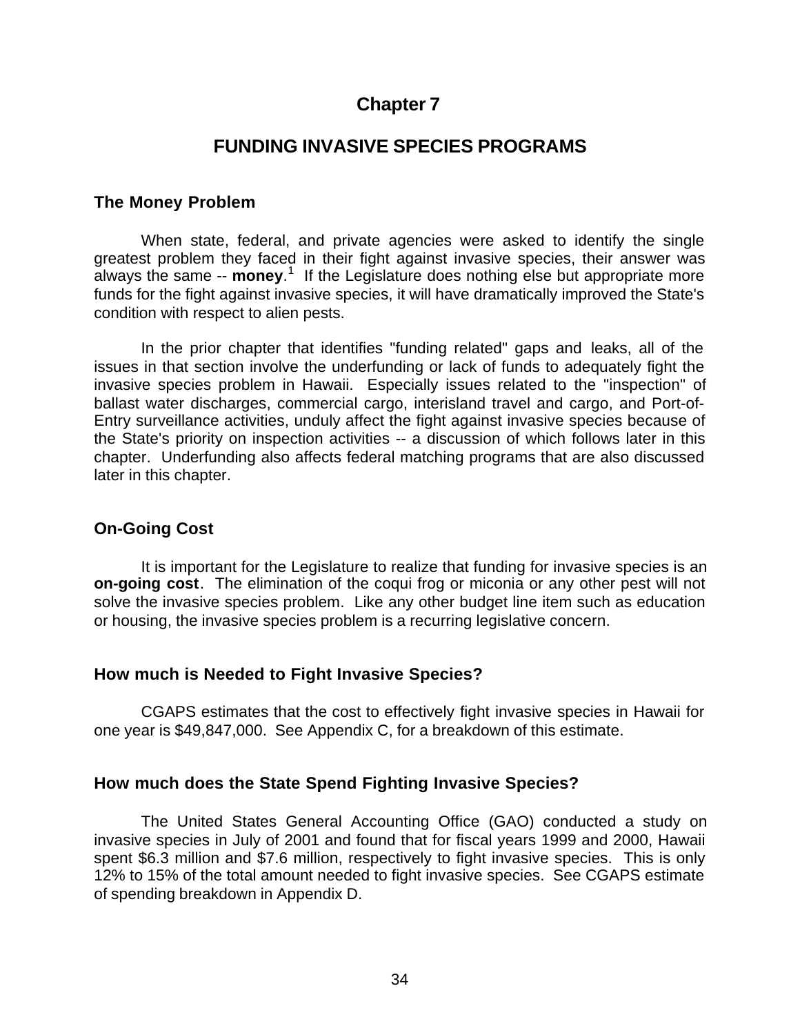# Chapter 7

## FUNDING INVASIVE SPECIES PROGRAMS

### The Money Problem

When state, federal, and private agencies were asked to identify the single greatest problem they faced in their fight against invasive species, their answer was always the same -- **money**.[1] If the Legislature does nothing else but appropriate more funds for the fight against invasive species, it will have dramatically improved the State's condition with respect to alien pests.

In the prior chapter that identifies "funding related" gaps and leaks, all of the issues in that section involve the underfunding or lack of funds to adequately fight the invasive species problem in Hawaii. Especially issues related to the "inspection" of ballast water discharges, commercial cargo, interisland travel and cargo, and Port-of-Entry surveillance activities, unduly affect the fight against invasive species because of the State's priority on inspection activities -- a discussion of which follows later in this chapter. Underfunding also affects federal matching programs that are also discussed later in this chapter.

### On-Going Cost

It is important for the Legislature to realize that funding for invasive species is an **on-going cost**. The elimination of the coqui frog or miconia or any other pest will not solve the invasive species problem. Like any other budget line item such as education or housing, the invasive species problem is a recurring legislative concern.

### How much is Needed to Fight Invasive Species?

CGAPS estimates that the cost to effectively fight invasive species in Hawaii for one year is $49,847,000. See Appendix C, for a breakdown of this estimate.

### How much does the State Spend Fighting Invasive Species?

The United States General Accounting Office (GAO) conducted a study on invasive species in July of 2001 and found that for fiscal years 1999 and 2000, Hawaii spent $6.3 million and $7.6 million, respectively to fight invasive species. This is only 12% to 15% of the total amount needed to fight invasive species. See CGAPS estimate of spending breakdown in Appendix D.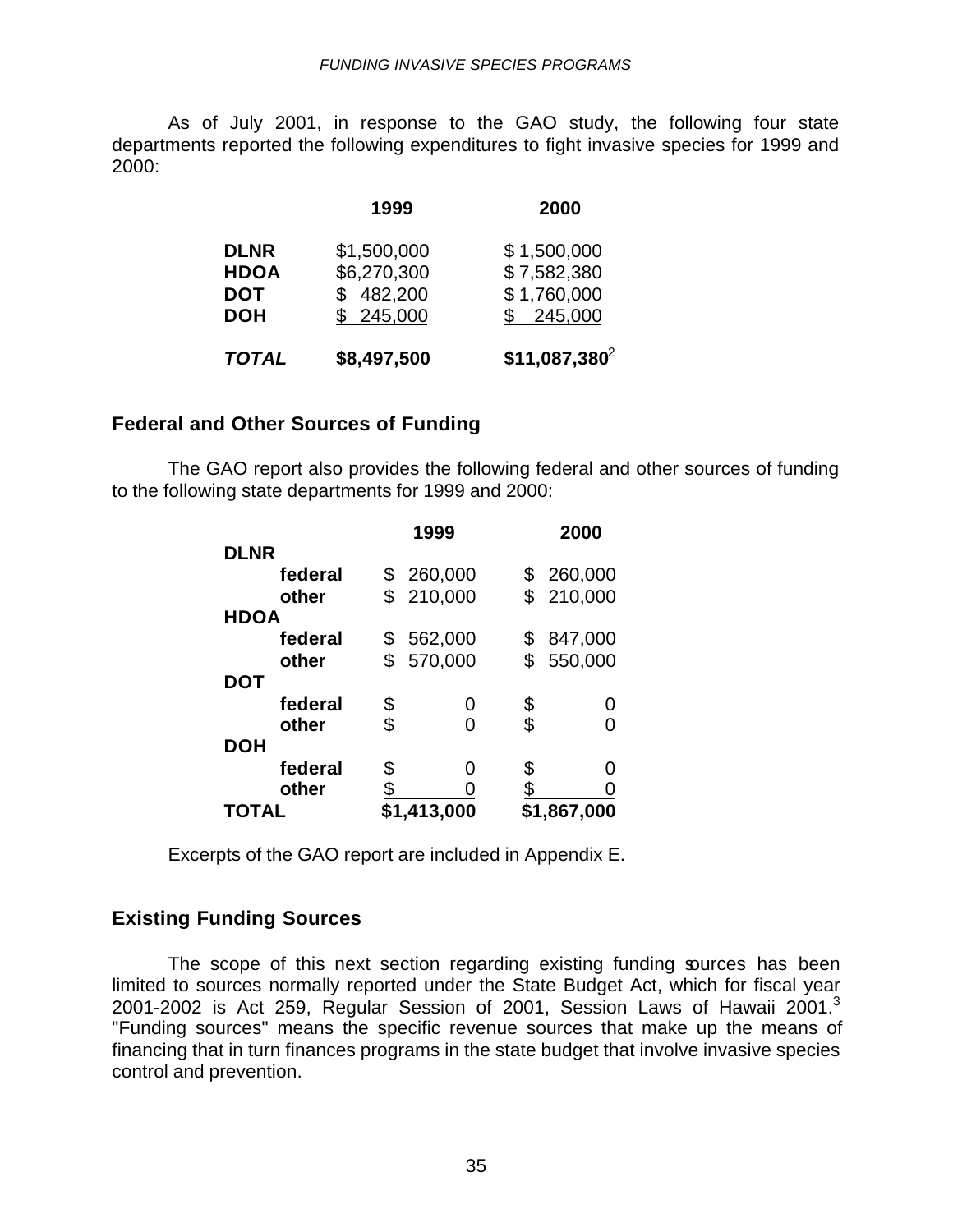As of July 2001, in response to the GAO study, the following four state departments reported the following expenditures to fight invasive species for 1999 and 2000:

| | 1999 | 2000 |
|---|---|---|
| **DLNR** | $1,500,000 | $ 1,500,000 |
| **HDOA** | $6,270,300 | $ 7,582,380 |
| **DOT** | $ 482,200 | $ 1,760,000 |
| **DOH** | $ 245,000 | $ 245,000 |
| ***TOTAL*** | **$8,497,500** | **$11,087,380**[2] |

## Federal and Other Sources of Funding

The GAO report also provides the following federal and other sources of funding to the following state departments for 1999 and 2000:

| | 1999 | 2000 |
|---|---|---|
| **DLNR** | | |
| **federal** | $ 260,000 | $ 260,000 |
| **other** | $ 210,000 | $ 210,000 |
| **HDOA** | | |
| **federal** | $ 562,000 | $ 847,000 |
| **other** | $ 570,000 | $ 550,000 |
| **DOT** | | |
| **federal** | $ 0 | $ 0 |
| **other** | $ 0 | $ 0 |
| **DOH** | | |
| **federal** | $ 0 | $ 0 |
| **other** | $ 0 | $ 0 |
| **TOTAL** | **$1,413,000** | **$1,867,000** |

Excerpts of the GAO report are included in Appendix E.

## Existing Funding Sources

The scope of this next section regarding existing funding sources has been limited to sources normally reported under the State Budget Act, which for fiscal year 2001-2002 is Act 259, Regular Session of 2001, Session Laws of Hawaii 2001.[3] "Funding sources" means the specific revenue sources that make up the means of financing that in turn finances programs in the state budget that involve invasive species control and prevention.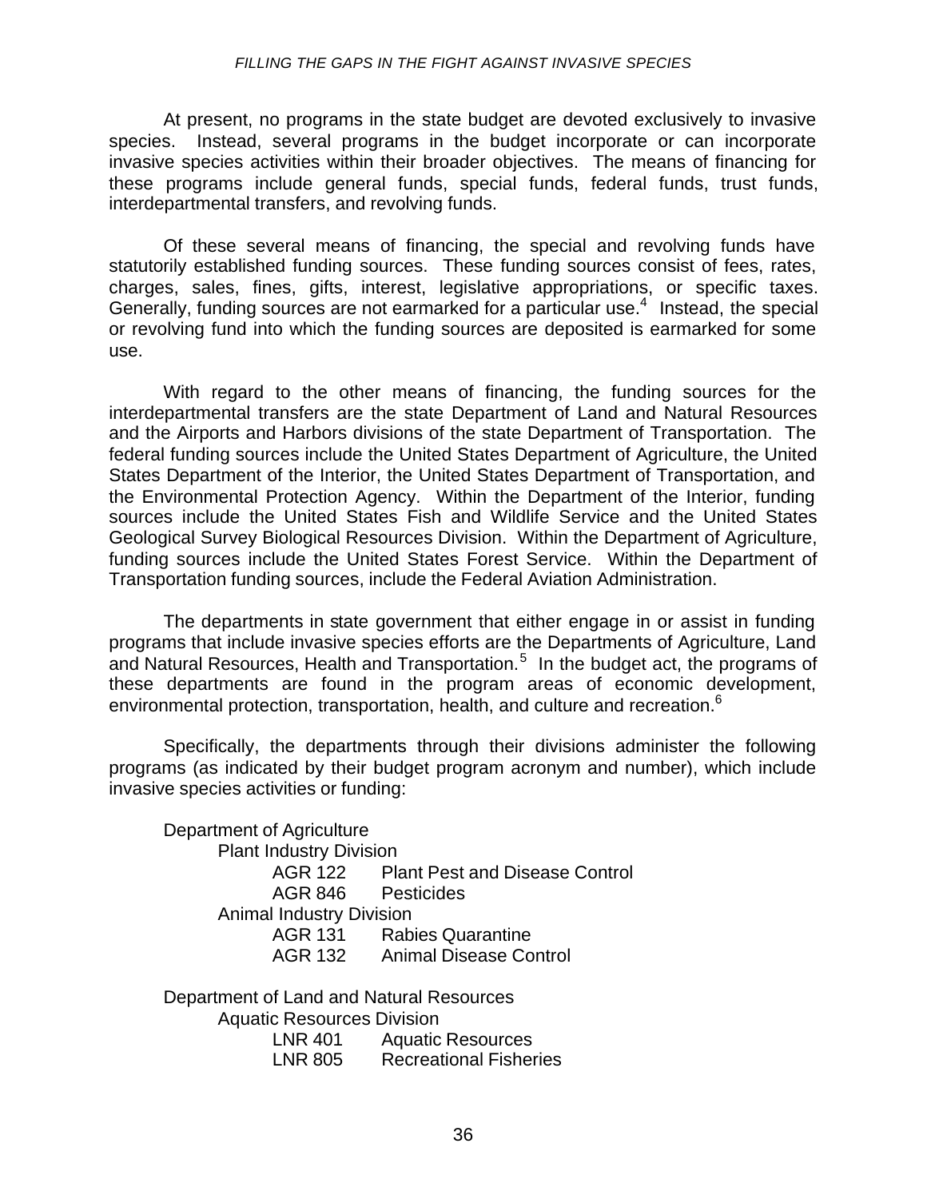At present, no programs in the state budget are devoted exclusively to invasive species. Instead, several programs in the budget incorporate or can incorporate invasive species activities within their broader objectives. The means of financing for these programs include general funds, special funds, federal funds, trust funds, interdepartmental transfers, and revolving funds.

Of these several means of financing, the special and revolving funds have statutorily established funding sources. These funding sources consist of fees, rates, charges, sales, fines, gifts, interest, legislative appropriations, or specific taxes. Generally, funding sources are not earmarked for a particular use.[4] Instead, the special or revolving fund into which the funding sources are deposited is earmarked for some use.

With regard to the other means of financing, the funding sources for the interdepartmental transfers are the state Department of Land and Natural Resources and the Airports and Harbors divisions of the state Department of Transportation. The federal funding sources include the United States Department of Agriculture, the United States Department of the Interior, the United States Department of Transportation, and the Environmental Protection Agency. Within the Department of the Interior, funding sources include the United States Fish and Wildlife Service and the United States Geological Survey Biological Resources Division. Within the Department of Agriculture, funding sources include the United States Forest Service. Within the Department of Transportation funding sources, include the Federal Aviation Administration.

The departments in state government that either engage in or assist in funding programs that include invasive species efforts are the Departments of Agriculture, Land and Natural Resources, Health and Transportation.[5] In the budget act, the programs of these departments are found in the program areas of economic development, environmental protection, transportation, health, and culture and recreation.[6]

Specifically, the departments through their divisions administer the following programs (as indicated by their budget program acronym and number), which include invasive species activities or funding:

- Department of Agriculture
  - Plant Industry Division
    - AGR 122 Plant Pest and Disease Control
    - AGR 846 Pesticides
  - Animal Industry Division
    - AGR 131 Rabies Quarantine
    - AGR 132 Animal Disease Control

- Department of Land and Natural Resources
  - Aquatic Resources Division
    - LNR 401 Aquatic Resources
    - LNR 805 Recreational Fisheries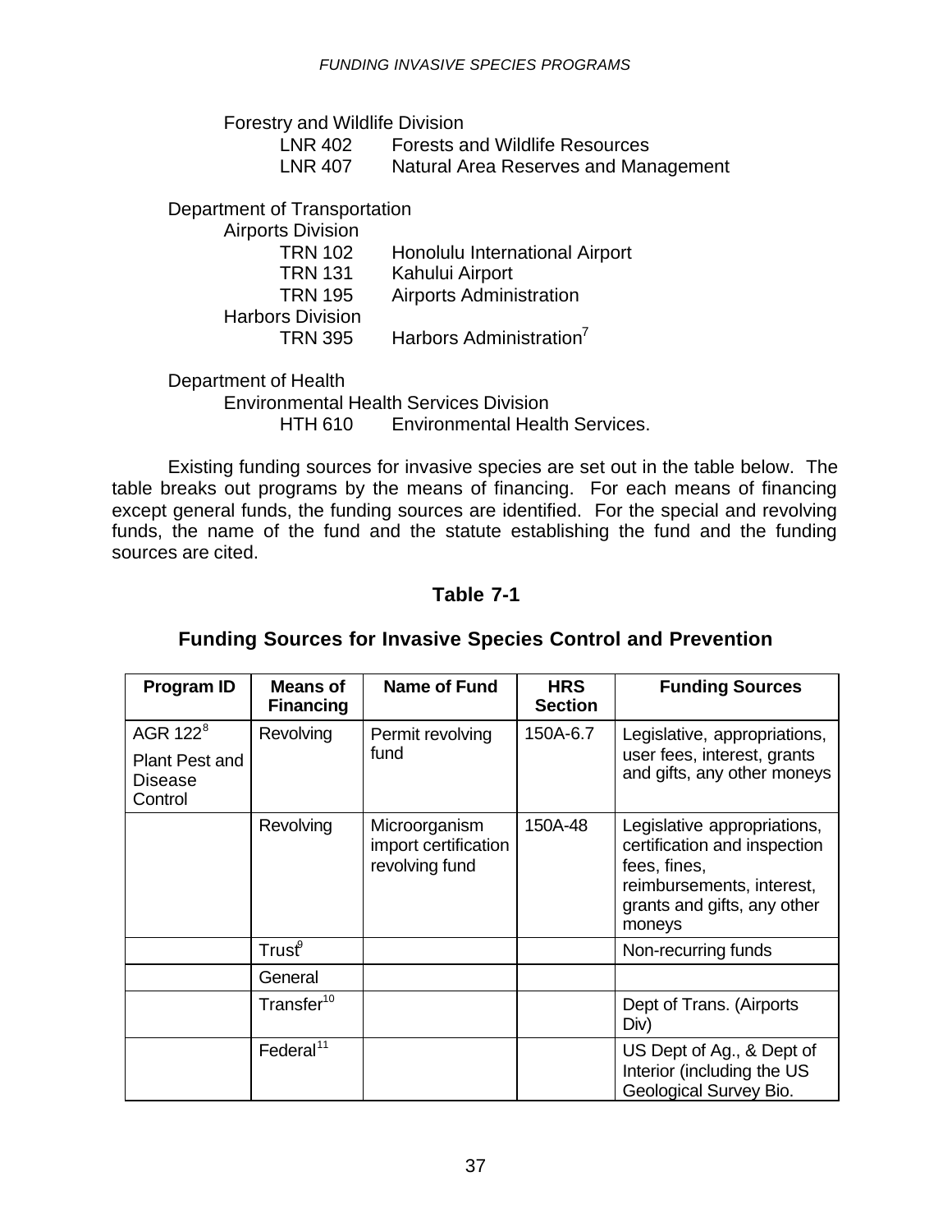Forestry and Wildlife Division

LNR 402 Forests and Wildlife Resources

LNR 407 Natural Area Reserves and Management

Department of Transportation

Airports Division

TRN 102 Honolulu International Airport

TRN 131 Kahului Airport

TRN 195 Airports Administration

Harbors Division

TRN 395 Harbors Administration[7]

Department of Health

Environmental Health Services Division

HTH 610 Environmental Health Services.

Existing funding sources for invasive species are set out in the table below. The table breaks out programs by the means of financing. For each means of financing except general funds, the funding sources are identified. For the special and revolving funds, the name of the fund and the statute establishing the fund and the funding sources are cited.

## Table 7-1

## Funding Sources for Invasive Species Control and Prevention

| Program ID | Means of Financing | Name of Fund | HRS Section | Funding Sources |
|---|---|---|---|---|
| AGR 122[8] Plant Pest and Disease Control | Revolving | Permit revolving fund | 150A-6.7 | Legislative, appropriations, user fees, interest, grants and gifts, any other moneys |
| | Revolving | Microorganism import certification revolving fund | 150A-48 | Legislative appropriations, certification and inspection fees, fines, reimbursements, interest, grants and gifts, any other moneys |
| | Trust[9] | | | Non-recurring funds |
| | General | | | |
| | Transfer[10] | | | Dept of Trans. (Airports Div) |
| | Federal[11] | | | US Dept of Ag., & Dept of Interior (including the US Geological Survey Bio. |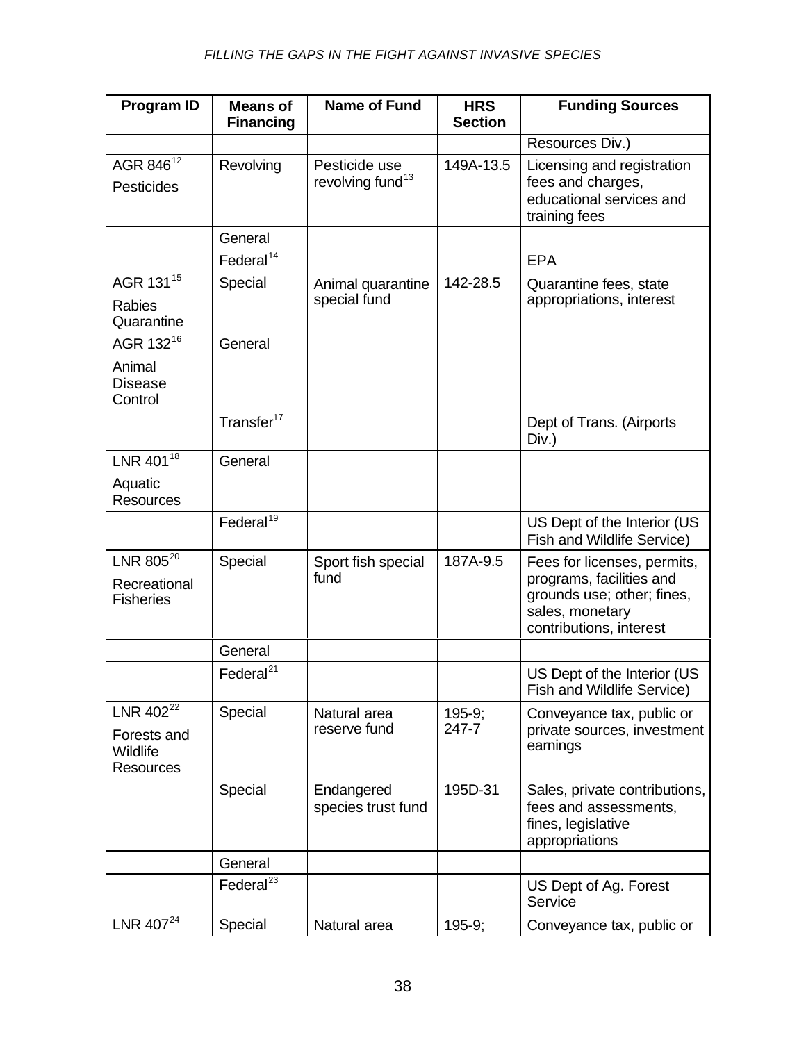| Program ID | Means of Financing | Name of Fund | HRS Section | Funding Sources |
|---|---|---|---|---|
| | | | | Resources Div.) |
| AGR 846[12] Pesticides | Revolving | Pesticide use revolving fund[13] | 149A-13.5 | Licensing and registration fees and charges, educational services and training fees |
| | General | | | |
| | Federal[14] | | | EPA |
| AGR 131[15] Rabies Quarantine | Special | Animal quarantine special fund | 142-28.5 | Quarantine fees, state appropriations, interest |
| AGR 132[16] Animal Disease Control | General | | | |
| | Transfer[17] | | | Dept of Trans. (Airports Div.) |
| LNR 401[18] Aquatic Resources | General | | | |
| | Federal[19] | | | US Dept of the Interior (US Fish and Wildlife Service) |
| LNR 805[20] Recreational Fisheries | Special | Sport fish special fund | 187A-9.5 | Fees for licenses, permits, programs, facilities and grounds use; other; fines, sales, monetary contributions, interest |
| | General | | | |
| | Federal[21] | | | US Dept of the Interior (US Fish and Wildlife Service) |
| LNR 402[22] Forests and Wildlife Resources | Special | Natural area reserve fund | 195-9; 247-7 | Conveyance tax, public or private sources, investment earnings |
| | Special | Endangered species trust fund | 195D-31 | Sales, private contributions, fees and assessments, fines, legislative appropriations |
| | General | | | |
| | Federal[23] | | | US Dept of Ag. Forest Service |
| LNR 407[24] | Special | Natural area | 195-9; | Conveyance tax, public or |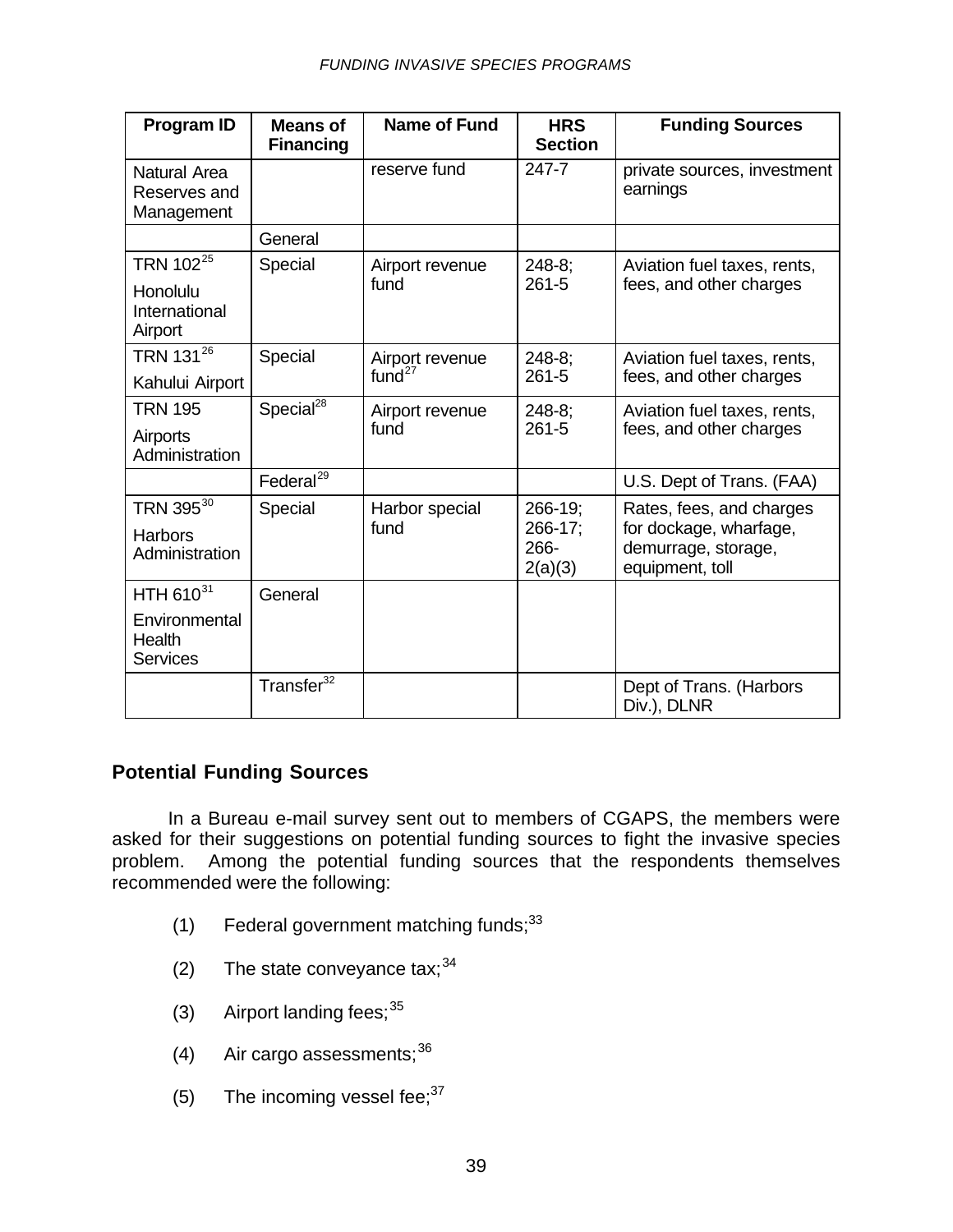| Program ID | Means of Financing | Name of Fund | HRS Section | Funding Sources |
|---|---|---|---|---|
| Natural Area Reserves and Management | | reserve fund | 247-7 | private sources, investment earnings |
| | General | | | |
| TRN 102[25] Honolulu International Airport | Special | Airport revenue fund | 248-8; 261-5 | Aviation fuel taxes, rents, fees, and other charges |
| TRN 131[26] Kahului Airport | Special | Airport revenue fund[27] | 248-8; 261-5 | Aviation fuel taxes, rents, fees, and other charges |
| TRN 195 Airports Administration | Special[28] | Airport revenue fund | 248-8; 261-5 | Aviation fuel taxes, rents, fees, and other charges |
| | Federal[29] | | | U.S. Dept of Trans. (FAA) |
| TRN 395[30] Harbors Administration | Special | Harbor special fund | 266-19; 266-17; 266-2(a)(3) | Rates, fees, and charges for dockage, wharfage, demurrage, storage, equipment, toll |
| HTH 610[31] Environmental Health Services | General | | | |
| | Transfer[32] | | | Dept of Trans. (Harbors Div.), DLNR |

## Potential Funding Sources

In a Bureau e-mail survey sent out to members of CGAPS, the members were asked for their suggestions on potential funding sources to fight the invasive species problem. Among the potential funding sources that the respondents themselves recommended were the following:

(1) Federal government matching funds;[33]

(2) The state conveyance tax;[34]

(3) Airport landing fees;[35]

(4) Air cargo assessments;[36]

(5) The incoming vessel fee;[37]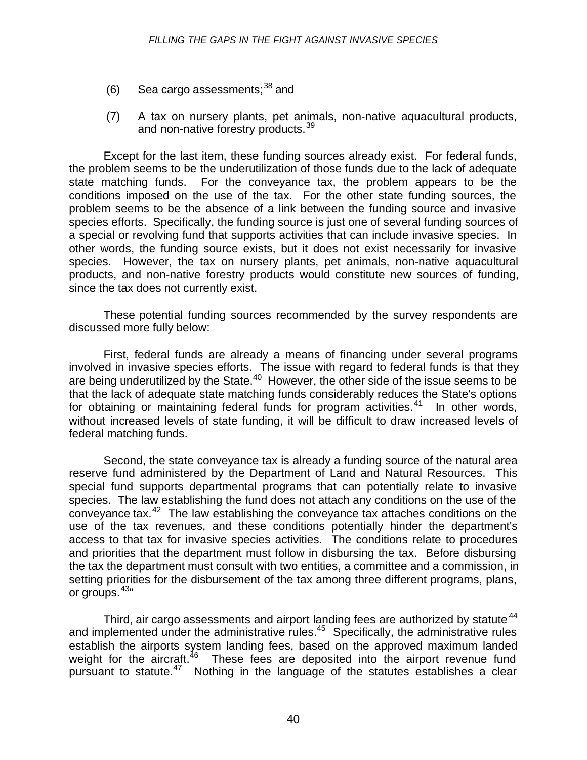(6) Sea cargo assessments;[38] and

(7) A tax on nursery plants, pet animals, non-native aquacultural products, and non-native forestry products.[39]

Except for the last item, these funding sources already exist. For federal funds, the problem seems to be the underutilization of those funds due to the lack of adequate state matching funds. For the conveyance tax, the problem appears to be the conditions imposed on the use of the tax. For the other state funding sources, the problem seems to be the absence of a link between the funding source and invasive species efforts. Specifically, the funding source is just one of several funding sources of a special or revolving fund that supports activities that can include invasive species. In other words, the funding source exists, but it does not exist necessarily for invasive species. However, the tax on nursery plants, pet animals, non-native aquacultural products, and non-native forestry products would constitute new sources of funding, since the tax does not currently exist.

These potential funding sources recommended by the survey respondents are discussed more fully below:

First, federal funds are already a means of financing under several programs involved in invasive species efforts. The issue with regard to federal funds is that they are being underutilized by the State.[40] However, the other side of the issue seems to be that the lack of adequate state matching funds considerably reduces the State's options for obtaining or maintaining federal funds for program activities.[41] In other words, without increased levels of state funding, it will be difficult to draw increased levels of federal matching funds.

Second, the state conveyance tax is already a funding source of the natural area reserve fund administered by the Department of Land and Natural Resources. This special fund supports departmental programs that can potentially relate to invasive species. The law establishing the fund does not attach any conditions on the use of the conveyance tax.[42] The law establishing the conveyance tax attaches conditions on the use of the tax revenues, and these conditions potentially hinder the department's access to that tax for invasive species activities. The conditions relate to procedures and priorities that the department must follow in disbursing the tax. Before disbursing the tax the department must consult with two entities, a committee and a commission, in setting priorities for the disbursement of the tax among three different programs, plans, or groups.[43]"

Third, air cargo assessments and airport landing fees are authorized by statute[44] and implemented under the administrative rules.[45] Specifically, the administrative rules establish the airports system landing fees, based on the approved maximum landed weight for the aircraft.[46] These fees are deposited into the airport revenue fund pursuant to statute.[47] Nothing in the language of the statutes establishes a clear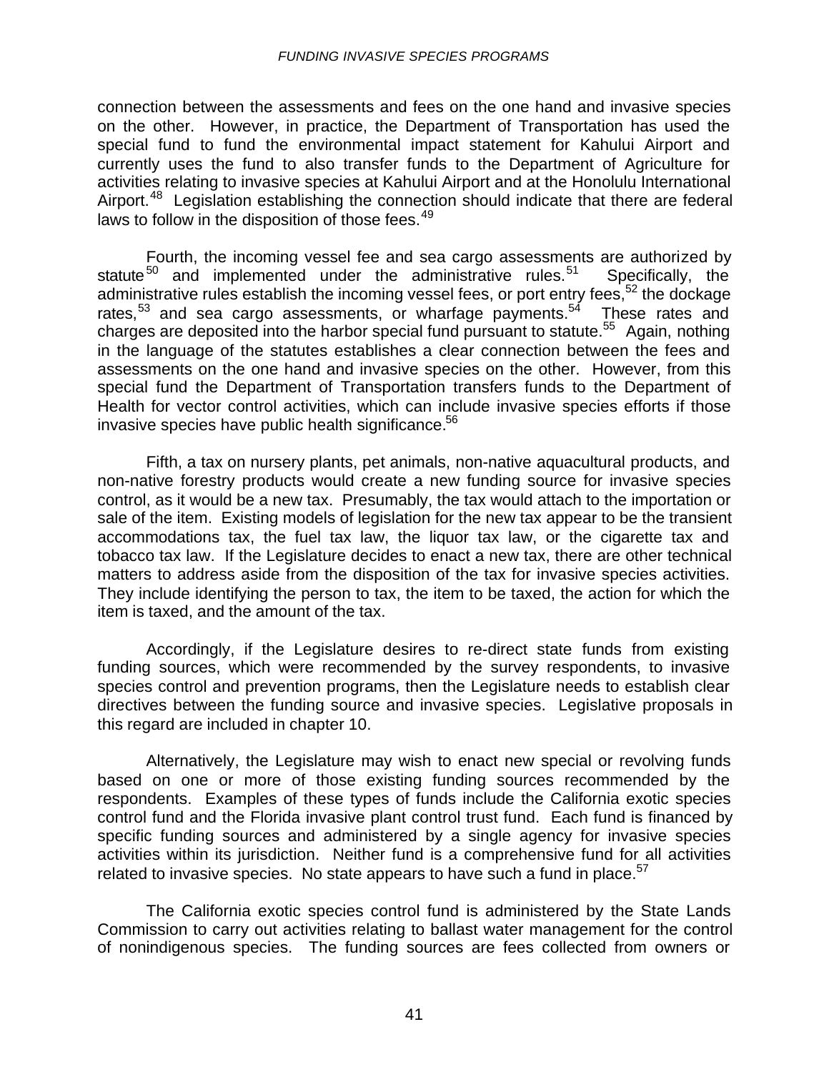connection between the assessments and fees on the one hand and invasive species on the other. However, in practice, the Department of Transportation has used the special fund to fund the environmental impact statement for Kahului Airport and currently uses the fund to also transfer funds to the Department of Agriculture for activities relating to invasive species at Kahului Airport and at the Honolulu International Airport.[48] Legislation establishing the connection should indicate that there are federal laws to follow in the disposition of those fees.[49]

Fourth, the incoming vessel fee and sea cargo assessments are authorized by statute[50] and implemented under the administrative rules.[51] Specifically, the administrative rules establish the incoming vessel fees, or port entry fees,[52] the dockage rates,[53] and sea cargo assessments, or wharfage payments.[54] These rates and charges are deposited into the harbor special fund pursuant to statute.[55] Again, nothing in the language of the statutes establishes a clear connection between the fees and assessments on the one hand and invasive species on the other. However, from this special fund the Department of Transportation transfers funds to the Department of Health for vector control activities, which can include invasive species efforts if those invasive species have public health significance.[56]

Fifth, a tax on nursery plants, pet animals, non-native aquacultural products, and non-native forestry products would create a new funding source for invasive species control, as it would be a new tax. Presumably, the tax would attach to the importation or sale of the item. Existing models of legislation for the new tax appear to be the transient accommodations tax, the fuel tax law, the liquor tax law, or the cigarette tax and tobacco tax law. If the Legislature decides to enact a new tax, there are other technical matters to address aside from the disposition of the tax for invasive species activities. They include identifying the person to tax, the item to be taxed, the action for which the item is taxed, and the amount of the tax.

Accordingly, if the Legislature desires to re-direct state funds from existing funding sources, which were recommended by the survey respondents, to invasive species control and prevention programs, then the Legislature needs to establish clear directives between the funding source and invasive species. Legislative proposals in this regard are included in chapter 10.

Alternatively, the Legislature may wish to enact new special or revolving funds based on one or more of those existing funding sources recommended by the respondents. Examples of these types of funds include the California exotic species control fund and the Florida invasive plant control trust fund. Each fund is financed by specific funding sources and administered by a single agency for invasive species activities within its jurisdiction. Neither fund is a comprehensive fund for all activities related to invasive species. No state appears to have such a fund in place.[57]

The California exotic species control fund is administered by the State Lands Commission to carry out activities relating to ballast water management for the control of nonindigenous species. The funding sources are fees collected from owners or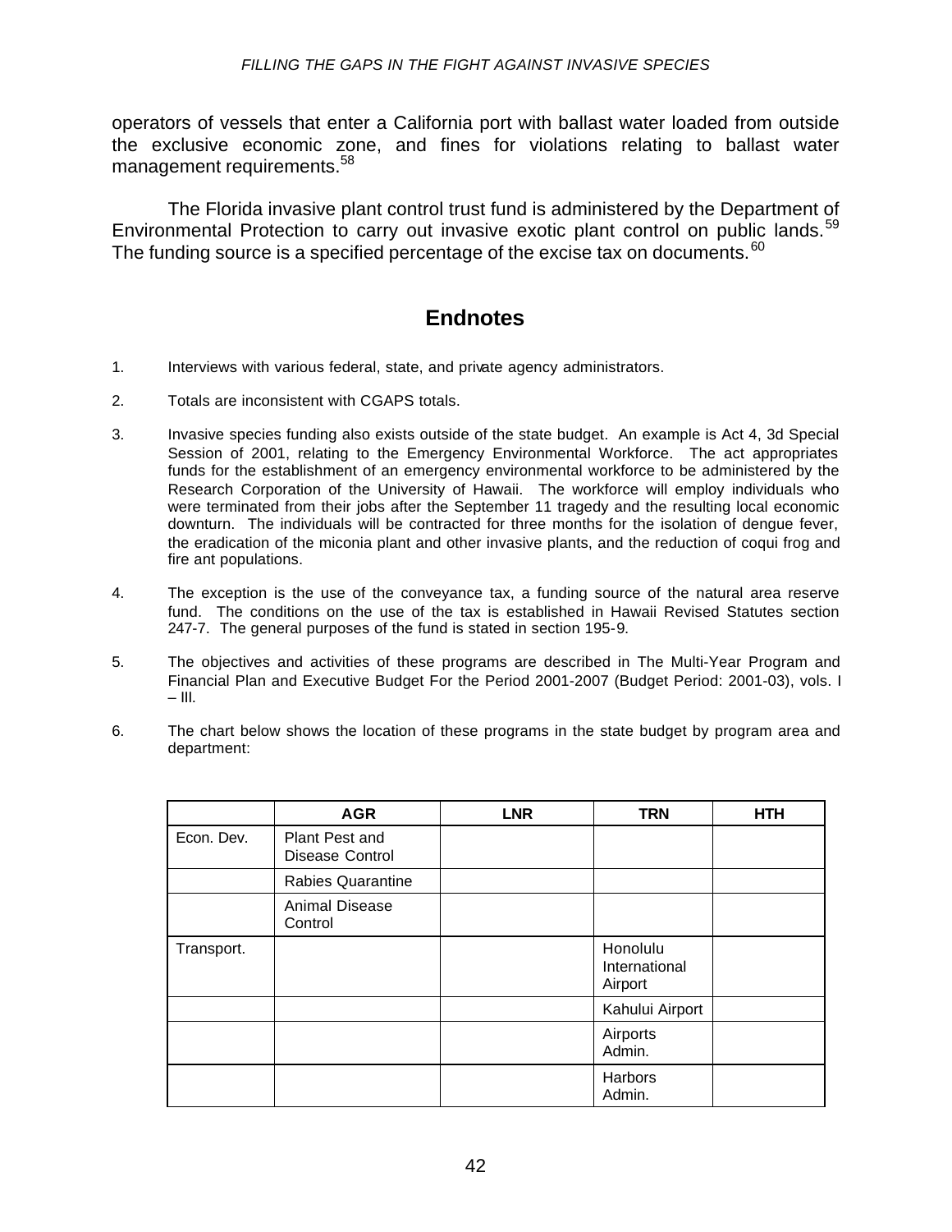operators of vessels that enter a California port with ballast water loaded from outside the exclusive economic zone, and fines for violations relating to ballast water management requirements.[58]

The Florida invasive plant control trust fund is administered by the Department of Environmental Protection to carry out invasive exotic plant control on public lands.[59] The funding source is a specified percentage of the excise tax on documents.[60]

## Endnotes

1. Interviews with various federal, state, and private agency administrators.

2. Totals are inconsistent with CGAPS totals.

3. Invasive species funding also exists outside of the state budget. An example is Act 4, 3d Special Session of 2001, relating to the Emergency Environmental Workforce. The act appropriates funds for the establishment of an emergency environmental workforce to be administered by the Research Corporation of the University of Hawaii. The workforce will employ individuals who were terminated from their jobs after the September 11 tragedy and the resulting local economic downturn. The individuals will be contracted for three months for the isolation of dengue fever, the eradication of the miconia plant and other invasive plants, and the reduction of coqui frog and fire ant populations.

4. The exception is the use of the conveyance tax, a funding source of the natural area reserve fund. The conditions on the use of the tax is established in Hawaii Revised Statutes section 247-7. The general purposes of the fund is stated in section 195-9.

5. The objectives and activities of these programs are described in The Multi-Year Program and Financial Plan and Executive Budget For the Period 2001-2007 (Budget Period: 2001-03), vols. I – III.

6. The chart below shows the location of these programs in the state budget by program area and department:

| | AGR | LNR | TRN | HTH |
|---|---|---|---|---|
| Econ. Dev. | Plant Pest and Disease Control | | | |
| | Rabies Quarantine | | | |
| | Animal Disease Control | | | |
| Transport. | | | Honolulu International Airport | |
| | | | Kahului Airport | |
| | | | Airports Admin. | |
| | | | Harbors Admin. | |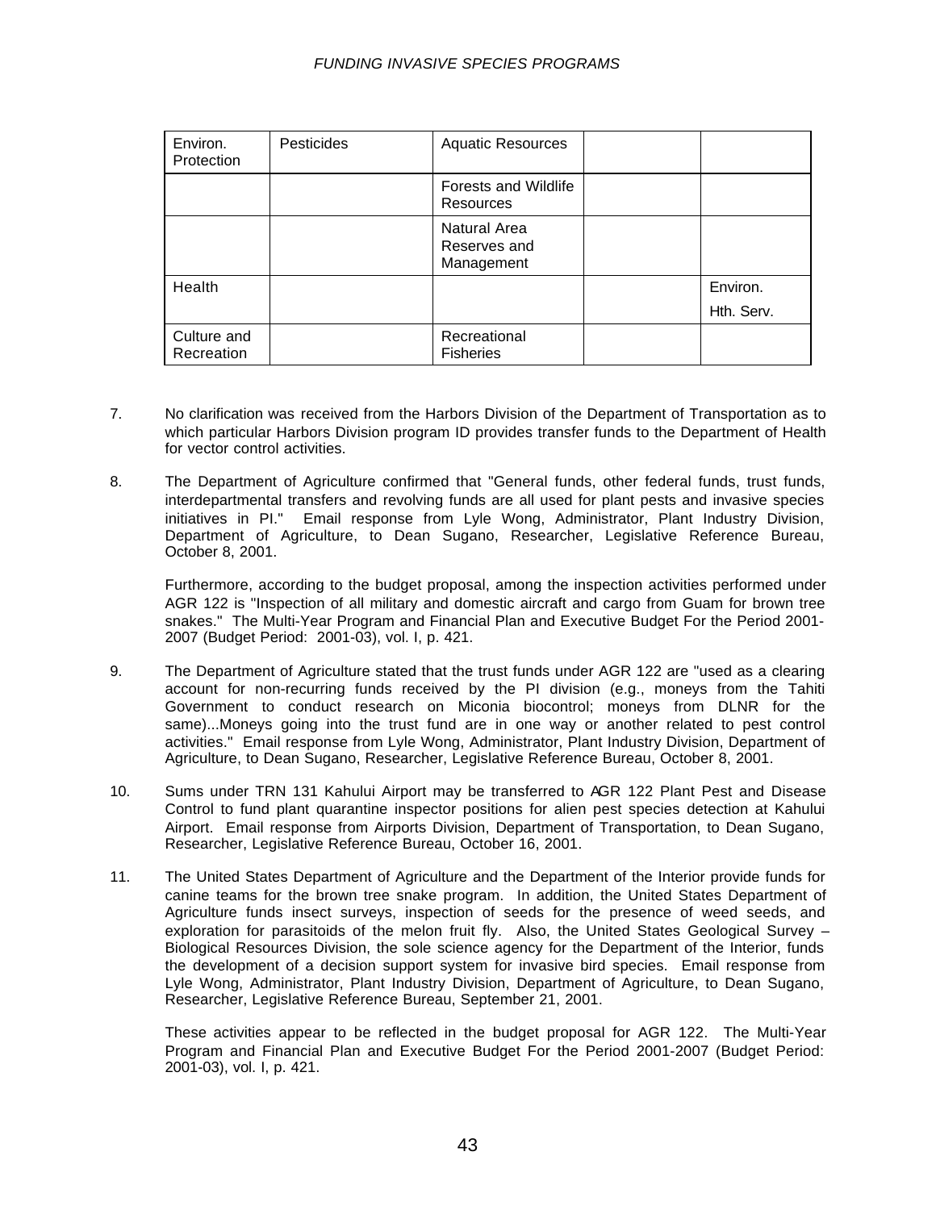| Environ. Protection | Pesticides | Aquatic Resources | | |
|---|---|---|---|---|
| | | Forests and Wildlife Resources | | |
| | | Natural Area Reserves and Management | | |
| Health | | | | Environ. Hth. Serv. |
| Culture and Recreation | | Recreational Fisheries | | |

7. No clarification was received from the Harbors Division of the Department of Transportation as to which particular Harbors Division program ID provides transfer funds to the Department of Health for vector control activities.

8. The Department of Agriculture confirmed that "General funds, other federal funds, trust funds, interdepartmental transfers and revolving funds are all used for plant pests and invasive species initiatives in PI." Email response from Lyle Wong, Administrator, Plant Industry Division, Department of Agriculture, to Dean Sugano, Researcher, Legislative Reference Bureau, October 8, 2001.

   Furthermore, according to the budget proposal, among the inspection activities performed under AGR 122 is "Inspection of all military and domestic aircraft and cargo from Guam for brown tree snakes." The Multi-Year Program and Financial Plan and Executive Budget For the Period 2001-2007 (Budget Period: 2001-03), vol. I, p. 421.

9. The Department of Agriculture stated that the trust funds under AGR 122 are "used as a clearing account for non-recurring funds received by the PI division (e.g., moneys from the Tahiti Government to conduct research on Miconia biocontrol; moneys from DLNR for the same)...Moneys going into the trust fund are in one way or another related to pest control activities." Email response from Lyle Wong, Administrator, Plant Industry Division, Department of Agriculture, to Dean Sugano, Researcher, Legislative Reference Bureau, October 8, 2001.

10. Sums under TRN 131 Kahului Airport may be transferred to AGR 122 Plant Pest and Disease Control to fund plant quarantine inspector positions for alien pest species detection at Kahului Airport. Email response from Airports Division, Department of Transportation, to Dean Sugano, Researcher, Legislative Reference Bureau, October 16, 2001.

11. The United States Department of Agriculture and the Department of the Interior provide funds for canine teams for the brown tree snake program. In addition, the United States Department of Agriculture funds insect surveys, inspection of seeds for the presence of weed seeds, and exploration for parasitoids of the melon fruit fly. Also, the United States Geological Survey – Biological Resources Division, the sole science agency for the Department of the Interior, funds the development of a decision support system for invasive bird species. Email response from Lyle Wong, Administrator, Plant Industry Division, Department of Agriculture, to Dean Sugano, Researcher, Legislative Reference Bureau, September 21, 2001.

    These activities appear to be reflected in the budget proposal for AGR 122. The Multi-Year Program and Financial Plan and Executive Budget For the Period 2001-2007 (Budget Period: 2001-03), vol. I, p. 421.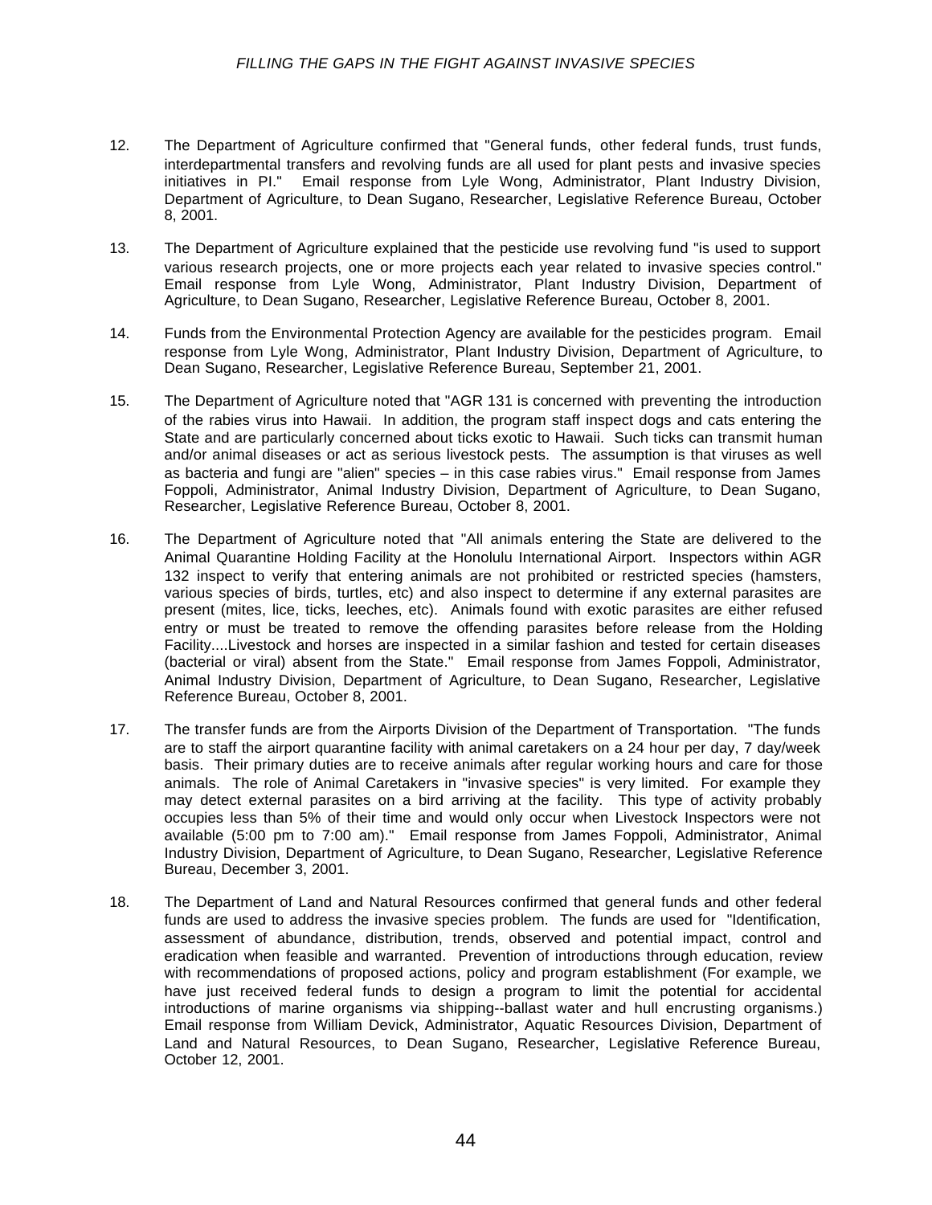12. The Department of Agriculture confirmed that "General funds, other federal funds, trust funds, interdepartmental transfers and revolving funds are all used for plant pests and invasive species initiatives in PI." Email response from Lyle Wong, Administrator, Plant Industry Division, Department of Agriculture, to Dean Sugano, Researcher, Legislative Reference Bureau, October 8, 2001.

13. The Department of Agriculture explained that the pesticide use revolving fund "is used to support various research projects, one or more projects each year related to invasive species control." Email response from Lyle Wong, Administrator, Plant Industry Division, Department of Agriculture, to Dean Sugano, Researcher, Legislative Reference Bureau, October 8, 2001.

14. Funds from the Environmental Protection Agency are available for the pesticides program. Email response from Lyle Wong, Administrator, Plant Industry Division, Department of Agriculture, to Dean Sugano, Researcher, Legislative Reference Bureau, September 21, 2001.

15. The Department of Agriculture noted that "AGR 131 is concerned with preventing the introduction of the rabies virus into Hawaii. In addition, the program staff inspect dogs and cats entering the State and are particularly concerned about ticks exotic to Hawaii. Such ticks can transmit human and/or animal diseases or act as serious livestock pests. The assumption is that viruses as well as bacteria and fungi are "alien" species – in this case rabies virus." Email response from James Foppoli, Administrator, Animal Industry Division, Department of Agriculture, to Dean Sugano, Researcher, Legislative Reference Bureau, October 8, 2001.

16. The Department of Agriculture noted that "All animals entering the State are delivered to the Animal Quarantine Holding Facility at the Honolulu International Airport. Inspectors within AGR 132 inspect to verify that entering animals are not prohibited or restricted species (hamsters, various species of birds, turtles, etc) and also inspect to determine if any external parasites are present (mites, lice, ticks, leeches, etc). Animals found with exotic parasites are either refused entry or must be treated to remove the offending parasites before release from the Holding Facility....Livestock and horses are inspected in a similar fashion and tested for certain diseases (bacterial or viral) absent from the State." Email response from James Foppoli, Administrator, Animal Industry Division, Department of Agriculture, to Dean Sugano, Researcher, Legislative Reference Bureau, October 8, 2001.

17. The transfer funds are from the Airports Division of the Department of Transportation. "The funds are to staff the airport quarantine facility with animal caretakers on a 24 hour per day, 7 day/week basis. Their primary duties are to receive animals after regular working hours and care for those animals. The role of Animal Caretakers in "invasive species" is very limited. For example they may detect external parasites on a bird arriving at the facility. This type of activity probably occupies less than 5% of their time and would only occur when Livestock Inspectors were not available (5:00 pm to 7:00 am)." Email response from James Foppoli, Administrator, Animal Industry Division, Department of Agriculture, to Dean Sugano, Researcher, Legislative Reference Bureau, December 3, 2001.

18. The Department of Land and Natural Resources confirmed that general funds and other federal funds are used to address the invasive species problem. The funds are used for "Identification, assessment of abundance, distribution, trends, observed and potential impact, control and eradication when feasible and warranted. Prevention of introductions through education, review with recommendations of proposed actions, policy and program establishment (For example, we have just received federal funds to design a program to limit the potential for accidental introductions of marine organisms via shipping--ballast water and hull encrusting organisms.) Email response from William Devick, Administrator, Aquatic Resources Division, Department of Land and Natural Resources, to Dean Sugano, Researcher, Legislative Reference Bureau, October 12, 2001.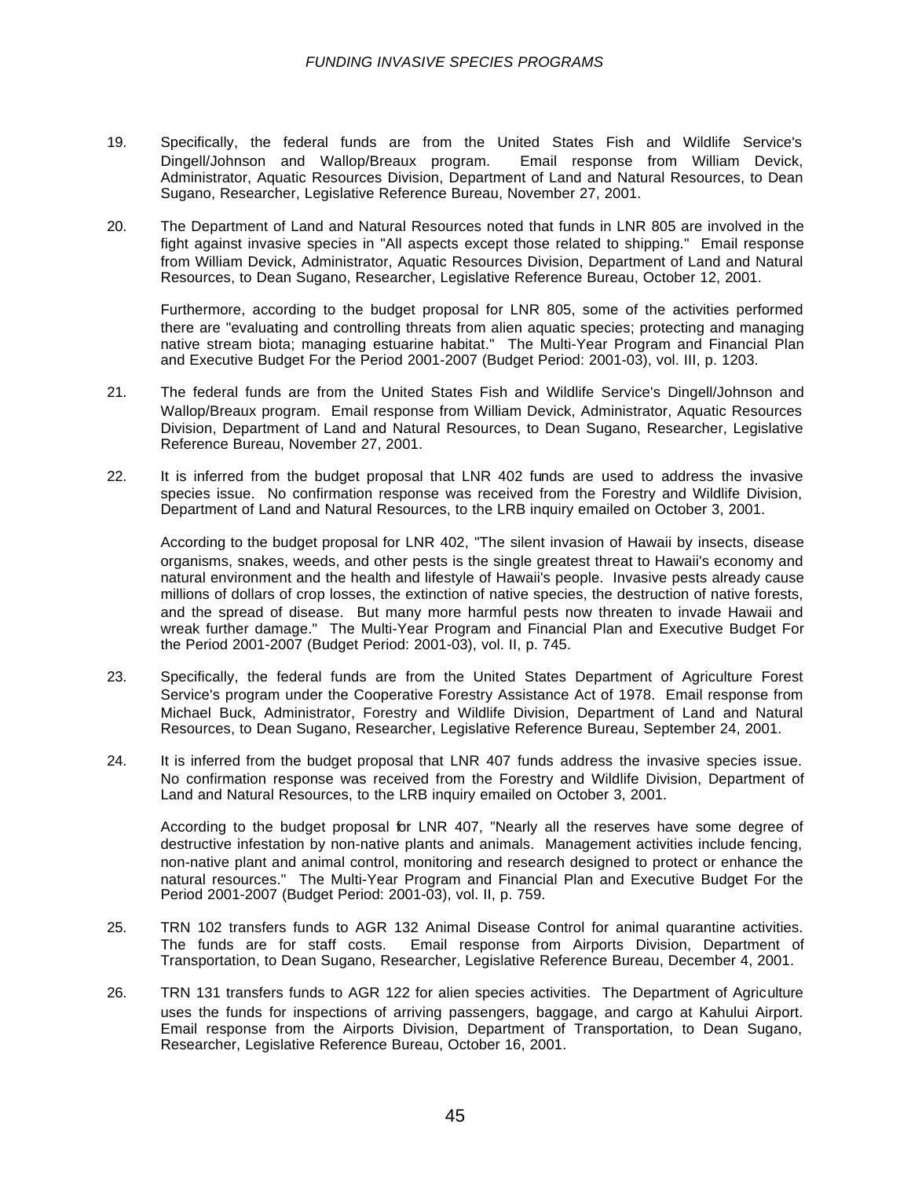19. Specifically, the federal funds are from the United States Fish and Wildlife Service's Dingell/Johnson and Wallop/Breaux program. Email response from William Devick, Administrator, Aquatic Resources Division, Department of Land and Natural Resources, to Dean Sugano, Researcher, Legislative Reference Bureau, November 27, 2001.

20. The Department of Land and Natural Resources noted that funds in LNR 805 are involved in the fight against invasive species in "All aspects except those related to shipping." Email response from William Devick, Administrator, Aquatic Resources Division, Department of Land and Natural Resources, to Dean Sugano, Researcher, Legislative Reference Bureau, October 12, 2001.

    Furthermore, according to the budget proposal for LNR 805, some of the activities performed there are "evaluating and controlling threats from alien aquatic species; protecting and managing native stream biota; managing estuarine habitat." The Multi-Year Program and Financial Plan and Executive Budget For the Period 2001-2007 (Budget Period: 2001-03), vol. III, p. 1203.

21. The federal funds are from the United States Fish and Wildlife Service's Dingell/Johnson and Wallop/Breaux program. Email response from William Devick, Administrator, Aquatic Resources Division, Department of Land and Natural Resources, to Dean Sugano, Researcher, Legislative Reference Bureau, November 27, 2001.

22. It is inferred from the budget proposal that LNR 402 funds are used to address the invasive species issue. No confirmation response was received from the Forestry and Wildlife Division, Department of Land and Natural Resources, to the LRB inquiry emailed on October 3, 2001.

    According to the budget proposal for LNR 402, "The silent invasion of Hawaii by insects, disease organisms, snakes, weeds, and other pests is the single greatest threat to Hawaii's economy and natural environment and the health and lifestyle of Hawaii's people. Invasive pests already cause millions of dollars of crop losses, the extinction of native species, the destruction of native forests, and the spread of disease. But many more harmful pests now threaten to invade Hawaii and wreak further damage." The Multi-Year Program and Financial Plan and Executive Budget For the Period 2001-2007 (Budget Period: 2001-03), vol. II, p. 745.

23. Specifically, the federal funds are from the United States Department of Agriculture Forest Service's program under the Cooperative Forestry Assistance Act of 1978. Email response from Michael Buck, Administrator, Forestry and Wildlife Division, Department of Land and Natural Resources, to Dean Sugano, Researcher, Legislative Reference Bureau, September 24, 2001.

24. It is inferred from the budget proposal that LNR 407 funds address the invasive species issue. No confirmation response was received from the Forestry and Wildlife Division, Department of Land and Natural Resources, to the LRB inquiry emailed on October 3, 2001.

    According to the budget proposal for LNR 407, "Nearly all the reserves have some degree of destructive infestation by non-native plants and animals. Management activities include fencing, non-native plant and animal control, monitoring and research designed to protect or enhance the natural resources." The Multi-Year Program and Financial Plan and Executive Budget For the Period 2001-2007 (Budget Period: 2001-03), vol. II, p. 759.

25. TRN 102 transfers funds to AGR 132 Animal Disease Control for animal quarantine activities. The funds are for staff costs. Email response from Airports Division, Department of Transportation, to Dean Sugano, Researcher, Legislative Reference Bureau, December 4, 2001.

26. TRN 131 transfers funds to AGR 122 for alien species activities. The Department of Agriculture uses the funds for inspections of arriving passengers, baggage, and cargo at Kahului Airport. Email response from the Airports Division, Department of Transportation, to Dean Sugano, Researcher, Legislative Reference Bureau, October 16, 2001.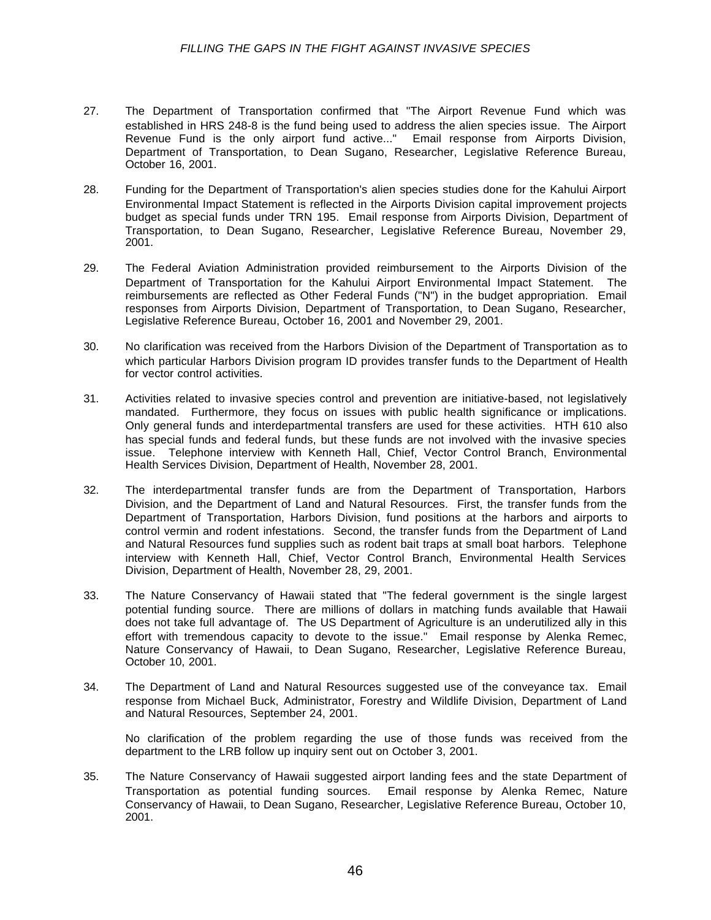27. The Department of Transportation confirmed that "The Airport Revenue Fund which was established in HRS 248-8 is the fund being used to address the alien species issue. The Airport Revenue Fund is the only airport fund active..." Email response from Airports Division, Department of Transportation, to Dean Sugano, Researcher, Legislative Reference Bureau, October 16, 2001.

28. Funding for the Department of Transportation's alien species studies done for the Kahului Airport Environmental Impact Statement is reflected in the Airports Division capital improvement projects budget as special funds under TRN 195. Email response from Airports Division, Department of Transportation, to Dean Sugano, Researcher, Legislative Reference Bureau, November 29, 2001.

29. The Federal Aviation Administration provided reimbursement to the Airports Division of the Department of Transportation for the Kahului Airport Environmental Impact Statement. The reimbursements are reflected as Other Federal Funds ("N") in the budget appropriation. Email responses from Airports Division, Department of Transportation, to Dean Sugano, Researcher, Legislative Reference Bureau, October 16, 2001 and November 29, 2001.

30. No clarification was received from the Harbors Division of the Department of Transportation as to which particular Harbors Division program ID provides transfer funds to the Department of Health for vector control activities.

31. Activities related to invasive species control and prevention are initiative-based, not legislatively mandated. Furthermore, they focus on issues with public health significance or implications. Only general funds and interdepartmental transfers are used for these activities. HTH 610 also has special funds and federal funds, but these funds are not involved with the invasive species issue. Telephone interview with Kenneth Hall, Chief, Vector Control Branch, Environmental Health Services Division, Department of Health, November 28, 2001.

32. The interdepartmental transfer funds are from the Department of Transportation, Harbors Division, and the Department of Land and Natural Resources. First, the transfer funds from the Department of Transportation, Harbors Division, fund positions at the harbors and airports to control vermin and rodent infestations. Second, the transfer funds from the Department of Land and Natural Resources fund supplies such as rodent bait traps at small boat harbors. Telephone interview with Kenneth Hall, Chief, Vector Control Branch, Environmental Health Services Division, Department of Health, November 28, 29, 2001.

33. The Nature Conservancy of Hawaii stated that "The federal government is the single largest potential funding source. There are millions of dollars in matching funds available that Hawaii does not take full advantage of. The US Department of Agriculture is an underutilized ally in this effort with tremendous capacity to devote to the issue." Email response by Alenka Remec, Nature Conservancy of Hawaii, to Dean Sugano, Researcher, Legislative Reference Bureau, October 10, 2001.

34. The Department of Land and Natural Resources suggested use of the conveyance tax. Email response from Michael Buck, Administrator, Forestry and Wildlife Division, Department of Land and Natural Resources, September 24, 2001.

    No clarification of the problem regarding the use of those funds was received from the department to the LRB follow up inquiry sent out on October 3, 2001.

35. The Nature Conservancy of Hawaii suggested airport landing fees and the state Department of Transportation as potential funding sources. Email response by Alenka Remec, Nature Conservancy of Hawaii, to Dean Sugano, Researcher, Legislative Reference Bureau, October 10, 2001.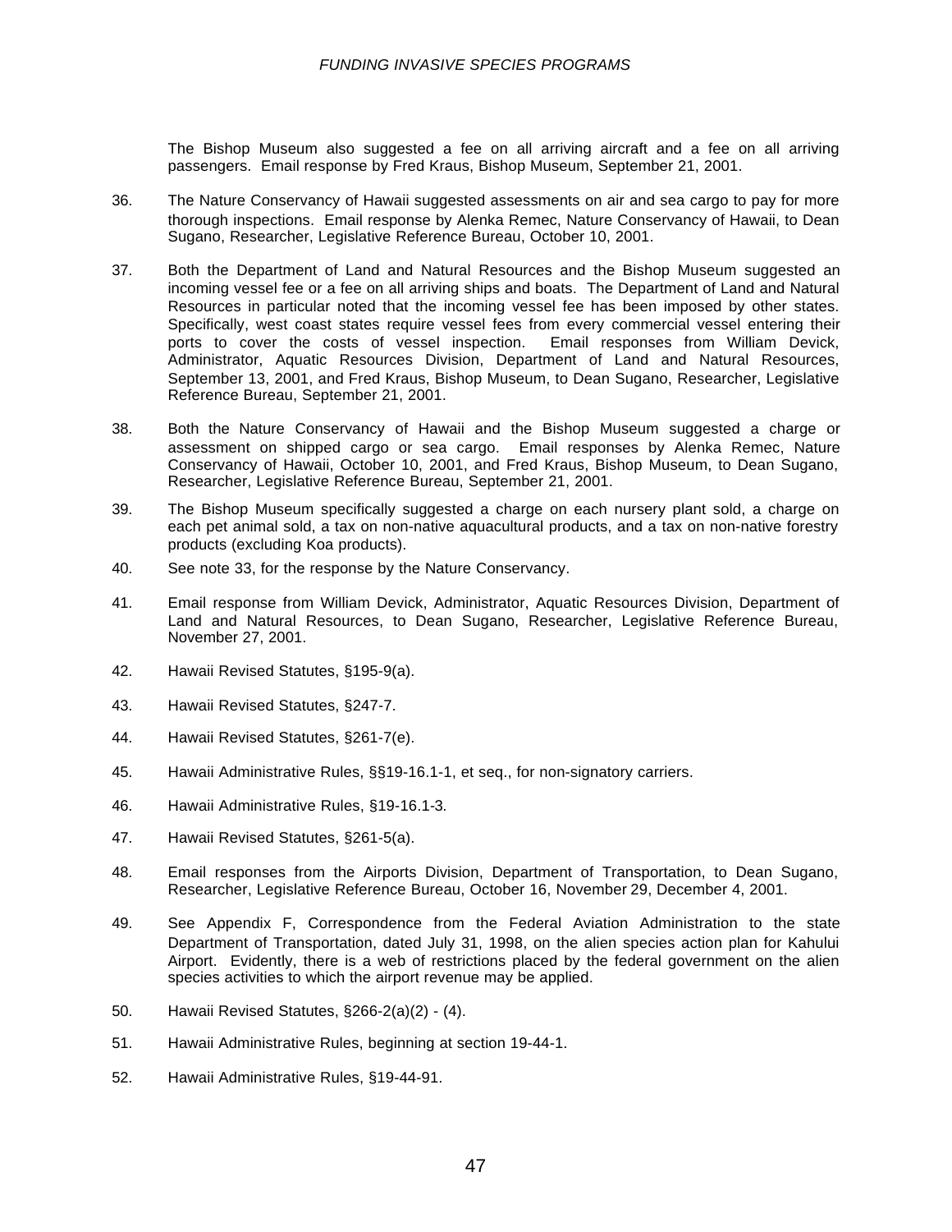The Bishop Museum also suggested a fee on all arriving aircraft and a fee on all arriving passengers. Email response by Fred Kraus, Bishop Museum, September 21, 2001.

36. The Nature Conservancy of Hawaii suggested assessments on air and sea cargo to pay for more thorough inspections. Email response by Alenka Remec, Nature Conservancy of Hawaii, to Dean Sugano, Researcher, Legislative Reference Bureau, October 10, 2001.

37. Both the Department of Land and Natural Resources and the Bishop Museum suggested an incoming vessel fee or a fee on all arriving ships and boats. The Department of Land and Natural Resources in particular noted that the incoming vessel fee has been imposed by other states. Specifically, west coast states require vessel fees from every commercial vessel entering their ports to cover the costs of vessel inspection. Email responses from William Devick, Administrator, Aquatic Resources Division, Department of Land and Natural Resources, September 13, 2001, and Fred Kraus, Bishop Museum, to Dean Sugano, Researcher, Legislative Reference Bureau, September 21, 2001.

38. Both the Nature Conservancy of Hawaii and the Bishop Museum suggested a charge or assessment on shipped cargo or sea cargo. Email responses by Alenka Remec, Nature Conservancy of Hawaii, October 10, 2001, and Fred Kraus, Bishop Museum, to Dean Sugano, Researcher, Legislative Reference Bureau, September 21, 2001.

39. The Bishop Museum specifically suggested a charge on each nursery plant sold, a charge on each pet animal sold, a tax on non-native aquacultural products, and a tax on non-native forestry products (excluding Koa products).

40. See note 33, for the response by the Nature Conservancy.

41. Email response from William Devick, Administrator, Aquatic Resources Division, Department of Land and Natural Resources, to Dean Sugano, Researcher, Legislative Reference Bureau, November 27, 2001.

42. Hawaii Revised Statutes, §195-9(a).

43. Hawaii Revised Statutes, §247-7.

44. Hawaii Revised Statutes, §261-7(e).

45. Hawaii Administrative Rules, §§19-16.1-1, et seq., for non-signatory carriers.

46. Hawaii Administrative Rules, §19-16.1-3.

47. Hawaii Revised Statutes, §261-5(a).

48. Email responses from the Airports Division, Department of Transportation, to Dean Sugano, Researcher, Legislative Reference Bureau, October 16, November 29, December 4, 2001.

49. See Appendix F, Correspondence from the Federal Aviation Administration to the state Department of Transportation, dated July 31, 1998, on the alien species action plan for Kahului Airport. Evidently, there is a web of restrictions placed by the federal government on the alien species activities to which the airport revenue may be applied.

50. Hawaii Revised Statutes, §266-2(a)(2) - (4).

51. Hawaii Administrative Rules, beginning at section 19-44-1.

52. Hawaii Administrative Rules, §19-44-91.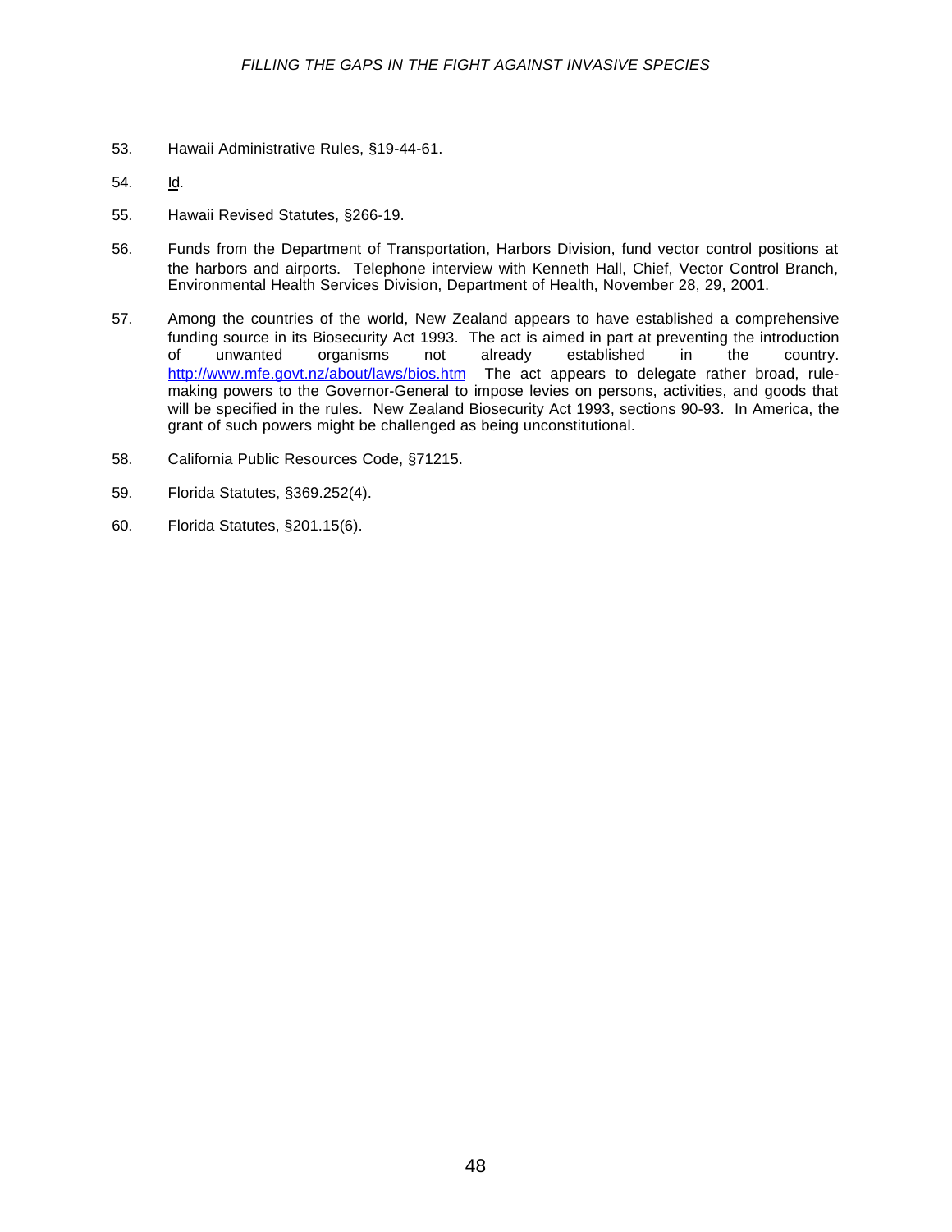53. Hawaii Administrative Rules, §19-44-61.

54. Id.

55. Hawaii Revised Statutes, §266-19.

56. Funds from the Department of Transportation, Harbors Division, fund vector control positions at the harbors and airports. Telephone interview with Kenneth Hall, Chief, Vector Control Branch, Environmental Health Services Division, Department of Health, November 28, 29, 2001.

57. Among the countries of the world, New Zealand appears to have established a comprehensive funding source in its Biosecurity Act 1993. The act is aimed in part at preventing the introduction of unwanted organisms not already established in the country. http://www.mfe.govt.nz/about/laws/bios.htm The act appears to delegate rather broad, rule-making powers to the Governor-General to impose levies on persons, activities, and goods that will be specified in the rules. New Zealand Biosecurity Act 1993, sections 90-93. In America, the grant of such powers might be challenged as being unconstitutional.

58. California Public Resources Code, §71215.

59. Florida Statutes, §369.252(4).

60. Florida Statutes, §201.15(6).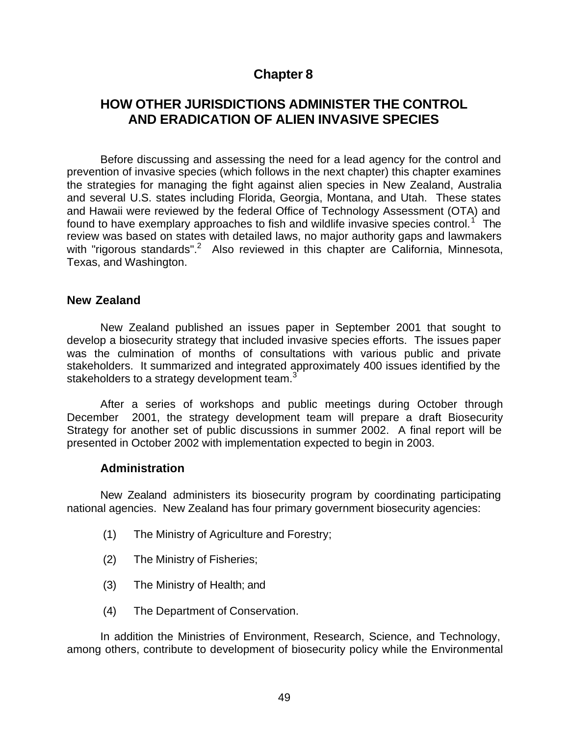# Chapter 8

## HOW OTHER JURISDICTIONS ADMINISTER THE CONTROL AND ERADICATION OF ALIEN INVASIVE SPECIES

Before discussing and assessing the need for a lead agency for the control and prevention of invasive species (which follows in the next chapter) this chapter examines the strategies for managing the fight against alien species in New Zealand, Australia and several U.S. states including Florida, Georgia, Montana, and Utah. These states and Hawaii were reviewed by the federal Office of Technology Assessment (OTA) and found to have exemplary approaches to fish and wildlife invasive species control.[1] The review was based on states with detailed laws, no major authority gaps and lawmakers with "rigorous standards".[2] Also reviewed in this chapter are California, Minnesota, Texas, and Washington.

### New Zealand

New Zealand published an issues paper in September 2001 that sought to develop a biosecurity strategy that included invasive species efforts. The issues paper was the culmination of months of consultations with various public and private stakeholders. It summarized and integrated approximately 400 issues identified by the stakeholders to a strategy development team.[3]

After a series of workshops and public meetings during October through December 2001, the strategy development team will prepare a draft Biosecurity Strategy for another set of public discussions in summer 2002. A final report will be presented in October 2002 with implementation expected to begin in 2003.

#### Administration

New Zealand administers its biosecurity program by coordinating participating national agencies. New Zealand has four primary government biosecurity agencies:

(1) The Ministry of Agriculture and Forestry;

(2) The Ministry of Fisheries;

(3) The Ministry of Health; and

(4) The Department of Conservation.

In addition the Ministries of Environment, Research, Science, and Technology, among others, contribute to development of biosecurity policy while the Environmental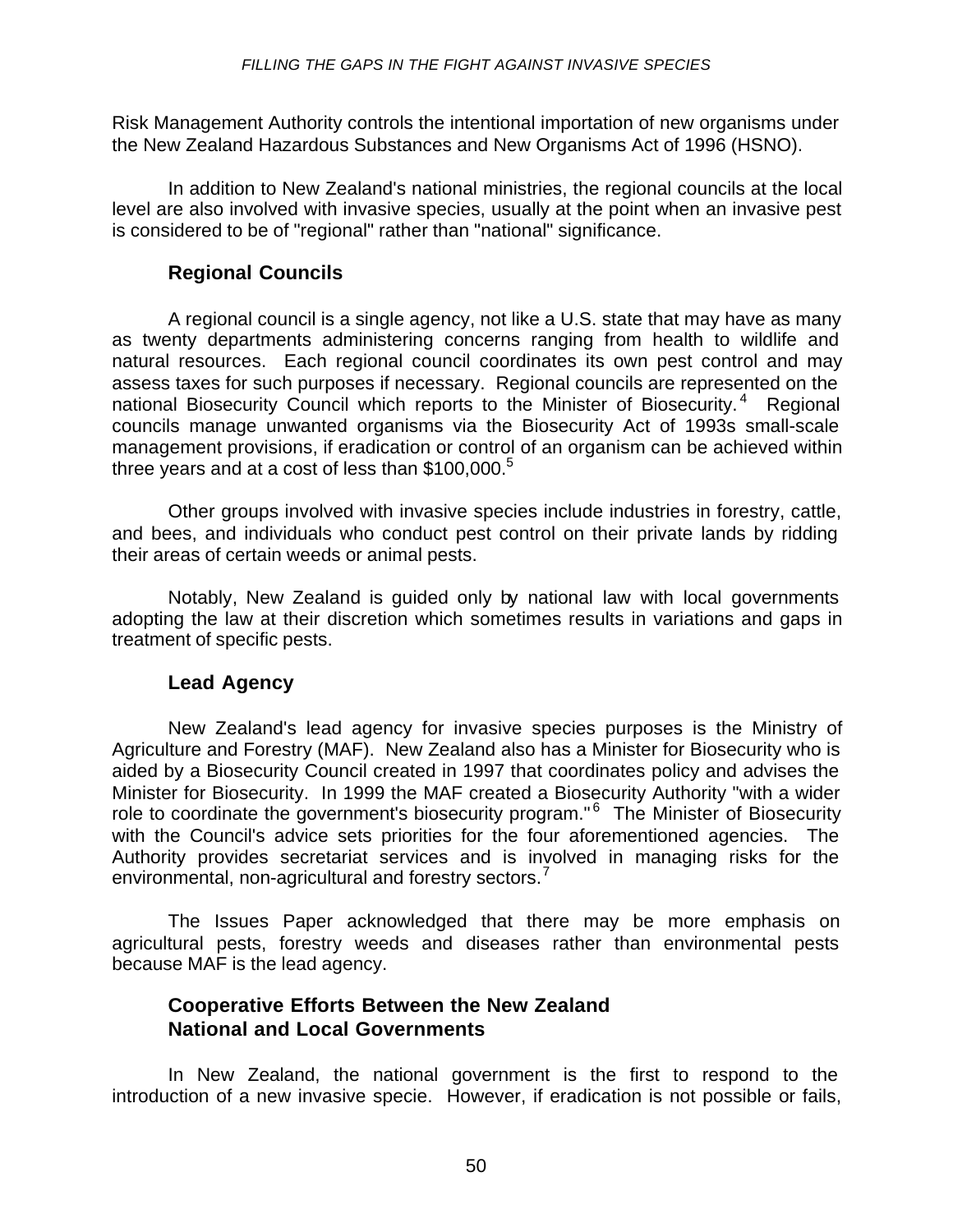Risk Management Authority controls the intentional importation of new organisms under the New Zealand Hazardous Substances and New Organisms Act of 1996 (HSNO).

In addition to New Zealand's national ministries, the regional councils at the local level are also involved with invasive species, usually at the point when an invasive pest is considered to be of "regional" rather than "national" significance.

### Regional Councils

A regional council is a single agency, not like a U.S. state that may have as many as twenty departments administering concerns ranging from health to wildlife and natural resources. Each regional council coordinates its own pest control and may assess taxes for such purposes if necessary. Regional councils are represented on the national Biosecurity Council which reports to the Minister of Biosecurity.[4] Regional councils manage unwanted organisms via the Biosecurity Act of 1993s small-scale management provisions, if eradication or control of an organism can be achieved within three years and at a cost of less than $100,000.[5]

Other groups involved with invasive species include industries in forestry, cattle, and bees, and individuals who conduct pest control on their private lands by ridding their areas of certain weeds or animal pests.

Notably, New Zealand is guided only by national law with local governments adopting the law at their discretion which sometimes results in variations and gaps in treatment of specific pests.

### Lead Agency

New Zealand's lead agency for invasive species purposes is the Ministry of Agriculture and Forestry (MAF). New Zealand also has a Minister for Biosecurity who is aided by a Biosecurity Council created in 1997 that coordinates policy and advises the Minister for Biosecurity. In 1999 the MAF created a Biosecurity Authority "with a wider role to coordinate the government's biosecurity program."[6] The Minister of Biosecurity with the Council's advice sets priorities for the four aforementioned agencies. The Authority provides secretariat services and is involved in managing risks for the environmental, non-agricultural and forestry sectors.[7]

The Issues Paper acknowledged that there may be more emphasis on agricultural pests, forestry weeds and diseases rather than environmental pests because MAF is the lead agency.

### Cooperative Efforts Between the New Zealand National and Local Governments

In New Zealand, the national government is the first to respond to the introduction of a new invasive specie. However, if eradication is not possible or fails,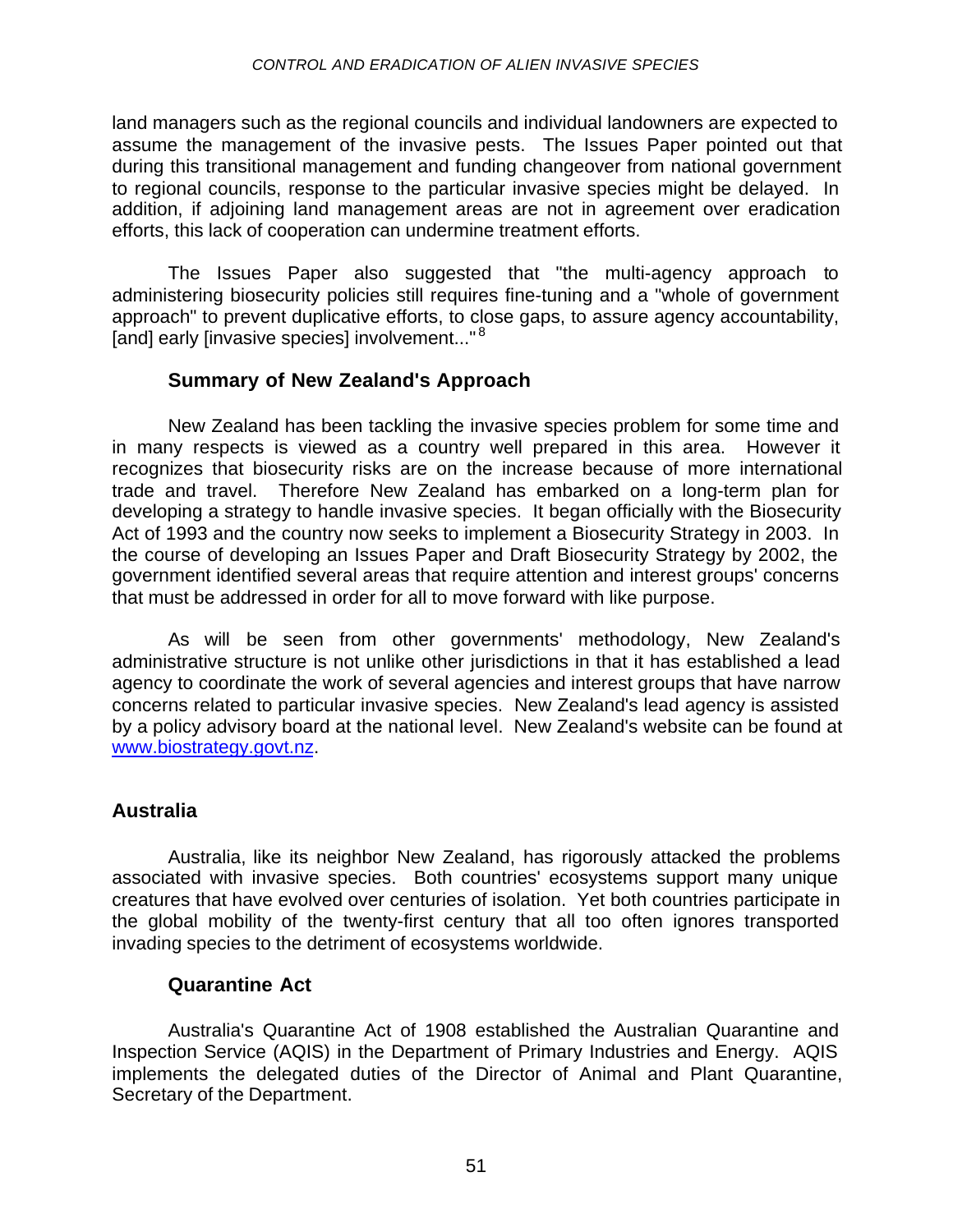land managers such as the regional councils and individual landowners are expected to assume the management of the invasive pests. The Issues Paper pointed out that during this transitional management and funding changeover from national government to regional councils, response to the particular invasive species might be delayed. In addition, if adjoining land management areas are not in agreement over eradication efforts, this lack of cooperation can undermine treatment efforts.

The Issues Paper also suggested that "the multi-agency approach to administering biosecurity policies still requires fine-tuning and a "whole of government approach" to prevent duplicative efforts, to close gaps, to assure agency accountability, [and] early [invasive species] involvement..."[8]

### Summary of New Zealand's Approach

New Zealand has been tackling the invasive species problem for some time and in many respects is viewed as a country well prepared in this area. However it recognizes that biosecurity risks are on the increase because of more international trade and travel. Therefore New Zealand has embarked on a long-term plan for developing a strategy to handle invasive species. It began officially with the Biosecurity Act of 1993 and the country now seeks to implement a Biosecurity Strategy in 2003. In the course of developing an Issues Paper and Draft Biosecurity Strategy by 2002, the government identified several areas that require attention and interest groups' concerns that must be addressed in order for all to move forward with like purpose.

As will be seen from other governments' methodology, New Zealand's administrative structure is not unlike other jurisdictions in that it has established a lead agency to coordinate the work of several agencies and interest groups that have narrow concerns related to particular invasive species. New Zealand's lead agency is assisted by a policy advisory board at the national level. New Zealand's website can be found at [www.biostrategy.govt.nz](http://www.biostrategy.govt.nz).

## Australia

Australia, like its neighbor New Zealand, has rigorously attacked the problems associated with invasive species. Both countries' ecosystems support many unique creatures that have evolved over centuries of isolation. Yet both countries participate in the global mobility of the twenty-first century that all too often ignores transported invading species to the detriment of ecosystems worldwide.

### Quarantine Act

Australia's Quarantine Act of 1908 established the Australian Quarantine and Inspection Service (AQIS) in the Department of Primary Industries and Energy. AQIS implements the delegated duties of the Director of Animal and Plant Quarantine, Secretary of the Department.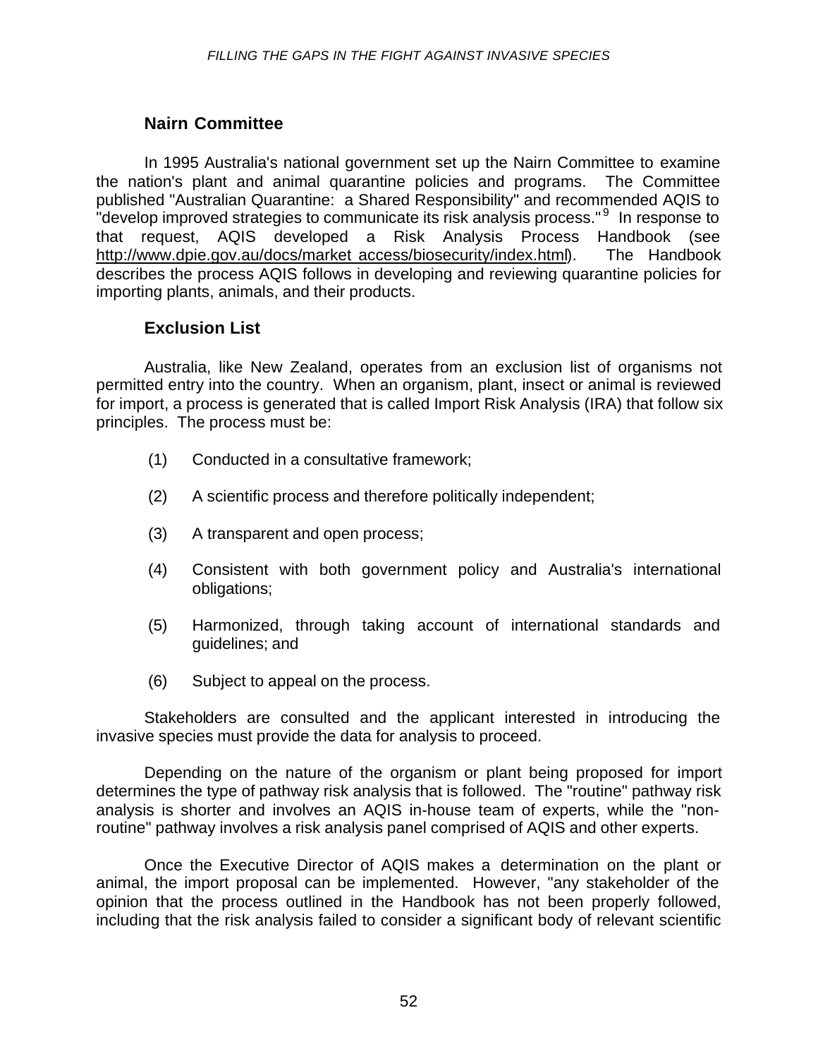## Nairn Committee

In 1995 Australia's national government set up the Nairn Committee to examine the nation's plant and animal quarantine policies and programs. The Committee published "Australian Quarantine: a Shared Responsibility" and recommended AQIS to "develop improved strategies to communicate its risk analysis process."[9] In response to that request, AQIS developed a Risk Analysis Process Handbook (see http://www.dpie.gov.au/docs/market_access/biosecurity/index.html). The Handbook describes the process AQIS follows in developing and reviewing quarantine policies for importing plants, animals, and their products.

## Exclusion List

Australia, like New Zealand, operates from an exclusion list of organisms not permitted entry into the country. When an organism, plant, insect or animal is reviewed for import, a process is generated that is called Import Risk Analysis (IRA) that follow six principles. The process must be:

(1) Conducted in a consultative framework;

(2) A scientific process and therefore politically independent;

(3) A transparent and open process;

(4) Consistent with both government policy and Australia's international obligations;

(5) Harmonized, through taking account of international standards and guidelines; and

(6) Subject to appeal on the process.

Stakeholders are consulted and the applicant interested in introducing the invasive species must provide the data for analysis to proceed.

Depending on the nature of the organism or plant being proposed for import determines the type of pathway risk analysis that is followed. The "routine" pathway risk analysis is shorter and involves an AQIS in-house team of experts, while the "non-routine" pathway involves a risk analysis panel comprised of AQIS and other experts.

Once the Executive Director of AQIS makes a determination on the plant or animal, the import proposal can be implemented. However, "any stakeholder of the opinion that the process outlined in the Handbook has not been properly followed, including that the risk analysis failed to consider a significant body of relevant scientific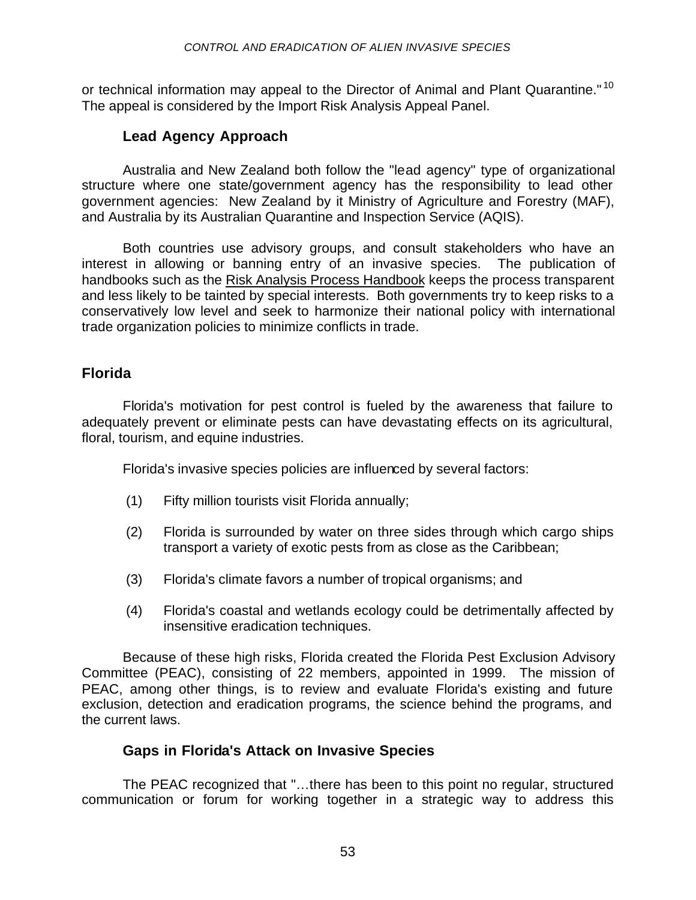or technical information may appeal to the Director of Animal and Plant Quarantine."[10] The appeal is considered by the Import Risk Analysis Appeal Panel.

### Lead Agency Approach

Australia and New Zealand both follow the "lead agency" type of organizational structure where one state/government agency has the responsibility to lead other government agencies: New Zealand by it Ministry of Agriculture and Forestry (MAF), and Australia by its Australian Quarantine and Inspection Service (AQIS).

Both countries use advisory groups, and consult stakeholders who have an interest in allowing or banning entry of an invasive species. The publication of handbooks such as the Risk Analysis Process Handbook keeps the process transparent and less likely to be tainted by special interests. Both governments try to keep risks to a conservatively low level and seek to harmonize their national policy with international trade organization policies to minimize conflicts in trade.

## Florida

Florida's motivation for pest control is fueled by the awareness that failure to adequately prevent or eliminate pests can have devastating effects on its agricultural, floral, tourism, and equine industries.

Florida's invasive species policies are influenced by several factors:

(1) Fifty million tourists visit Florida annually;

(2) Florida is surrounded by water on three sides through which cargo ships transport a variety of exotic pests from as close as the Caribbean;

(3) Florida's climate favors a number of tropical organisms; and

(4) Florida's coastal and wetlands ecology could be detrimentally affected by insensitive eradication techniques.

Because of these high risks, Florida created the Florida Pest Exclusion Advisory Committee (PEAC), consisting of 22 members, appointed in 1999. The mission of PEAC, among other things, is to review and evaluate Florida's existing and future exclusion, detection and eradication programs, the science behind the programs, and the current laws.

### Gaps in Florida's Attack on Invasive Species

The PEAC recognized that "…there has been to this point no regular, structured communication or forum for working together in a strategic way to address this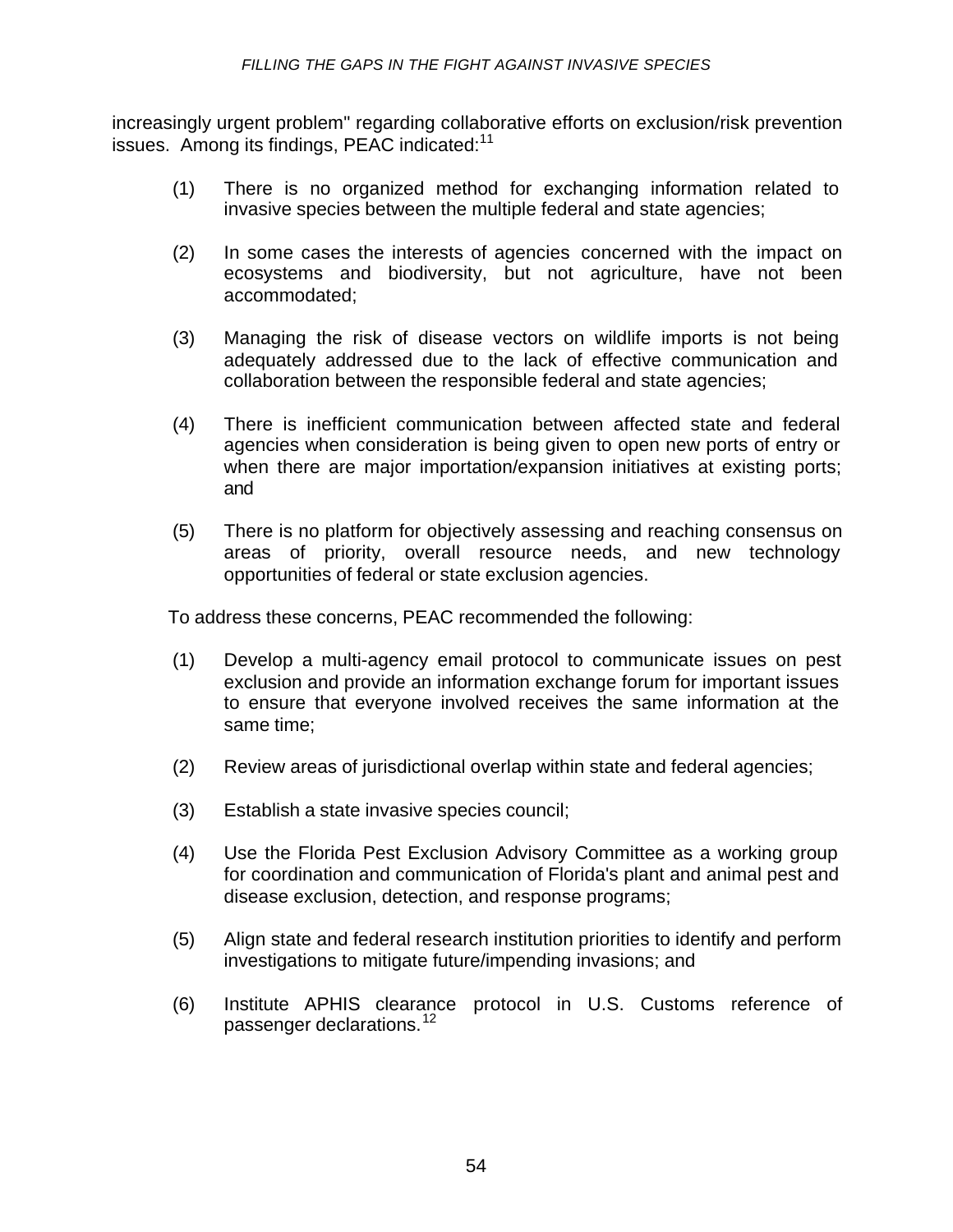increasingly urgent problem" regarding collaborative efforts on exclusion/risk prevention issues. Among its findings, PEAC indicated:[11]

(1) There is no organized method for exchanging information related to invasive species between the multiple federal and state agencies;

(2) In some cases the interests of agencies concerned with the impact on ecosystems and biodiversity, but not agriculture, have not been accommodated;

(3) Managing the risk of disease vectors on wildlife imports is not being adequately addressed due to the lack of effective communication and collaboration between the responsible federal and state agencies;

(4) There is inefficient communication between affected state and federal agencies when consideration is being given to open new ports of entry or when there are major importation/expansion initiatives at existing ports; and

(5) There is no platform for objectively assessing and reaching consensus on areas of priority, overall resource needs, and new technology opportunities of federal or state exclusion agencies.

To address these concerns, PEAC recommended the following:

(1) Develop a multi-agency email protocol to communicate issues on pest exclusion and provide an information exchange forum for important issues to ensure that everyone involved receives the same information at the same time;

(2) Review areas of jurisdictional overlap within state and federal agencies;

(3) Establish a state invasive species council;

(4) Use the Florida Pest Exclusion Advisory Committee as a working group for coordination and communication of Florida's plant and animal pest and disease exclusion, detection, and response programs;

(5) Align state and federal research institution priorities to identify and perform investigations to mitigate future/impending invasions; and

(6) Institute APHIS clearance protocol in U.S. Customs reference of passenger declarations.[12]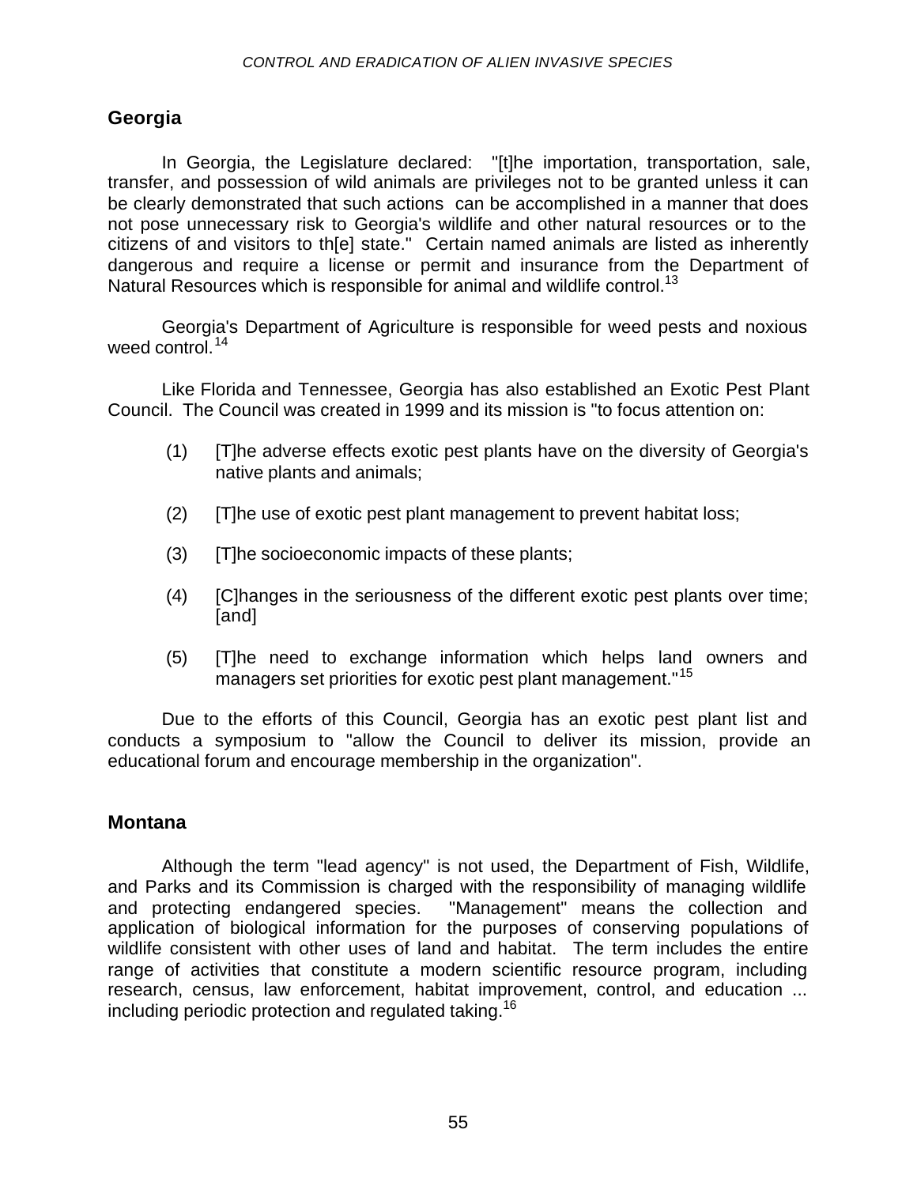## Georgia

In Georgia, the Legislature declared: "[t]he importation, transportation, sale, transfer, and possession of wild animals are privileges not to be granted unless it can be clearly demonstrated that such actions can be accomplished in a manner that does not pose unnecessary risk to Georgia's wildlife and other natural resources or to the citizens of and visitors to th[e] state." Certain named animals are listed as inherently dangerous and require a license or permit and insurance from the Department of Natural Resources which is responsible for animal and wildlife control.[13]

Georgia's Department of Agriculture is responsible for weed pests and noxious weed control.[14]

Like Florida and Tennessee, Georgia has also established an Exotic Pest Plant Council. The Council was created in 1999 and its mission is "to focus attention on:

(1) [T]he adverse effects exotic pest plants have on the diversity of Georgia's native plants and animals;

(2) [T]he use of exotic pest plant management to prevent habitat loss;

(3) [T]he socioeconomic impacts of these plants;

(4) [C]hanges in the seriousness of the different exotic pest plants over time; [and]

(5) [T]he need to exchange information which helps land owners and managers set priorities for exotic pest plant management."[15]

Due to the efforts of this Council, Georgia has an exotic pest plant list and conducts a symposium to "allow the Council to deliver its mission, provide an educational forum and encourage membership in the organization".

## Montana

Although the term "lead agency" is not used, the Department of Fish, Wildlife, and Parks and its Commission is charged with the responsibility of managing wildlife and protecting endangered species. "Management" means the collection and application of biological information for the purposes of conserving populations of wildlife consistent with other uses of land and habitat. The term includes the entire range of activities that constitute a modern scientific resource program, including research, census, law enforcement, habitat improvement, control, and education ... including periodic protection and regulated taking.[16]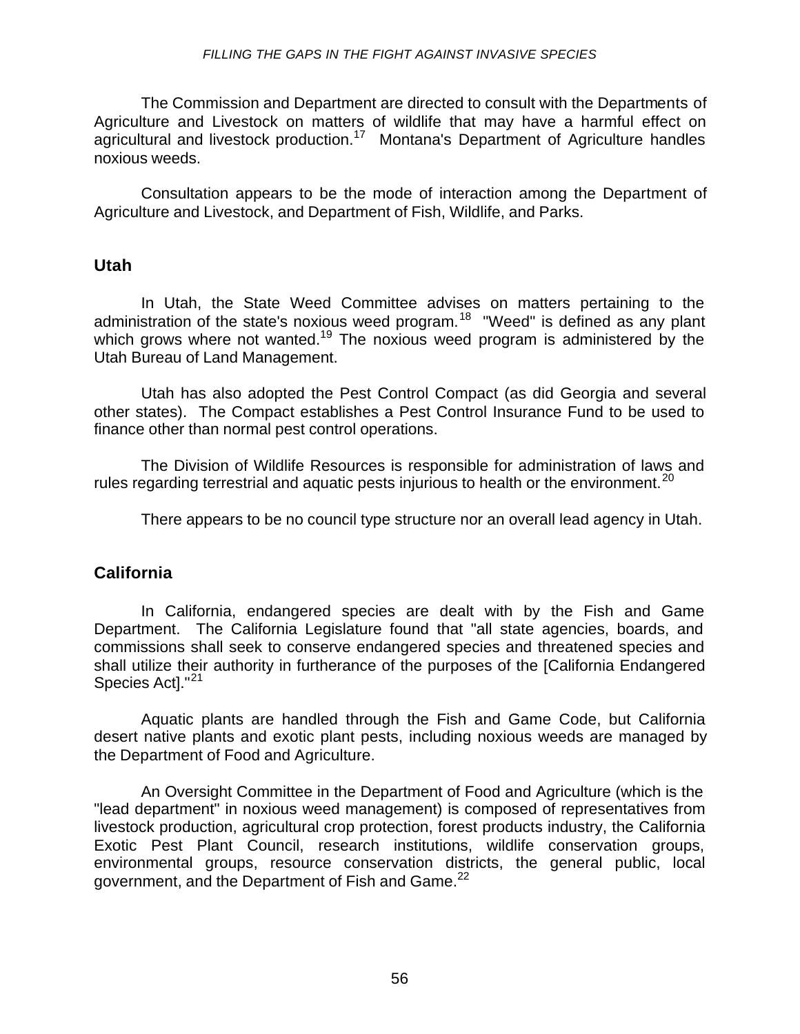The Commission and Department are directed to consult with the Departments of Agriculture and Livestock on matters of wildlife that may have a harmful effect on agricultural and livestock production.[17] Montana's Department of Agriculture handles noxious weeds.

Consultation appears to be the mode of interaction among the Department of Agriculture and Livestock, and Department of Fish, Wildlife, and Parks.

## Utah

In Utah, the State Weed Committee advises on matters pertaining to the administration of the state's noxious weed program.[18] "Weed" is defined as any plant which grows where not wanted.[19] The noxious weed program is administered by the Utah Bureau of Land Management.

Utah has also adopted the Pest Control Compact (as did Georgia and several other states). The Compact establishes a Pest Control Insurance Fund to be used to finance other than normal pest control operations.

The Division of Wildlife Resources is responsible for administration of laws and rules regarding terrestrial and aquatic pests injurious to health or the environment.[20]

There appears to be no council type structure nor an overall lead agency in Utah.

## California

In California, endangered species are dealt with by the Fish and Game Department. The California Legislature found that "all state agencies, boards, and commissions shall seek to conserve endangered species and threatened species and shall utilize their authority in furtherance of the purposes of the [California Endangered Species Act]."[21]

Aquatic plants are handled through the Fish and Game Code, but California desert native plants and exotic plant pests, including noxious weeds are managed by the Department of Food and Agriculture.

An Oversight Committee in the Department of Food and Agriculture (which is the "lead department" in noxious weed management) is composed of representatives from livestock production, agricultural crop protection, forest products industry, the California Exotic Pest Plant Council, research institutions, wildlife conservation groups, environmental groups, resource conservation districts, the general public, local government, and the Department of Fish and Game.[22]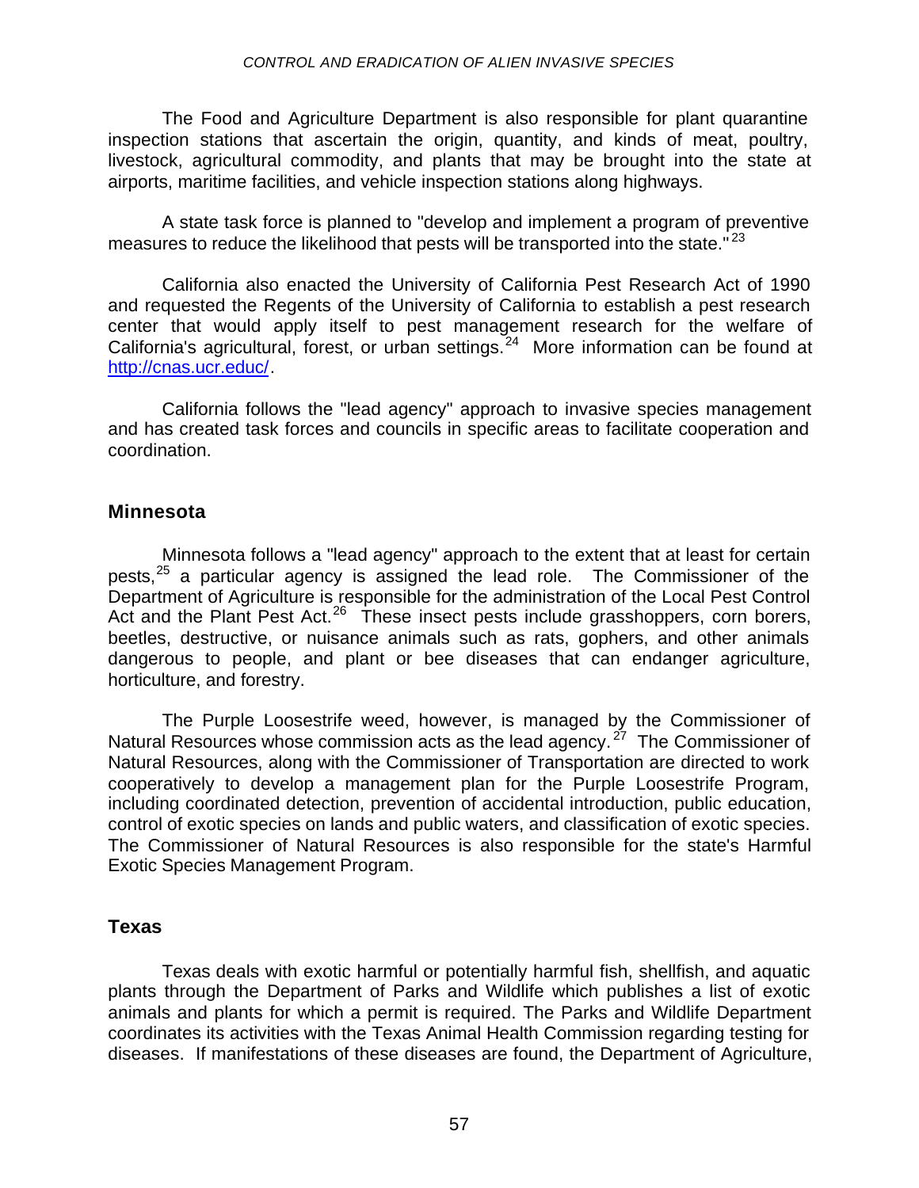The Food and Agriculture Department is also responsible for plant quarantine inspection stations that ascertain the origin, quantity, and kinds of meat, poultry, livestock, agricultural commodity, and plants that may be brought into the state at airports, maritime facilities, and vehicle inspection stations along highways.

A state task force is planned to "develop and implement a program of preventive measures to reduce the likelihood that pests will be transported into the state."[23]

California also enacted the University of California Pest Research Act of 1990 and requested the Regents of the University of California to establish a pest research center that would apply itself to pest management research for the welfare of California's agricultural, forest, or urban settings.[24] More information can be found at http://cnas.ucr.educ/.

California follows the "lead agency" approach to invasive species management and has created task forces and councils in specific areas to facilitate cooperation and coordination.

## Minnesota

Minnesota follows a "lead agency" approach to the extent that at least for certain pests,[25] a particular agency is assigned the lead role. The Commissioner of the Department of Agriculture is responsible for the administration of the Local Pest Control Act and the Plant Pest Act.[26] These insect pests include grasshoppers, corn borers, beetles, destructive, or nuisance animals such as rats, gophers, and other animals dangerous to people, and plant or bee diseases that can endanger agriculture, horticulture, and forestry.

The Purple Loosestrife weed, however, is managed by the Commissioner of Natural Resources whose commission acts as the lead agency.[27] The Commissioner of Natural Resources, along with the Commissioner of Transportation are directed to work cooperatively to develop a management plan for the Purple Loosestrife Program, including coordinated detection, prevention of accidental introduction, public education, control of exotic species on lands and public waters, and classification of exotic species. The Commissioner of Natural Resources is also responsible for the state's Harmful Exotic Species Management Program.

## Texas

Texas deals with exotic harmful or potentially harmful fish, shellfish, and aquatic plants through the Department of Parks and Wildlife which publishes a list of exotic animals and plants for which a permit is required. The Parks and Wildlife Department coordinates its activities with the Texas Animal Health Commission regarding testing for diseases. If manifestations of these diseases are found, the Department of Agriculture,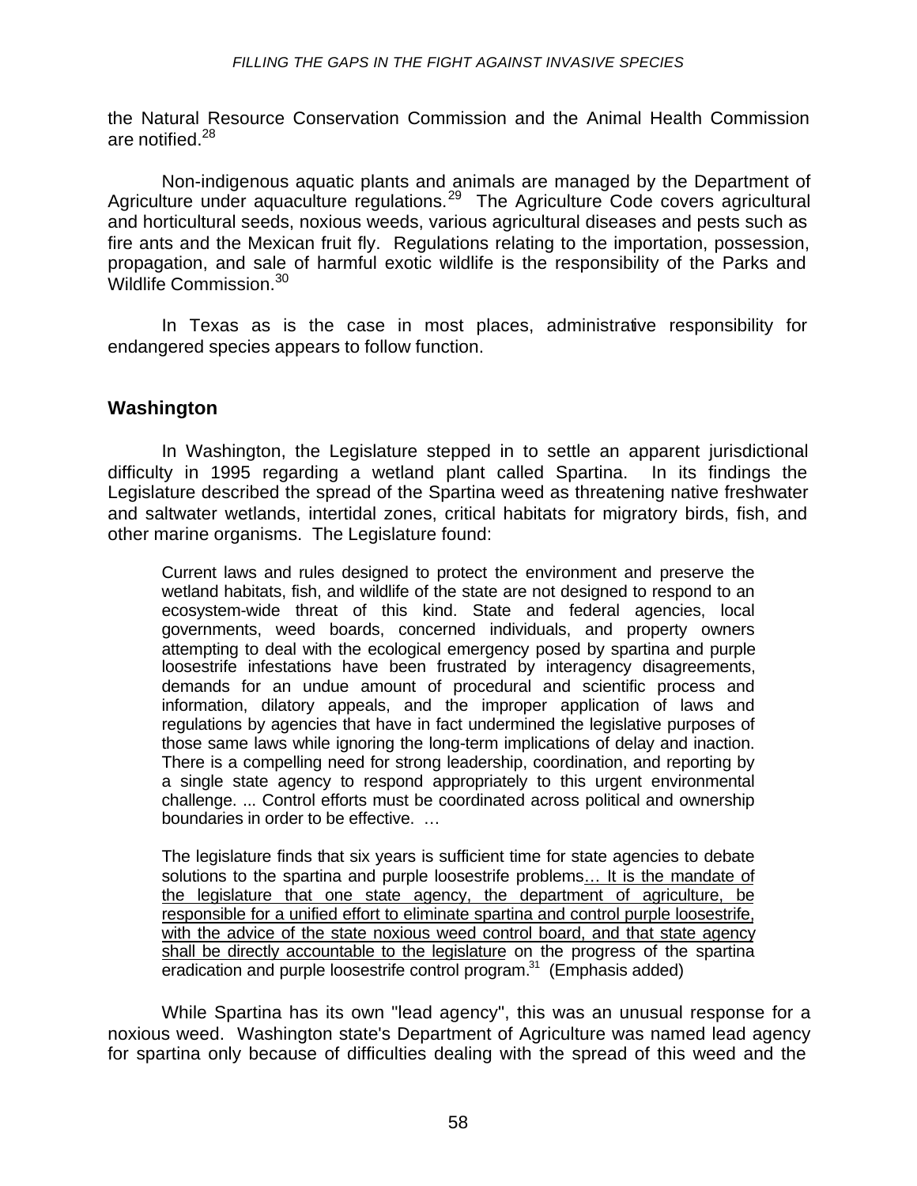the Natural Resource Conservation Commission and the Animal Health Commission are notified.[28]

Non-indigenous aquatic plants and animals are managed by the Department of Agriculture under aquaculture regulations.[29] The Agriculture Code covers agricultural and horticultural seeds, noxious weeds, various agricultural diseases and pests such as fire ants and the Mexican fruit fly. Regulations relating to the importation, possession, propagation, and sale of harmful exotic wildlife is the responsibility of the Parks and Wildlife Commission.[30]

In Texas as is the case in most places, administrative responsibility for endangered species appears to follow function.

## Washington

In Washington, the Legislature stepped in to settle an apparent jurisdictional difficulty in 1995 regarding a wetland plant called Spartina. In its findings the Legislature described the spread of the Spartina weed as threatening native freshwater and saltwater wetlands, intertidal zones, critical habitats for migratory birds, fish, and other marine organisms. The Legislature found:

> Current laws and rules designed to protect the environment and preserve the wetland habitats, fish, and wildlife of the state are not designed to respond to an ecosystem-wide threat of this kind. State and federal agencies, local governments, weed boards, concerned individuals, and property owners attempting to deal with the ecological emergency posed by spartina and purple loosestrife infestations have been frustrated by interagency disagreements, demands for an undue amount of procedural and scientific process and information, dilatory appeals, and the improper application of laws and regulations by agencies that have in fact undermined the legislative purposes of those same laws while ignoring the long-term implications of delay and inaction. There is a compelling need for strong leadership, coordination, and reporting by a single state agency to respond appropriately to this urgent environmental challenge. ... Control efforts must be coordinated across political and ownership boundaries in order to be effective. …
>
> The legislature finds that six years is sufficient time for state agencies to debate solutions to the spartina and purple loosestrife problems<u>… It is the mandate of the legislature that one state agency, the department of agriculture, be responsible for a unified effort to eliminate spartina and control purple loosestrife, with the advice of the state noxious weed control board, and that state agency shall be directly accountable to the legislature</u> on the progress of the spartina eradication and purple loosestrife control program.[31] (Emphasis added)

While Spartina has its own "lead agency", this was an unusual response for a noxious weed. Washington state's Department of Agriculture was named lead agency for spartina only because of difficulties dealing with the spread of this weed and the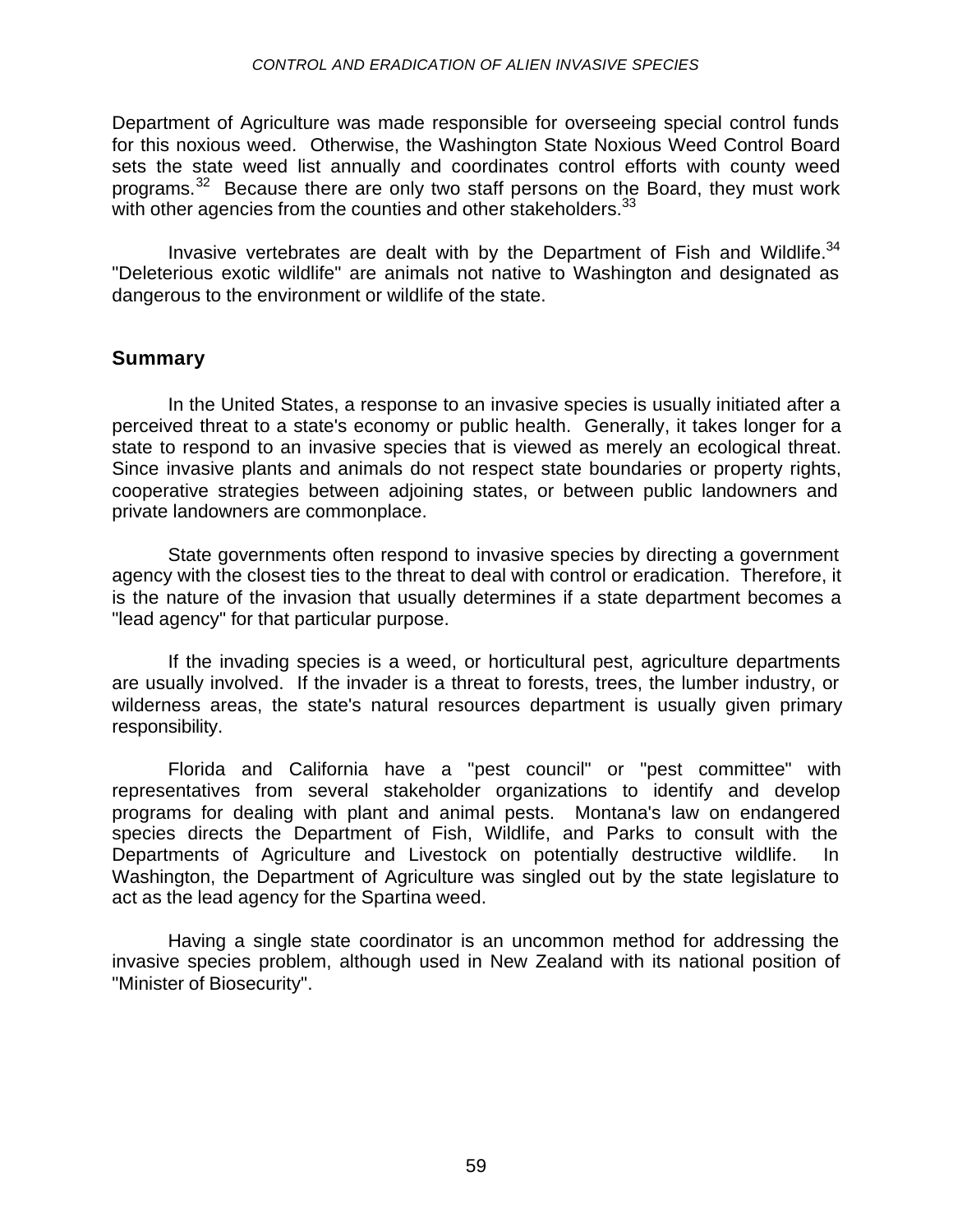Department of Agriculture was made responsible for overseeing special control funds for this noxious weed. Otherwise, the Washington State Noxious Weed Control Board sets the state weed list annually and coordinates control efforts with county weed programs.[32] Because there are only two staff persons on the Board, they must work with other agencies from the counties and other stakeholders.[33]

Invasive vertebrates are dealt with by the Department of Fish and Wildlife.[34] "Deleterious exotic wildlife" are animals not native to Washington and designated as dangerous to the environment or wildlife of the state.

## Summary

In the United States, a response to an invasive species is usually initiated after a perceived threat to a state's economy or public health. Generally, it takes longer for a state to respond to an invasive species that is viewed as merely an ecological threat. Since invasive plants and animals do not respect state boundaries or property rights, cooperative strategies between adjoining states, or between public landowners and private landowners are commonplace.

State governments often respond to invasive species by directing a government agency with the closest ties to the threat to deal with control or eradication. Therefore, it is the nature of the invasion that usually determines if a state department becomes a "lead agency" for that particular purpose.

If the invading species is a weed, or horticultural pest, agriculture departments are usually involved. If the invader is a threat to forests, trees, the lumber industry, or wilderness areas, the state's natural resources department is usually given primary responsibility.

Florida and California have a "pest council" or "pest committee" with representatives from several stakeholder organizations to identify and develop programs for dealing with plant and animal pests. Montana's law on endangered species directs the Department of Fish, Wildlife, and Parks to consult with the Departments of Agriculture and Livestock on potentially destructive wildlife. In Washington, the Department of Agriculture was singled out by the state legislature to act as the lead agency for the Spartina weed.

Having a single state coordinator is an uncommon method for addressing the invasive species problem, although used in New Zealand with its national position of "Minister of Biosecurity".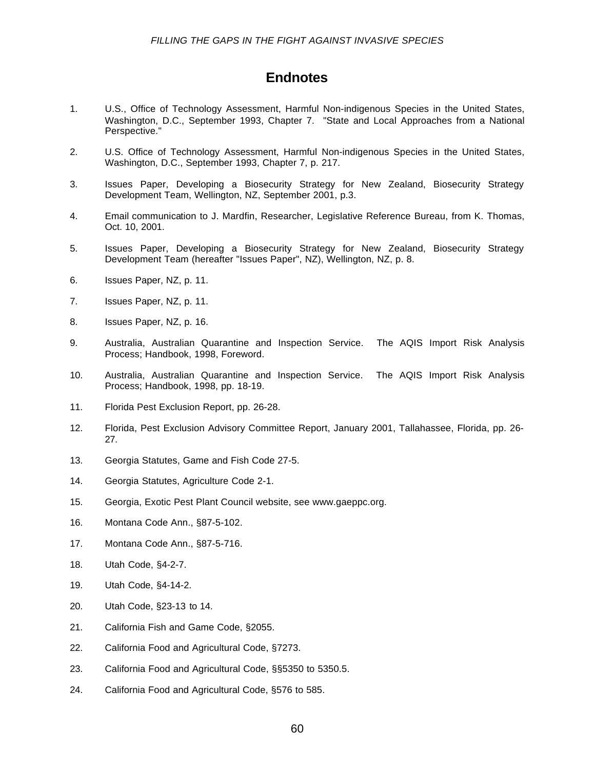# Endnotes

1. U.S., Office of Technology Assessment, Harmful Non-indigenous Species in the United States, Washington, D.C., September 1993, Chapter 7. "State and Local Approaches from a National Perspective."

2. U.S. Office of Technology Assessment, Harmful Non-indigenous Species in the United States, Washington, D.C., September 1993, Chapter 7, p. 217.

3. Issues Paper, Developing a Biosecurity Strategy for New Zealand, Biosecurity Strategy Development Team, Wellington, NZ, September 2001, p.3.

4. Email communication to J. Mardfin, Researcher, Legislative Reference Bureau, from K. Thomas, Oct. 10, 2001.

5. Issues Paper, Developing a Biosecurity Strategy for New Zealand, Biosecurity Strategy Development Team (hereafter "Issues Paper", NZ), Wellington, NZ, p. 8.

6. Issues Paper, NZ, p. 11.

7. Issues Paper, NZ, p. 11.

8. Issues Paper, NZ, p. 16.

9. Australia, Australian Quarantine and Inspection Service. The AQIS Import Risk Analysis Process; Handbook, 1998, Foreword.

10. Australia, Australian Quarantine and Inspection Service. The AQIS Import Risk Analysis Process; Handbook, 1998, pp. 18-19.

11. Florida Pest Exclusion Report, pp. 26-28.

12. Florida, Pest Exclusion Advisory Committee Report, January 2001, Tallahassee, Florida, pp. 26-27.

13. Georgia Statutes, Game and Fish Code 27-5.

14. Georgia Statutes, Agriculture Code 2-1.

15. Georgia, Exotic Pest Plant Council website, see www.gaeppc.org.

16. Montana Code Ann., §87-5-102.

17. Montana Code Ann., §87-5-716.

18. Utah Code, §4-2-7.

19. Utah Code, §4-14-2.

20. Utah Code, §23-13 to 14.

21. California Fish and Game Code, §2055.

22. California Food and Agricultural Code, §7273.

23. California Food and Agricultural Code, §§5350 to 5350.5.

24. California Food and Agricultural Code, §576 to 585.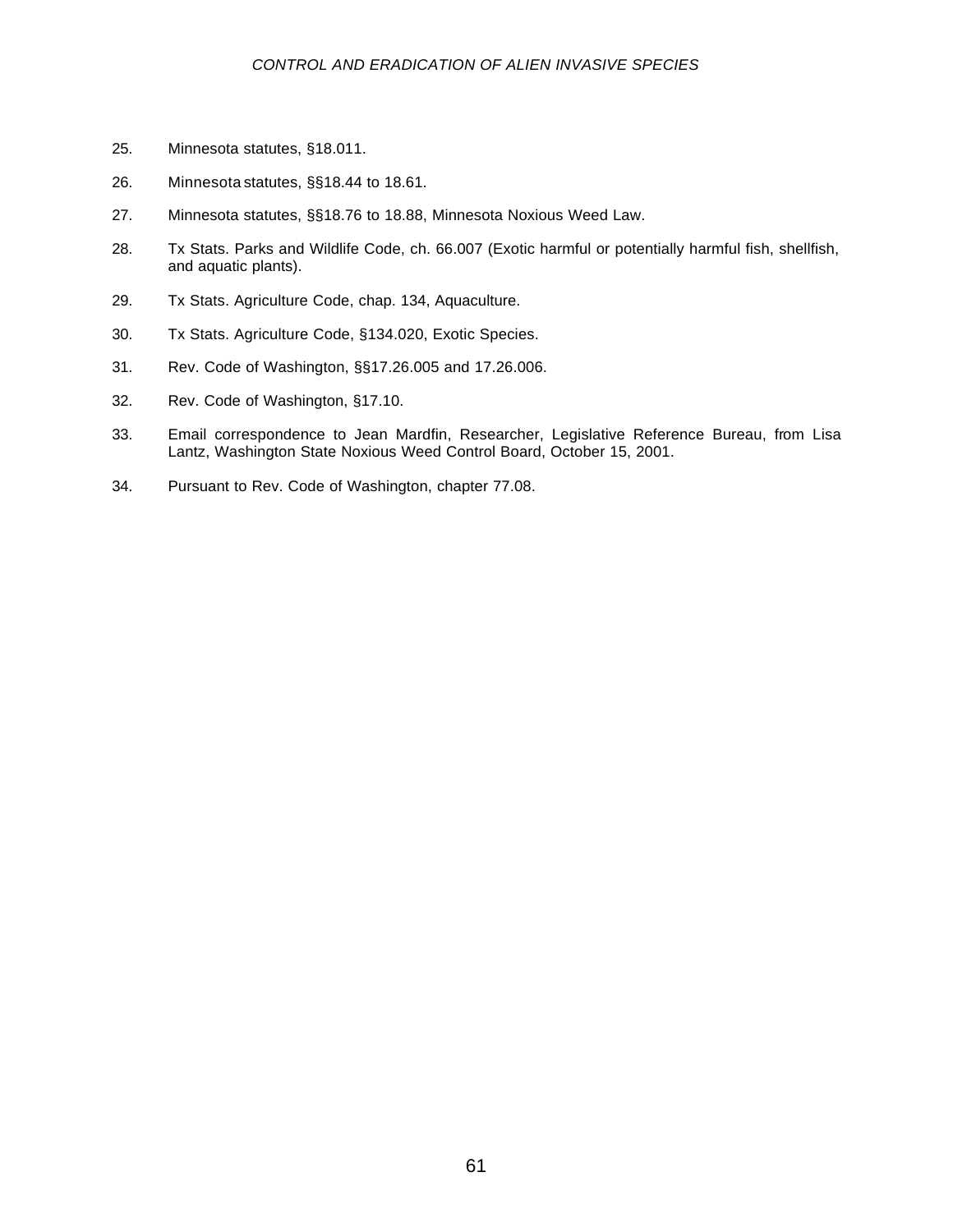25. Minnesota statutes, §18.011.

26. Minnesota statutes, §§18.44 to 18.61.

27. Minnesota statutes, §§18.76 to 18.88, Minnesota Noxious Weed Law.

28. Tx Stats. Parks and Wildlife Code, ch. 66.007 (Exotic harmful or potentially harmful fish, shellfish, and aquatic plants).

29. Tx Stats. Agriculture Code, chap. 134, Aquaculture.

30. Tx Stats. Agriculture Code, §134.020, Exotic Species.

31. Rev. Code of Washington, §§17.26.005 and 17.26.006.

32. Rev. Code of Washington, §17.10.

33. Email correspondence to Jean Mardfin, Researcher, Legislative Reference Bureau, from Lisa Lantz, Washington State Noxious Weed Control Board, October 15, 2001.

34. Pursuant to Rev. Code of Washington, chapter 77.08.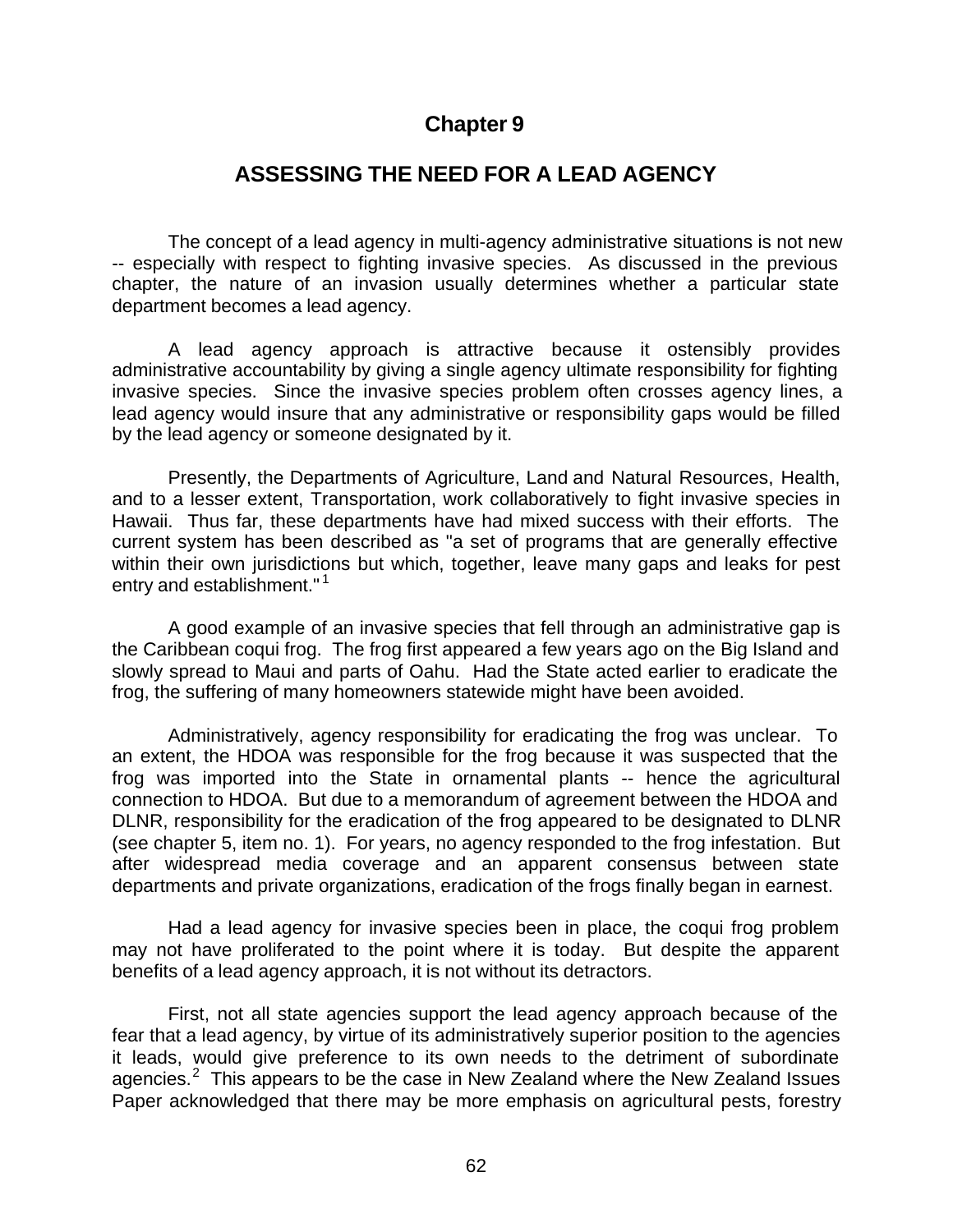# Chapter 9

## ASSESSING THE NEED FOR A LEAD AGENCY

The concept of a lead agency in multi-agency administrative situations is not new -- especially with respect to fighting invasive species. As discussed in the previous chapter, the nature of an invasion usually determines whether a particular state department becomes a lead agency.

A lead agency approach is attractive because it ostensibly provides administrative accountability by giving a single agency ultimate responsibility for fighting invasive species. Since the invasive species problem often crosses agency lines, a lead agency would insure that any administrative or responsibility gaps would be filled by the lead agency or someone designated by it.

Presently, the Departments of Agriculture, Land and Natural Resources, Health, and to a lesser extent, Transportation, work collaboratively to fight invasive species in Hawaii. Thus far, these departments have had mixed success with their efforts. The current system has been described as "a set of programs that are generally effective within their own jurisdictions but which, together, leave many gaps and leaks for pest entry and establishment."[1]

A good example of an invasive species that fell through an administrative gap is the Caribbean coqui frog. The frog first appeared a few years ago on the Big Island and slowly spread to Maui and parts of Oahu. Had the State acted earlier to eradicate the frog, the suffering of many homeowners statewide might have been avoided.

Administratively, agency responsibility for eradicating the frog was unclear. To an extent, the HDOA was responsible for the frog because it was suspected that the frog was imported into the State in ornamental plants -- hence the agricultural connection to HDOA. But due to a memorandum of agreement between the HDOA and DLNR, responsibility for the eradication of the frog appeared to be designated to DLNR (see chapter 5, item no. 1). For years, no agency responded to the frog infestation. But after widespread media coverage and an apparent consensus between state departments and private organizations, eradication of the frogs finally began in earnest.

Had a lead agency for invasive species been in place, the coqui frog problem may not have proliferated to the point where it is today. But despite the apparent benefits of a lead agency approach, it is not without its detractors.

First, not all state agencies support the lead agency approach because of the fear that a lead agency, by virtue of its administratively superior position to the agencies it leads, would give preference to its own needs to the detriment of subordinate agencies.[2] This appears to be the case in New Zealand where the New Zealand Issues Paper acknowledged that there may be more emphasis on agricultural pests, forestry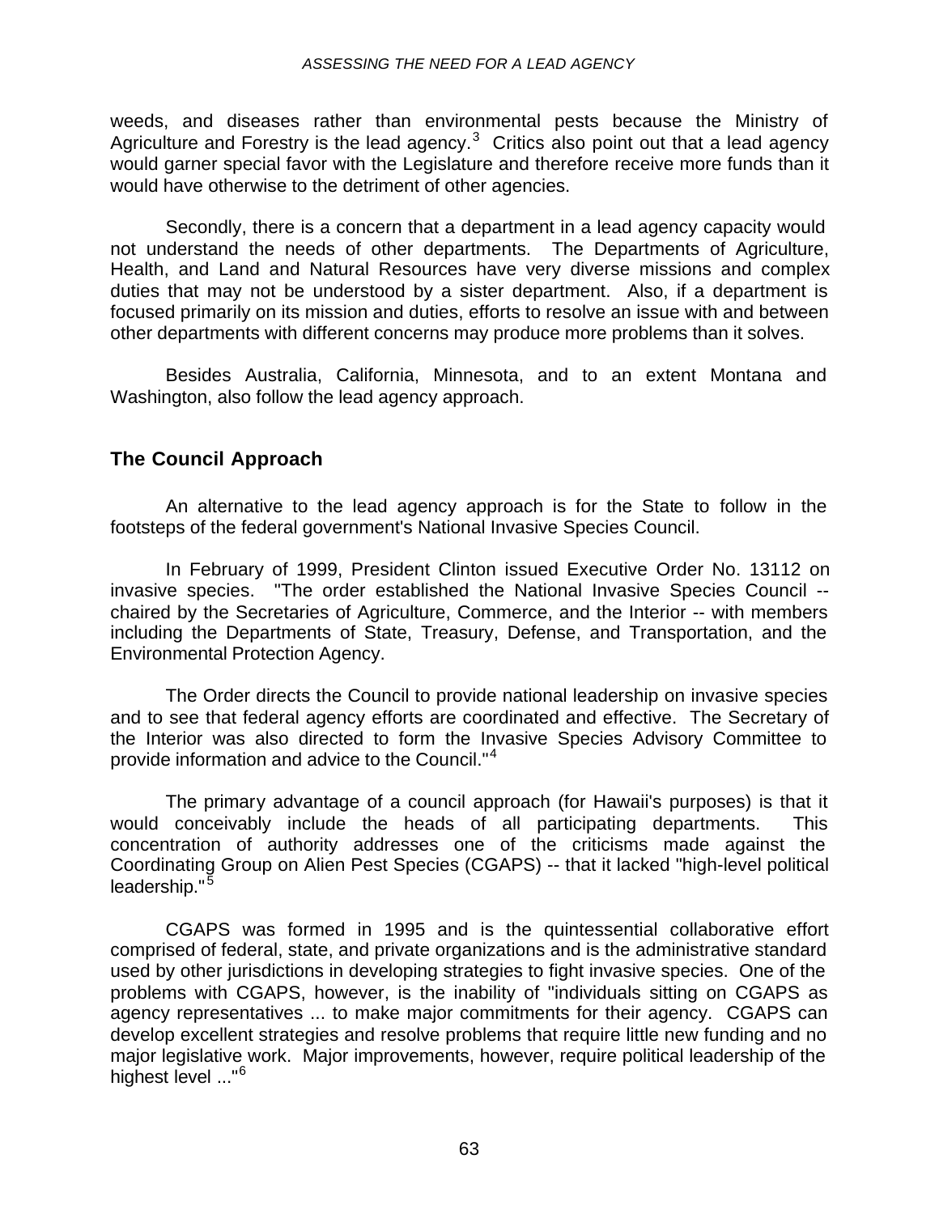weeds, and diseases rather than environmental pests because the Ministry of Agriculture and Forestry is the lead agency.[3] Critics also point out that a lead agency would garner special favor with the Legislature and therefore receive more funds than it would have otherwise to the detriment of other agencies.

Secondly, there is a concern that a department in a lead agency capacity would not understand the needs of other departments. The Departments of Agriculture, Health, and Land and Natural Resources have very diverse missions and complex duties that may not be understood by a sister department. Also, if a department is focused primarily on its mission and duties, efforts to resolve an issue with and between other departments with different concerns may produce more problems than it solves.

Besides Australia, California, Minnesota, and to an extent Montana and Washington, also follow the lead agency approach.

## The Council Approach

An alternative to the lead agency approach is for the State to follow in the footsteps of the federal government's National Invasive Species Council.

In February of 1999, President Clinton issued Executive Order No. 13112 on invasive species. "The order established the National Invasive Species Council -- chaired by the Secretaries of Agriculture, Commerce, and the Interior -- with members including the Departments of State, Treasury, Defense, and Transportation, and the Environmental Protection Agency.

The Order directs the Council to provide national leadership on invasive species and to see that federal agency efforts are coordinated and effective. The Secretary of the Interior was also directed to form the Invasive Species Advisory Committee to provide information and advice to the Council."[4]

The primary advantage of a council approach (for Hawaii's purposes) is that it would conceivably include the heads of all participating departments. This concentration of authority addresses one of the criticisms made against the Coordinating Group on Alien Pest Species (CGAPS) -- that it lacked "high-level political leadership."[5]

CGAPS was formed in 1995 and is the quintessential collaborative effort comprised of federal, state, and private organizations and is the administrative standard used by other jurisdictions in developing strategies to fight invasive species. One of the problems with CGAPS, however, is the inability of "individuals sitting on CGAPS as agency representatives ... to make major commitments for their agency. CGAPS can develop excellent strategies and resolve problems that require little new funding and no major legislative work. Major improvements, however, require political leadership of the highest level ..."[6]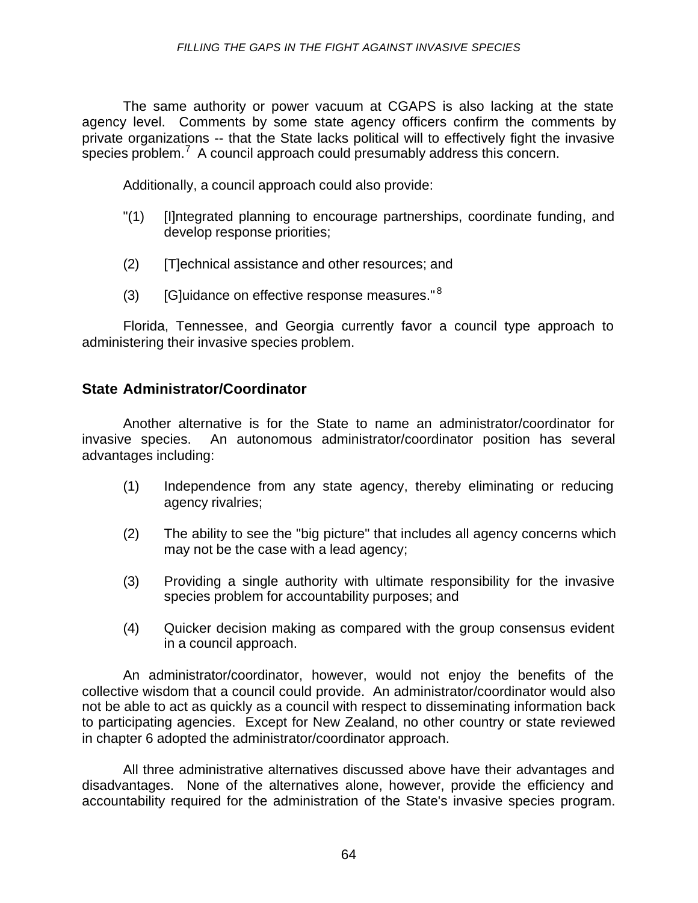The same authority or power vacuum at CGAPS is also lacking at the state agency level. Comments by some state agency officers confirm the comments by private organizations -- that the State lacks political will to effectively fight the invasive species problem.[7] A council approach could presumably address this concern.

Additionally, a council approach could also provide:

"(1) [I]ntegrated planning to encourage partnerships, coordinate funding, and develop response priorities;

(2) [T]echnical assistance and other resources; and

(3) [G]uidance on effective response measures."[8]

Florida, Tennessee, and Georgia currently favor a council type approach to administering their invasive species problem.

## State Administrator/Coordinator

Another alternative is for the State to name an administrator/coordinator for invasive species. An autonomous administrator/coordinator position has several advantages including:

(1) Independence from any state agency, thereby eliminating or reducing agency rivalries;

(2) The ability to see the "big picture" that includes all agency concerns which may not be the case with a lead agency;

(3) Providing a single authority with ultimate responsibility for the invasive species problem for accountability purposes; and

(4) Quicker decision making as compared with the group consensus evident in a council approach.

An administrator/coordinator, however, would not enjoy the benefits of the collective wisdom that a council could provide. An administrator/coordinator would also not be able to act as quickly as a council with respect to disseminating information back to participating agencies. Except for New Zealand, no other country or state reviewed in chapter 6 adopted the administrator/coordinator approach.

All three administrative alternatives discussed above have their advantages and disadvantages. None of the alternatives alone, however, provide the efficiency and accountability required for the administration of the State's invasive species program.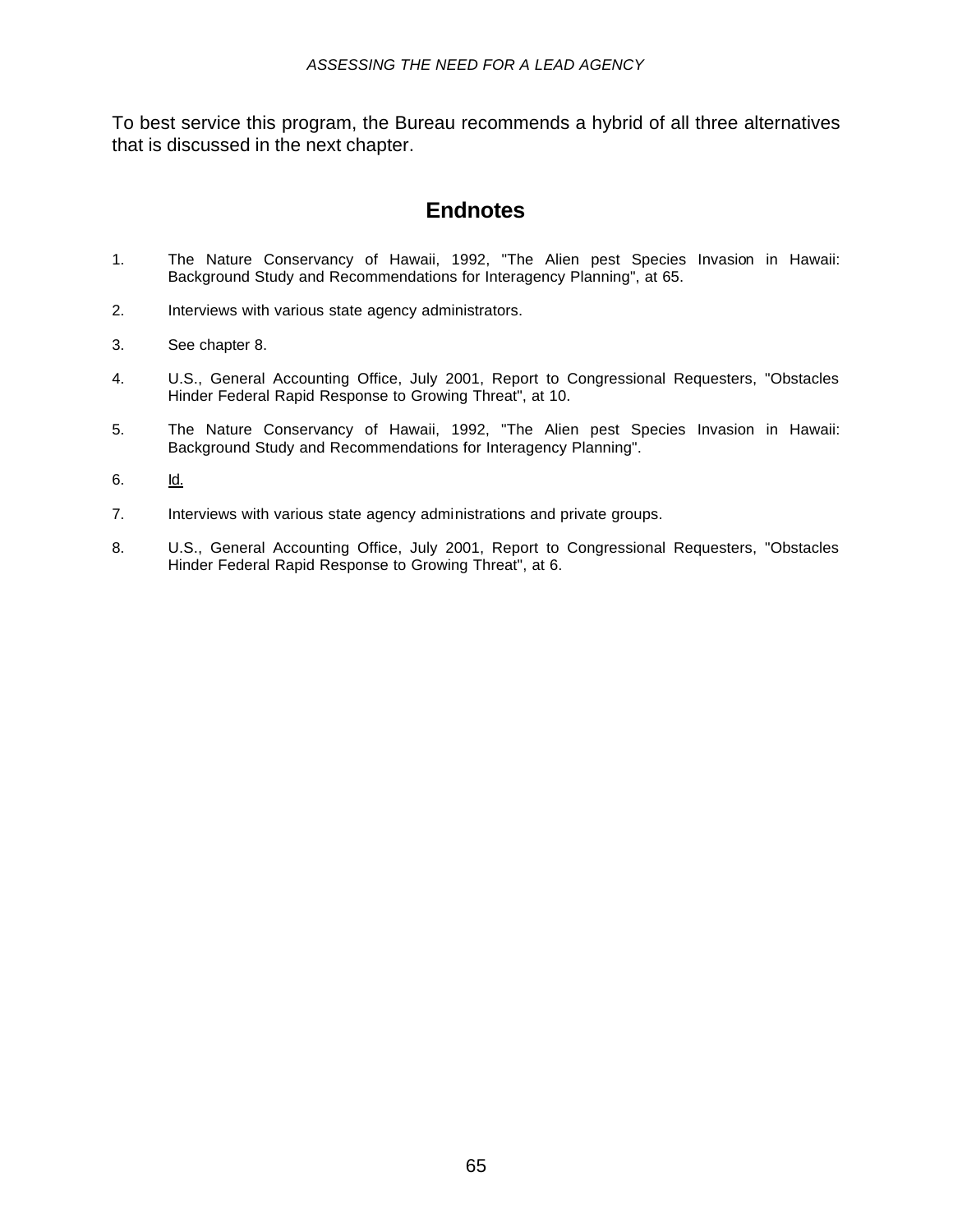To best service this program, the Bureau recommends a hybrid of all three alternatives that is discussed in the next chapter.

## Endnotes

1. The Nature Conservancy of Hawaii, 1992, "The Alien pest Species Invasion in Hawaii: Background Study and Recommendations for Interagency Planning", at 65.

2. Interviews with various state agency administrators.

3. See chapter 8.

4. U.S., General Accounting Office, July 2001, Report to Congressional Requesters, "Obstacles Hinder Federal Rapid Response to Growing Threat", at 10.

5. The Nature Conservancy of Hawaii, 1992, "The Alien pest Species Invasion in Hawaii: Background Study and Recommendations for Interagency Planning".

6. Id.

7. Interviews with various state agency administrations and private groups.

8. U.S., General Accounting Office, July 2001, Report to Congressional Requesters, "Obstacles Hinder Federal Rapid Response to Growing Threat", at 6.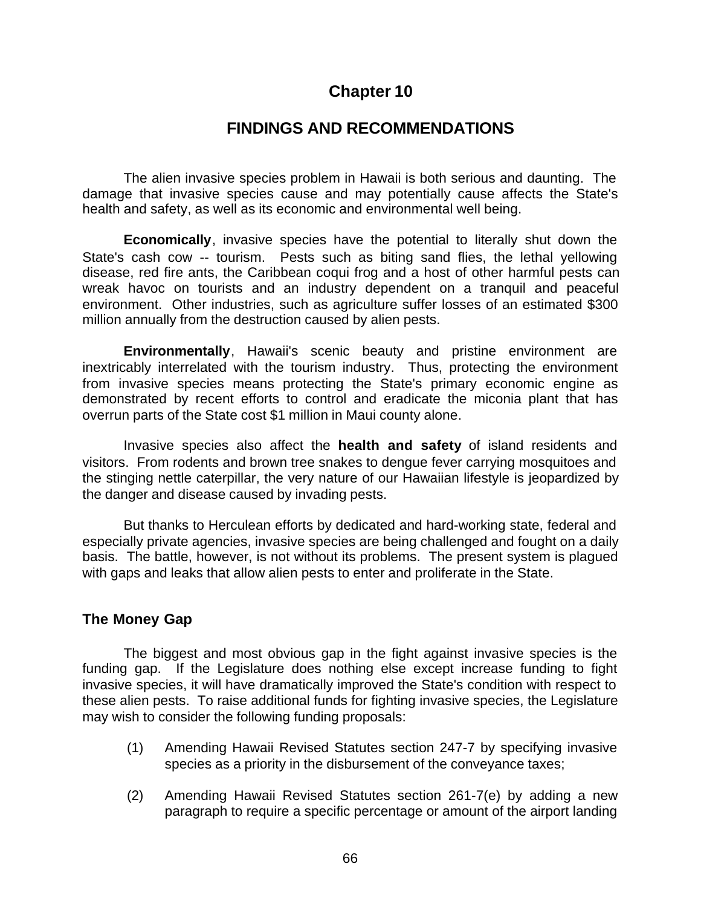# Chapter 10

## FINDINGS AND RECOMMENDATIONS

The alien invasive species problem in Hawaii is both serious and daunting. The damage that invasive species cause and may potentially cause affects the State's health and safety, as well as its economic and environmental well being.

**Economically**, invasive species have the potential to literally shut down the State's cash cow -- tourism. Pests such as biting sand flies, the lethal yellowing disease, red fire ants, the Caribbean coqui frog and a host of other harmful pests can wreak havoc on tourists and an industry dependent on a tranquil and peaceful environment. Other industries, such as agriculture suffer losses of an estimated $300 million annually from the destruction caused by alien pests.

**Environmentally**, Hawaii's scenic beauty and pristine environment are inextricably interrelated with the tourism industry. Thus, protecting the environment from invasive species means protecting the State's primary economic engine as demonstrated by recent efforts to control and eradicate the miconia plant that has overrun parts of the State cost $1 million in Maui county alone.

Invasive species also affect the **health and safety** of island residents and visitors. From rodents and brown tree snakes to dengue fever carrying mosquitoes and the stinging nettle caterpillar, the very nature of our Hawaiian lifestyle is jeopardized by the danger and disease caused by invading pests.

But thanks to Herculean efforts by dedicated and hard-working state, federal and especially private agencies, invasive species are being challenged and fought on a daily basis. The battle, however, is not without its problems. The present system is plagued with gaps and leaks that allow alien pests to enter and proliferate in the State.

### The Money Gap

The biggest and most obvious gap in the fight against invasive species is the funding gap. If the Legislature does nothing else except increase funding to fight invasive species, it will have dramatically improved the State's condition with respect to these alien pests. To raise additional funds for fighting invasive species, the Legislature may wish to consider the following funding proposals:

(1) Amending Hawaii Revised Statutes section 247-7 by specifying invasive species as a priority in the disbursement of the conveyance taxes;

(2) Amending Hawaii Revised Statutes section 261-7(e) by adding a new paragraph to require a specific percentage or amount of the airport landing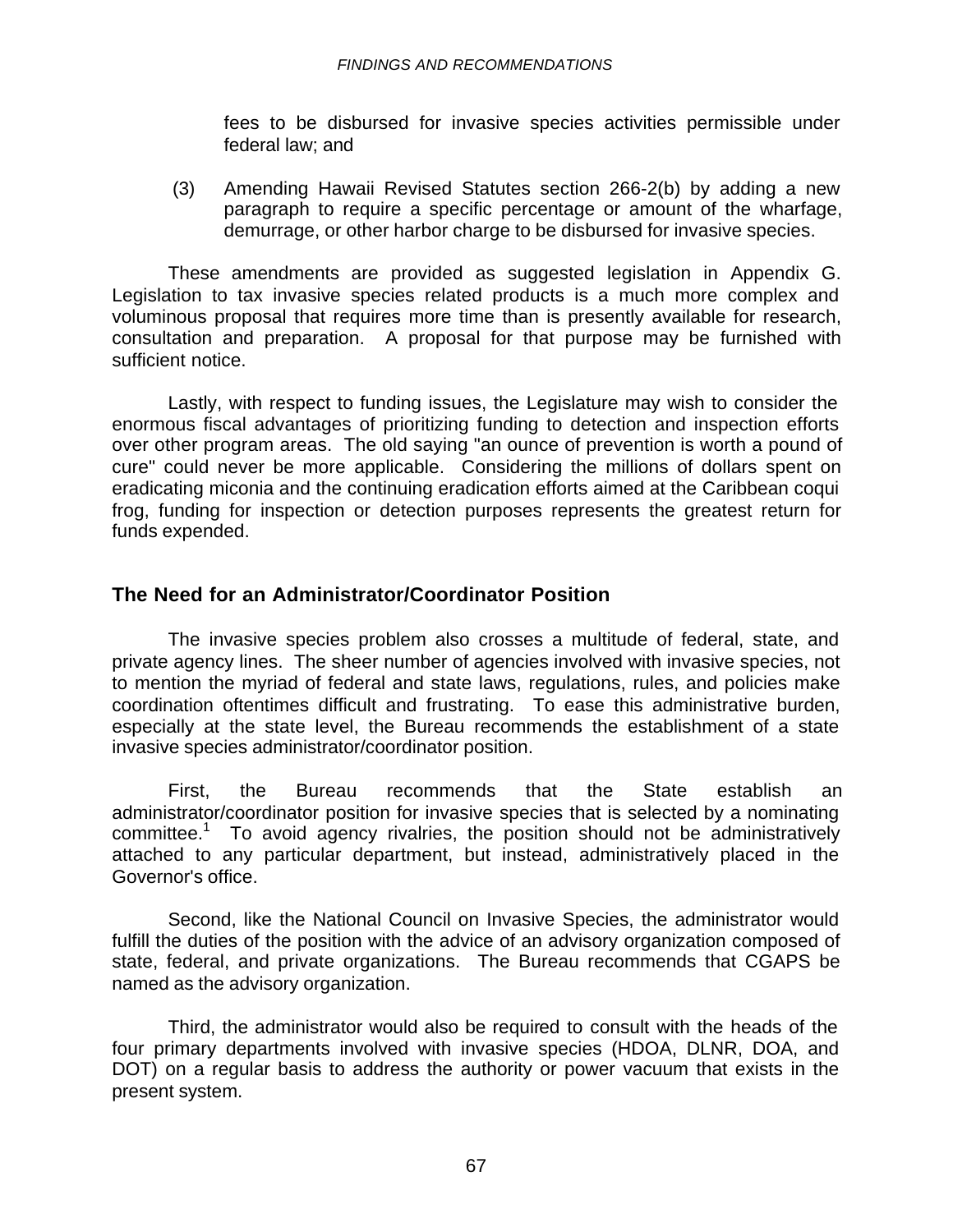fees to be disbursed for invasive species activities permissible under federal law; and

(3) Amending Hawaii Revised Statutes section 266-2(b) by adding a new paragraph to require a specific percentage or amount of the wharfage, demurrage, or other harbor charge to be disbursed for invasive species.

These amendments are provided as suggested legislation in Appendix G. Legislation to tax invasive species related products is a much more complex and voluminous proposal that requires more time than is presently available for research, consultation and preparation. A proposal for that purpose may be furnished with sufficient notice.

Lastly, with respect to funding issues, the Legislature may wish to consider the enormous fiscal advantages of prioritizing funding to detection and inspection efforts over other program areas. The old saying "an ounce of prevention is worth a pound of cure" could never be more applicable. Considering the millions of dollars spent on eradicating miconia and the continuing eradication efforts aimed at the Caribbean coqui frog, funding for inspection or detection purposes represents the greatest return for funds expended.

## The Need for an Administrator/Coordinator Position

The invasive species problem also crosses a multitude of federal, state, and private agency lines. The sheer number of agencies involved with invasive species, not to mention the myriad of federal and state laws, regulations, rules, and policies make coordination oftentimes difficult and frustrating. To ease this administrative burden, especially at the state level, the Bureau recommends the establishment of a state invasive species administrator/coordinator position.

First, the Bureau recommends that the State establish an administrator/coordinator position for invasive species that is selected by a nominating committee.[1] To avoid agency rivalries, the position should not be administratively attached to any particular department, but instead, administratively placed in the Governor's office.

Second, like the National Council on Invasive Species, the administrator would fulfill the duties of the position with the advice of an advisory organization composed of state, federal, and private organizations. The Bureau recommends that CGAPS be named as the advisory organization.

Third, the administrator would also be required to consult with the heads of the four primary departments involved with invasive species (HDOA, DLNR, DOA, and DOT) on a regular basis to address the authority or power vacuum that exists in the present system.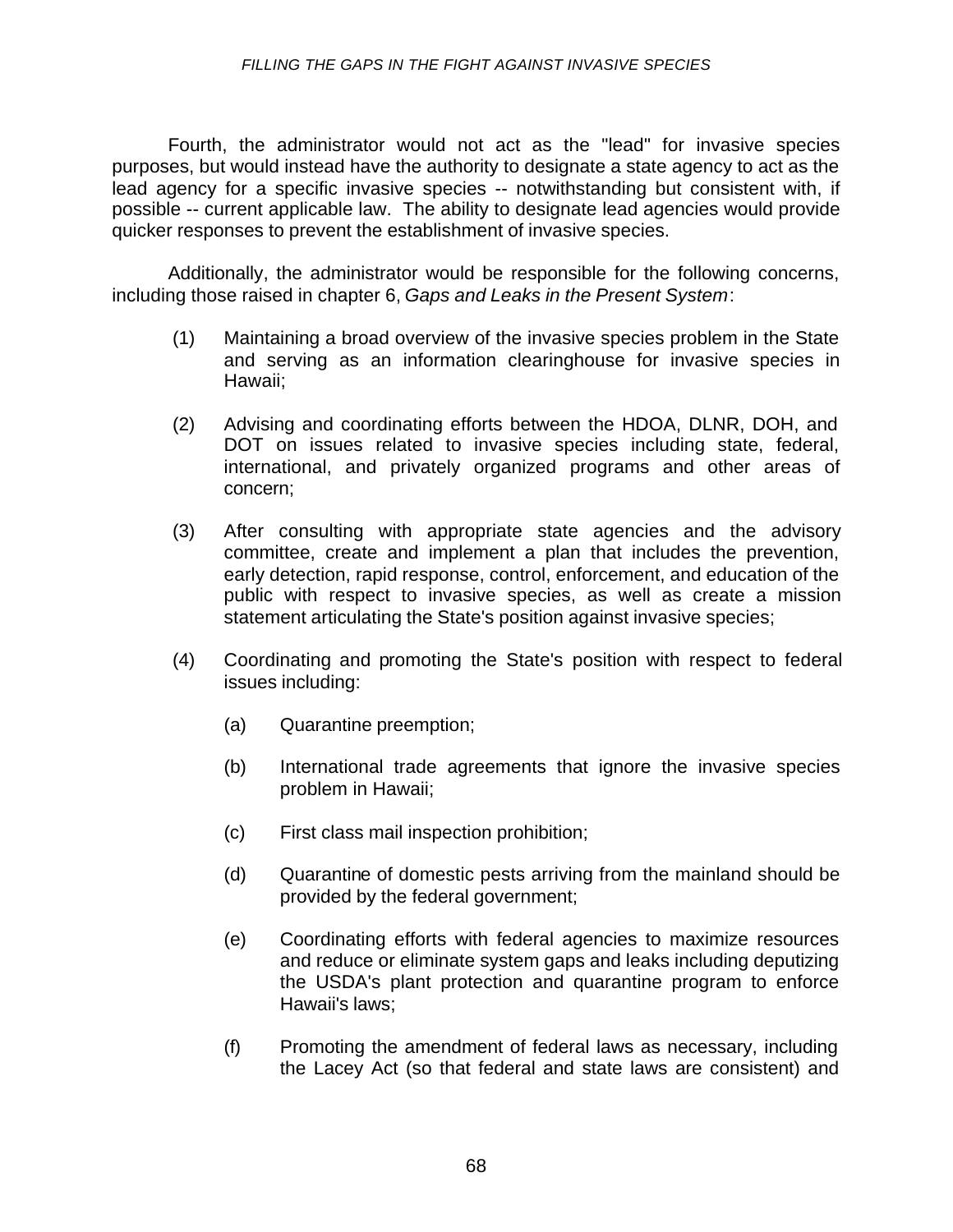Fourth, the administrator would not act as the "lead" for invasive species purposes, but would instead have the authority to designate a state agency to act as the lead agency for a specific invasive species -- notwithstanding but consistent with, if possible -- current applicable law. The ability to designate lead agencies would provide quicker responses to prevent the establishment of invasive species.

Additionally, the administrator would be responsible for the following concerns, including those raised in chapter 6, *Gaps and Leaks in the Present System*:

(1) Maintaining a broad overview of the invasive species problem in the State and serving as an information clearinghouse for invasive species in Hawaii;

(2) Advising and coordinating efforts between the HDOA, DLNR, DOH, and DOT on issues related to invasive species including state, federal, international, and privately organized programs and other areas of concern;

(3) After consulting with appropriate state agencies and the advisory committee, create and implement a plan that includes the prevention, early detection, rapid response, control, enforcement, and education of the public with respect to invasive species, as well as create a mission statement articulating the State's position against invasive species;

(4) Coordinating and promoting the State's position with respect to federal issues including:

   (a) Quarantine preemption;

   (b) International trade agreements that ignore the invasive species problem in Hawaii;

   (c) First class mail inspection prohibition;

   (d) Quarantine of domestic pests arriving from the mainland should be provided by the federal government;

   (e) Coordinating efforts with federal agencies to maximize resources and reduce or eliminate system gaps and leaks including deputizing the USDA's plant protection and quarantine program to enforce Hawaii's laws;

   (f) Promoting the amendment of federal laws as necessary, including the Lacey Act (so that federal and state laws are consistent) and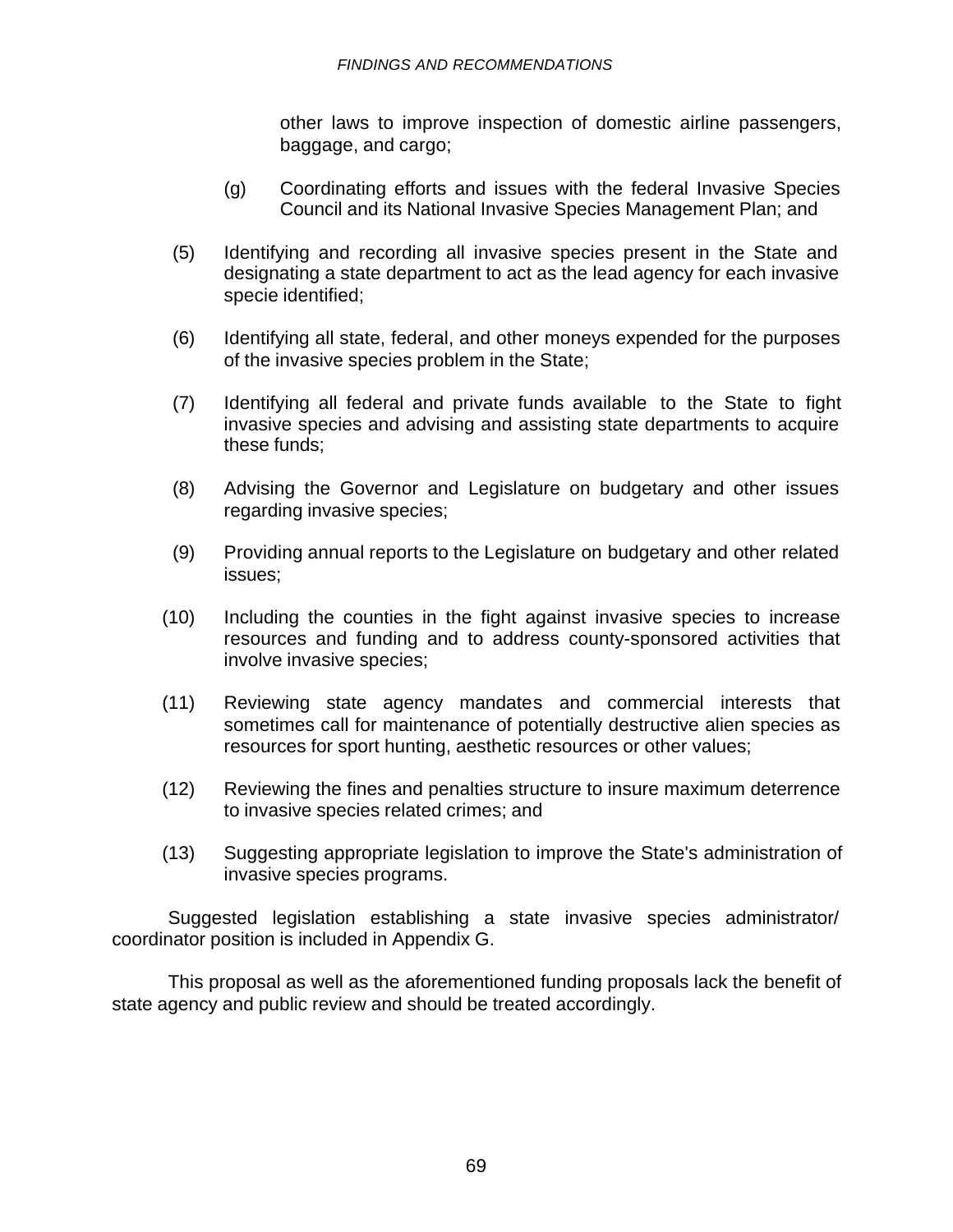other laws to improve inspection of domestic airline passengers, baggage, and cargo;

(g) Coordinating efforts and issues with the federal Invasive Species Council and its National Invasive Species Management Plan; and

(5) Identifying and recording all invasive species present in the State and designating a state department to act as the lead agency for each invasive specie identified;

(6) Identifying all state, federal, and other moneys expended for the purposes of the invasive species problem in the State;

(7) Identifying all federal and private funds available to the State to fight invasive species and advising and assisting state departments to acquire these funds;

(8) Advising the Governor and Legislature on budgetary and other issues regarding invasive species;

(9) Providing annual reports to the Legislature on budgetary and other related issues;

(10) Including the counties in the fight against invasive species to increase resources and funding and to address county-sponsored activities that involve invasive species;

(11) Reviewing state agency mandates and commercial interests that sometimes call for maintenance of potentially destructive alien species as resources for sport hunting, aesthetic resources or other values;

(12) Reviewing the fines and penalties structure to insure maximum deterrence to invasive species related crimes; and

(13) Suggesting appropriate legislation to improve the State's administration of invasive species programs.

Suggested legislation establishing a state invasive species administrator/ coordinator position is included in Appendix G.

This proposal as well as the aforementioned funding proposals lack the benefit of state agency and public review and should be treated accordingly.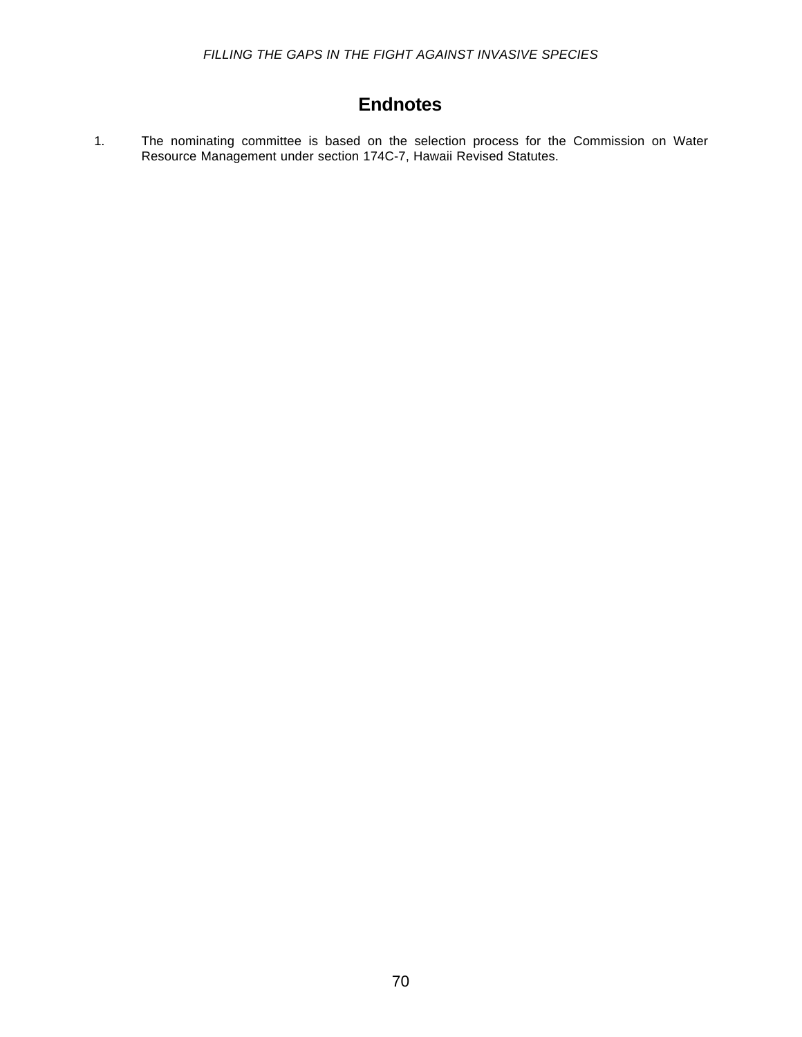# Endnotes

1. The nominating committee is based on the selection process for the Commission on Water Resource Management under section 174C-7, Hawaii Revised Statutes.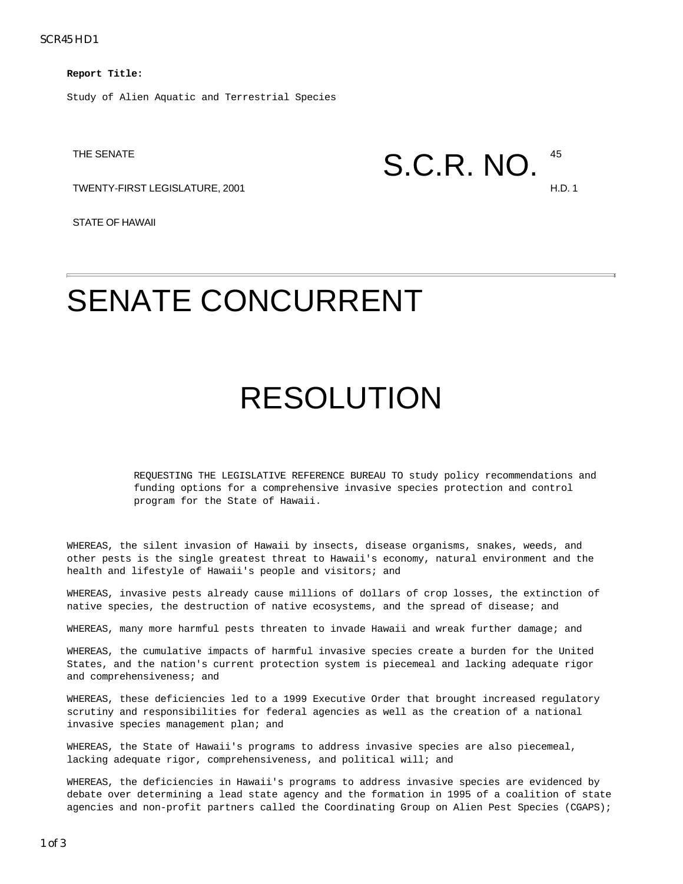**Report Title:**

Study of Alien Aquatic and Terrestrial Species

THE SENATE

TWENTY-FIRST LEGISLATURE, 2001

STATE OF HAWAII

S.C.R. NO. 45 H.D. 1

# SENATE CONCURRENT

# RESOLUTION

REQUESTING THE LEGISLATIVE REFERENCE BUREAU TO study policy recommendations and funding options for a comprehensive invasive species protection and control program for the State of Hawaii.

WHEREAS, the silent invasion of Hawaii by insects, disease organisms, snakes, weeds, and other pests is the single greatest threat to Hawaii's economy, natural environment and the health and lifestyle of Hawaii's people and visitors; and

WHEREAS, invasive pests already cause millions of dollars of crop losses, the extinction of native species, the destruction of native ecosystems, and the spread of disease; and

WHEREAS, many more harmful pests threaten to invade Hawaii and wreak further damage; and

WHEREAS, the cumulative impacts of harmful invasive species create a burden for the United States, and the nation's current protection system is piecemeal and lacking adequate rigor and comprehensiveness; and

WHEREAS, these deficiencies led to a 1999 Executive Order that brought increased regulatory scrutiny and responsibilities for federal agencies as well as the creation of a national invasive species management plan; and

WHEREAS, the State of Hawaii's programs to address invasive species are also piecemeal, lacking adequate rigor, comprehensiveness, and political will; and

WHEREAS, the deficiencies in Hawaii's programs to address invasive species are evidenced by debate over determining a lead state agency and the formation in 1995 of a coalition of state agencies and non-profit partners called the Coordinating Group on Alien Pest Species (CGAPS);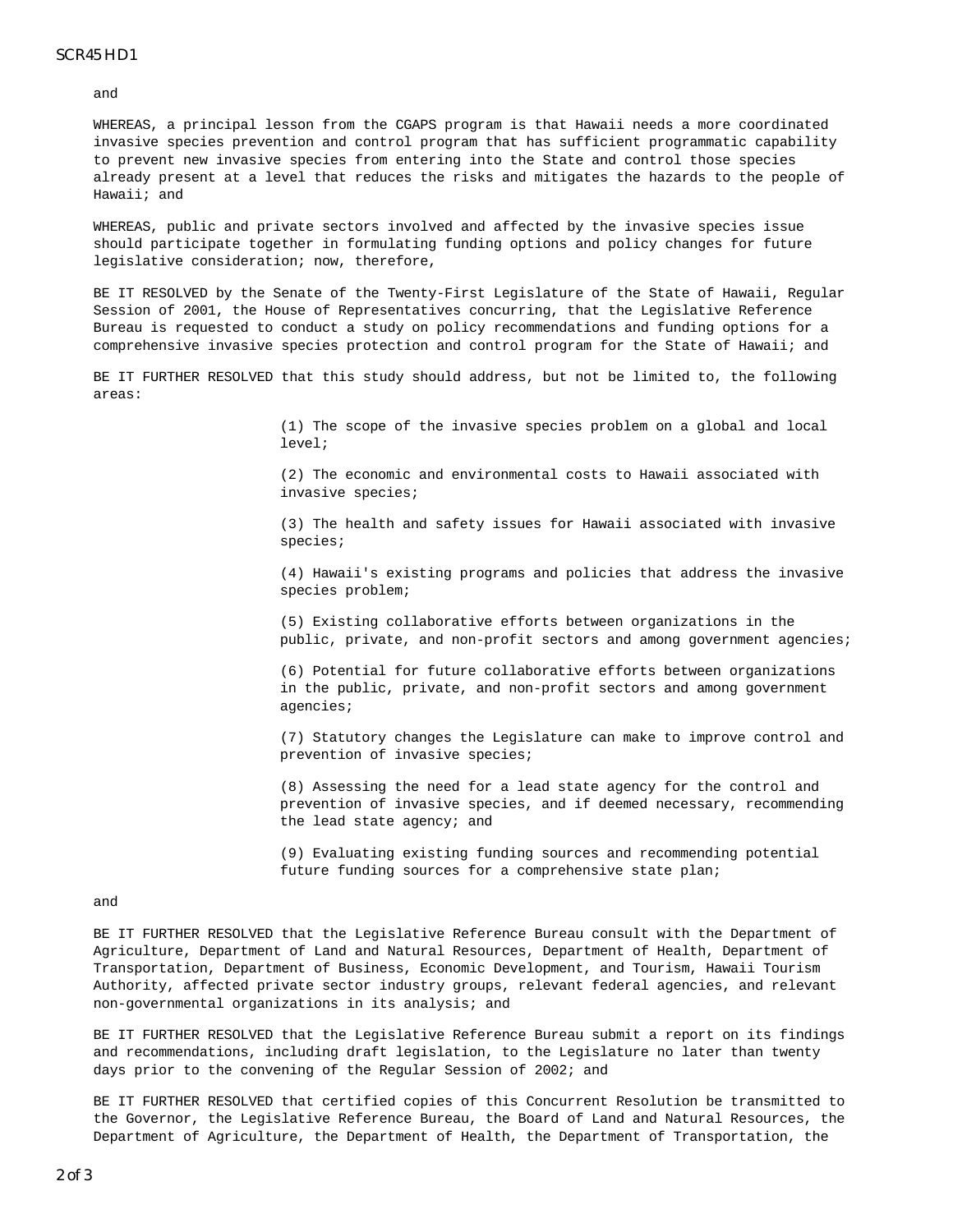and

WHEREAS, a principal lesson from the CGAPS program is that Hawaii needs a more coordinated invasive species prevention and control program that has sufficient programmatic capability to prevent new invasive species from entering into the State and control those species already present at a level that reduces the risks and mitigates the hazards to the people of Hawaii; and

WHEREAS, public and private sectors involved and affected by the invasive species issue should participate together in formulating funding options and policy changes for future legislative consideration; now, therefore,

BE IT RESOLVED by the Senate of the Twenty-First Legislature of the State of Hawaii, Regular Session of 2001, the House of Representatives concurring, that the Legislative Reference Bureau is requested to conduct a study on policy recommendations and funding options for a comprehensive invasive species protection and control program for the State of Hawaii; and

BE IT FURTHER RESOLVED that this study should address, but not be limited to, the following areas:

(1) The scope of the invasive species problem on a global and local level;

(2) The economic and environmental costs to Hawaii associated with invasive species;

(3) The health and safety issues for Hawaii associated with invasive species;

(4) Hawaii's existing programs and policies that address the invasive species problem;

(5) Existing collaborative efforts between organizations in the public, private, and non-profit sectors and among government agencies;

(6) Potential for future collaborative efforts between organizations in the public, private, and non-profit sectors and among government agencies;

(7) Statutory changes the Legislature can make to improve control and prevention of invasive species;

(8) Assessing the need for a lead state agency for the control and prevention of invasive species, and if deemed necessary, recommending the lead state agency; and

(9) Evaluating existing funding sources and recommending potential future funding sources for a comprehensive state plan;

and

BE IT FURTHER RESOLVED that the Legislative Reference Bureau consult with the Department of Agriculture, Department of Land and Natural Resources, Department of Health, Department of Transportation, Department of Business, Economic Development, and Tourism, Hawaii Tourism Authority, affected private sector industry groups, relevant federal agencies, and relevant non-governmental organizations in its analysis; and

BE IT FURTHER RESOLVED that the Legislative Reference Bureau submit a report on its findings and recommendations, including draft legislation, to the Legislature no later than twenty days prior to the convening of the Regular Session of 2002; and

BE IT FURTHER RESOLVED that certified copies of this Concurrent Resolution be transmitted to the Governor, the Legislative Reference Bureau, the Board of Land and Natural Resources, the Department of Agriculture, the Department of Health, the Department of Transportation, the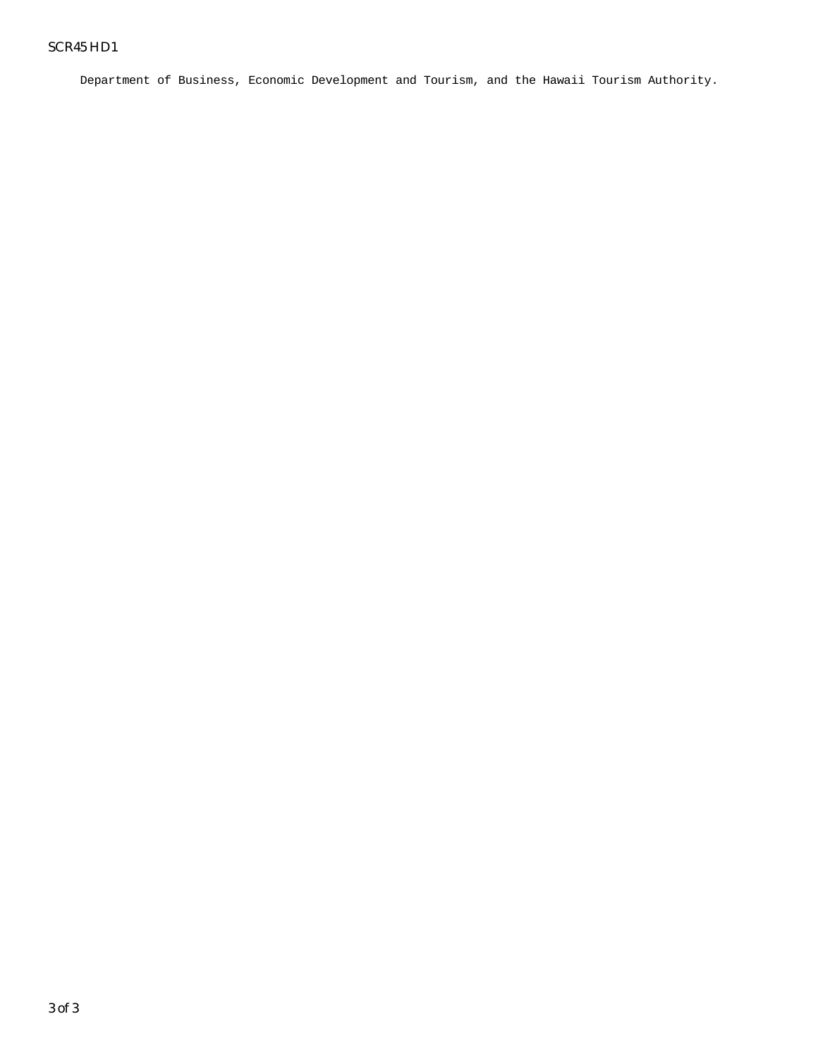Department of Business, Economic Development and Tourism, and the Hawaii Tourism Authority.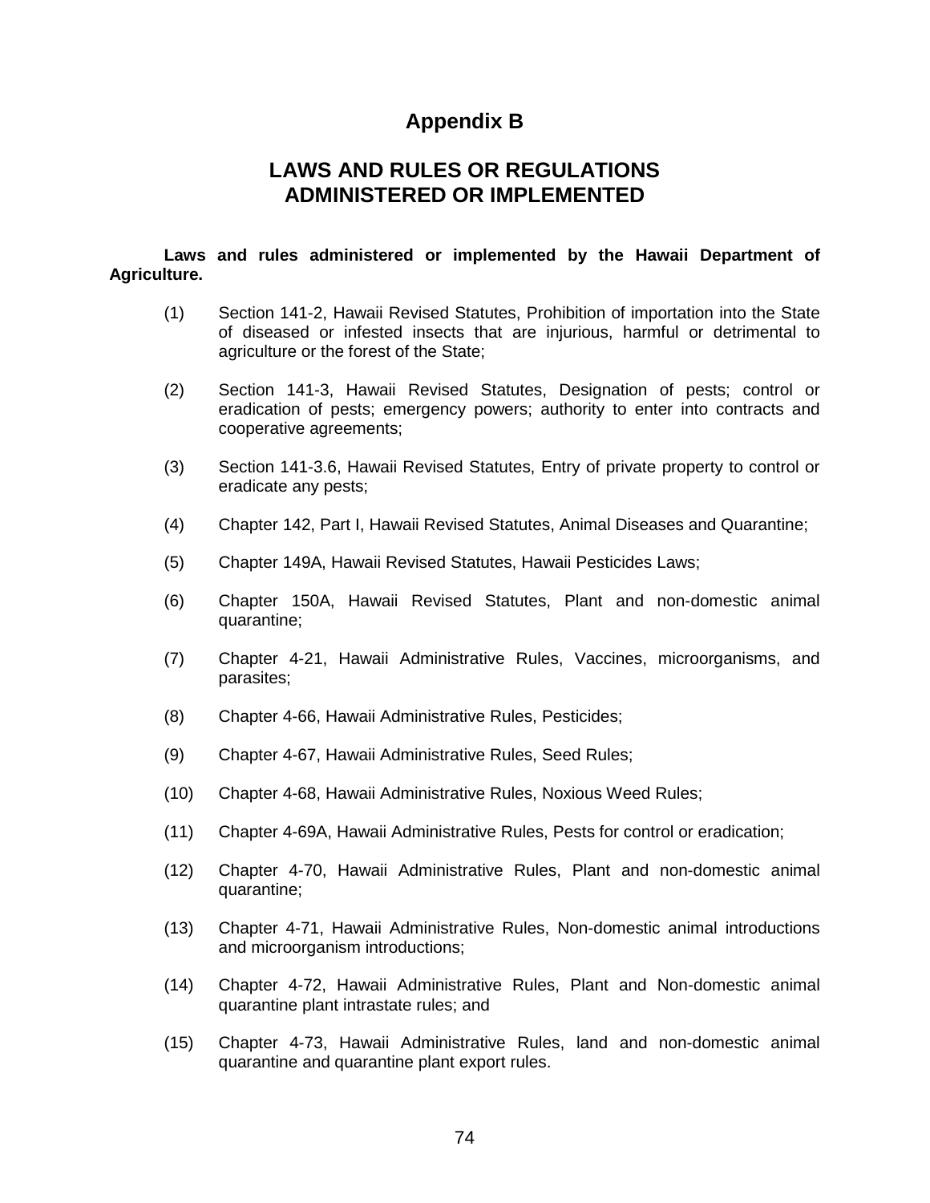# Appendix B

## LAWS AND RULES OR REGULATIONS ADMINISTERED OR IMPLEMENTED

**Laws and rules administered or implemented by the Hawaii Department of Agriculture.**

(1) Section 141-2, Hawaii Revised Statutes, Prohibition of importation into the State of diseased or infested insects that are injurious, harmful or detrimental to agriculture or the forest of the State;

(2) Section 141-3, Hawaii Revised Statutes, Designation of pests; control or eradication of pests; emergency powers; authority to enter into contracts and cooperative agreements;

(3) Section 141-3.6, Hawaii Revised Statutes, Entry of private property to control or eradicate any pests;

(4) Chapter 142, Part I, Hawaii Revised Statutes, Animal Diseases and Quarantine;

(5) Chapter 149A, Hawaii Revised Statutes, Hawaii Pesticides Laws;

(6) Chapter 150A, Hawaii Revised Statutes, Plant and non-domestic animal quarantine;

(7) Chapter 4-21, Hawaii Administrative Rules, Vaccines, microorganisms, and parasites;

(8) Chapter 4-66, Hawaii Administrative Rules, Pesticides;

(9) Chapter 4-67, Hawaii Administrative Rules, Seed Rules;

(10) Chapter 4-68, Hawaii Administrative Rules, Noxious Weed Rules;

(11) Chapter 4-69A, Hawaii Administrative Rules, Pests for control or eradication;

(12) Chapter 4-70, Hawaii Administrative Rules, Plant and non-domestic animal quarantine;

(13) Chapter 4-71, Hawaii Administrative Rules, Non-domestic animal introductions and microorganism introductions;

(14) Chapter 4-72, Hawaii Administrative Rules, Plant and Non-domestic animal quarantine plant intrastate rules; and

(15) Chapter 4-73, Hawaii Administrative Rules, land and non-domestic animal quarantine and quarantine plant export rules.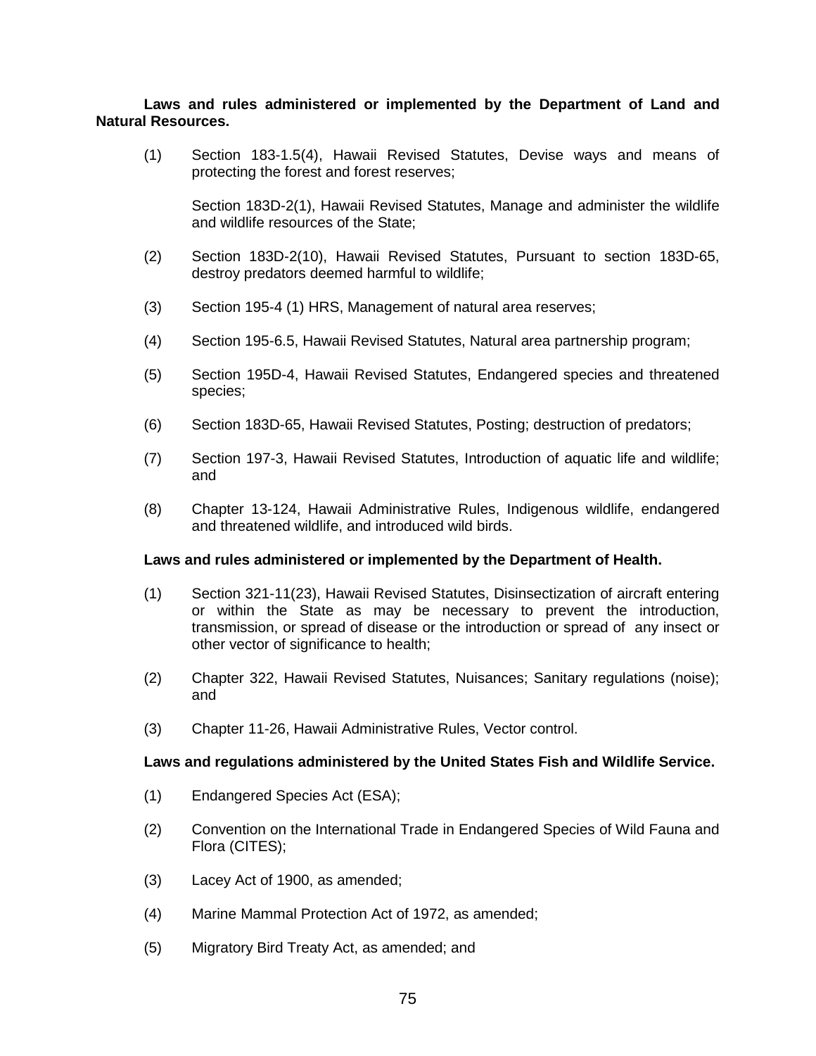**Laws and rules administered or implemented by the Department of Land and Natural Resources.**

(1) Section 183-1.5(4), Hawaii Revised Statutes, Devise ways and means of protecting the forest and forest reserves;

Section 183D-2(1), Hawaii Revised Statutes, Manage and administer the wildlife and wildlife resources of the State;

(2) Section 183D-2(10), Hawaii Revised Statutes, Pursuant to section 183D-65, destroy predators deemed harmful to wildlife;

(3) Section 195-4 (1) HRS, Management of natural area reserves;

(4) Section 195-6.5, Hawaii Revised Statutes, Natural area partnership program;

(5) Section 195D-4, Hawaii Revised Statutes, Endangered species and threatened species;

(6) Section 183D-65, Hawaii Revised Statutes, Posting; destruction of predators;

(7) Section 197-3, Hawaii Revised Statutes, Introduction of aquatic life and wildlife; and

(8) Chapter 13-124, Hawaii Administrative Rules, Indigenous wildlife, endangered and threatened wildlife, and introduced wild birds.

**Laws and rules administered or implemented by the Department of Health.**

(1) Section 321-11(23), Hawaii Revised Statutes, Disinsectization of aircraft entering or within the State as may be necessary to prevent the introduction, transmission, or spread of disease or the introduction or spread of any insect or other vector of significance to health;

(2) Chapter 322, Hawaii Revised Statutes, Nuisances; Sanitary regulations (noise); and

(3) Chapter 11-26, Hawaii Administrative Rules, Vector control.

**Laws and regulations administered by the United States Fish and Wildlife Service.**

(1) Endangered Species Act (ESA);

(2) Convention on the International Trade in Endangered Species of Wild Fauna and Flora (CITES);

(3) Lacey Act of 1900, as amended;

(4) Marine Mammal Protection Act of 1972, as amended;

(5) Migratory Bird Treaty Act, as amended; and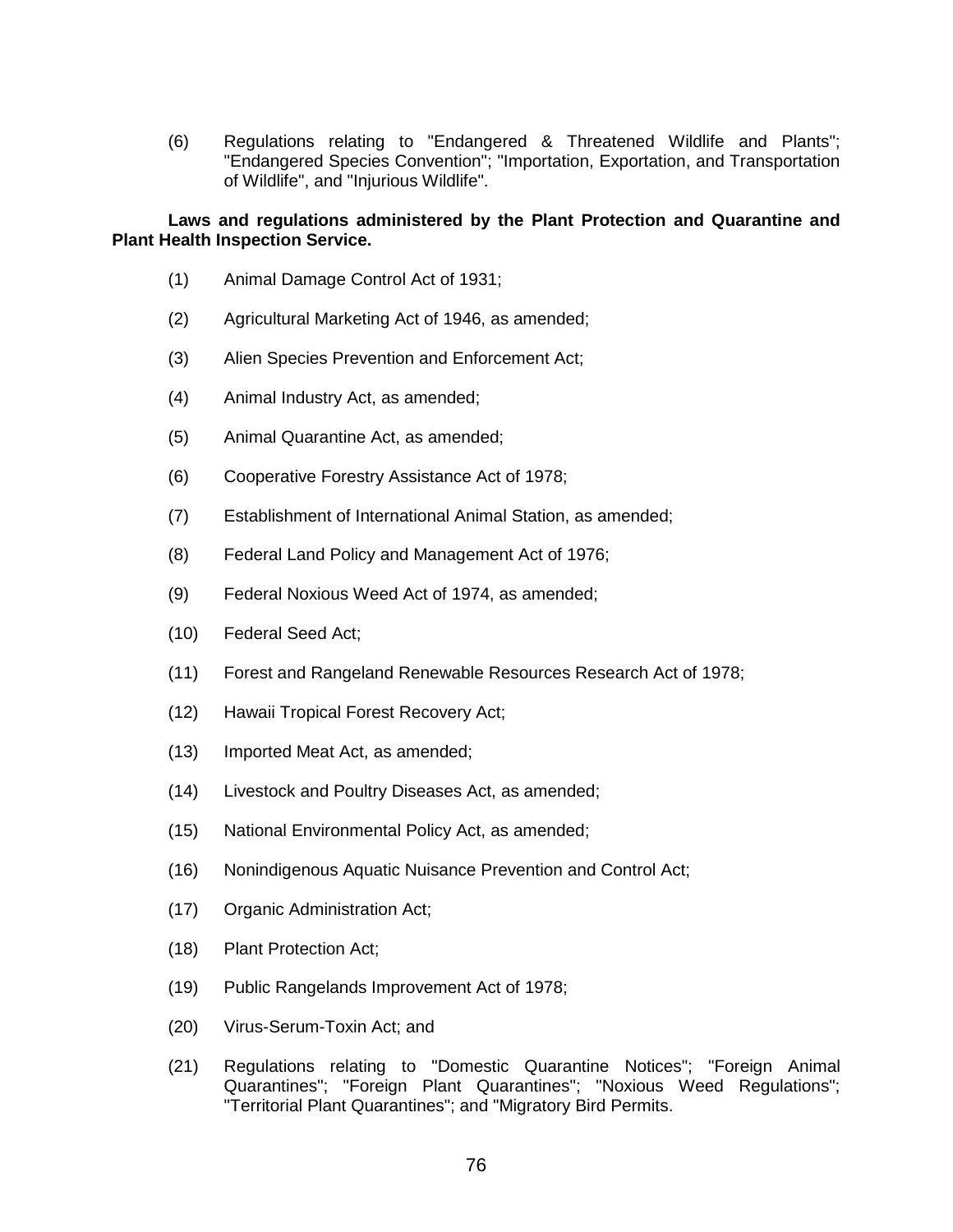(6) Regulations relating to "Endangered & Threatened Wildlife and Plants"; "Endangered Species Convention"; "Importation, Exportation, and Transportation of Wildlife", and "Injurious Wildlife".

**Laws and regulations administered by the Plant Protection and Quarantine and Plant Health Inspection Service.**

(1) Animal Damage Control Act of 1931;

(2) Agricultural Marketing Act of 1946, as amended;

(3) Alien Species Prevention and Enforcement Act;

(4) Animal Industry Act, as amended;

(5) Animal Quarantine Act, as amended;

(6) Cooperative Forestry Assistance Act of 1978;

(7) Establishment of International Animal Station, as amended;

(8) Federal Land Policy and Management Act of 1976;

(9) Federal Noxious Weed Act of 1974, as amended;

(10) Federal Seed Act;

(11) Forest and Rangeland Renewable Resources Research Act of 1978;

(12) Hawaii Tropical Forest Recovery Act;

(13) Imported Meat Act, as amended;

(14) Livestock and Poultry Diseases Act, as amended;

(15) National Environmental Policy Act, as amended;

(16) Nonindigenous Aquatic Nuisance Prevention and Control Act;

(17) Organic Administration Act;

(18) Plant Protection Act;

(19) Public Rangelands Improvement Act of 1978;

(20) Virus-Serum-Toxin Act; and

(21) Regulations relating to "Domestic Quarantine Notices"; "Foreign Animal Quarantines"; "Foreign Plant Quarantines"; "Noxious Weed Regulations"; "Territorial Plant Quarantines"; and "Migratory Bird Permits.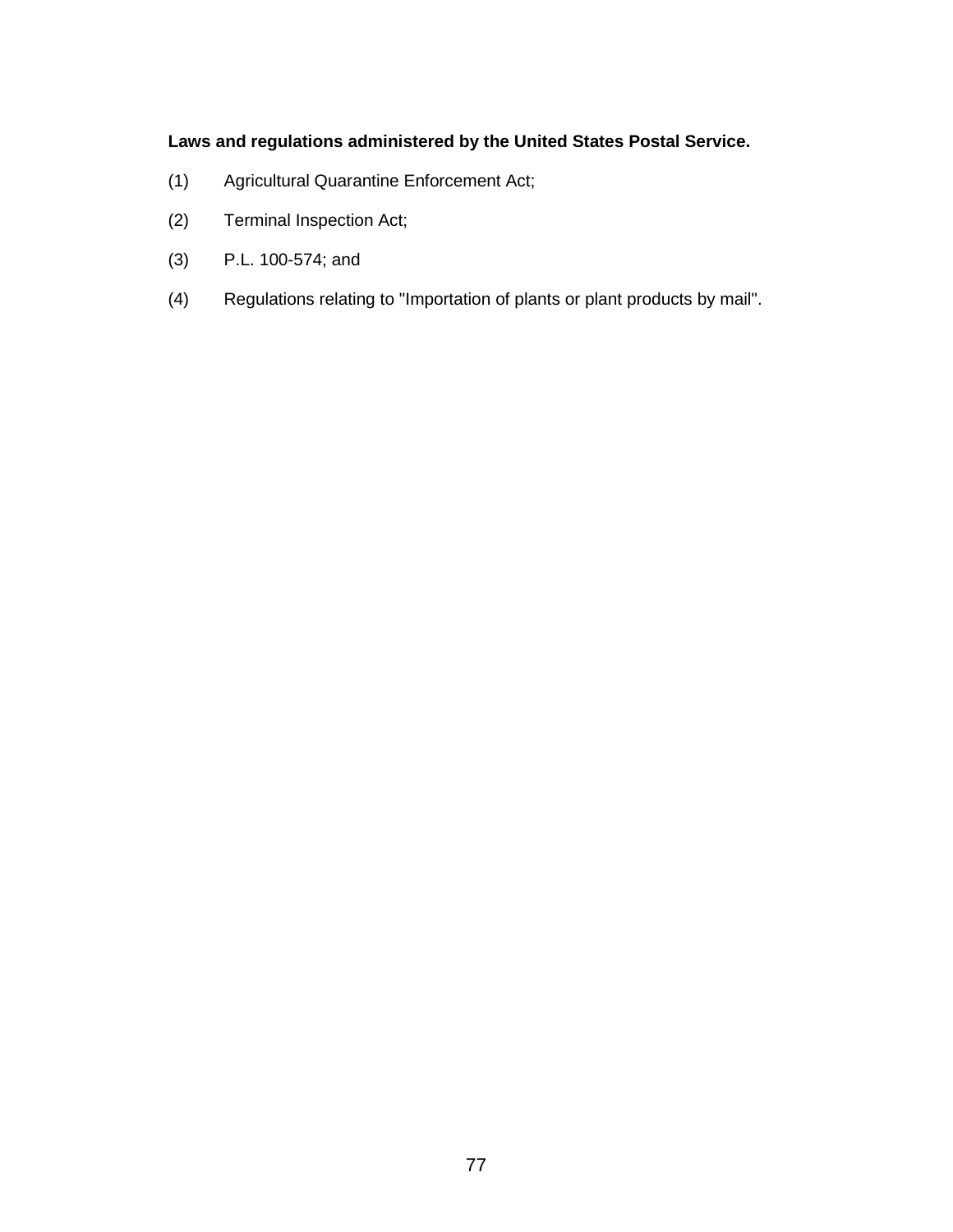**Laws and regulations administered by the United States Postal Service.**

(1) Agricultural Quarantine Enforcement Act;

(2) Terminal Inspection Act;

(3) P.L. 100-574; and

(4) Regulations relating to "Importation of plants or plant products by mail".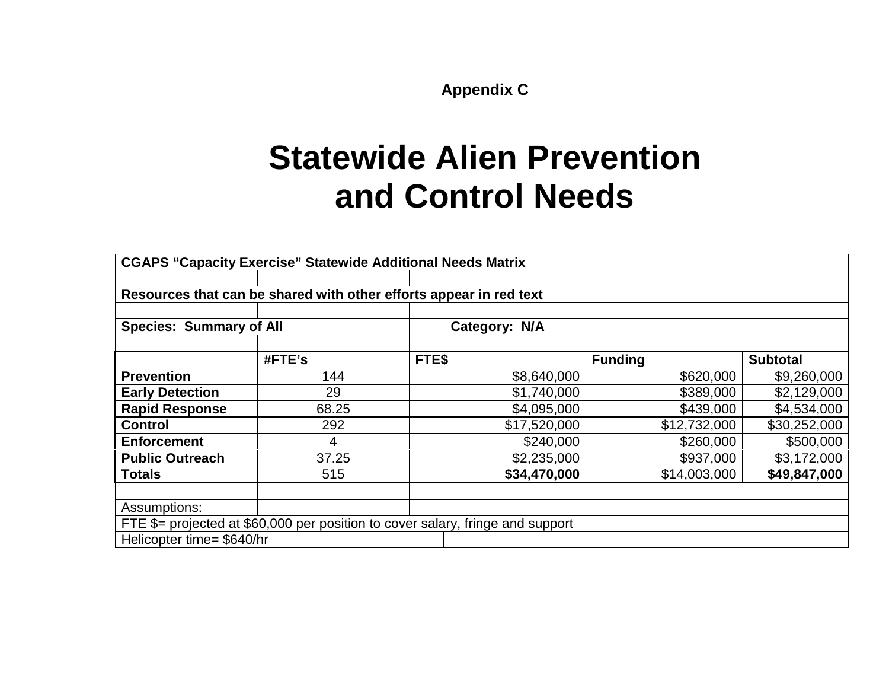**Appendix C**

# Statewide Alien Prevention and Control Needs

**CGAPS "Capacity Exercise" Statewide Additional Needs Matrix**

**Resources that can be shared with other efforts appear in red text**

**Species: Summary of All** | **Category: N/A**

| | #FTE's | FTE$ | Funding | Subtotal |
|---|---|---|---|---|
| **Prevention** | 144 | $8,640,000 | $620,000 | $9,260,000 |
| **Early Detection** | 29 | $1,740,000 | $389,000 | $2,129,000 |
| **Rapid Response** | 68.25 | $4,095,000 | $439,000 | $4,534,000 |
| **Control** | 292 | $17,520,000 | $12,732,000 | $30,252,000 |
| **Enforcement** | 4 | $240,000 | $260,000 | $500,000 |
| **Public Outreach** | 37.25 | $2,235,000 | $937,000 | $3,172,000 |
| **Totals** | 515 | **$34,470,000** | $14,003,000 | **$49,847,000** |

Assumptions:

FTE $= projected at $60,000 per position to cover salary, fringe and support

Helicopter time= $640/hr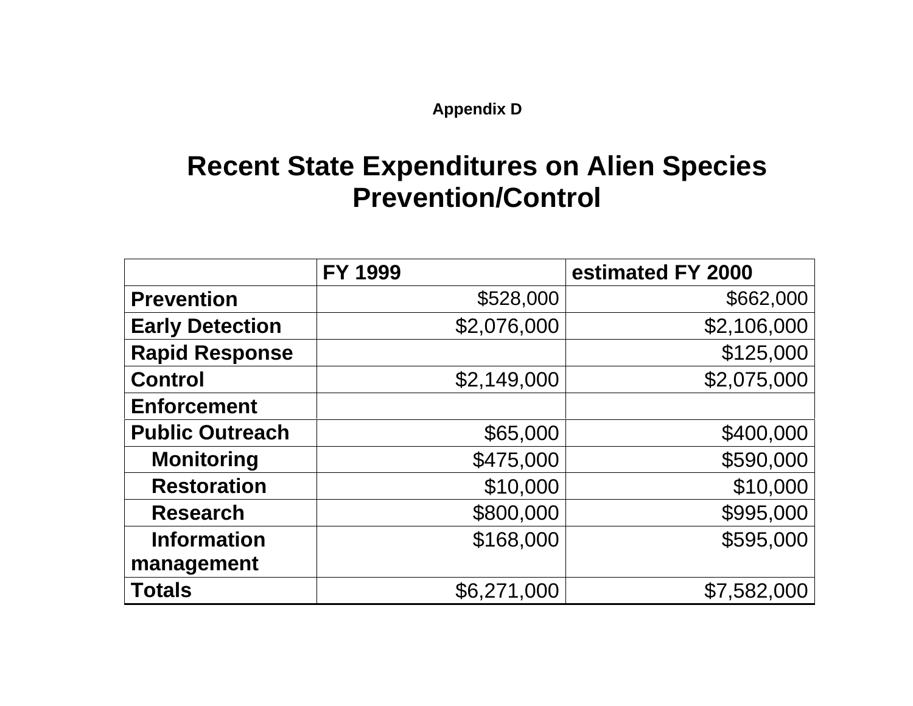**Appendix D**

# Recent State Expenditures on Alien Species Prevention/Control

| | FY 1999 | estimated FY 2000 |
|---|---|---|
| **Prevention** | $528,000 | $662,000 |
| **Early Detection** | $2,076,000 | $2,106,000 |
| **Rapid Response** | | $125,000 |
| **Control** | $2,149,000 | $2,075,000 |
| **Enforcement** | | |
| **Public Outreach** | $65,000 | $400,000 |
| **Monitoring** | $475,000 | $590,000 |
| **Restoration** | $10,000 | $10,000 |
| **Research** | $800,000 | $995,000 |
| **Information management** | $168,000 | $595,000 |
| **Totals** | $6,271,000 | $7,582,000 |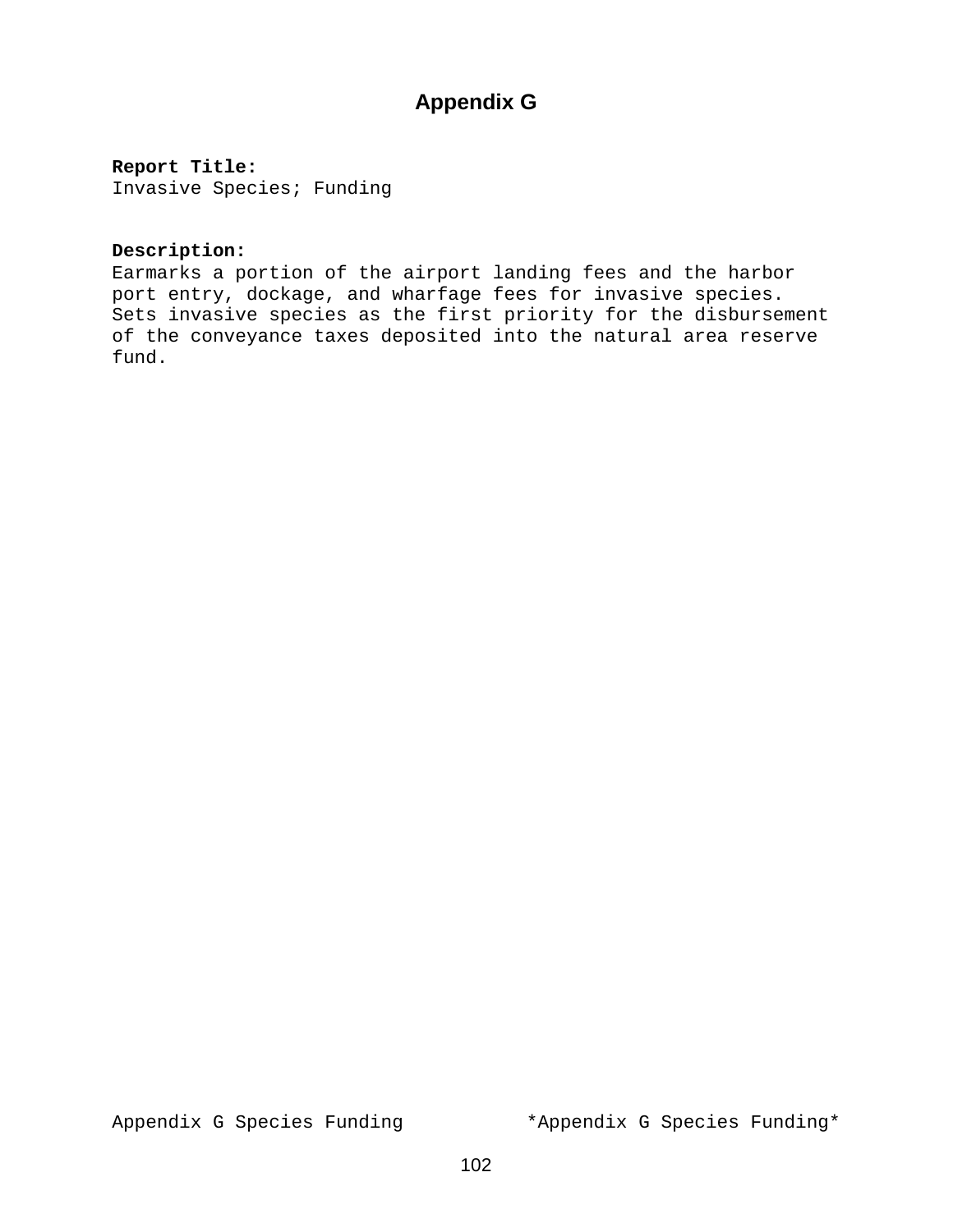# Appendix G

**Report Title:**
Invasive Species; Funding

**Description:**
Earmarks a portion of the airport landing fees and the harbor port entry, dockage, and wharfage fees for invasive species. Sets invasive species as the first priority for the disbursement of the conveyance taxes deposited into the natural area reserve fund.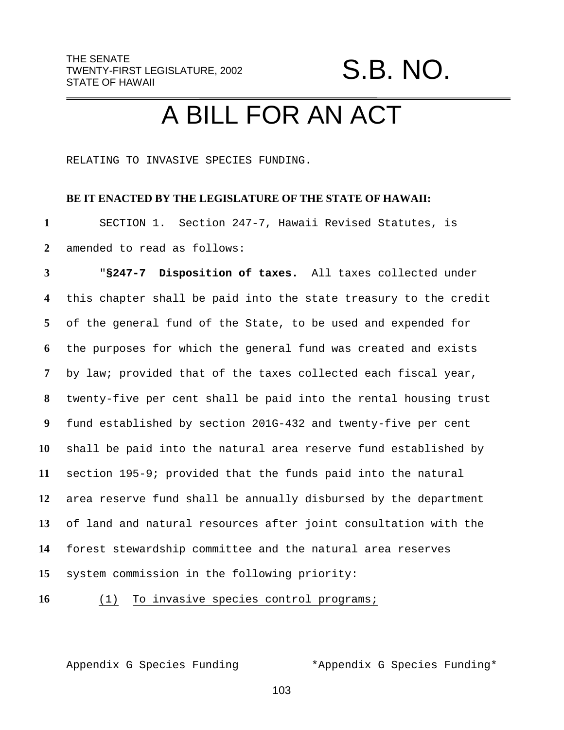THE SENATE
TWENTY-FIRST LEGISLATURE, 2002
STATE OF HAWAII

# S.B. NO.

# A BILL FOR AN ACT

RELATING TO INVASIVE SPECIES FUNDING.

**BE IT ENACTED BY THE LEGISLATURE OF THE STATE OF HAWAII:**

1 SECTION 1. Section 247-7, Hawaii Revised Statutes, is
2 amended to read as follows:
3 "**§247-7 Disposition of taxes.** All taxes collected under
4 this chapter shall be paid into the state treasury to the credit
5 of the general fund of the State, to be used and expended for
6 the purposes for which the general fund was created and exists
7 by law; provided that of the taxes collected each fiscal year,
8 twenty-five per cent shall be paid into the rental housing trust
9 fund established by section 201G-432 and twenty-five per cent
10 shall be paid into the natural area reserve fund established by
11 section 195-9; provided that the funds paid into the natural
12 area reserve fund shall be annually disbursed by the department
13 of land and natural resources after joint consultation with the
14 forest stewardship committee and the natural area reserves
15 system commission in the following priority:
16 <u>(1) To invasive species control programs;</u>

Appendix G Species Funding *Appendix G Species Funding*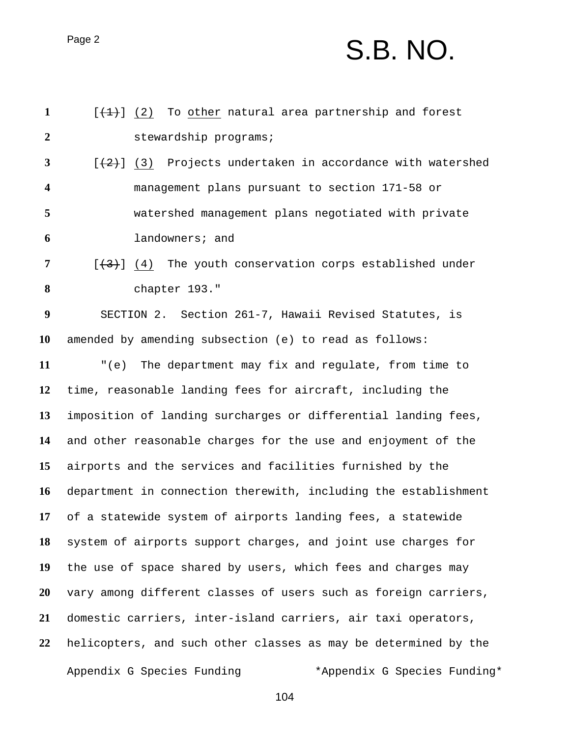[~~(1)~~] (2) To other natural area partnership and forest stewardship programs;

[~~(2)~~] (3) Projects undertaken in accordance with watershed management plans pursuant to section 171-58 or watershed management plans negotiated with private landowners; and

[~~(3)~~] (4) The youth conservation corps established under chapter 193."

SECTION 2. Section 261-7, Hawaii Revised Statutes, is amended by amending subsection (e) to read as follows:

"(e) The department may fix and regulate, from time to time, reasonable landing fees for aircraft, including the imposition of landing surcharges or differential landing fees, and other reasonable charges for the use and enjoyment of the airports and the services and facilities furnished by the department in connection therewith, including the establishment of a statewide system of airports landing fees, a statewide system of airports support charges, and joint use charges for the use of space shared by users, which fees and charges may vary among different classes of users such as foreign carriers, domestic carriers, inter-island carriers, air taxi operators, helicopters, and such other classes as may be determined by the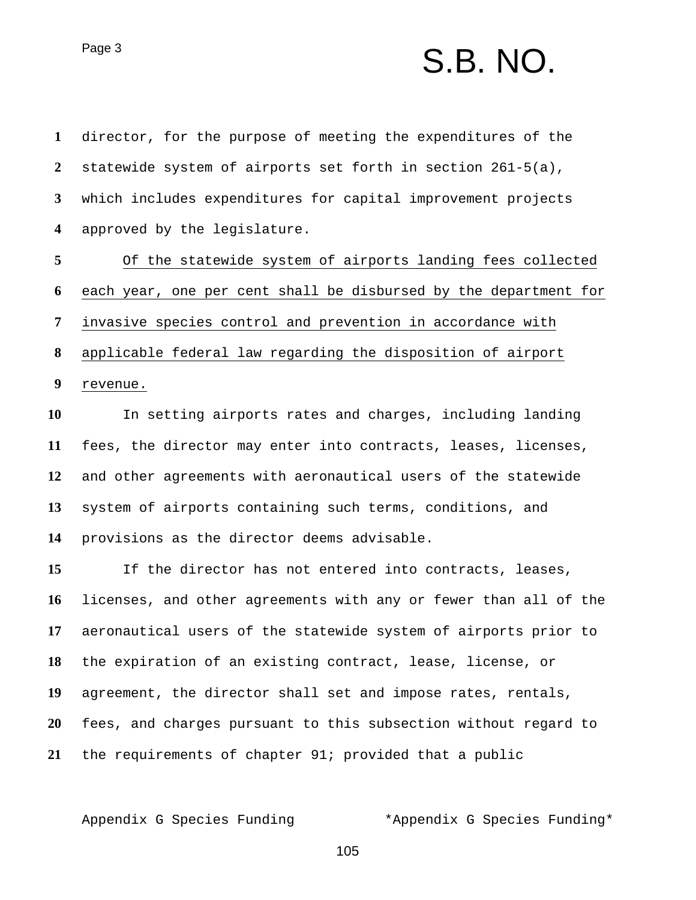director, for the purpose of meeting the expenditures of the statewide system of airports set forth in section 261-5(a), which includes expenditures for capital improvement projects approved by the legislature.

<u>Of the statewide system of airports landing fees collected each year, one per cent shall be disbursed by the department for invasive species control and prevention in accordance with applicable federal law regarding the disposition of airport revenue.</u>

In setting airports rates and charges, including landing fees, the director may enter into contracts, leases, licenses, and other agreements with aeronautical users of the statewide system of airports containing such terms, conditions, and provisions as the director deems advisable.

If the director has not entered into contracts, leases, licenses, and other agreements with any or fewer than all of the aeronautical users of the statewide system of airports prior to the expiration of an existing contract, lease, license, or agreement, the director shall set and impose rates, rentals, fees, and charges pursuant to this subsection without regard to the requirements of chapter 91; provided that a public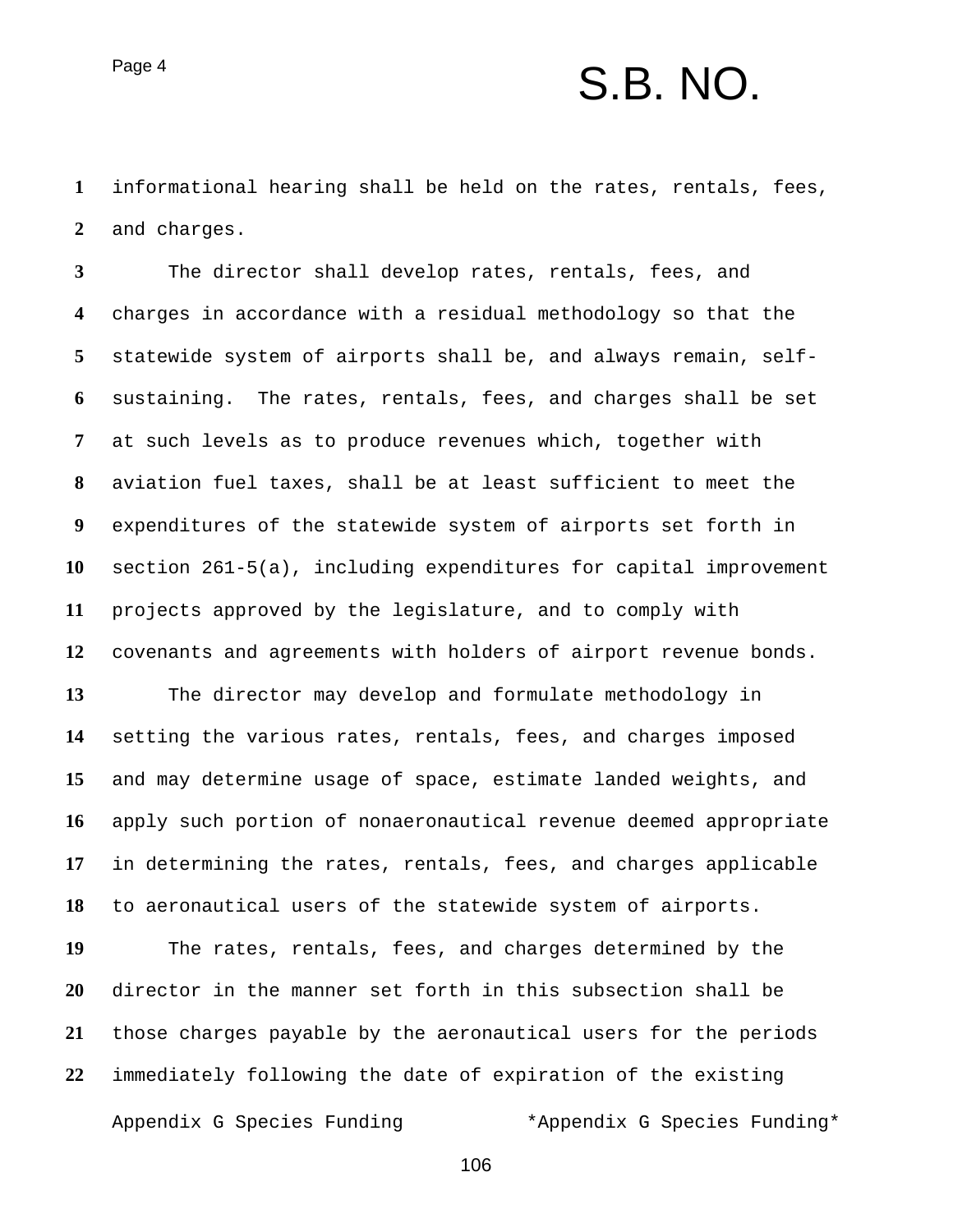informational hearing shall be held on the rates, rentals, fees, and charges.

The director shall develop rates, rentals, fees, and charges in accordance with a residual methodology so that the statewide system of airports shall be, and always remain, self-sustaining. The rates, rentals, fees, and charges shall be set at such levels as to produce revenues which, together with aviation fuel taxes, shall be at least sufficient to meet the expenditures of the statewide system of airports set forth in section 261-5(a), including expenditures for capital improvement projects approved by the legislature, and to comply with covenants and agreements with holders of airport revenue bonds.

The director may develop and formulate methodology in setting the various rates, rentals, fees, and charges imposed and may determine usage of space, estimate landed weights, and apply such portion of nonaeronautical revenue deemed appropriate in determining the rates, rentals, fees, and charges applicable to aeronautical users of the statewide system of airports.

The rates, rentals, fees, and charges determined by the director in the manner set forth in this subsection shall be those charges payable by the aeronautical users for the periods immediately following the date of expiration of the existing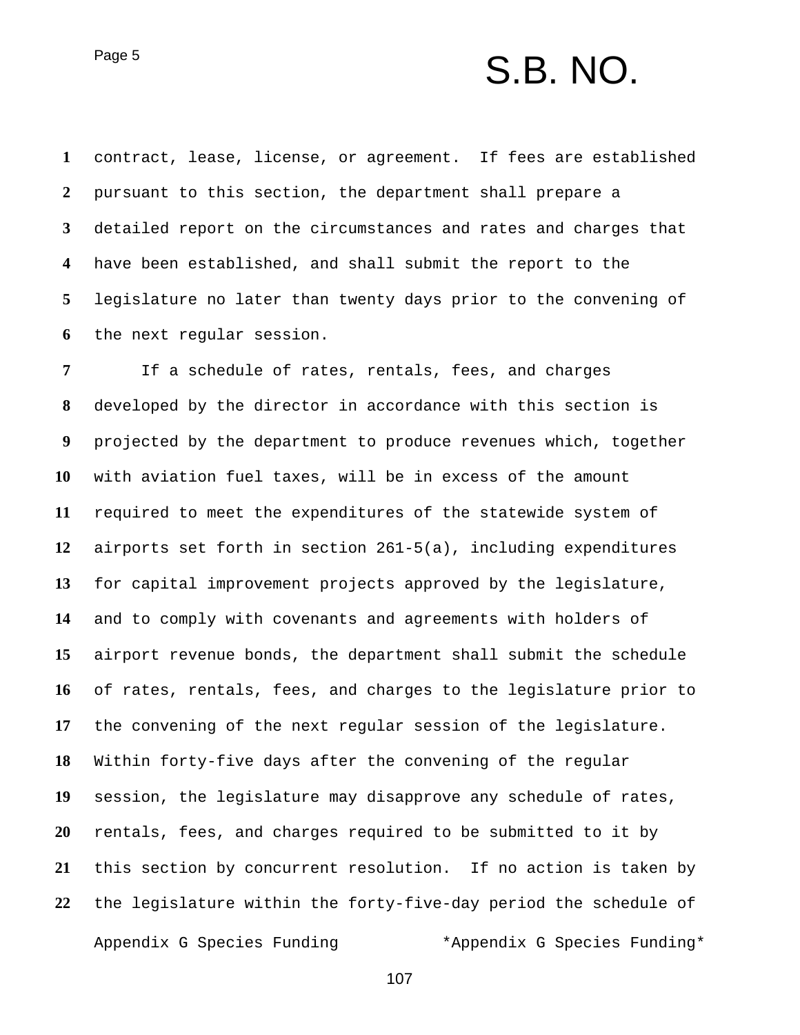contract, lease, license, or agreement. If fees are established pursuant to this section, the department shall prepare a detailed report on the circumstances and rates and charges that have been established, and shall submit the report to the legislature no later than twenty days prior to the convening of the next regular session.

If a schedule of rates, rentals, fees, and charges developed by the director in accordance with this section is projected by the department to produce revenues which, together with aviation fuel taxes, will be in excess of the amount required to meet the expenditures of the statewide system of airports set forth in section 261-5(a), including expenditures for capital improvement projects approved by the legislature, and to comply with covenants and agreements with holders of airport revenue bonds, the department shall submit the schedule of rates, rentals, fees, and charges to the legislature prior to the convening of the next regular session of the legislature. Within forty-five days after the convening of the regular session, the legislature may disapprove any schedule of rates, rentals, fees, and charges required to be submitted to it by this section by concurrent resolution. If no action is taken by the legislature within the forty-five-day period the schedule of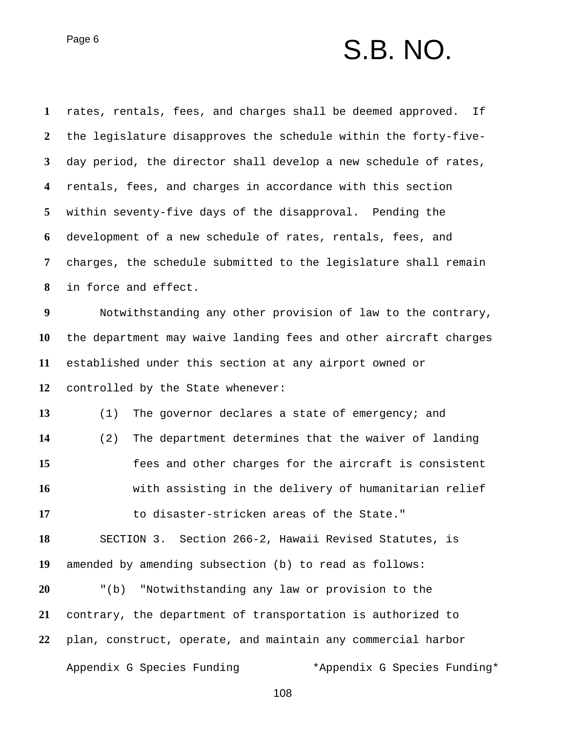rates, rentals, fees, and charges shall be deemed approved. If the legislature disapproves the schedule within the forty-five-day period, the director shall develop a new schedule of rates, rentals, fees, and charges in accordance with this section within seventy-five days of the disapproval. Pending the development of a new schedule of rates, rentals, fees, and charges, the schedule submitted to the legislature shall remain in force and effect.

Notwithstanding any other provision of law to the contrary, the department may waive landing fees and other aircraft charges established under this section at any airport owned or controlled by the State whenever:

(1) The governor declares a state of emergency; and

(2) The department determines that the waiver of landing fees and other charges for the aircraft is consistent with assisting in the delivery of humanitarian relief to disaster-stricken areas of the State."

SECTION 3. Section 266-2, Hawaii Revised Statutes, is amended by amending subsection (b) to read as follows:

"(b) "Notwithstanding any law or provision to the contrary, the department of transportation is authorized to plan, construct, operate, and maintain any commercial harbor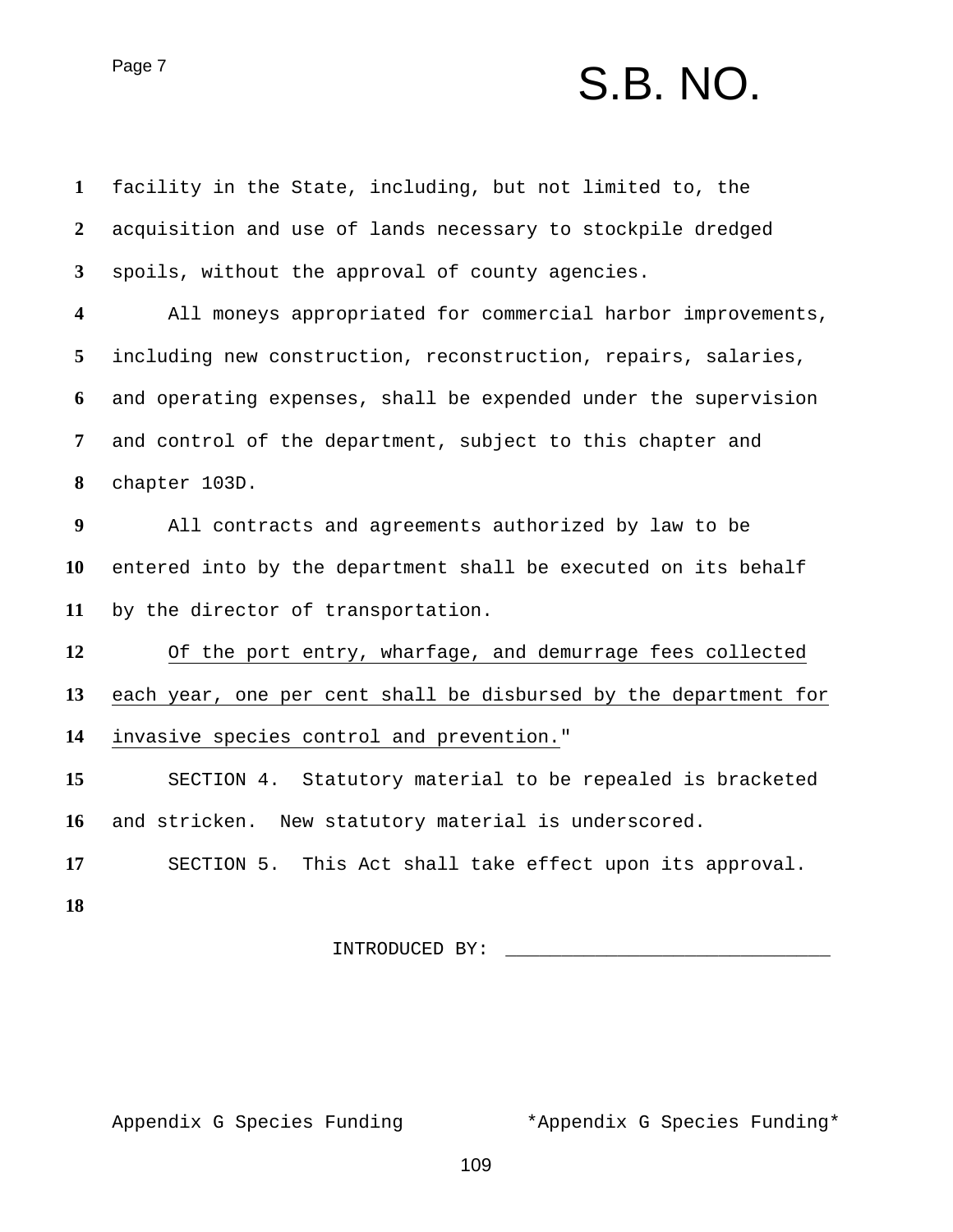facility in the State, including, but not limited to, the acquisition and use of lands necessary to stockpile dredged spoils, without the approval of county agencies.

All moneys appropriated for commercial harbor improvements, including new construction, reconstruction, repairs, salaries, and operating expenses, shall be expended under the supervision and control of the department, subject to this chapter and chapter 103D.

All contracts and agreements authorized by law to be entered into by the department shall be executed on its behalf by the director of transportation.

<u>Of the port entry, wharfage, and demurrage fees collected each year, one per cent shall be disbursed by the department for invasive species control and prevention.</u>"

SECTION 4. Statutory material to be repealed is bracketed and stricken. New statutory material is underscored.

SECTION 5. This Act shall take effect upon its approval.

INTRODUCED BY: ______________________________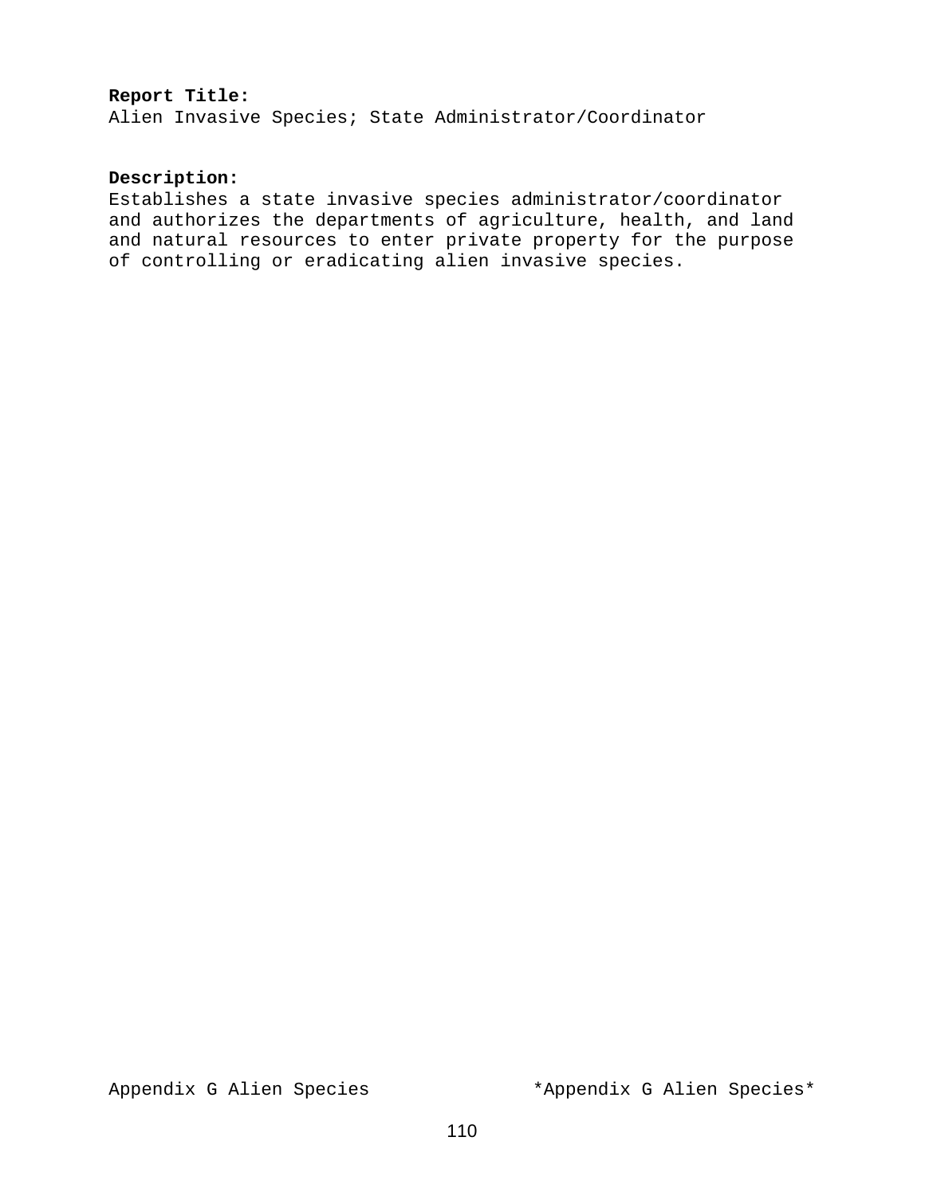**Report Title:**
Alien Invasive Species; State Administrator/Coordinator

**Description:**
Establishes a state invasive species administrator/coordinator and authorizes the departments of agriculture, health, and land and natural resources to enter private property for the purpose of controlling or eradicating alien invasive species.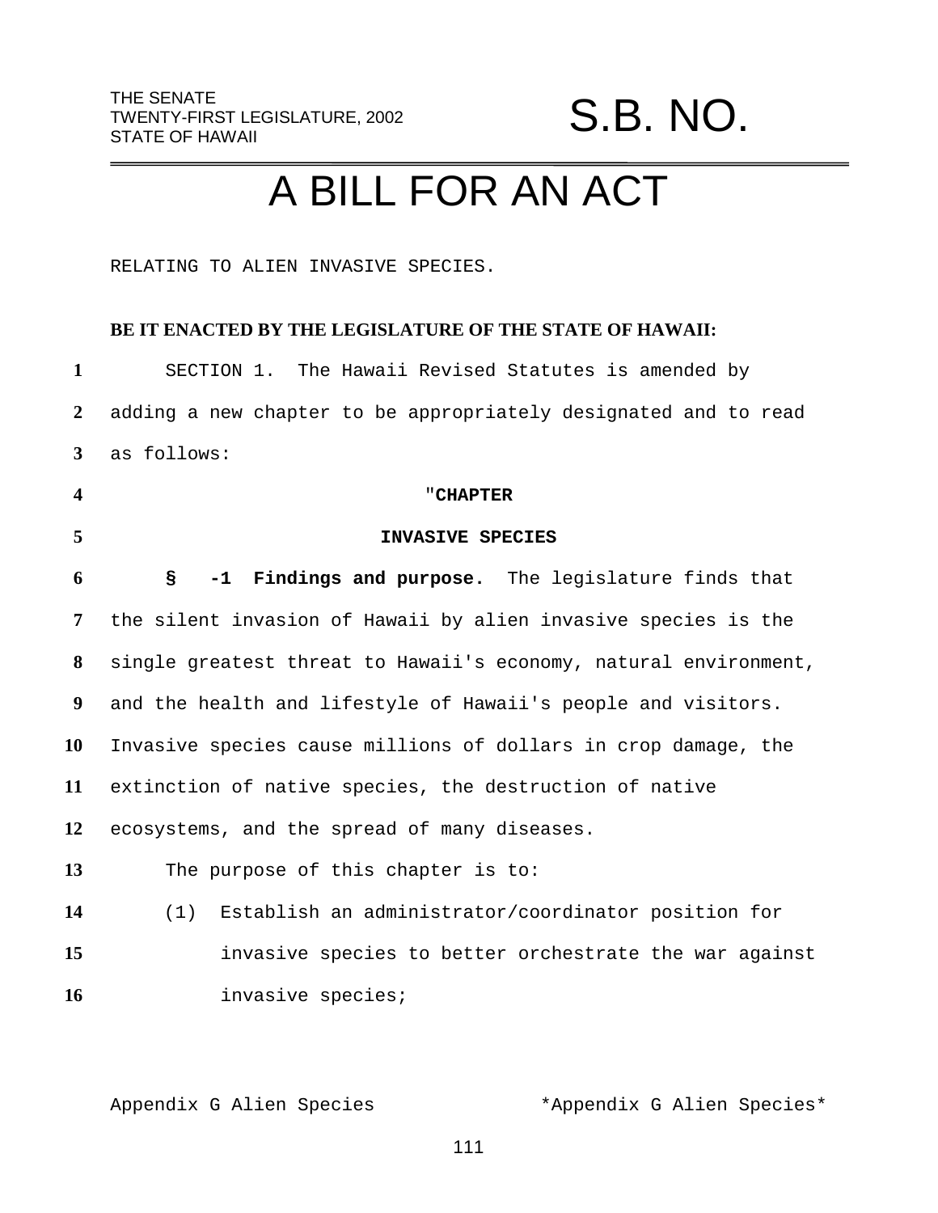THE SENATE
TWENTY-FIRST LEGISLATURE, 2002
STATE OF HAWAII

# S.B. NO.

# A BILL FOR AN ACT

RELATING TO ALIEN INVASIVE SPECIES.

**BE IT ENACTED BY THE LEGISLATURE OF THE STATE OF HAWAII:**

SECTION 1. The Hawaii Revised Statutes is amended by adding a new chapter to be appropriately designated and to read as follows:

"**CHAPTER**

**INVASIVE SPECIES**

**§ -1 Findings and purpose.** The legislature finds that the silent invasion of Hawaii by alien invasive species is the single greatest threat to Hawaii's economy, natural environment, and the health and lifestyle of Hawaii's people and visitors. Invasive species cause millions of dollars in crop damage, the extinction of native species, the destruction of native ecosystems, and the spread of many diseases.

The purpose of this chapter is to:

(1) Establish an administrator/coordinator position for invasive species to better orchestrate the war against invasive species;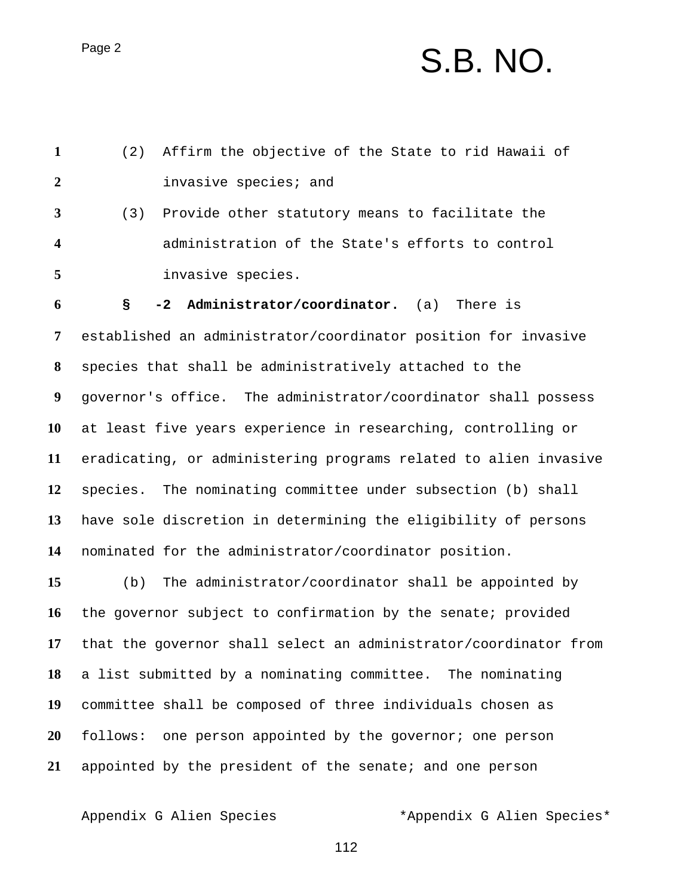(2) Affirm the objective of the State to rid Hawaii of invasive species; and

(3) Provide other statutory means to facilitate the administration of the State's efforts to control invasive species.

**§ -2 Administrator/coordinator.** (a) There is established an administrator/coordinator position for invasive species that shall be administratively attached to the governor's office. The administrator/coordinator shall possess at least five years experience in researching, controlling or eradicating, or administering programs related to alien invasive species. The nominating committee under subsection (b) shall have sole discretion in determining the eligibility of persons nominated for the administrator/coordinator position.

(b) The administrator/coordinator shall be appointed by the governor subject to confirmation by the senate; provided that the governor shall select an administrator/coordinator from a list submitted by a nominating committee. The nominating committee shall be composed of three individuals chosen as follows: one person appointed by the governor; one person appointed by the president of the senate; and one person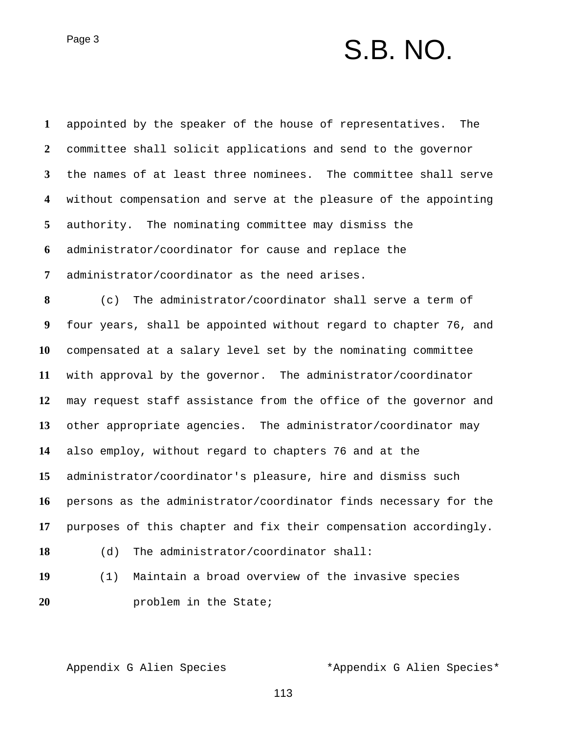appointed by the speaker of the house of representatives. The committee shall solicit applications and send to the governor the names of at least three nominees. The committee shall serve without compensation and serve at the pleasure of the appointing authority. The nominating committee may dismiss the administrator/coordinator for cause and replace the administrator/coordinator as the need arises.

(c) The administrator/coordinator shall serve a term of four years, shall be appointed without regard to chapter 76, and compensated at a salary level set by the nominating committee with approval by the governor. The administrator/coordinator may request staff assistance from the office of the governor and other appropriate agencies. The administrator/coordinator may also employ, without regard to chapters 76 and at the administrator/coordinator's pleasure, hire and dismiss such persons as the administrator/coordinator finds necessary for the purposes of this chapter and fix their compensation accordingly.

(d) The administrator/coordinator shall:

(1) Maintain a broad overview of the invasive species problem in the State;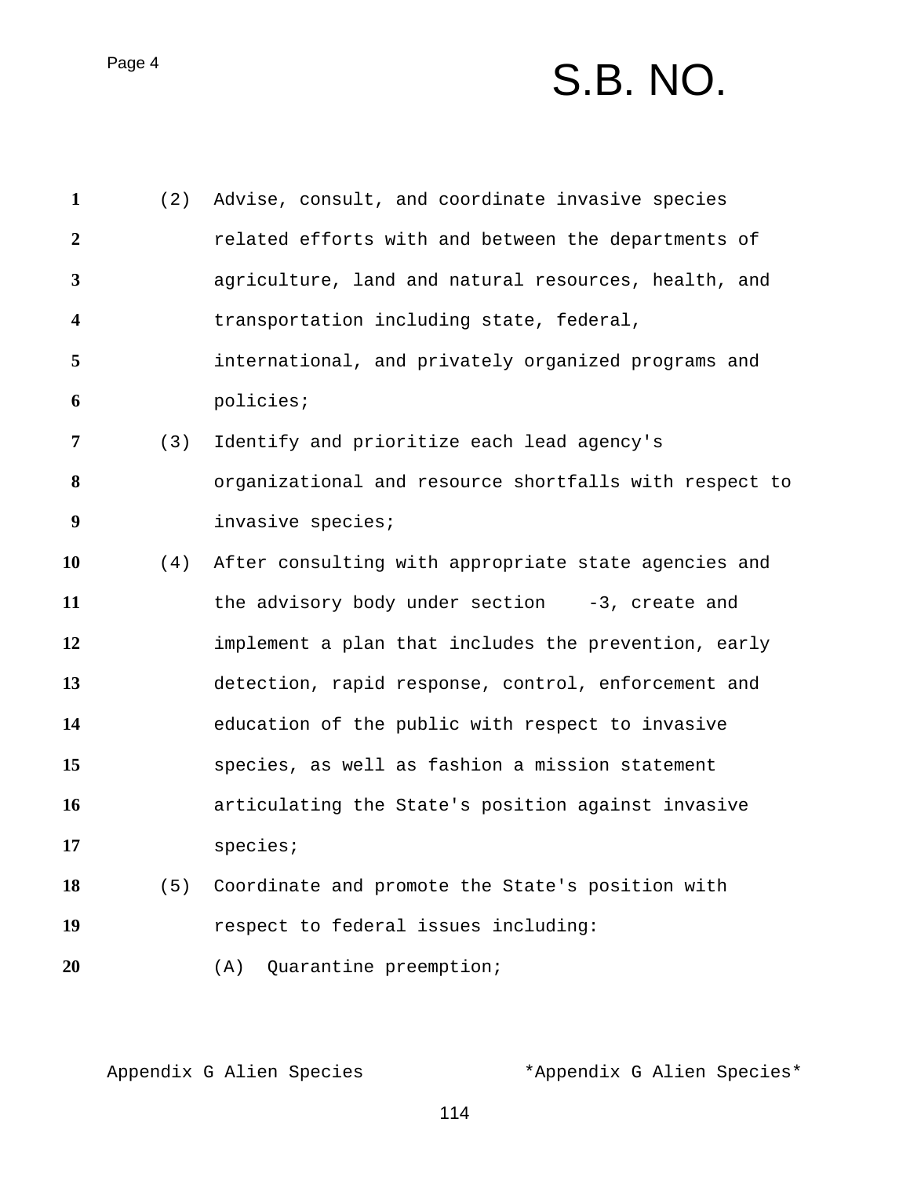(2) Advise, consult, and coordinate invasive species related efforts with and between the departments of agriculture, land and natural resources, health, and transportation including state, federal, international, and privately organized programs and policies;

(3) Identify and prioritize each lead agency's organizational and resource shortfalls with respect to invasive species;

(4) After consulting with appropriate state agencies and the advisory body under section -3, create and implement a plan that includes the prevention, early detection, rapid response, control, enforcement and education of the public with respect to invasive species, as well as fashion a mission statement articulating the State's position against invasive species;

(5) Coordinate and promote the State's position with respect to federal issues including:

(A) Quarantine preemption;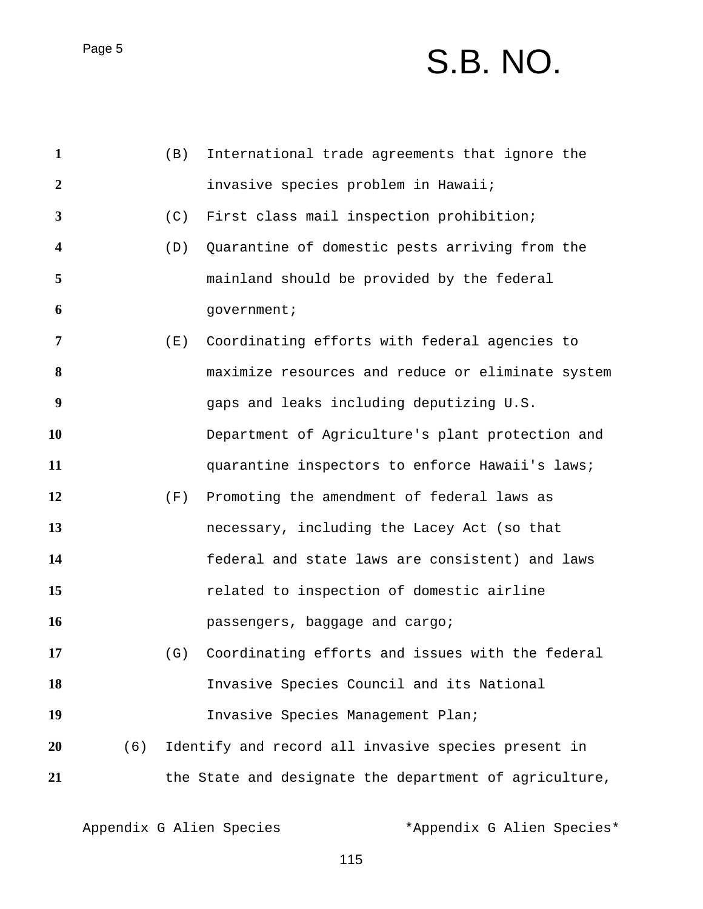(B) International trade agreements that ignore the invasive species problem in Hawaii;

(C) First class mail inspection prohibition;

(D) Quarantine of domestic pests arriving from the mainland should be provided by the federal government;

(E) Coordinating efforts with federal agencies to maximize resources and reduce or eliminate system gaps and leaks including deputizing U.S. Department of Agriculture's plant protection and quarantine inspectors to enforce Hawaii's laws;

(F) Promoting the amendment of federal laws as necessary, including the Lacey Act (so that federal and state laws are consistent) and laws related to inspection of domestic airline passengers, baggage and cargo;

(G) Coordinating efforts and issues with the federal Invasive Species Council and its National Invasive Species Management Plan;

(6) Identify and record all invasive species present in the State and designate the department of agriculture,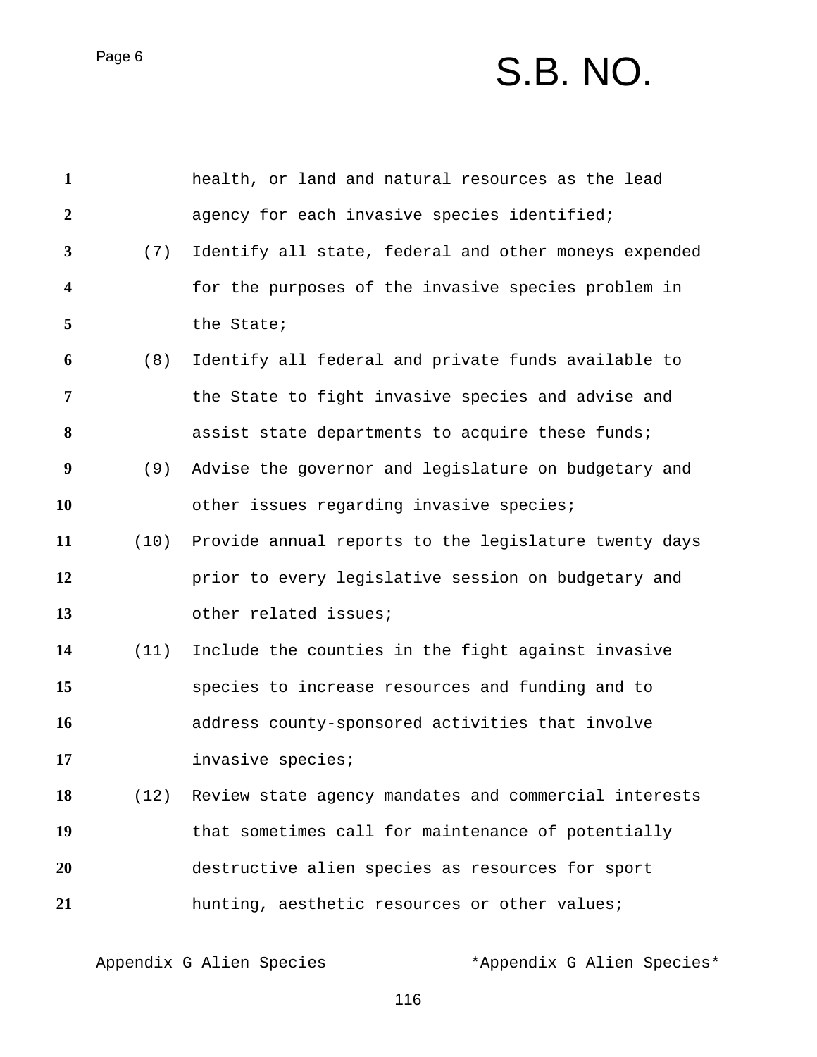health, or land and natural resources as the lead agency for each invasive species identified;

(7) Identify all state, federal and other moneys expended for the purposes of the invasive species problem in the State;

(8) Identify all federal and private funds available to the State to fight invasive species and advise and assist state departments to acquire these funds;

(9) Advise the governor and legislature on budgetary and other issues regarding invasive species;

(10) Provide annual reports to the legislature twenty days prior to every legislative session on budgetary and other related issues;

(11) Include the counties in the fight against invasive species to increase resources and funding and to address county-sponsored activities that involve invasive species;

(12) Review state agency mandates and commercial interests that sometimes call for maintenance of potentially destructive alien species as resources for sport hunting, aesthetic resources or other values;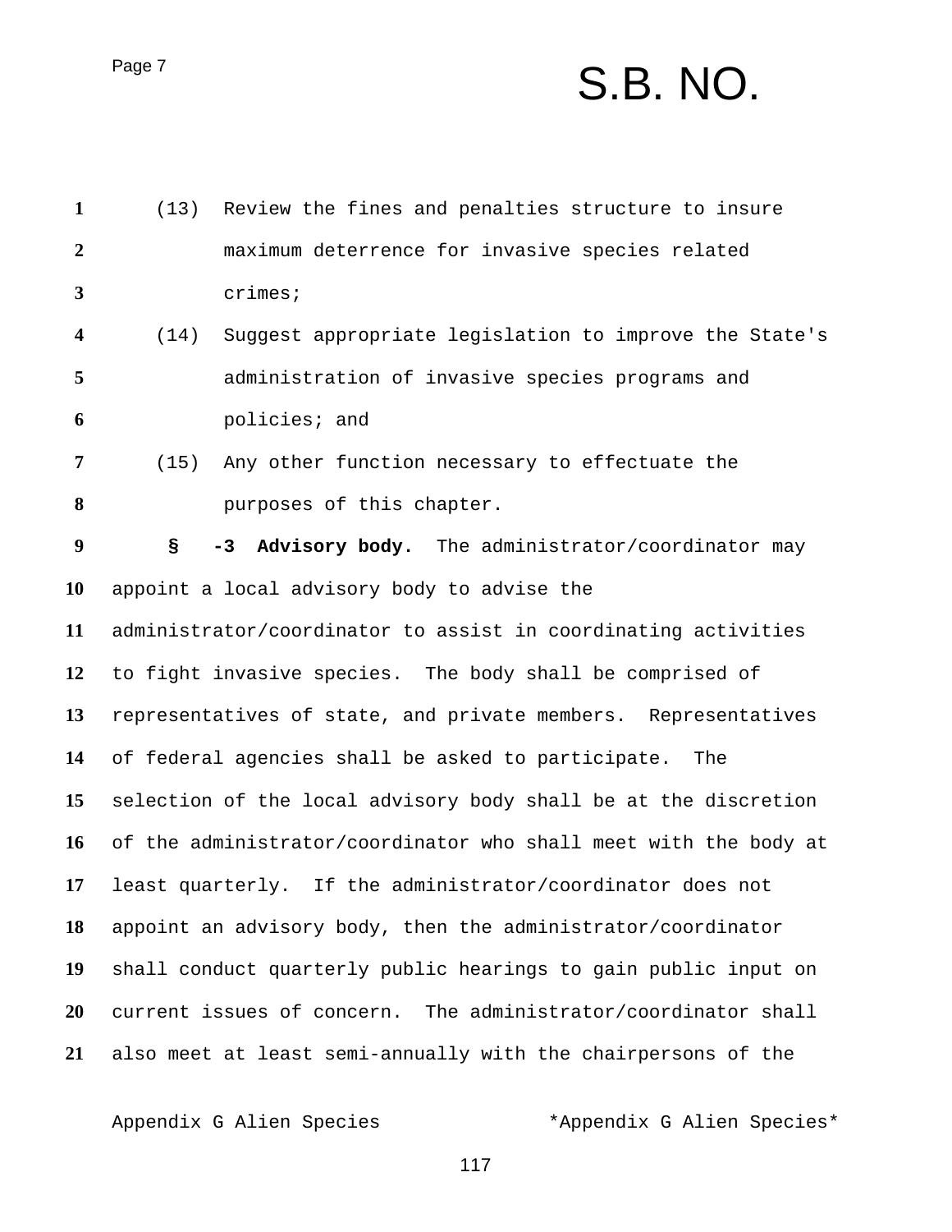(13) Review the fines and penalties structure to insure maximum deterrence for invasive species related crimes;

(14) Suggest appropriate legislation to improve the State's administration of invasive species programs and policies; and

(15) Any other function necessary to effectuate the purposes of this chapter.

**§ -3 Advisory body.** The administrator/coordinator may appoint a local advisory body to advise the administrator/coordinator to assist in coordinating activities to fight invasive species. The body shall be comprised of representatives of state, and private members. Representatives of federal agencies shall be asked to participate. The selection of the local advisory body shall be at the discretion of the administrator/coordinator who shall meet with the body at least quarterly. If the administrator/coordinator does not appoint an advisory body, then the administrator/coordinator shall conduct quarterly public hearings to gain public input on current issues of concern. The administrator/coordinator shall also meet at least semi-annually with the chairpersons of the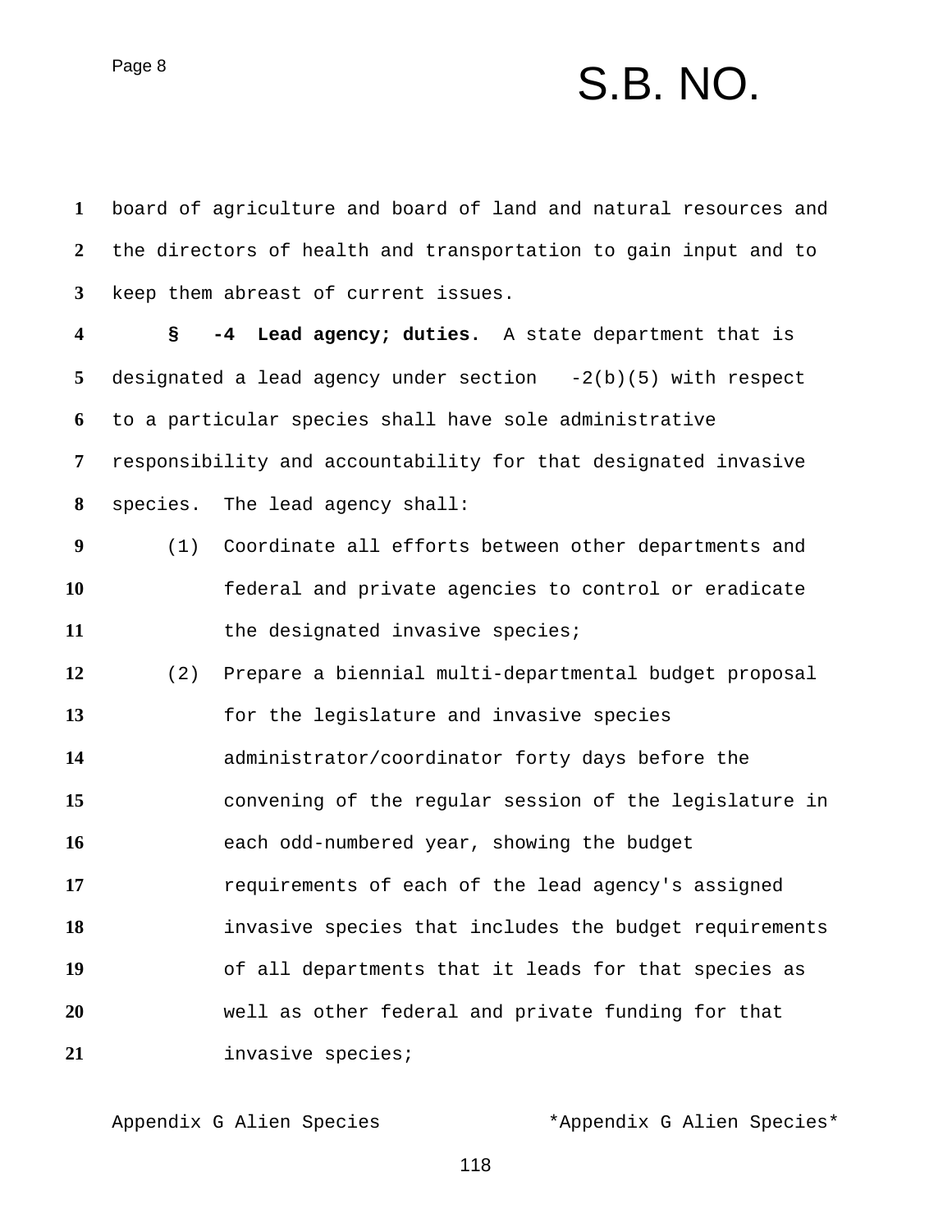board of agriculture and board of land and natural resources and the directors of health and transportation to gain input and to keep them abreast of current issues.

**§ -4 Lead agency; duties.** A state department that is designated a lead agency under section -2(b)(5) with respect to a particular species shall have sole administrative responsibility and accountability for that designated invasive species. The lead agency shall:

(1) Coordinate all efforts between other departments and federal and private agencies to control or eradicate the designated invasive species;

(2) Prepare a biennial multi-departmental budget proposal for the legislature and invasive species administrator/coordinator forty days before the convening of the regular session of the legislature in each odd-numbered year, showing the budget requirements of each of the lead agency's assigned invasive species that includes the budget requirements of all departments that it leads for that species as well as other federal and private funding for that invasive species;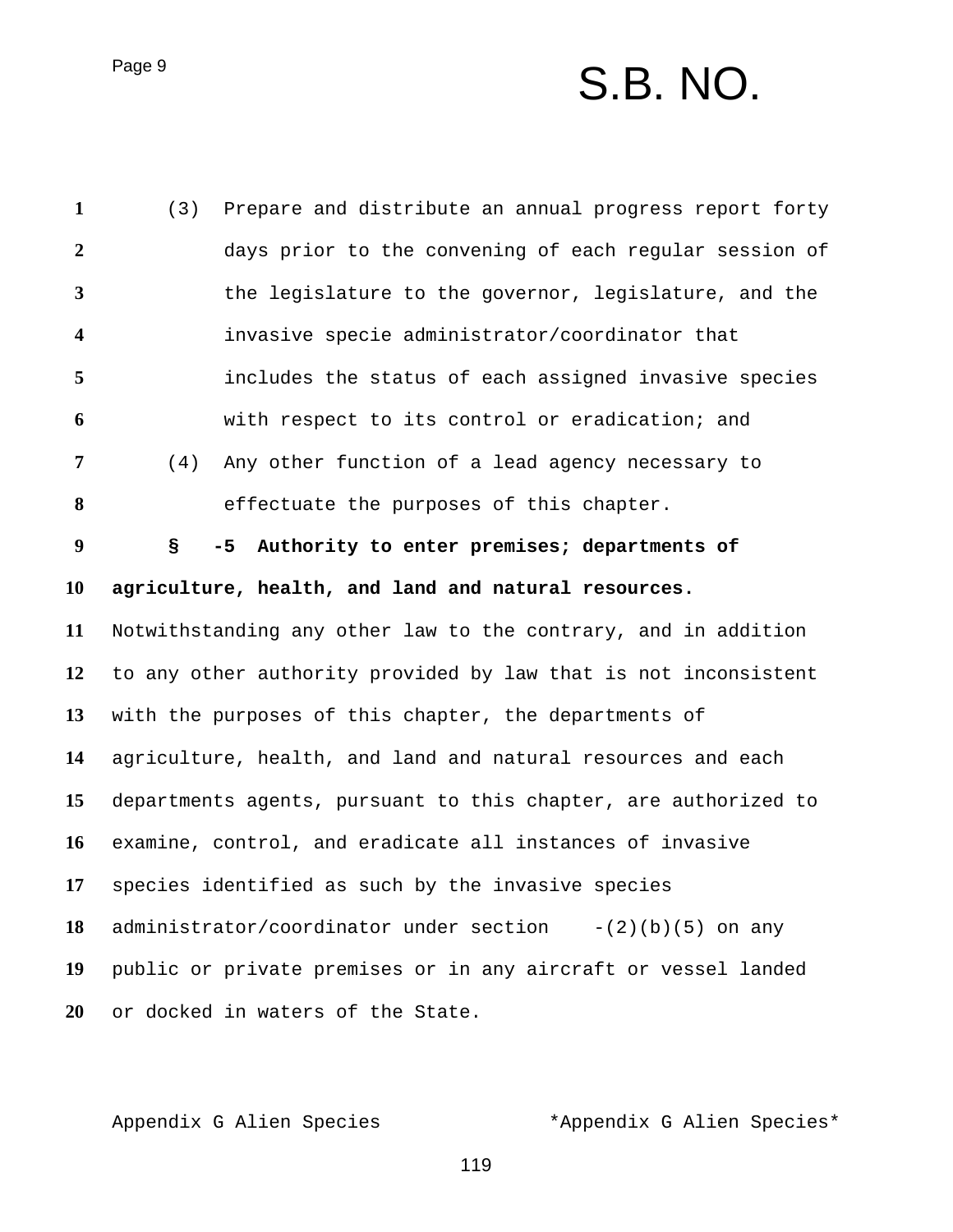(3) Prepare and distribute an annual progress report forty days prior to the convening of each regular session of the legislature to the governor, legislature, and the invasive specie administrator/coordinator that includes the status of each assigned invasive species with respect to its control or eradication; and

(4) Any other function of a lead agency necessary to effectuate the purposes of this chapter.

**§ -5 Authority to enter premises; departments of agriculture, health, and land and natural resources.** Notwithstanding any other law to the contrary, and in addition to any other authority provided by law that is not inconsistent with the purposes of this chapter, the departments of agriculture, health, and land and natural resources and each departments agents, pursuant to this chapter, are authorized to examine, control, and eradicate all instances of invasive species identified as such by the invasive species administrator/coordinator under section -(2)(b)(5) on any public or private premises or in any aircraft or vessel landed or docked in waters of the State.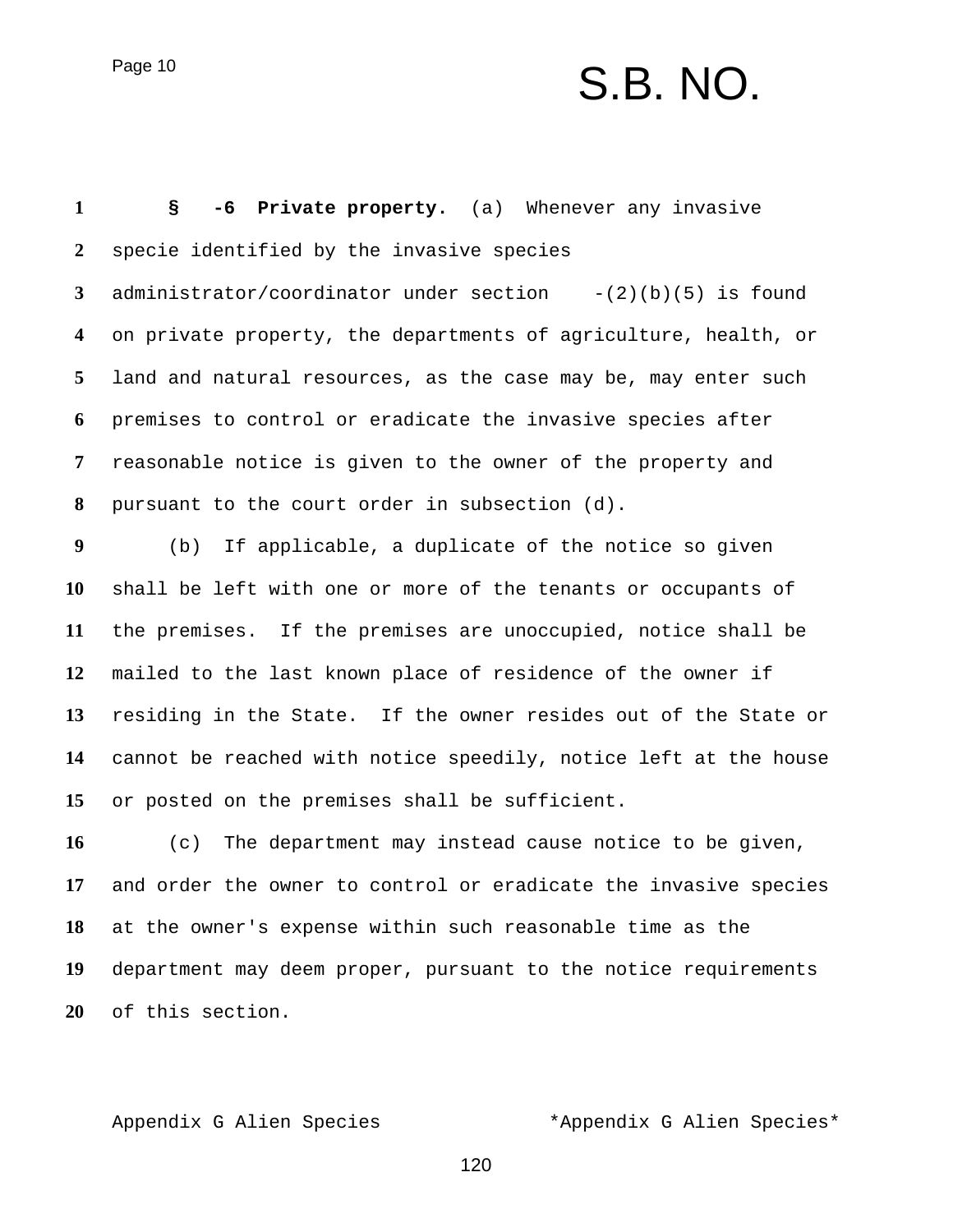**§ -6 Private property.** (a) Whenever any invasive specie identified by the invasive species administrator/coordinator under section -(2)(b)(5) is found on private property, the departments of agriculture, health, or land and natural resources, as the case may be, may enter such premises to control or eradicate the invasive species after reasonable notice is given to the owner of the property and pursuant to the court order in subsection (d).

(b) If applicable, a duplicate of the notice so given shall be left with one or more of the tenants or occupants of the premises. If the premises are unoccupied, notice shall be mailed to the last known place of residence of the owner if residing in the State. If the owner resides out of the State or cannot be reached with notice speedily, notice left at the house or posted on the premises shall be sufficient.

(c) The department may instead cause notice to be given, and order the owner to control or eradicate the invasive species at the owner's expense within such reasonable time as the department may deem proper, pursuant to the notice requirements of this section.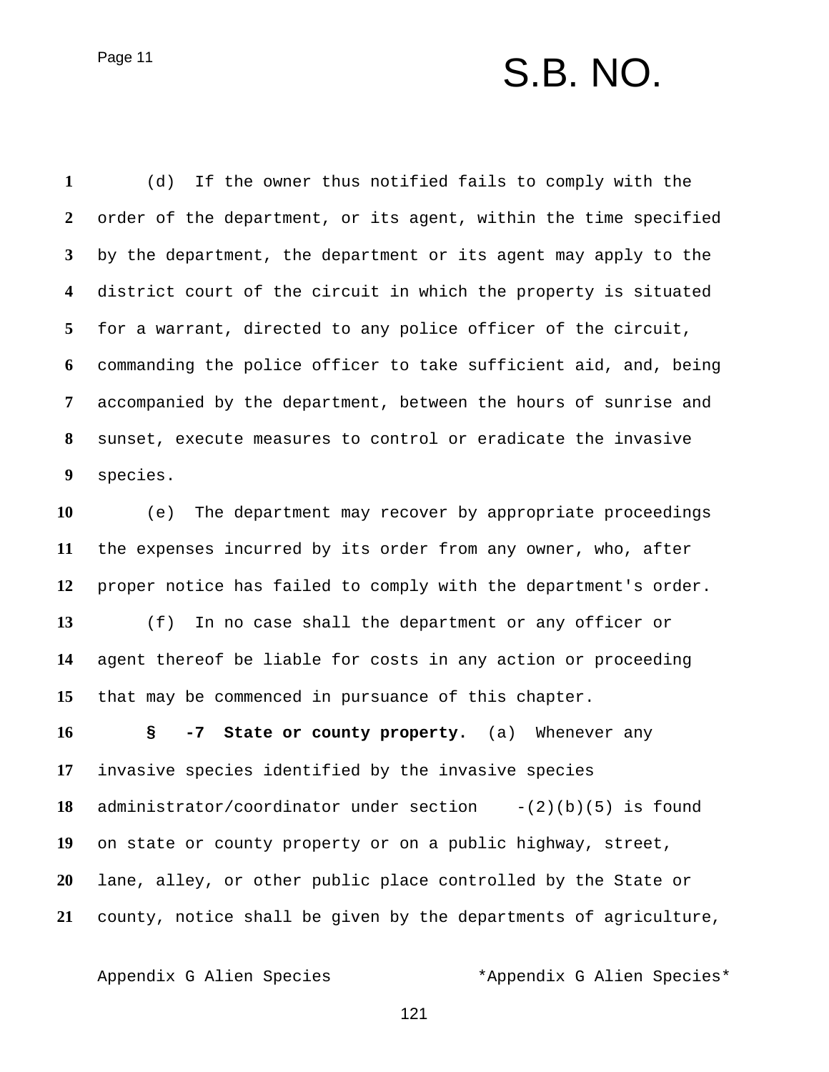(d) If the owner thus notified fails to comply with the order of the department, or its agent, within the time specified by the department, the department or its agent may apply to the district court of the circuit in which the property is situated for a warrant, directed to any police officer of the circuit, commanding the police officer to take sufficient aid, and, being accompanied by the department, between the hours of sunrise and sunset, execute measures to control or eradicate the invasive species.

(e) The department may recover by appropriate proceedings the expenses incurred by its order from any owner, who, after proper notice has failed to comply with the department's order.

(f) In no case shall the department or any officer or agent thereof be liable for costs in any action or proceeding that may be commenced in pursuance of this chapter.

**§ -7 State or county property.** (a) Whenever any invasive species identified by the invasive species administrator/coordinator under section -(2)(b)(5) is found on state or county property or on a public highway, street, lane, alley, or other public place controlled by the State or county, notice shall be given by the departments of agriculture,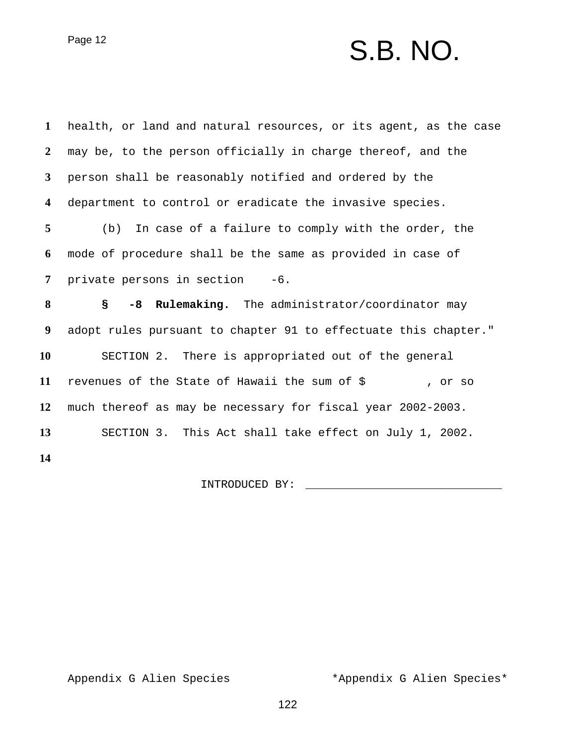health, or land and natural resources, or its agent, as the case may be, to the person officially in charge thereof, and the person shall be reasonably notified and ordered by the department to control or eradicate the invasive species.

(b) In case of a failure to comply with the order, the mode of procedure shall be the same as provided in case of private persons in section -6.

**§ -8 Rulemaking.** The administrator/coordinator may adopt rules pursuant to chapter 91 to effectuate this chapter."

SECTION 2. There is appropriated out of the general revenues of the State of Hawaii the sum of $ , or so much thereof as may be necessary for fiscal year 2002-2003.

SECTION 3. This Act shall take effect on July 1, 2002.

INTRODUCED BY: \_\_\_\_\_\_\_\_\_\_\_\_\_\_\_\_\_\_\_\_\_\_\_\_\_\_\_\_\_\_